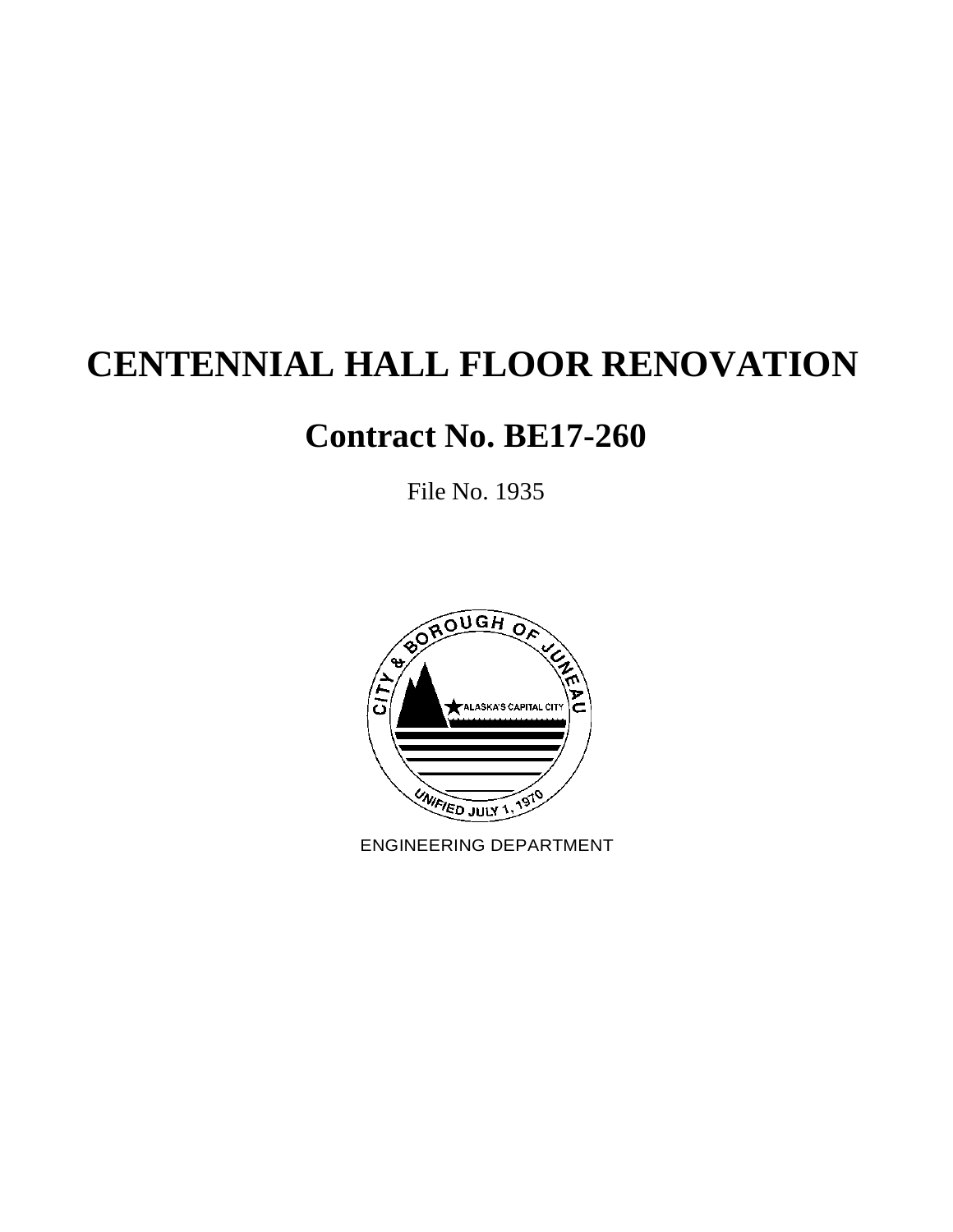# CENTENNIAL HALL FLOOR RENOVATION

## Contract No. BE17-260

File No. 1935

ENGINEERING DEPARTMENT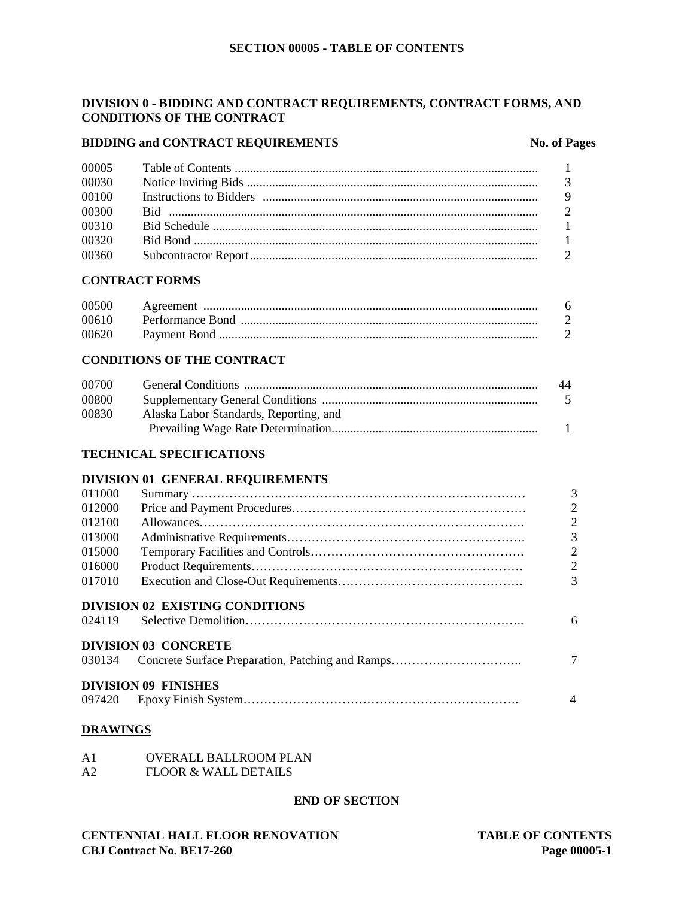# SECTION 00005 - TABLE OF CONTENTS

## DIVISION 0 - BIDDING AND CONTRACT REQUIREMENTS, CONTRACT FORMS, AND CONDITIONS OF THE CONTRACT

### BIDDING and CONTRACT REQUIREMENTS

| | | No. of Pages |
|---|---|---|
| 00005 | Table of Contents | 1 |
| 00030 | Notice Inviting Bids | 3 |
| 00100 | Instructions to Bidders | 9 |
| 00300 | Bid | 2 |
| 00310 | Bid Schedule | 1 |
| 00320 | Bid Bond | 1 |
| 00360 | Subcontractor Report | 2 |

### CONTRACT FORMS

| | | |
|---|---|---|
| 00500 | Agreement | 6 |
| 00610 | Performance Bond | 2 |
| 00620 | Payment Bond | 2 |

### CONDITIONS OF THE CONTRACT

| | | |
|---|---|---|
| 00700 | General Conditions | 44 |
| 00800 | Supplementary General Conditions | 5 |
| 00830 | Alaska Labor Standards, Reporting, and Prevailing Wage Rate Determination | 1 |

## TECHNICAL SPECIFICATIONS

### DIVISION 01 GENERAL REQUIREMENTS

| | | |
|---|---|---|
| 011000 | Summary | 3 |
| 012000 | Price and Payment Procedures | 2 |
| 012100 | Allowances | 2 |
| 013000 | Administrative Requirements | 3 |
| 015000 | Temporary Facilities and Controls | 2 |
| 016000 | Product Requirements | 2 |
| 017010 | Execution and Close-Out Requirements | 3 |

### DIVISION 02 EXISTING CONDITIONS

| | | |
|---|---|---|
| 024119 | Selective Demolition | 6 |

### DIVISION 03 CONCRETE

| | | |
|---|---|---|
| 030134 | Concrete Surface Preparation, Patching and Ramps | 7 |

### DIVISION 09 FINISHES

| | | |
|---|---|---|
| 097420 | Epoxy Finish System | 4 |

## DRAWINGS

A1 OVERALL BALLROOM PLAN
A2 FLOOR & WALL DETAILS

**END OF SECTION**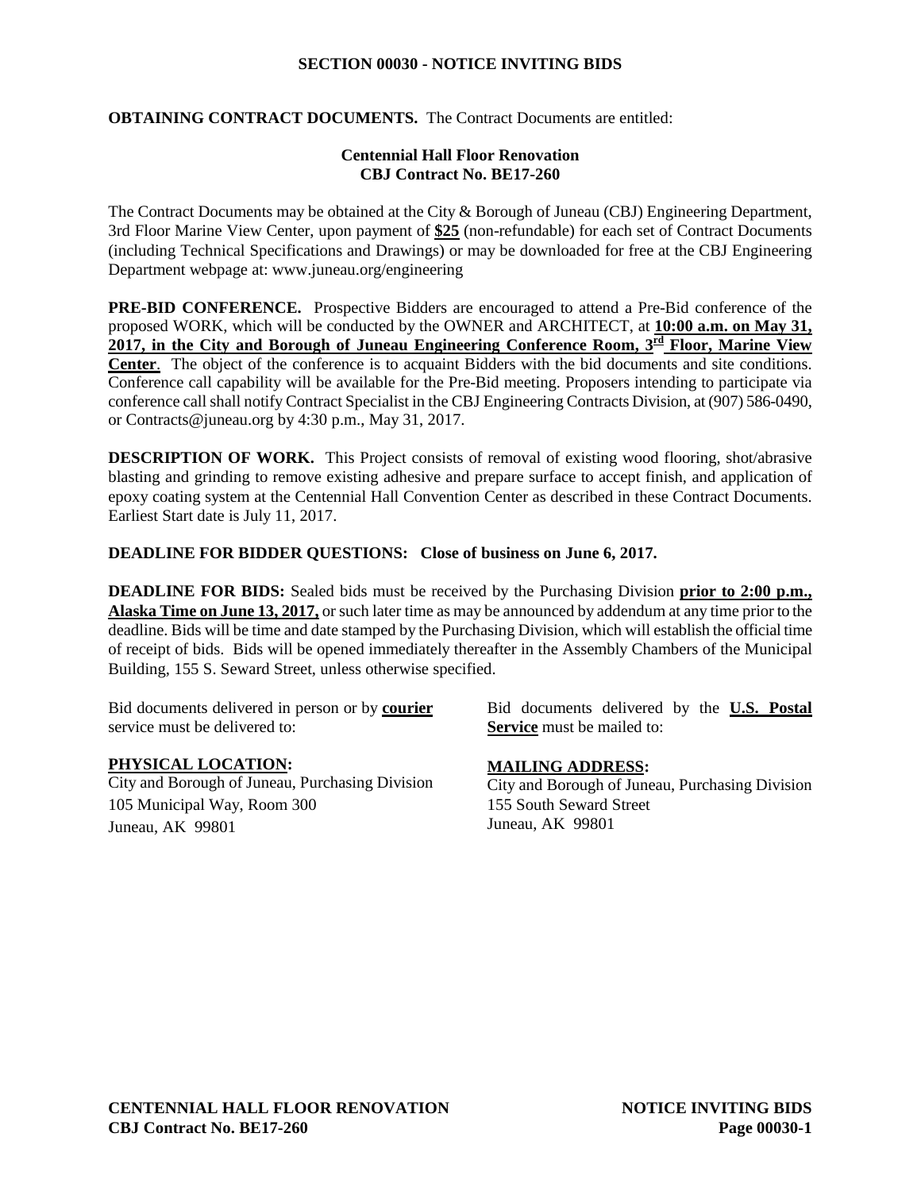## SECTION 00030 - NOTICE INVITING BIDS

**OBTAINING CONTRACT DOCUMENTS.** The Contract Documents are entitled:

**Centennial Hall Floor Renovation**
**CBJ Contract No. BE17-260**

The Contract Documents may be obtained at the City & Borough of Juneau (CBJ) Engineering Department, 3rd Floor Marine View Center, upon payment of **$25** (non-refundable) for each set of Contract Documents (including Technical Specifications and Drawings) or may be downloaded for free at the CBJ Engineering Department webpage at: www.juneau.org/engineering

**PRE-BID CONFERENCE.** Prospective Bidders are encouraged to attend a Pre-Bid conference of the proposed WORK, which will be conducted by the OWNER and ARCHITECT, at **10:00 a.m. on May 31, 2017, in the City and Borough of Juneau Engineering Conference Room, 3rd Floor, Marine View Center**. The object of the conference is to acquaint Bidders with the bid documents and site conditions. Conference call capability will be available for the Pre-Bid meeting. Proposers intending to participate via conference call shall notify Contract Specialist in the CBJ Engineering Contracts Division, at (907) 586-0490, or Contracts@juneau.org by 4:30 p.m., May 31, 2017.

**DESCRIPTION OF WORK.** This Project consists of removal of existing wood flooring, shot/abrasive blasting and grinding to remove existing adhesive and prepare surface to accept finish, and application of epoxy coating system at the Centennial Hall Convention Center as described in these Contract Documents. Earliest Start date is July 11, 2017.

**DEADLINE FOR BIDDER QUESTIONS: Close of business on June 6, 2017.**

**DEADLINE FOR BIDS:** Sealed bids must be received by the Purchasing Division **prior to 2:00 p.m., Alaska Time on June 13, 2017,** or such later time as may be announced by addendum at any time prior to the deadline. Bids will be time and date stamped by the Purchasing Division, which will establish the official time of receipt of bids. Bids will be opened immediately thereafter in the Assembly Chambers of the Municipal Building, 155 S. Seward Street, unless otherwise specified.

Bid documents delivered in person or by **courier** service must be delivered to:

**PHYSICAL LOCATION:**
City and Borough of Juneau, Purchasing Division
105 Municipal Way, Room 300
Juneau, AK 99801

Bid documents delivered by the **U.S. Postal Service** must be mailed to:

**MAILING ADDRESS:**
City and Borough of Juneau, Purchasing Division
155 South Seward Street
Juneau, AK 99801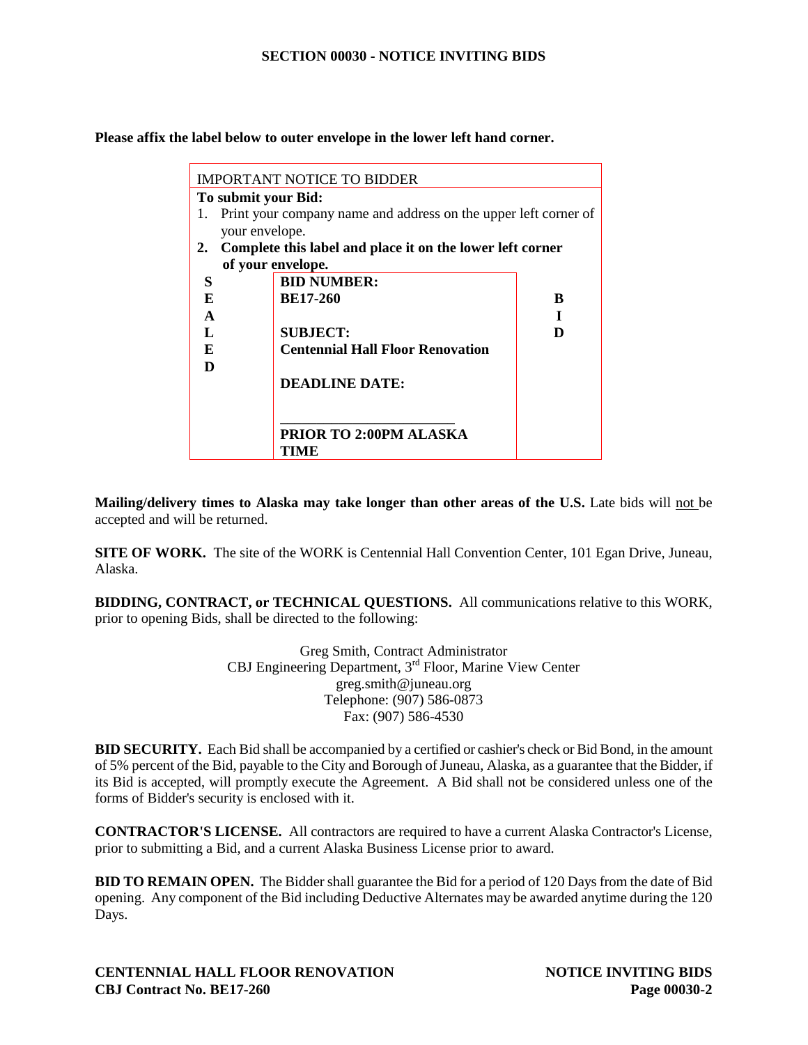## SECTION 00030 - NOTICE INVITING BIDS

**Please affix the label below to outer envelope in the lower left hand corner.**

| IMPORTANT NOTICE TO BIDDER | | |
|---|---|---|
| **To submit your Bid:**<br>1. Print your company name and address on the upper left corner of your envelope.<br>**2. Complete this label and place it on the lower left corner of your envelope.** | | |
| **S E A L E D** | **BID NUMBER:**<br>**BE17-260**<br><br>**SUBJECT:**<br>**Centennial Hall Floor Renovation**<br><br>**DEADLINE DATE:**<br><br>______________________<br>**PRIOR TO 2:00PM ALASKA TIME** | **B I D** |

**Mailing/delivery times to Alaska may take longer than other areas of the U.S.** Late bids will not be accepted and will be returned.

**SITE OF WORK.** The site of the WORK is Centennial Hall Convention Center, 101 Egan Drive, Juneau, Alaska.

**BIDDING, CONTRACT, or TECHNICAL QUESTIONS.** All communications relative to this WORK, prior to opening Bids, shall be directed to the following:

Greg Smith, Contract Administrator
CBJ Engineering Department, 3rd Floor, Marine View Center
greg.smith@juneau.org
Telephone: (907) 586-0873
Fax: (907) 586-4530

**BID SECURITY.** Each Bid shall be accompanied by a certified or cashier's check or Bid Bond, in the amount of 5% percent of the Bid, payable to the City and Borough of Juneau, Alaska, as a guarantee that the Bidder, if its Bid is accepted, will promptly execute the Agreement. A Bid shall not be considered unless one of the forms of Bidder's security is enclosed with it.

**CONTRACTOR'S LICENSE.** All contractors are required to have a current Alaska Contractor's License, prior to submitting a Bid, and a current Alaska Business License prior to award.

**BID TO REMAIN OPEN.** The Bidder shall guarantee the Bid for a period of 120 Days from the date of Bid opening. Any component of the Bid including Deductive Alternates may be awarded anytime during the 120 Days.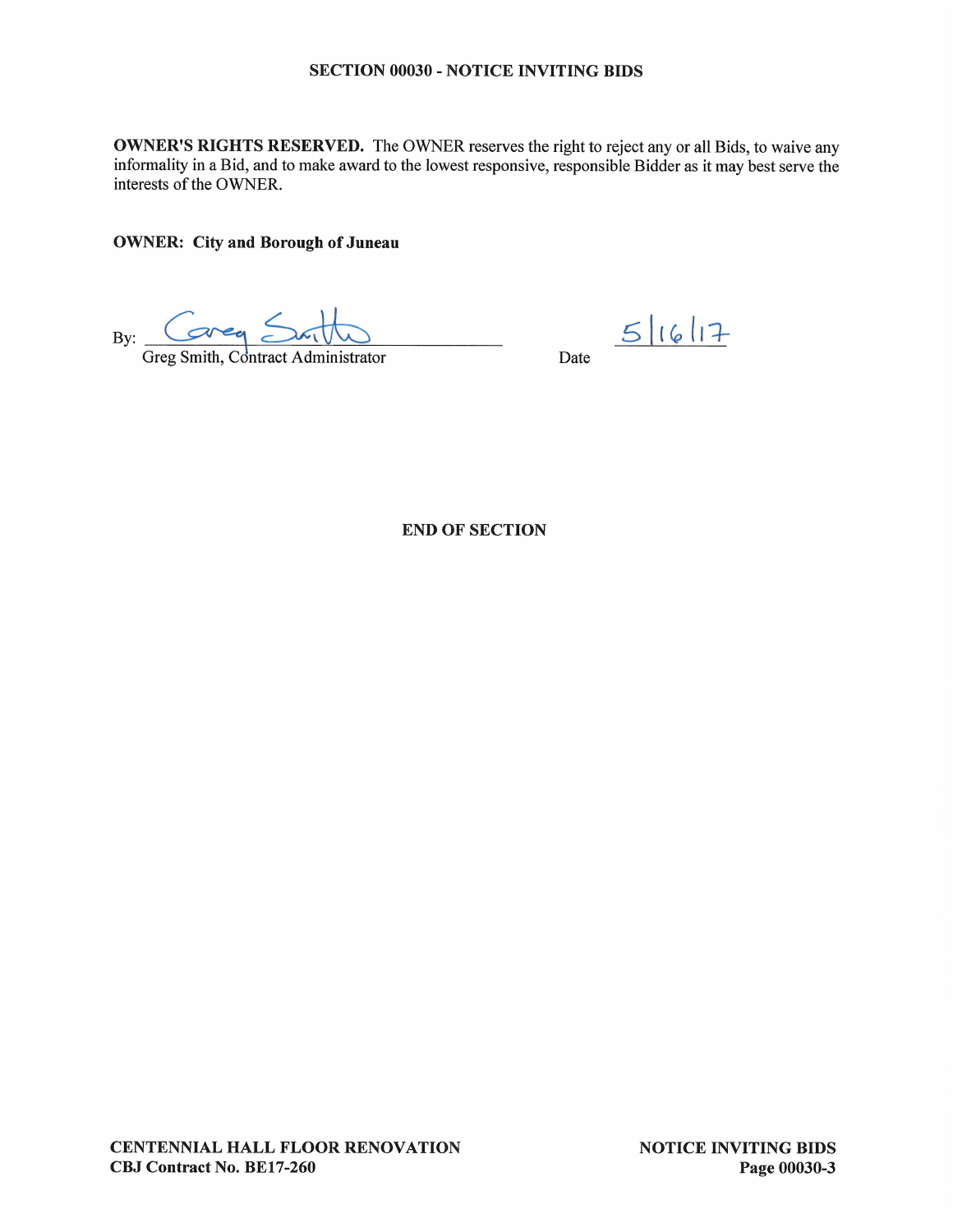## SECTION 00030 - NOTICE INVITING BIDS

**OWNER'S RIGHTS RESERVED.** The OWNER reserves the right to reject any or all Bids, to waive any informality in a Bid, and to make award to the lowest responsive, responsible Bidder as it may best serve the interests of the OWNER.

**OWNER: City and Borough of Juneau**

By: Greg Smith
Greg Smith, Contract Administrator

Date 5/16/17

**END OF SECTION**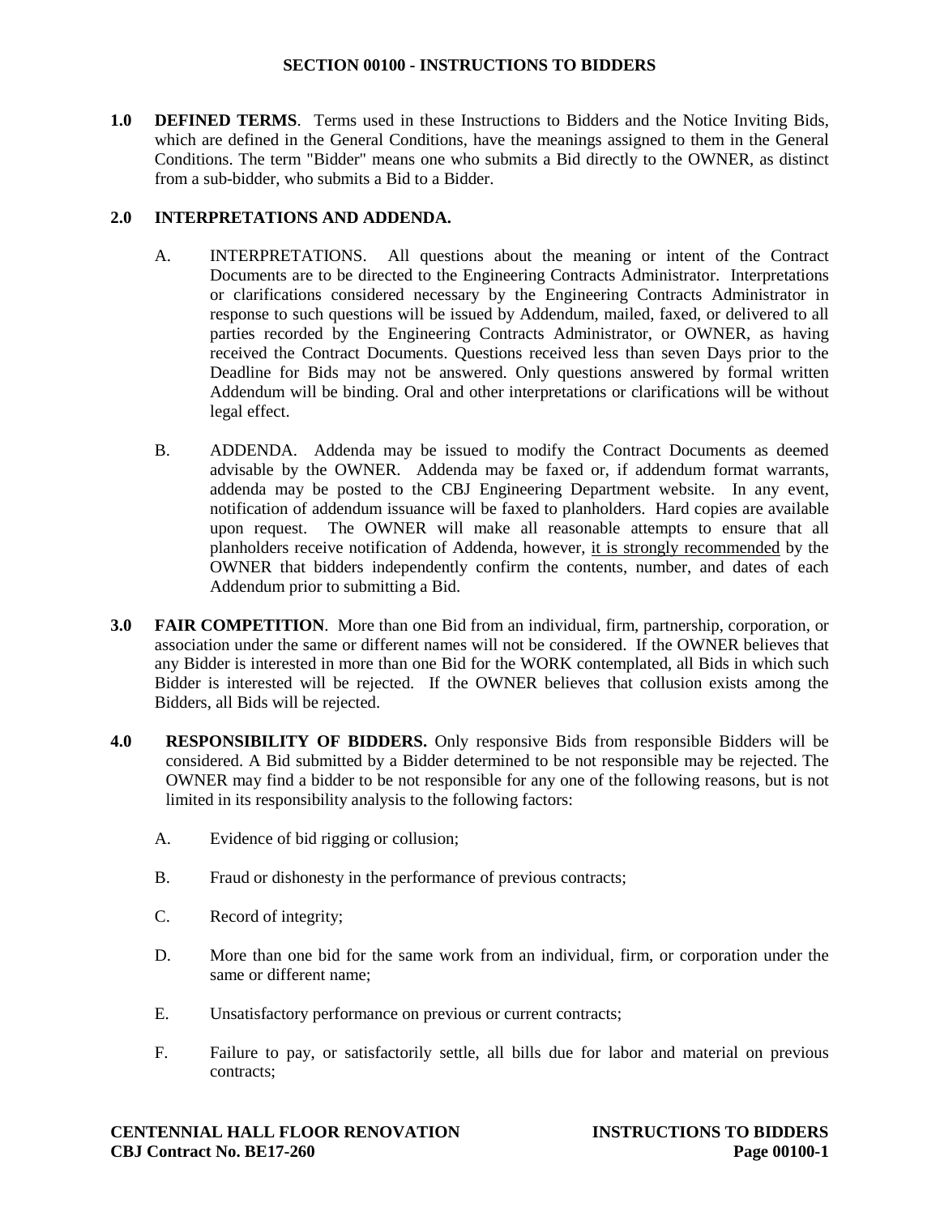# SECTION 00100 - INSTRUCTIONS TO BIDDERS

**1.0 DEFINED TERMS**. Terms used in these Instructions to Bidders and the Notice Inviting Bids, which are defined in the General Conditions, have the meanings assigned to them in the General Conditions. The term "Bidder" means one who submits a Bid directly to the OWNER, as distinct from a sub-bidder, who submits a Bid to a Bidder.

**2.0 INTERPRETATIONS AND ADDENDA.**

A. INTERPRETATIONS. All questions about the meaning or intent of the Contract Documents are to be directed to the Engineering Contracts Administrator. Interpretations or clarifications considered necessary by the Engineering Contracts Administrator in response to such questions will be issued by Addendum, mailed, faxed, or delivered to all parties recorded by the Engineering Contracts Administrator, or OWNER, as having received the Contract Documents. Questions received less than seven Days prior to the Deadline for Bids may not be answered. Only questions answered by formal written Addendum will be binding. Oral and other interpretations or clarifications will be without legal effect.

B. ADDENDA. Addenda may be issued to modify the Contract Documents as deemed advisable by the OWNER. Addenda may be faxed or, if addendum format warrants, addenda may be posted to the CBJ Engineering Department website. In any event, notification of addendum issuance will be faxed to planholders. Hard copies are available upon request. The OWNER will make all reasonable attempts to ensure that all planholders receive notification of Addenda, however, <u>it is strongly recommended</u> by the OWNER that bidders independently confirm the contents, number, and dates of each Addendum prior to submitting a Bid.

**3.0 FAIR COMPETITION**. More than one Bid from an individual, firm, partnership, corporation, or association under the same or different names will not be considered. If the OWNER believes that any Bidder is interested in more than one Bid for the WORK contemplated, all Bids in which such Bidder is interested will be rejected. If the OWNER believes that collusion exists among the Bidders, all Bids will be rejected.

**4.0 RESPONSIBILITY OF BIDDERS.** Only responsive Bids from responsible Bidders will be considered. A Bid submitted by a Bidder determined to be not responsible may be rejected. The OWNER may find a bidder to be not responsible for any one of the following reasons, but is not limited in its responsibility analysis to the following factors:

A. Evidence of bid rigging or collusion;

B. Fraud or dishonesty in the performance of previous contracts;

C. Record of integrity;

D. More than one bid for the same work from an individual, firm, or corporation under the same or different name;

E. Unsatisfactory performance on previous or current contracts;

F. Failure to pay, or satisfactorily settle, all bills due for labor and material on previous contracts;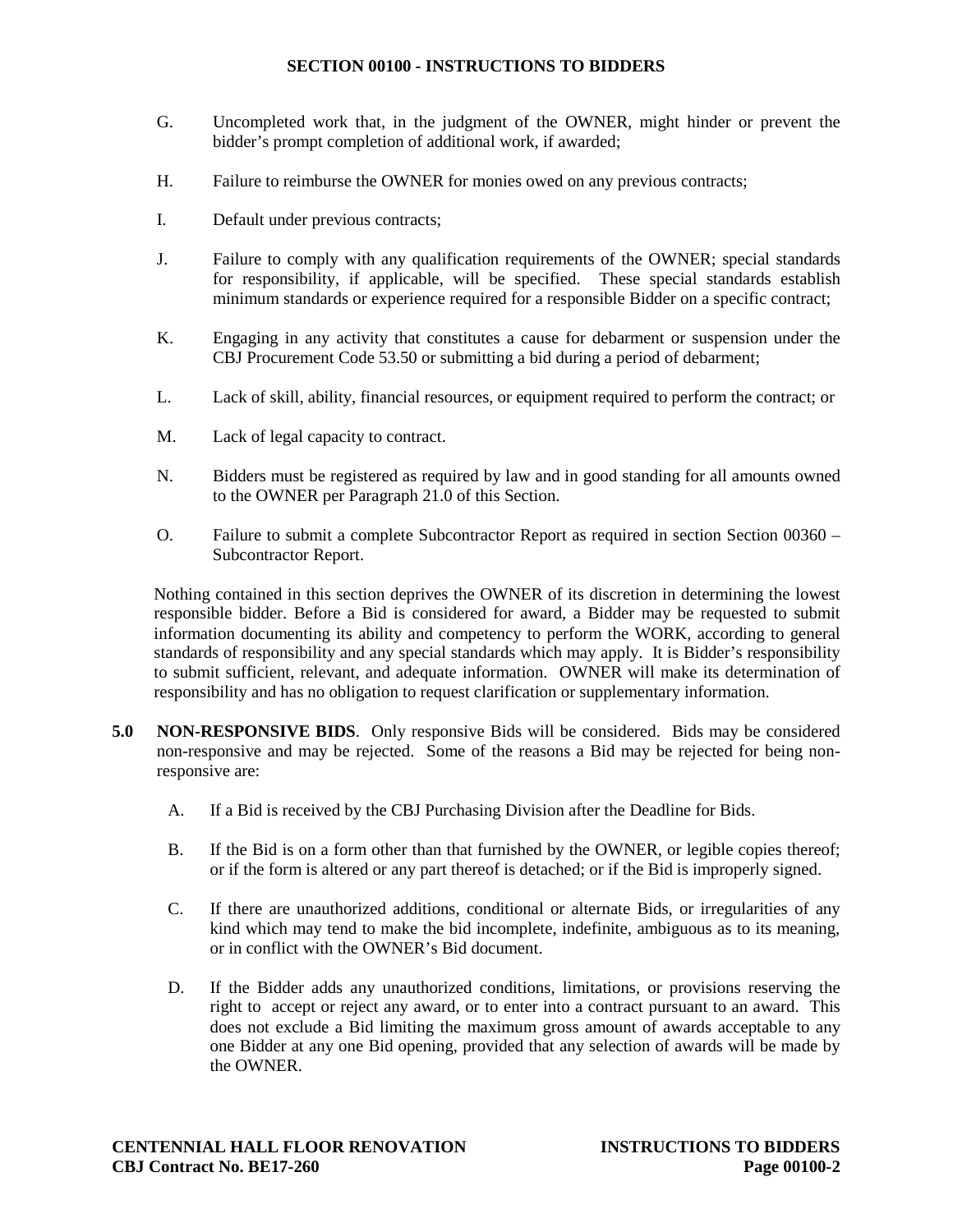G. Uncompleted work that, in the judgment of the OWNER, might hinder or prevent the bidder's prompt completion of additional work, if awarded;

H. Failure to reimburse the OWNER for monies owed on any previous contracts;

I. Default under previous contracts;

J. Failure to comply with any qualification requirements of the OWNER; special standards for responsibility, if applicable, will be specified. These special standards establish minimum standards or experience required for a responsible Bidder on a specific contract;

K. Engaging in any activity that constitutes a cause for debarment or suspension under the CBJ Procurement Code 53.50 or submitting a bid during a period of debarment;

L. Lack of skill, ability, financial resources, or equipment required to perform the contract; or

M. Lack of legal capacity to contract.

N. Bidders must be registered as required by law and in good standing for all amounts owned to the OWNER per Paragraph 21.0 of this Section.

O. Failure to submit a complete Subcontractor Report as required in section Section 00360 – Subcontractor Report.

Nothing contained in this section deprives the OWNER of its discretion in determining the lowest responsible bidder. Before a Bid is considered for award, a Bidder may be requested to submit information documenting its ability and competency to perform the WORK, according to general standards of responsibility and any special standards which may apply. It is Bidder's responsibility to submit sufficient, relevant, and adequate information. OWNER will make its determination of responsibility and has no obligation to request clarification or supplementary information.

**5.0 NON-RESPONSIVE BIDS**. Only responsive Bids will be considered. Bids may be considered non-responsive and may be rejected. Some of the reasons a Bid may be rejected for being non-responsive are:

A. If a Bid is received by the CBJ Purchasing Division after the Deadline for Bids.

B. If the Bid is on a form other than that furnished by the OWNER, or legible copies thereof; or if the form is altered or any part thereof is detached; or if the Bid is improperly signed.

C. If there are unauthorized additions, conditional or alternate Bids, or irregularities of any kind which may tend to make the bid incomplete, indefinite, ambiguous as to its meaning, or in conflict with the OWNER's Bid document.

D. If the Bidder adds any unauthorized conditions, limitations, or provisions reserving the right to accept or reject any award, or to enter into a contract pursuant to an award. This does not exclude a Bid limiting the maximum gross amount of awards acceptable to any one Bidder at any one Bid opening, provided that any selection of awards will be made by the OWNER.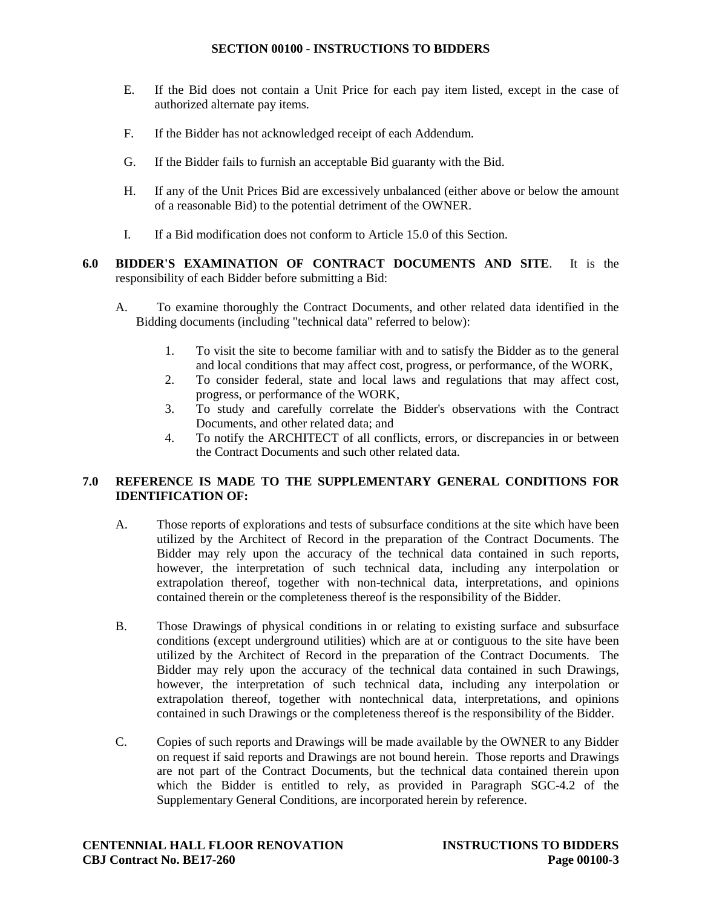E. If the Bid does not contain a Unit Price for each pay item listed, except in the case of authorized alternate pay items.

F. If the Bidder has not acknowledged receipt of each Addendum.

G. If the Bidder fails to furnish an acceptable Bid guaranty with the Bid.

H. If any of the Unit Prices Bid are excessively unbalanced (either above or below the amount of a reasonable Bid) to the potential detriment of the OWNER.

I. If a Bid modification does not conform to Article 15.0 of this Section.

**6.0 BIDDER'S EXAMINATION OF CONTRACT DOCUMENTS AND SITE**. It is the responsibility of each Bidder before submitting a Bid:

A. To examine thoroughly the Contract Documents, and other related data identified in the Bidding documents (including "technical data" referred to below):

1. To visit the site to become familiar with and to satisfy the Bidder as to the general and local conditions that may affect cost, progress, or performance, of the WORK,
2. To consider federal, state and local laws and regulations that may affect cost, progress, or performance of the WORK,
3. To study and carefully correlate the Bidder's observations with the Contract Documents, and other related data; and
4. To notify the ARCHITECT of all conflicts, errors, or discrepancies in or between the Contract Documents and such other related data.

**7.0 REFERENCE IS MADE TO THE SUPPLEMENTARY GENERAL CONDITIONS FOR IDENTIFICATION OF:**

A. Those reports of explorations and tests of subsurface conditions at the site which have been utilized by the Architect of Record in the preparation of the Contract Documents. The Bidder may rely upon the accuracy of the technical data contained in such reports, however, the interpretation of such technical data, including any interpolation or extrapolation thereof, together with non-technical data, interpretations, and opinions contained therein or the completeness thereof is the responsibility of the Bidder.

B. Those Drawings of physical conditions in or relating to existing surface and subsurface conditions (except underground utilities) which are at or contiguous to the site have been utilized by the Architect of Record in the preparation of the Contract Documents. The Bidder may rely upon the accuracy of the technical data contained in such Drawings, however, the interpretation of such technical data, including any interpolation or extrapolation thereof, together with nontechnical data, interpretations, and opinions contained in such Drawings or the completeness thereof is the responsibility of the Bidder.

C. Copies of such reports and Drawings will be made available by the OWNER to any Bidder on request if said reports and Drawings are not bound herein. Those reports and Drawings are not part of the Contract Documents, but the technical data contained therein upon which the Bidder is entitled to rely, as provided in Paragraph SGC-4.2 of the Supplementary General Conditions, are incorporated herein by reference.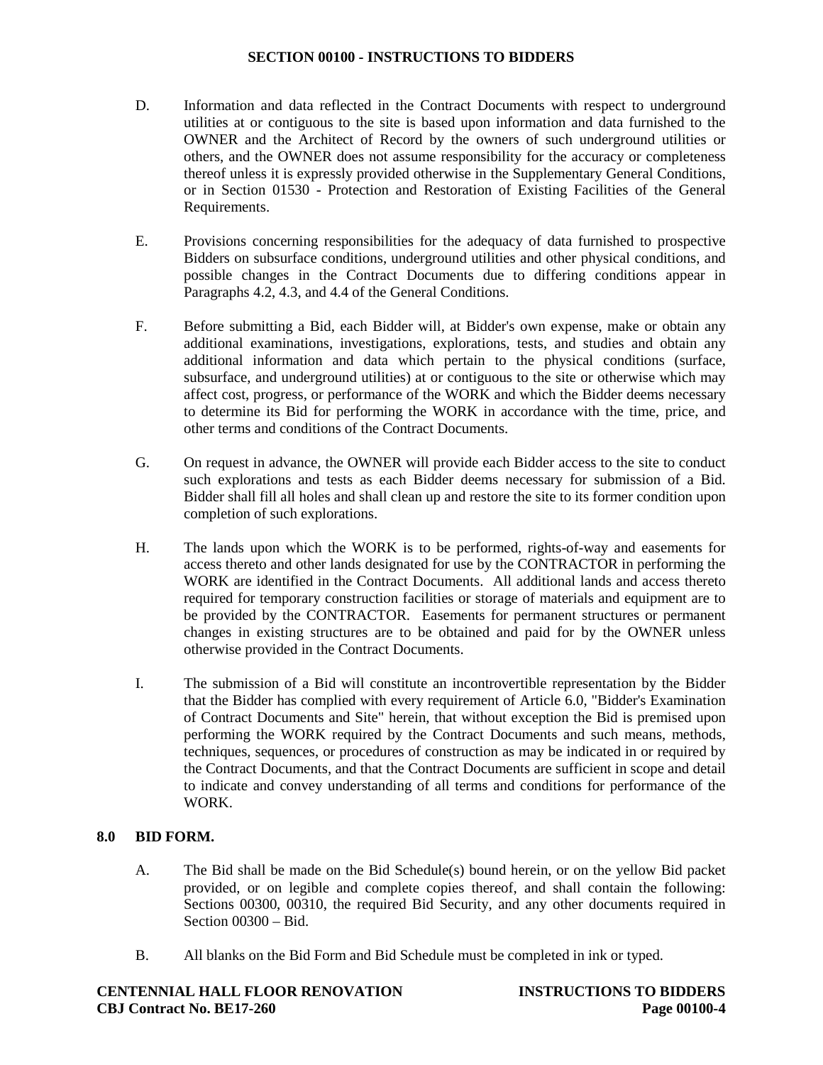D. Information and data reflected in the Contract Documents with respect to underground utilities at or contiguous to the site is based upon information and data furnished to the OWNER and the Architect of Record by the owners of such underground utilities or others, and the OWNER does not assume responsibility for the accuracy or completeness thereof unless it is expressly provided otherwise in the Supplementary General Conditions, or in Section 01530 - Protection and Restoration of Existing Facilities of the General Requirements.

E. Provisions concerning responsibilities for the adequacy of data furnished to prospective Bidders on subsurface conditions, underground utilities and other physical conditions, and possible changes in the Contract Documents due to differing conditions appear in Paragraphs 4.2, 4.3, and 4.4 of the General Conditions.

F. Before submitting a Bid, each Bidder will, at Bidder's own expense, make or obtain any additional examinations, investigations, explorations, tests, and studies and obtain any additional information and data which pertain to the physical conditions (surface, subsurface, and underground utilities) at or contiguous to the site or otherwise which may affect cost, progress, or performance of the WORK and which the Bidder deems necessary to determine its Bid for performing the WORK in accordance with the time, price, and other terms and conditions of the Contract Documents.

G. On request in advance, the OWNER will provide each Bidder access to the site to conduct such explorations and tests as each Bidder deems necessary for submission of a Bid. Bidder shall fill all holes and shall clean up and restore the site to its former condition upon completion of such explorations.

H. The lands upon which the WORK is to be performed, rights-of-way and easements for access thereto and other lands designated for use by the CONTRACTOR in performing the WORK are identified in the Contract Documents. All additional lands and access thereto required for temporary construction facilities or storage of materials and equipment are to be provided by the CONTRACTOR. Easements for permanent structures or permanent changes in existing structures are to be obtained and paid for by the OWNER unless otherwise provided in the Contract Documents.

I. The submission of a Bid will constitute an incontrovertible representation by the Bidder that the Bidder has complied with every requirement of Article 6.0, "Bidder's Examination of Contract Documents and Site" herein, that without exception the Bid is premised upon performing the WORK required by the Contract Documents and such means, methods, techniques, sequences, or procedures of construction as may be indicated in or required by the Contract Documents, and that the Contract Documents are sufficient in scope and detail to indicate and convey understanding of all terms and conditions for performance of the WORK.

## 8.0 BID FORM.

A. The Bid shall be made on the Bid Schedule(s) bound herein, or on the yellow Bid packet provided, or on legible and complete copies thereof, and shall contain the following: Sections 00300, 00310, the required Bid Security, and any other documents required in Section 00300 – Bid.

B. All blanks on the Bid Form and Bid Schedule must be completed in ink or typed.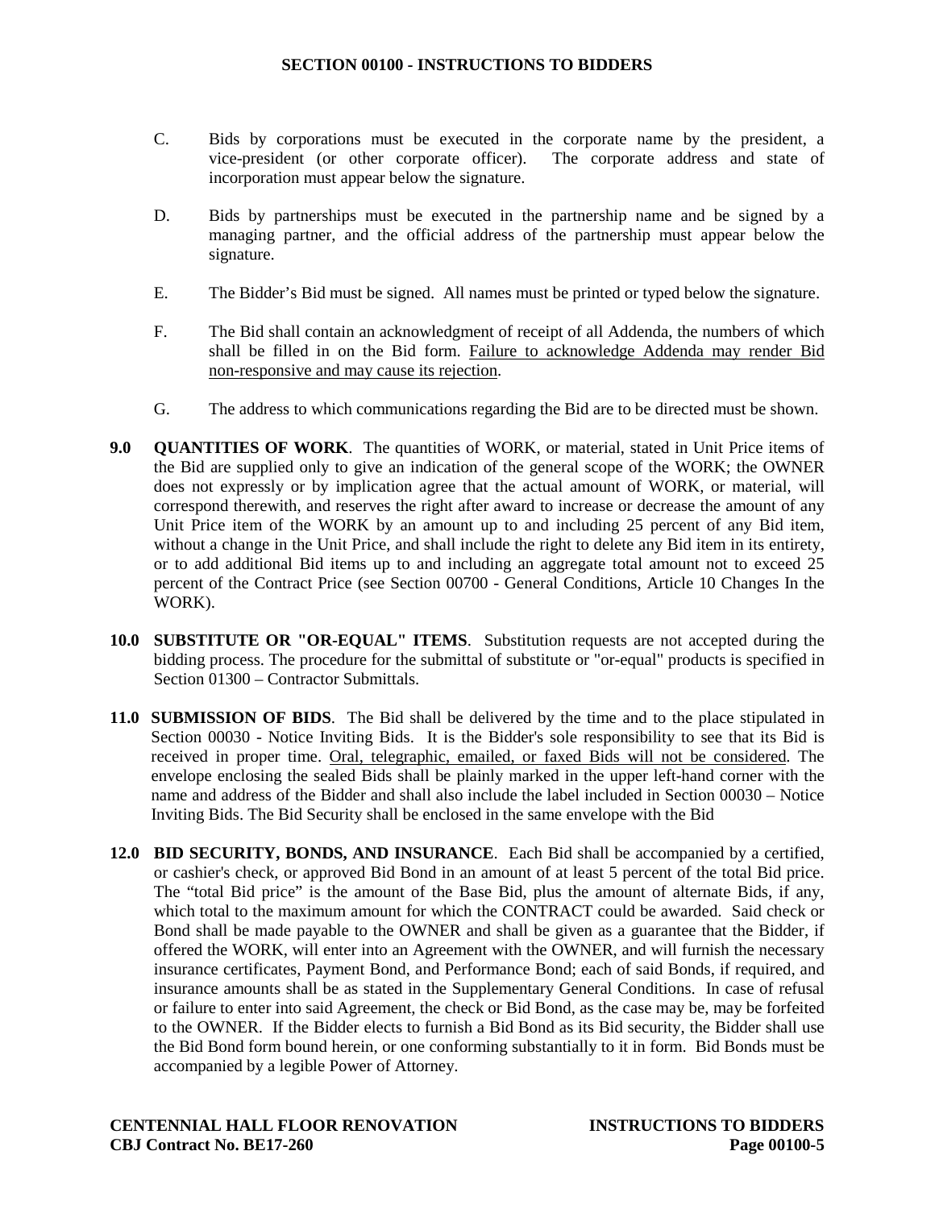C. Bids by corporations must be executed in the corporate name by the president, a vice-president (or other corporate officer). The corporate address and state of incorporation must appear below the signature.

D. Bids by partnerships must be executed in the partnership name and be signed by a managing partner, and the official address of the partnership must appear below the signature.

E. The Bidder's Bid must be signed. All names must be printed or typed below the signature.

F. The Bid shall contain an acknowledgment of receipt of all Addenda, the numbers of which shall be filled in on the Bid form. <u>Failure to acknowledge Addenda may render Bid non-responsive and may cause its rejection</u>.

G. The address to which communications regarding the Bid are to be directed must be shown.

**9.0 QUANTITIES OF WORK**. The quantities of WORK, or material, stated in Unit Price items of the Bid are supplied only to give an indication of the general scope of the WORK; the OWNER does not expressly or by implication agree that the actual amount of WORK, or material, will correspond therewith, and reserves the right after award to increase or decrease the amount of any Unit Price item of the WORK by an amount up to and including 25 percent of any Bid item, without a change in the Unit Price, and shall include the right to delete any Bid item in its entirety, or to add additional Bid items up to and including an aggregate total amount not to exceed 25 percent of the Contract Price (see Section 00700 - General Conditions, Article 10 Changes In the WORK).

**10.0 SUBSTITUTE OR "OR-EQUAL" ITEMS**. Substitution requests are not accepted during the bidding process. The procedure for the submittal of substitute or "or-equal" products is specified in Section 01300 – Contractor Submittals.

**11.0 SUBMISSION OF BIDS**. The Bid shall be delivered by the time and to the place stipulated in Section 00030 - Notice Inviting Bids. It is the Bidder's sole responsibility to see that its Bid is received in proper time. <u>Oral, telegraphic, emailed, or faxed Bids will not be considered</u>. The envelope enclosing the sealed Bids shall be plainly marked in the upper left-hand corner with the name and address of the Bidder and shall also include the label included in Section 00030 – Notice Inviting Bids. The Bid Security shall be enclosed in the same envelope with the Bid

**12.0 BID SECURITY, BONDS, AND INSURANCE**. Each Bid shall be accompanied by a certified, or cashier's check, or approved Bid Bond in an amount of at least 5 percent of the total Bid price. The "total Bid price" is the amount of the Base Bid, plus the amount of alternate Bids, if any, which total to the maximum amount for which the CONTRACT could be awarded. Said check or Bond shall be made payable to the OWNER and shall be given as a guarantee that the Bidder, if offered the WORK, will enter into an Agreement with the OWNER, and will furnish the necessary insurance certificates, Payment Bond, and Performance Bond; each of said Bonds, if required, and insurance amounts shall be as stated in the Supplementary General Conditions. In case of refusal or failure to enter into said Agreement, the check or Bid Bond, as the case may be, may be forfeited to the OWNER. If the Bidder elects to furnish a Bid Bond as its Bid security, the Bidder shall use the Bid Bond form bound herein, or one conforming substantially to it in form. Bid Bonds must be accompanied by a legible Power of Attorney.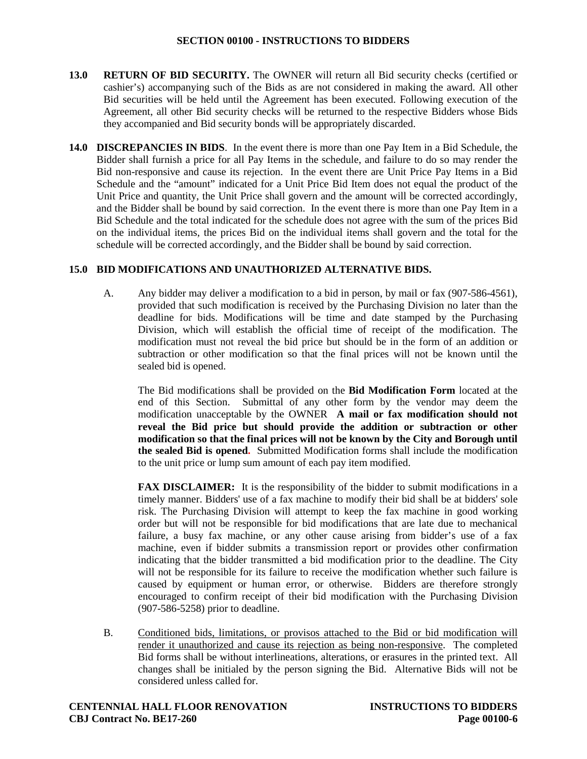**13.0 RETURN OF BID SECURITY.** The OWNER will return all Bid security checks (certified or cashier's) accompanying such of the Bids as are not considered in making the award. All other Bid securities will be held until the Agreement has been executed. Following execution of the Agreement, all other Bid security checks will be returned to the respective Bidders whose Bids they accompanied and Bid security bonds will be appropriately discarded.

**14.0 DISCREPANCIES IN BIDS**. In the event there is more than one Pay Item in a Bid Schedule, the Bidder shall furnish a price for all Pay Items in the schedule, and failure to do so may render the Bid non-responsive and cause its rejection. In the event there are Unit Price Pay Items in a Bid Schedule and the "amount" indicated for a Unit Price Bid Item does not equal the product of the Unit Price and quantity, the Unit Price shall govern and the amount will be corrected accordingly, and the Bidder shall be bound by said correction. In the event there is more than one Pay Item in a Bid Schedule and the total indicated for the schedule does not agree with the sum of the prices Bid on the individual items, the prices Bid on the individual items shall govern and the total for the schedule will be corrected accordingly, and the Bidder shall be bound by said correction.

**15.0 BID MODIFICATIONS AND UNAUTHORIZED ALTERNATIVE BIDS.**

A. Any bidder may deliver a modification to a bid in person, by mail or fax (907-586-4561), provided that such modification is received by the Purchasing Division no later than the deadline for bids. Modifications will be time and date stamped by the Purchasing Division, which will establish the official time of receipt of the modification. The modification must not reveal the bid price but should be in the form of an addition or subtraction or other modification so that the final prices will not be known until the sealed bid is opened.

The Bid modifications shall be provided on the **Bid Modification Form** located at the end of this Section. Submittal of any other form by the vendor may deem the modification unacceptable by the OWNER **A mail or fax modification should not reveal the Bid price but should provide the addition or subtraction or other modification so that the final prices will not be known by the City and Borough until the sealed Bid is opened.** Submitted Modification forms shall include the modification to the unit price or lump sum amount of each pay item modified.

**FAX DISCLAIMER:** It is the responsibility of the bidder to submit modifications in a timely manner. Bidders' use of a fax machine to modify their bid shall be at bidders' sole risk. The Purchasing Division will attempt to keep the fax machine in good working order but will not be responsible for bid modifications that are late due to mechanical failure, a busy fax machine, or any other cause arising from bidder's use of a fax machine, even if bidder submits a transmission report or provides other confirmation indicating that the bidder transmitted a bid modification prior to the deadline. The City will not be responsible for its failure to receive the modification whether such failure is caused by equipment or human error, or otherwise. Bidders are therefore strongly encouraged to confirm receipt of their bid modification with the Purchasing Division (907-586-5258) prior to deadline.

B. <u>Conditioned bids, limitations, or provisos attached to the Bid or bid modification will render it unauthorized and cause its rejection as being non-responsive</u>. The completed Bid forms shall be without interlineations, alterations, or erasures in the printed text. All changes shall be initialed by the person signing the Bid. Alternative Bids will not be considered unless called for.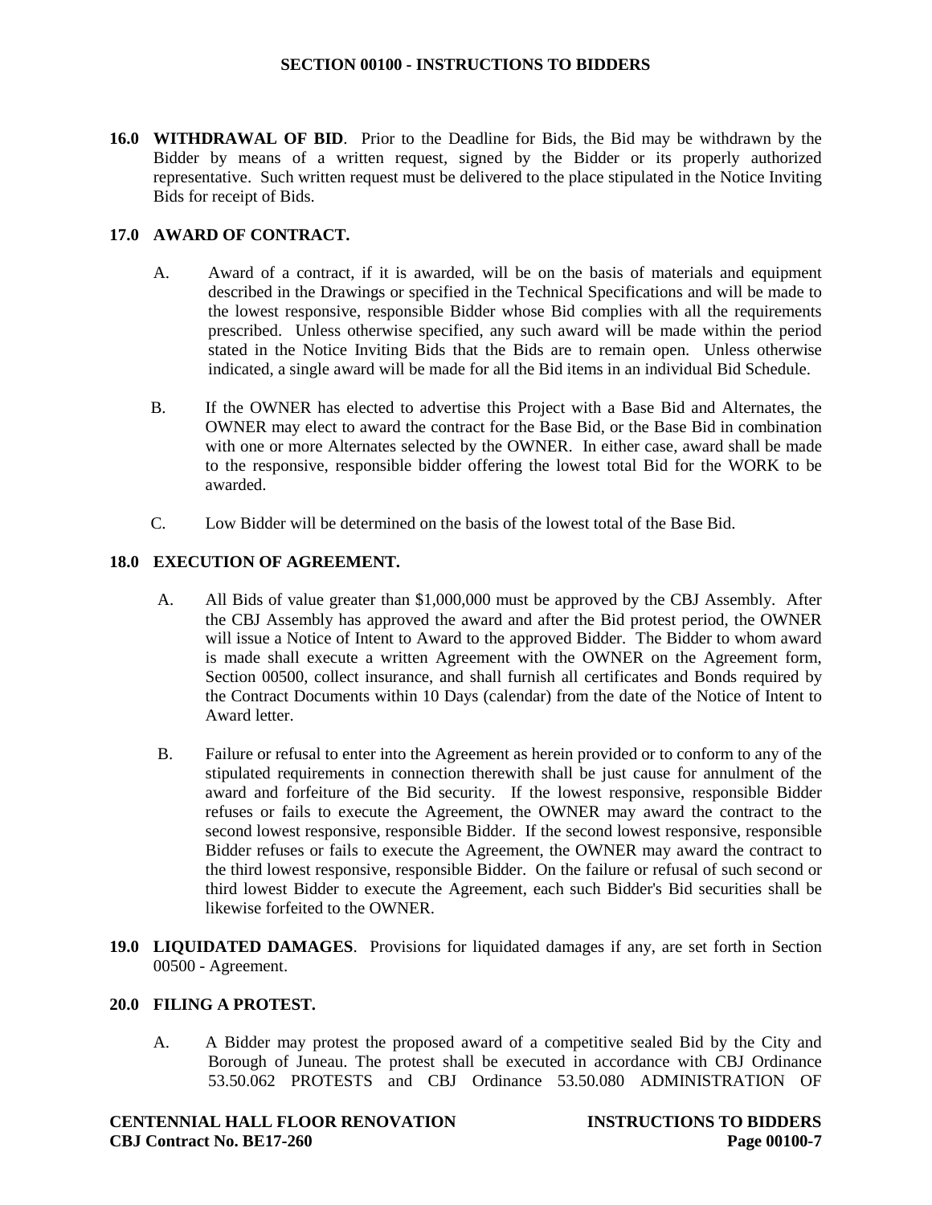**16.0 WITHDRAWAL OF BID**. Prior to the Deadline for Bids, the Bid may be withdrawn by the Bidder by means of a written request, signed by the Bidder or its properly authorized representative. Such written request must be delivered to the place stipulated in the Notice Inviting Bids for receipt of Bids.

**17.0 AWARD OF CONTRACT.**

A. Award of a contract, if it is awarded, will be on the basis of materials and equipment described in the Drawings or specified in the Technical Specifications and will be made to the lowest responsive, responsible Bidder whose Bid complies with all the requirements prescribed. Unless otherwise specified, any such award will be made within the period stated in the Notice Inviting Bids that the Bids are to remain open. Unless otherwise indicated, a single award will be made for all the Bid items in an individual Bid Schedule.

B. If the OWNER has elected to advertise this Project with a Base Bid and Alternates, the OWNER may elect to award the contract for the Base Bid, or the Base Bid in combination with one or more Alternates selected by the OWNER. In either case, award shall be made to the responsive, responsible bidder offering the lowest total Bid for the WORK to be awarded.

C. Low Bidder will be determined on the basis of the lowest total of the Base Bid.

**18.0 EXECUTION OF AGREEMENT.**

A. All Bids of value greater than $1,000,000 must be approved by the CBJ Assembly. After the CBJ Assembly has approved the award and after the Bid protest period, the OWNER will issue a Notice of Intent to Award to the approved Bidder. The Bidder to whom award is made shall execute a written Agreement with the OWNER on the Agreement form, Section 00500, collect insurance, and shall furnish all certificates and Bonds required by the Contract Documents within 10 Days (calendar) from the date of the Notice of Intent to Award letter.

B. Failure or refusal to enter into the Agreement as herein provided or to conform to any of the stipulated requirements in connection therewith shall be just cause for annulment of the award and forfeiture of the Bid security. If the lowest responsive, responsible Bidder refuses or fails to execute the Agreement, the OWNER may award the contract to the second lowest responsive, responsible Bidder. If the second lowest responsive, responsible Bidder refuses or fails to execute the Agreement, the OWNER may award the contract to the third lowest responsive, responsible Bidder. On the failure or refusal of such second or third lowest Bidder to execute the Agreement, each such Bidder's Bid securities shall be likewise forfeited to the OWNER.

**19.0 LIQUIDATED DAMAGES**. Provisions for liquidated damages if any, are set forth in Section 00500 - Agreement.

**20.0 FILING A PROTEST.**

A. A Bidder may protest the proposed award of a competitive sealed Bid by the City and Borough of Juneau. The protest shall be executed in accordance with CBJ Ordinance 53.50.062 PROTESTS and CBJ Ordinance 53.50.080 ADMINISTRATION OF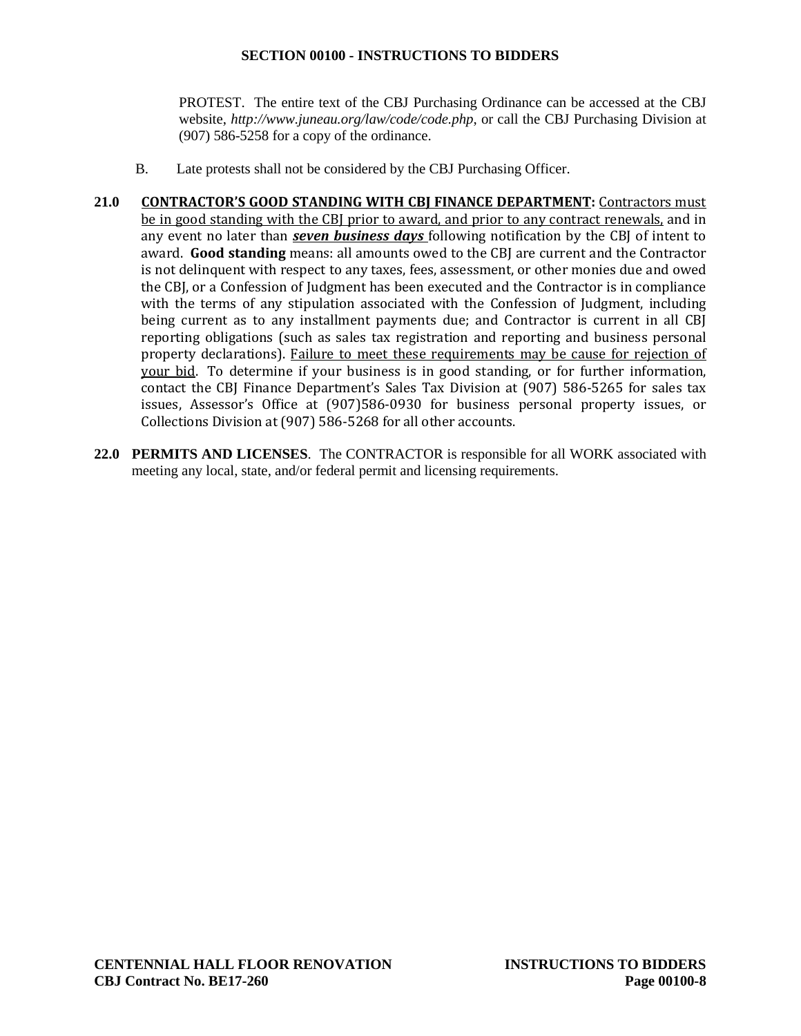PROTEST. The entire text of the CBJ Purchasing Ordinance can be accessed at the CBJ website, *http://www.juneau.org/law/code/code.php*, or call the CBJ Purchasing Division at (907) 586-5258 for a copy of the ordinance.

B. Late protests shall not be considered by the CBJ Purchasing Officer.

**21.0 CONTRACTOR'S GOOD STANDING WITH CBJ FINANCE DEPARTMENT:** Contractors must be in good standing with the CBJ prior to award, and prior to any contract renewals, and in any event no later than ***seven business days*** following notification by the CBJ of intent to award. **Good standing** means: all amounts owed to the CBJ are current and the Contractor is not delinquent with respect to any taxes, fees, assessment, or other monies due and owed the CBJ, or a Confession of Judgment has been executed and the Contractor is in compliance with the terms of any stipulation associated with the Confession of Judgment, including being current as to any installment payments due; and Contractor is current in all CBJ reporting obligations (such as sales tax registration and reporting and business personal property declarations). Failure to meet these requirements may be cause for rejection of your bid. To determine if your business is in good standing, or for further information, contact the CBJ Finance Department's Sales Tax Division at (907) 586-5265 for sales tax issues, Assessor's Office at (907)586-0930 for business personal property issues, or Collections Division at (907) 586-5268 for all other accounts.

**22.0 PERMITS AND LICENSES**. The CONTRACTOR is responsible for all WORK associated with meeting any local, state, and/or federal permit and licensing requirements.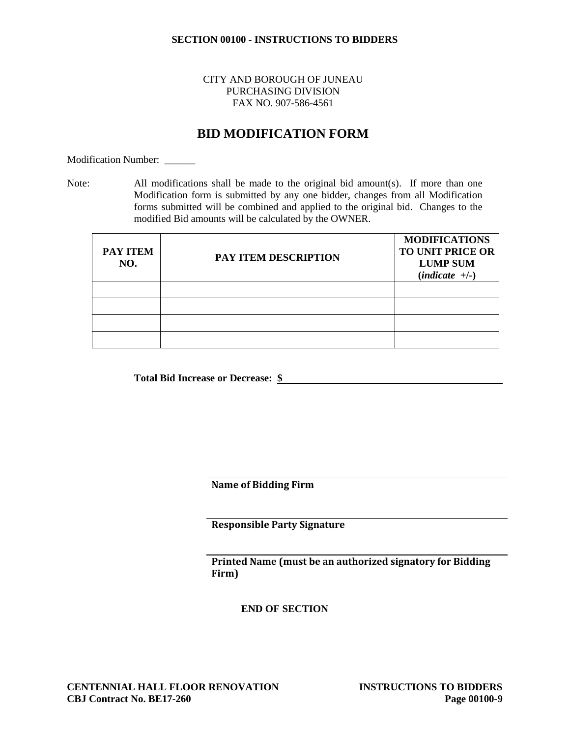**SECTION 00100 - INSTRUCTIONS TO BIDDERS**

CITY AND BOROUGH OF JUNEAU
PURCHASING DIVISION
FAX NO. 907-586-4561

# BID MODIFICATION FORM

Modification Number: ______

Note: All modifications shall be made to the original bid amount(s). If more than one Modification form is submitted by any one bidder, changes from all Modification forms submitted will be combined and applied to the original bid. Changes to the modified Bid amounts will be calculated by the OWNER.

| PAY ITEM NO. | PAY ITEM DESCRIPTION | MODIFICATIONS TO UNIT PRICE OR LUMP SUM (*indicate* +/-) |
|---|---|---|
| | | |
| | | |
| | | |
| | | |

**Total Bid Increase or Decrease: $** ____________________

______________________________
**Name of Bidding Firm**

______________________________
**Responsible Party Signature**

______________________________
**Printed Name (must be an authorized signatory for Bidding Firm)**

**END OF SECTION**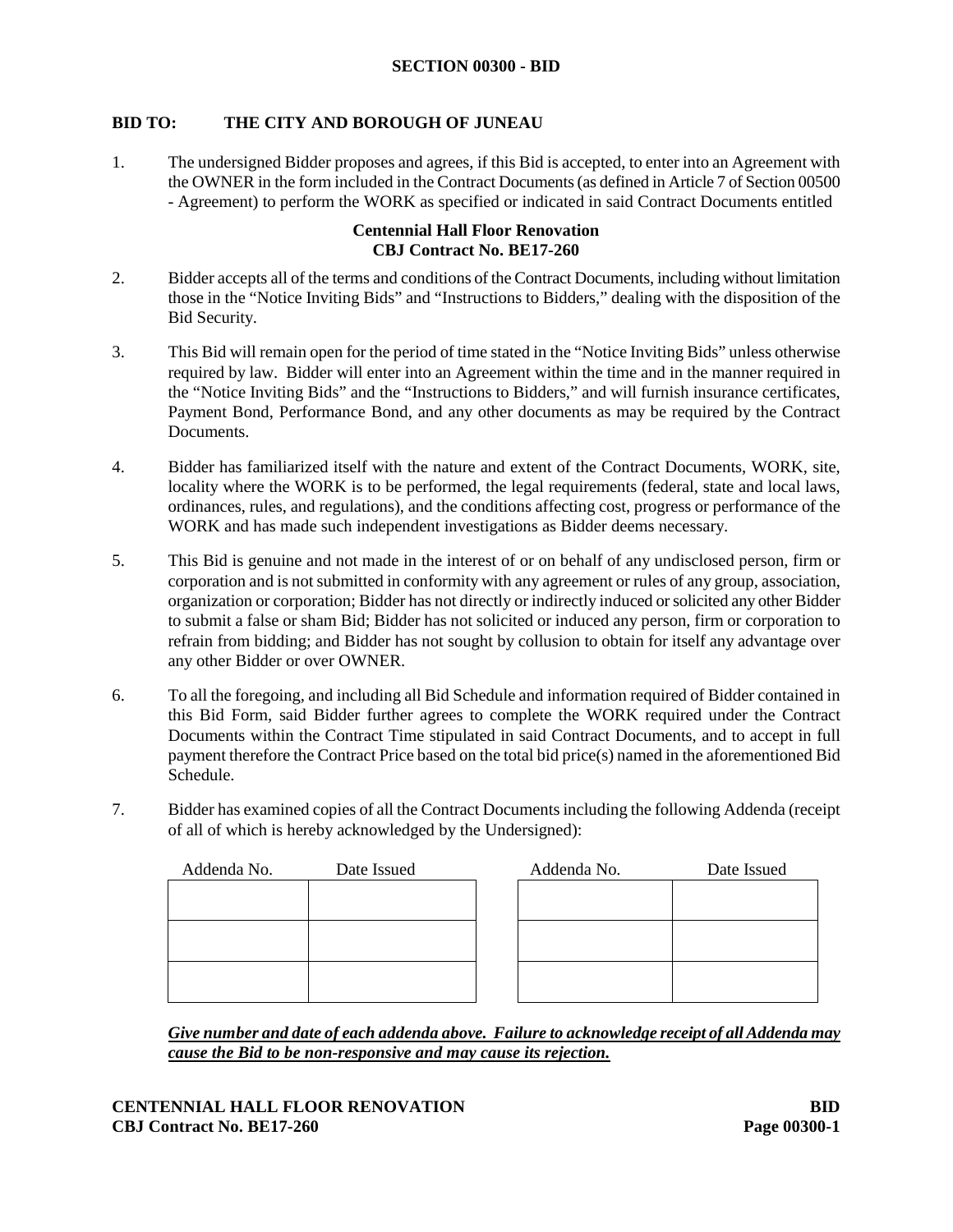# SECTION 00300 - BID

**BID TO: THE CITY AND BOROUGH OF JUNEAU**

1. The undersigned Bidder proposes and agrees, if this Bid is accepted, to enter into an Agreement with the OWNER in the form included in the Contract Documents (as defined in Article 7 of Section 00500 - Agreement) to perform the WORK as specified or indicated in said Contract Documents entitled

**Centennial Hall Floor Renovation**
**CBJ Contract No. BE17-260**

2. Bidder accepts all of the terms and conditions of the Contract Documents, including without limitation those in the "Notice Inviting Bids" and "Instructions to Bidders," dealing with the disposition of the Bid Security.

3. This Bid will remain open for the period of time stated in the "Notice Inviting Bids" unless otherwise required by law. Bidder will enter into an Agreement within the time and in the manner required in the "Notice Inviting Bids" and the "Instructions to Bidders," and will furnish insurance certificates, Payment Bond, Performance Bond, and any other documents as may be required by the Contract Documents.

4. Bidder has familiarized itself with the nature and extent of the Contract Documents, WORK, site, locality where the WORK is to be performed, the legal requirements (federal, state and local laws, ordinances, rules, and regulations), and the conditions affecting cost, progress or performance of the WORK and has made such independent investigations as Bidder deems necessary.

5. This Bid is genuine and not made in the interest of or on behalf of any undisclosed person, firm or corporation and is not submitted in conformity with any agreement or rules of any group, association, organization or corporation; Bidder has not directly or indirectly induced or solicited any other Bidder to submit a false or sham Bid; Bidder has not solicited or induced any person, firm or corporation to refrain from bidding; and Bidder has not sought by collusion to obtain for itself any advantage over any other Bidder or over OWNER.

6. To all the foregoing, and including all Bid Schedule and information required of Bidder contained in this Bid Form, said Bidder further agrees to complete the WORK required under the Contract Documents within the Contract Time stipulated in said Contract Documents, and to accept in full payment therefore the Contract Price based on the total bid price(s) named in the aforementioned Bid Schedule.

7. Bidder has examined copies of all the Contract Documents including the following Addenda (receipt of all of which is hereby acknowledged by the Undersigned):

| Addenda No. | Date Issued | Addenda No. | Date Issued |
|---|---|---|---|
| | | | |
| | | | |
| | | | |

***Give number and date of each addenda above. Failure to acknowledge receipt of all Addenda may cause the Bid to be non-responsive and may cause its rejection.***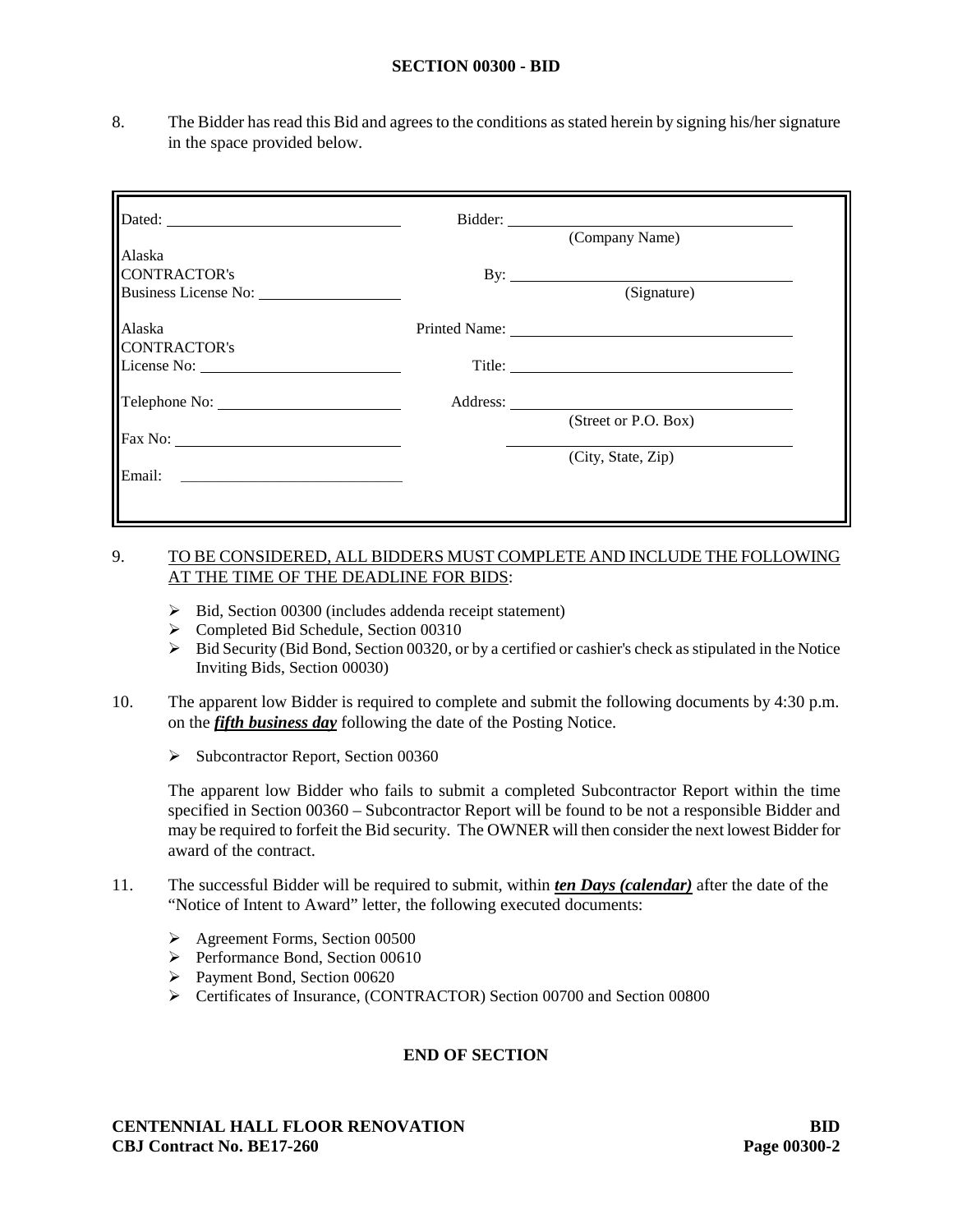## SECTION 00300 - BID

8. The Bidder has read this Bid and agrees to the conditions as stated herein by signing his/her signature in the space provided below.

| | |
|---|---|
| Dated: ____________________ | Bidder: ____________________ (Company Name) |
| Alaska CONTRACTOR's Business License No: ____________ | By: ____________________ (Signature) |
| Alaska CONTRACTOR's License No: ____________ | Printed Name: ____________________ |
| | Title: ____________________ |
| Telephone No: ____________ | Address: ____________________ (Street or P.O. Box) |
| Fax No: ____________ | ____________________ (City, State, Zip) |
| Email: ____________ | |

9. <u>TO BE CONSIDERED, ALL BIDDERS MUST COMPLETE AND INCLUDE THE FOLLOWING AT THE TIME OF THE DEADLINE FOR BIDS</u>:

   - Bid, Section 00300 (includes addenda receipt statement)
   - Completed Bid Schedule, Section 00310
   - Bid Security (Bid Bond, Section 00320, or by a certified or cashier's check as stipulated in the Notice Inviting Bids, Section 00030)

10. The apparent low Bidder is required to complete and submit the following documents by 4:30 p.m. on the ***fifth business day*** following the date of the Posting Notice.

    - Subcontractor Report, Section 00360

    The apparent low Bidder who fails to submit a completed Subcontractor Report within the time specified in Section 00360 – Subcontractor Report will be found to be not a responsible Bidder and may be required to forfeit the Bid security. The OWNER will then consider the next lowest Bidder for award of the contract.

11. The successful Bidder will be required to submit, within ***ten Days (calendar)*** after the date of the "Notice of Intent to Award" letter, the following executed documents:

    - Agreement Forms, Section 00500
    - Performance Bond, Section 00610
    - Payment Bond, Section 00620
    - Certificates of Insurance, (CONTRACTOR) Section 00700 and Section 00800

**END OF SECTION**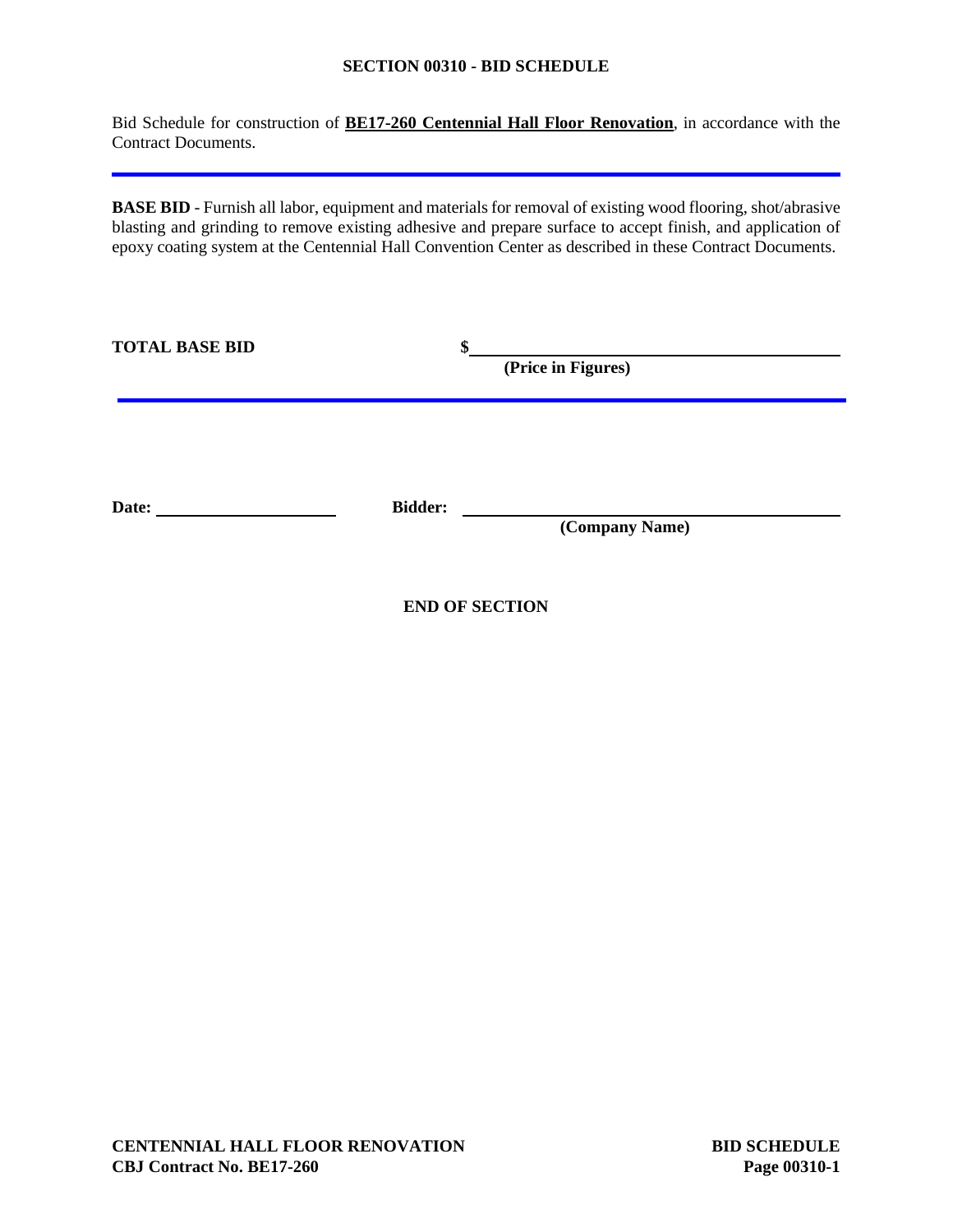# SECTION 00310 - BID SCHEDULE

Bid Schedule for construction of **BE17-260 Centennial Hall Floor Renovation**, in accordance with the Contract Documents.

---

**BASE BID** - Furnish all labor, equipment and materials for removal of existing wood flooring, shot/abrasive blasting and grinding to remove existing adhesive and prepare surface to accept finish, and application of epoxy coating system at the Centennial Hall Convention Center as described in these Contract Documents.

**TOTAL BASE BID** **$**\_\_\_\_\_\_\_\_\_\_\_\_\_\_\_\_\_\_\_\_\_\_\_\_\_\_\_\_\_\_\_\_\_\_\_\_\_\_\_\_

**(Price in Figures)**

---

**Date:** \_\_\_\_\_\_\_\_\_\_\_\_\_\_\_\_\_\_\_\_ **Bidder:** \_\_\_\_\_\_\_\_\_\_\_\_\_\_\_\_\_\_\_\_\_\_\_\_\_\_\_\_\_\_\_\_\_\_\_\_\_\_\_\_

**(Company Name)**

**END OF SECTION**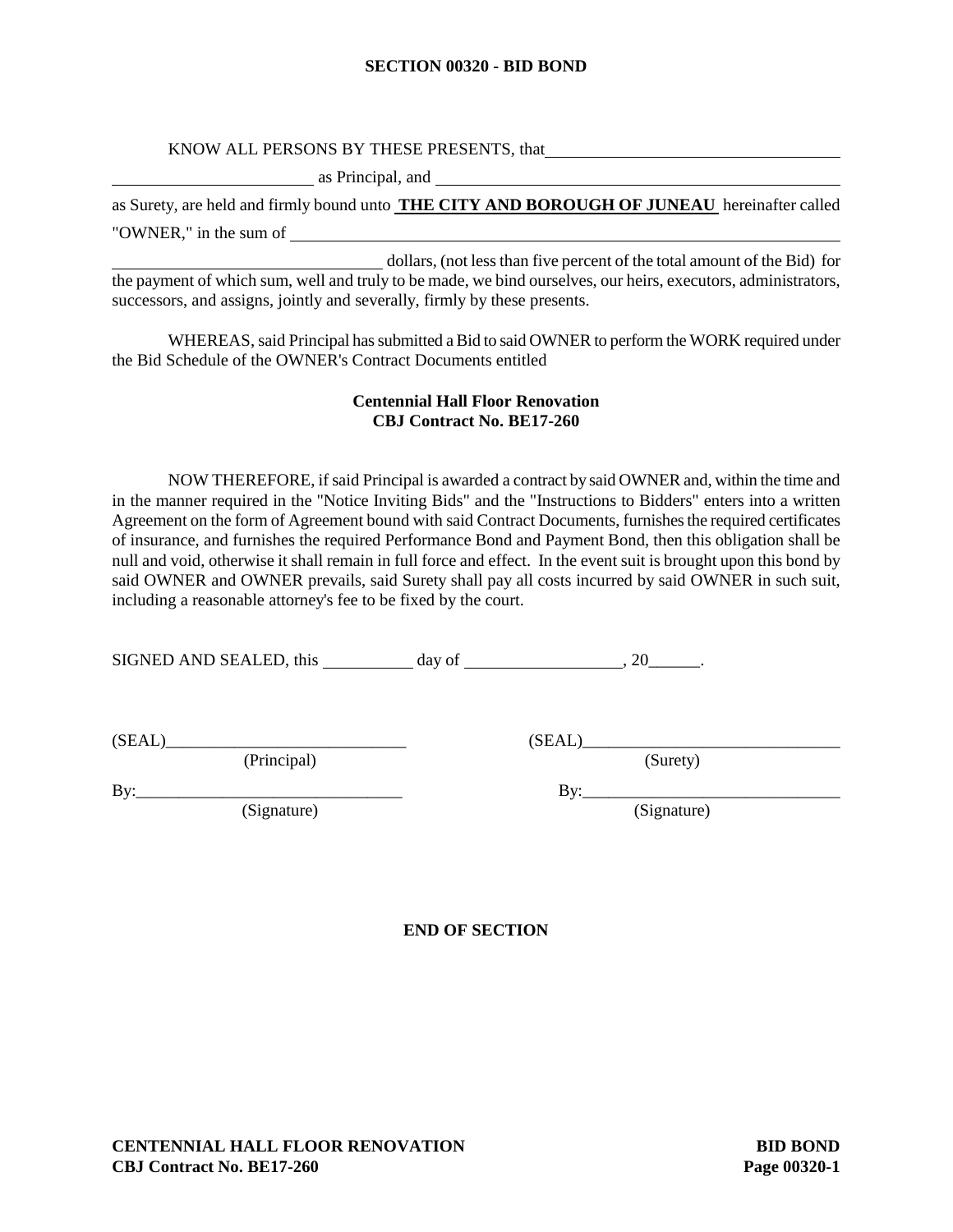# SECTION 00320 - BID BOND

KNOW ALL PERSONS BY THESE PRESENTS, that ______________________________

______________________ as Principal, and ______________________________________________

as Surety, are held and firmly bound unto **THE CITY AND BOROUGH OF JUNEAU** hereinafter called "OWNER," in the sum of ____________________________________________________________

______________________________ dollars, (not less than five percent of the total amount of the Bid) for the payment of which sum, well and truly to be made, we bind ourselves, our heirs, executors, administrators, successors, and assigns, jointly and severally, firmly by these presents.

WHEREAS, said Principal has submitted a Bid to said OWNER to perform the WORK required under the Bid Schedule of the OWNER's Contract Documents entitled

**Centennial Hall Floor Renovation**
**CBJ Contract No. BE17-260**

NOW THEREFORE, if said Principal is awarded a contract by said OWNER and, within the time and in the manner required in the "Notice Inviting Bids" and the "Instructions to Bidders" enters into a written Agreement on the form of Agreement bound with said Contract Documents, furnishes the required certificates of insurance, and furnishes the required Performance Bond and Payment Bond, then this obligation shall be null and void, otherwise it shall remain in full force and effect. In the event suit is brought upon this bond by said OWNER and OWNER prevails, said Surety shall pay all costs incurred by said OWNER in such suit, including a reasonable attorney's fee to be fixed by the court.

SIGNED AND SEALED, this __________ day of __________________, 20______.

(SEAL)____________________________
(Principal)

By:______________________________
(Signature)

(SEAL)______________________________
(Surety)

By:______________________________
(Signature)

**END OF SECTION**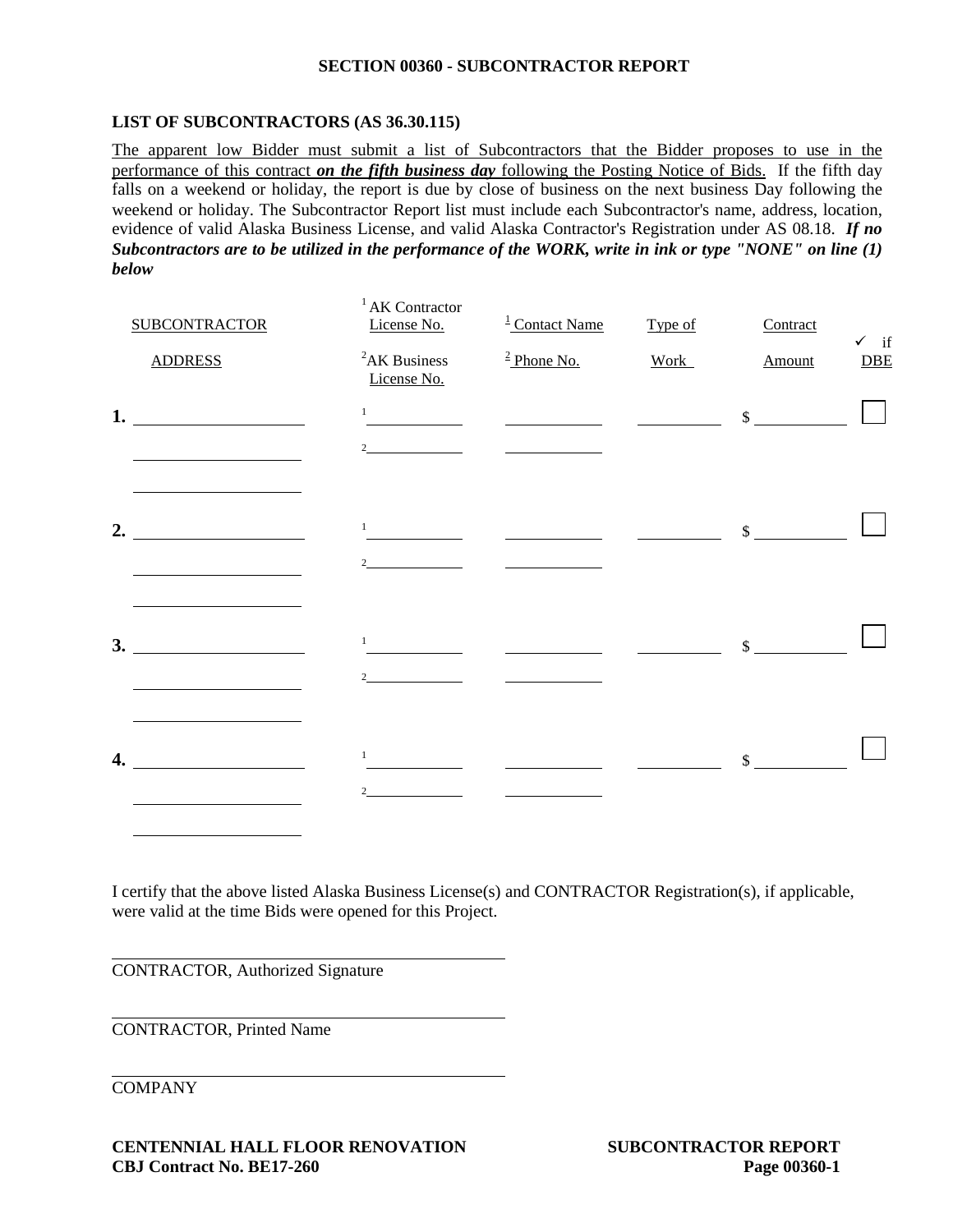## SECTION 00360 - SUBCONTRACTOR REPORT

### LIST OF SUBCONTRACTORS (AS 36.30.115)

The apparent low Bidder must submit a list of Subcontractors that the Bidder proposes to use in the performance of this contract ***on the fifth business day*** following the Posting Notice of Bids. If the fifth day falls on a weekend or holiday, the report is due by close of business on the next business Day following the weekend or holiday. The Subcontractor Report list must include each Subcontractor's name, address, location, evidence of valid Alaska Business License, and valid Alaska Contractor's Registration under AS 08.18. ***If no Subcontractors are to be utilized in the performance of the WORK, write in ink or type "NONE" on line (1) below***

| SUBCONTRACTOR / ADDRESS | [1] AK Contractor License No. / [2] AK Business License No. | [1] Contact Name / [2] Phone No. | Type of Work | Contract Amount | ✓ if DBE |
|---|---|---|---|---|---|
| 1. ______ | [1] ______ | ______ | ______ | $ ______ | ☐ |
| ______ | [2] ______ | ______ | | | |
| ______ | | | | | |
| 2. ______ | [1] ______ | ______ | ______ | $ ______ | ☐ |
| ______ | [2] ______ | ______ | | | |
| ______ | | | | | |
| 3. ______ | [1] ______ | ______ | ______ | $ ______ | ☐ |
| ______ | [2] ______ | ______ | | | |
| ______ | | | | | |
| 4. ______ | [1] ______ | ______ | ______ | $ ______ | ☐ |
| ______ | [2] ______ | ______ | | | |
| ______ | | | | | |

I certify that the above listed Alaska Business License(s) and CONTRACTOR Registration(s), if applicable, were valid at the time Bids were opened for this Project.

______________________________
CONTRACTOR, Authorized Signature

______________________________
CONTRACTOR, Printed Name

______________________________
COMPANY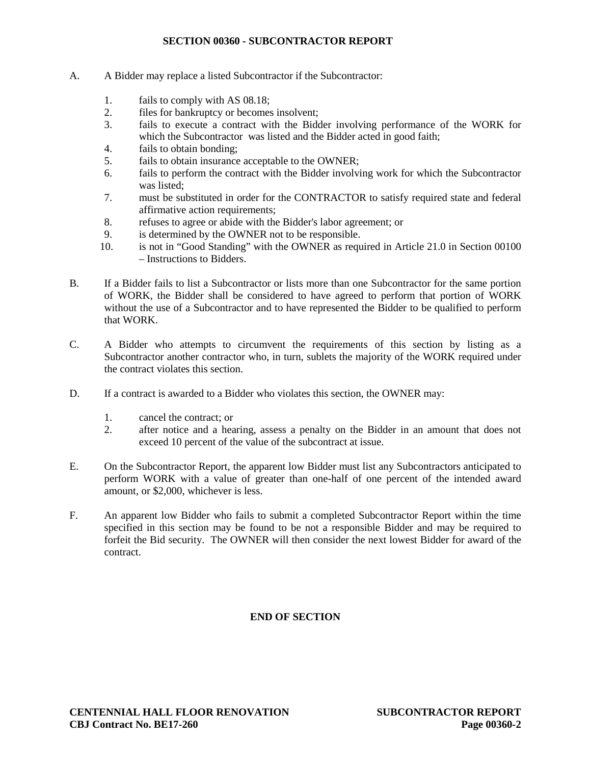## SECTION 00360 - SUBCONTRACTOR REPORT

A. A Bidder may replace a listed Subcontractor if the Subcontractor:

1. fails to comply with AS 08.18;
2. files for bankruptcy or becomes insolvent;
3. fails to execute a contract with the Bidder involving performance of the WORK for which the Subcontractor was listed and the Bidder acted in good faith;
4. fails to obtain bonding;
5. fails to obtain insurance acceptable to the OWNER;
6. fails to perform the contract with the Bidder involving work for which the Subcontractor was listed;
7. must be substituted in order for the CONTRACTOR to satisfy required state and federal affirmative action requirements;
8. refuses to agree or abide with the Bidder's labor agreement; or
9. is determined by the OWNER not to be responsible.
10. is not in "Good Standing" with the OWNER as required in Article 21.0 in Section 00100 – Instructions to Bidders.

B. If a Bidder fails to list a Subcontractor or lists more than one Subcontractor for the same portion of WORK, the Bidder shall be considered to have agreed to perform that portion of WORK without the use of a Subcontractor and to have represented the Bidder to be qualified to perform that WORK.

C. A Bidder who attempts to circumvent the requirements of this section by listing as a Subcontractor another contractor who, in turn, sublets the majority of the WORK required under the contract violates this section.

D. If a contract is awarded to a Bidder who violates this section, the OWNER may:

1. cancel the contract; or
2. after notice and a hearing, assess a penalty on the Bidder in an amount that does not exceed 10 percent of the value of the subcontract at issue.

E. On the Subcontractor Report, the apparent low Bidder must list any Subcontractors anticipated to perform WORK with a value of greater than one-half of one percent of the intended award amount, or $2,000, whichever is less.

F. An apparent low Bidder who fails to submit a completed Subcontractor Report within the time specified in this section may be found to be not a responsible Bidder and may be required to forfeit the Bid security. The OWNER will then consider the next lowest Bidder for award of the contract.

**END OF SECTION**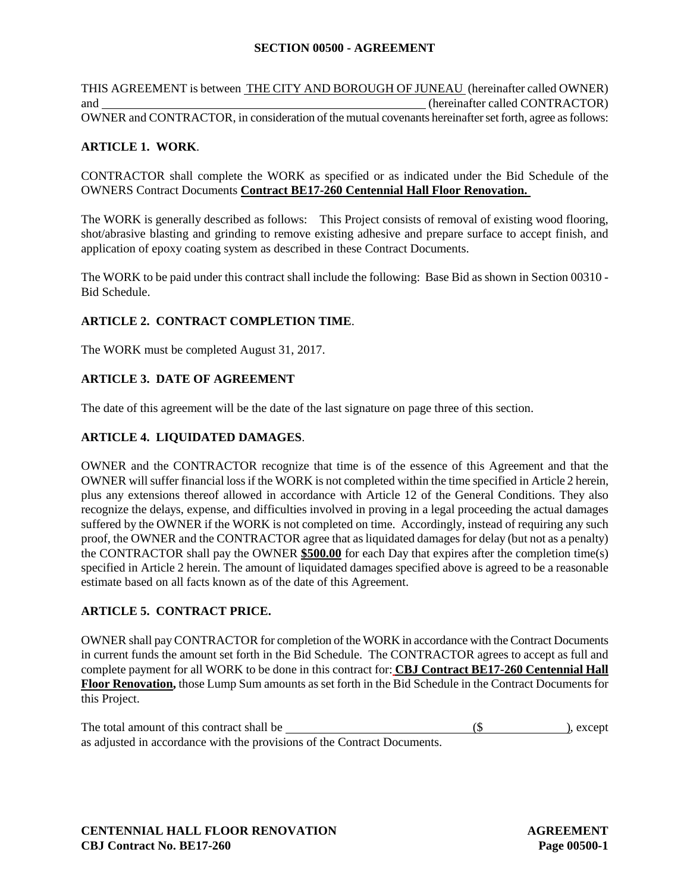# SECTION 00500 - AGREEMENT

THIS AGREEMENT is between THE CITY AND BOROUGH OF JUNEAU (hereinafter called OWNER) and \_\_\_\_\_\_\_\_\_\_\_\_\_\_\_\_\_\_\_\_\_\_\_\_\_\_\_\_\_\_\_\_\_\_\_\_\_\_\_\_\_\_\_\_\_\_\_\_ (hereinafter called CONTRACTOR) OWNER and CONTRACTOR, in consideration of the mutual covenants hereinafter set forth, agree as follows:

## ARTICLE 1. WORK.

CONTRACTOR shall complete the WORK as specified or as indicated under the Bid Schedule of the OWNERS Contract Documents **Contract BE17-260 Centennial Hall Floor Renovation.**

The WORK is generally described as follows: This Project consists of removal of existing wood flooring, shot/abrasive blasting and grinding to remove existing adhesive and prepare surface to accept finish, and application of epoxy coating system as described in these Contract Documents.

The WORK to be paid under this contract shall include the following: Base Bid as shown in Section 00310 - Bid Schedule.

## ARTICLE 2. CONTRACT COMPLETION TIME.

The WORK must be completed August 31, 2017.

## ARTICLE 3. DATE OF AGREEMENT

The date of this agreement will be the date of the last signature on page three of this section.

## ARTICLE 4. LIQUIDATED DAMAGES.

OWNER and the CONTRACTOR recognize that time is of the essence of this Agreement and that the OWNER will suffer financial loss if the WORK is not completed within the time specified in Article 2 herein, plus any extensions thereof allowed in accordance with Article 12 of the General Conditions. They also recognize the delays, expense, and difficulties involved in proving in a legal proceeding the actual damages suffered by the OWNER if the WORK is not completed on time. Accordingly, instead of requiring any such proof, the OWNER and the CONTRACTOR agree that as liquidated damages for delay (but not as a penalty) the CONTRACTOR shall pay the OWNER **$500.00** for each Day that expires after the completion time(s) specified in Article 2 herein. The amount of liquidated damages specified above is agreed to be a reasonable estimate based on all facts known as of the date of this Agreement.

## ARTICLE 5. CONTRACT PRICE.

OWNER shall pay CONTRACTOR for completion of the WORK in accordance with the Contract Documents in current funds the amount set forth in the Bid Schedule. The CONTRACTOR agrees to accept as full and complete payment for all WORK to be done in this contract for: **CBJ Contract BE17-260 Centennial Hall Floor Renovation,** those Lump Sum amounts as set forth in the Bid Schedule in the Contract Documents for this Project.

The total amount of this contract shall be \_\_\_\_\_\_\_\_\_\_\_\_\_\_\_\_\_\_\_\_\_\_\_\_\_\_\_\_\_\_ ($\_\_\_\_\_\_\_\_\_\_\_\_\_\_), except as adjusted in accordance with the provisions of the Contract Documents.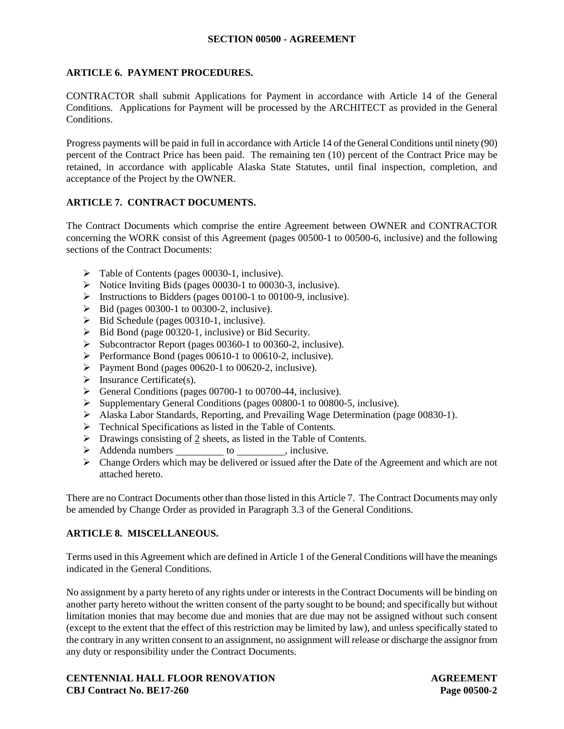## SECTION 00500 - AGREEMENT

### ARTICLE 6. PAYMENT PROCEDURES.

CONTRACTOR shall submit Applications for Payment in accordance with Article 14 of the General Conditions. Applications for Payment will be processed by the ARCHITECT as provided in the General Conditions.

Progress payments will be paid in full in accordance with Article 14 of the General Conditions until ninety (90) percent of the Contract Price has been paid. The remaining ten (10) percent of the Contract Price may be retained, in accordance with applicable Alaska State Statutes, until final inspection, completion, and acceptance of the Project by the OWNER.

### ARTICLE 7. CONTRACT DOCUMENTS.

The Contract Documents which comprise the entire Agreement between OWNER and CONTRACTOR concerning the WORK consist of this Agreement (pages 00500-1 to 00500-6, inclusive) and the following sections of the Contract Documents:

- Table of Contents (pages 00030-1, inclusive).
- Notice Inviting Bids (pages 00030-1 to 00030-3, inclusive).
- Instructions to Bidders (pages 00100-1 to 00100-9, inclusive).
- Bid (pages 00300-1 to 00300-2, inclusive).
- Bid Schedule (pages 00310-1, inclusive).
- Bid Bond (page 00320-1, inclusive) or Bid Security.
- Subcontractor Report (pages 00360-1 to 00360-2, inclusive).
- Performance Bond (pages 00610-1 to 00610-2, inclusive).
- Payment Bond (pages 00620-1 to 00620-2, inclusive).
- Insurance Certificate(s).
- General Conditions (pages 00700-1 to 00700-44, inclusive).
- Supplementary General Conditions (pages 00800-1 to 00800-5, inclusive).
- Alaska Labor Standards, Reporting, and Prevailing Wage Determination (page 00830-1).
- Technical Specifications as listed in the Table of Contents.
- Drawings consisting of 2 sheets, as listed in the Table of Contents.
- Addenda numbers __________ to __________, inclusive.
- Change Orders which may be delivered or issued after the Date of the Agreement and which are not attached hereto.

There are no Contract Documents other than those listed in this Article 7. The Contract Documents may only be amended by Change Order as provided in Paragraph 3.3 of the General Conditions.

### ARTICLE 8. MISCELLANEOUS.

Terms used in this Agreement which are defined in Article 1 of the General Conditions will have the meanings indicated in the General Conditions.

No assignment by a party hereto of any rights under or interests in the Contract Documents will be binding on another party hereto without the written consent of the party sought to be bound; and specifically but without limitation monies that may become due and monies that are due may not be assigned without such consent (except to the extent that the effect of this restriction may be limited by law), and unless specifically stated to the contrary in any written consent to an assignment, no assignment will release or discharge the assignor from any duty or responsibility under the Contract Documents.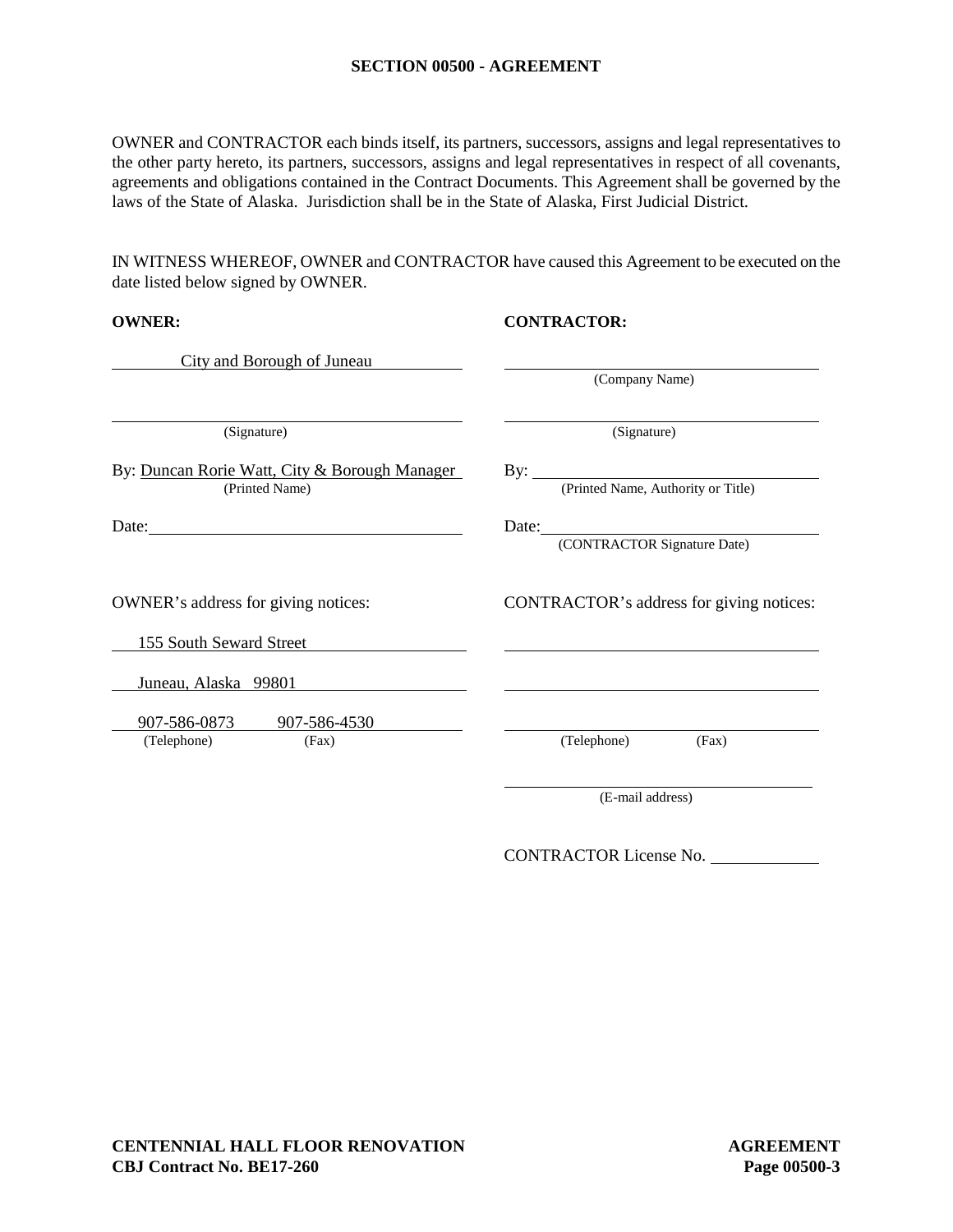## SECTION 00500 - AGREEMENT

OWNER and CONTRACTOR each binds itself, its partners, successors, assigns and legal representatives to the other party hereto, its partners, successors, assigns and legal representatives in respect of all covenants, agreements and obligations contained in the Contract Documents. This Agreement shall be governed by the laws of the State of Alaska. Jurisdiction shall be in the State of Alaska, First Judicial District.

IN WITNESS WHEREOF, OWNER and CONTRACTOR have caused this Agreement to be executed on the date listed below signed by OWNER.

| **OWNER:** | **CONTRACTOR:** |
| --- | --- |
| City and Borough of Juneau | ____________________ (Company Name) |
| ____________________ (Signature) | ____________________ (Signature) |
| By: Duncan Rorie Watt, City & Borough Manager (Printed Name) | By: ____________________ (Printed Name, Authority or Title) |
| Date: ____________________ | Date: ____________________ (CONTRACTOR Signature Date) |

| OWNER's address for giving notices: | CONTRACTOR's address for giving notices: |
| --- | --- |
| 155 South Seward Street | ____________________ |
| Juneau, Alaska 99801 | ____________________ |
| 907-586-0873 (Telephone) 907-586-4530 (Fax) | ____________________ (Telephone) (Fax) |
| | ____________________ (E-mail address) |
| | CONTRACTOR License No. ____________ |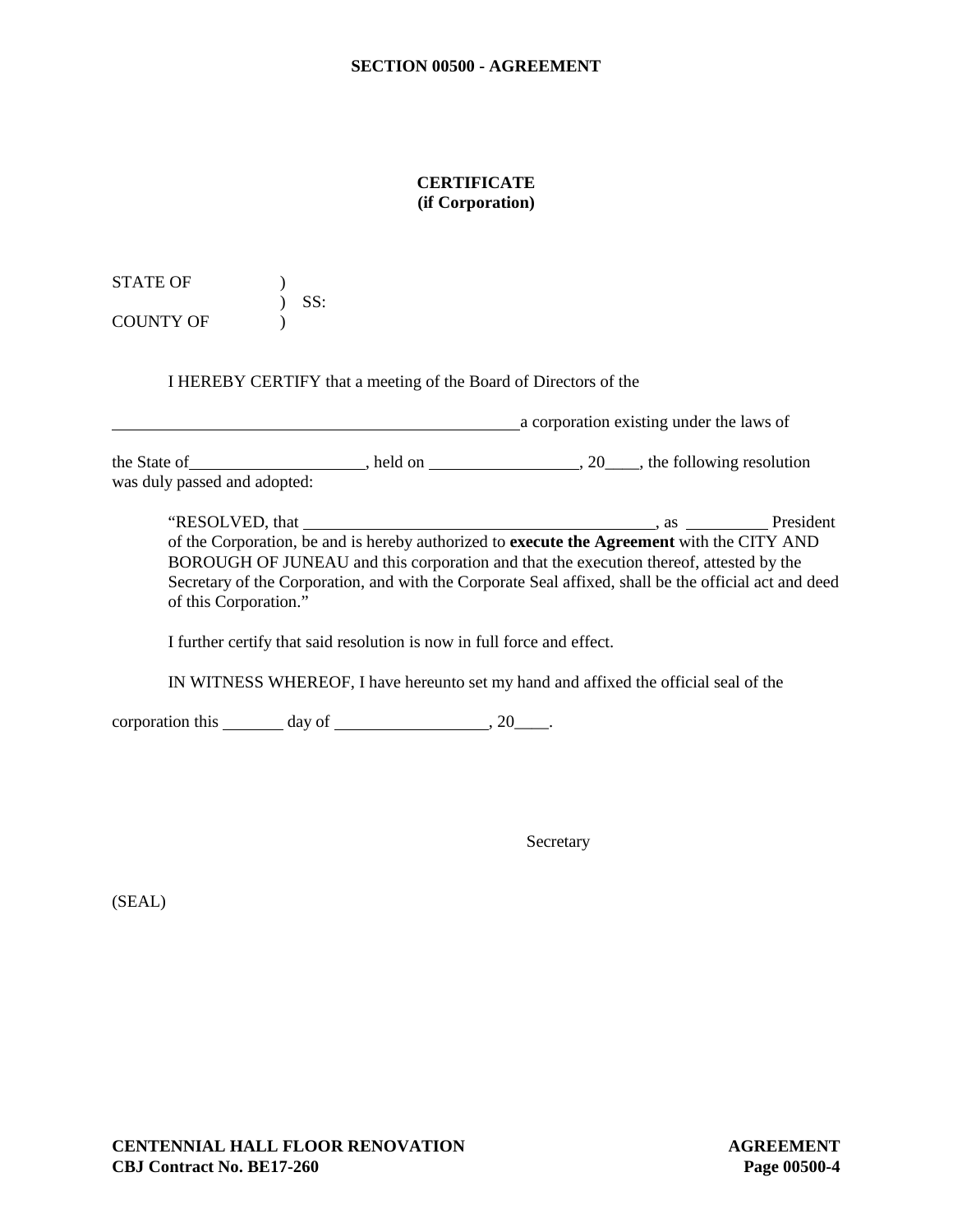**SECTION 00500 - AGREEMENT**

**CERTIFICATE**
**(if Corporation)**

STATE OF )
) SS:
COUNTY OF )

I HEREBY CERTIFY that a meeting of the Board of Directors of the

\_\_\_\_\_\_\_\_\_\_\_\_\_\_\_\_\_\_\_\_\_\_\_\_\_\_\_\_\_\_\_\_\_\_\_\_\_\_\_\_\_\_\_\_\_\_\_\_a corporation existing under the laws of

the State of\_\_\_\_\_\_\_\_\_\_\_\_\_\_\_\_\_\_\_\_, held on \_\_\_\_\_\_\_\_\_\_\_\_\_\_\_\_\_, 20\_\_\_\_, the following resolution was duly passed and adopted:

> "RESOLVED, that \_\_\_\_\_\_\_\_\_\_\_\_\_\_\_\_\_\_\_\_\_\_\_\_\_\_\_\_\_\_\_\_\_\_\_\_\_\_\_\_\_\_, as \_\_\_\_\_\_\_\_\_\_ President of the Corporation, be and is hereby authorized to **execute the Agreement** with the CITY AND BOROUGH OF JUNEAU and this corporation and that the execution thereof, attested by the Secretary of the Corporation, and with the Corporate Seal affixed, shall be the official act and deed of this Corporation."

I further certify that said resolution is now in full force and effect.

IN WITNESS WHEREOF, I have hereunto set my hand and affixed the official seal of the

corporation this \_\_\_\_\_\_\_ day of \_\_\_\_\_\_\_\_\_\_\_\_\_\_\_\_\_\_, 20\_\_\_\_.

Secretary

(SEAL)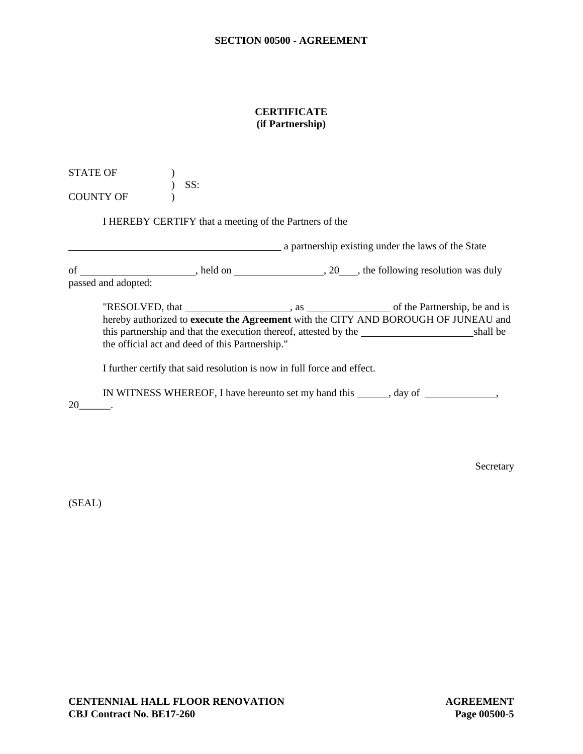**SECTION 00500 - AGREEMENT**

**CERTIFICATE**
**(if Partnership)**

STATE OF )
) SS:
COUNTY OF )

I HEREBY CERTIFY that a meeting of the Partners of the

\_\_\_\_\_\_\_\_\_\_\_\_\_\_\_\_\_\_\_\_\_\_\_\_\_\_\_\_\_\_\_\_\_\_\_\_\_\_\_\_\_\_ a partnership existing under the laws of the State

of \_\_\_\_\_\_\_\_\_\_\_\_\_\_\_\_\_\_\_\_\_\_, held on \_\_\_\_\_\_\_\_\_\_\_\_\_\_\_\_\_, 20\_\_\_, the following resolution was duly passed and adopted:

> "RESOLVED, that \_\_\_\_\_\_\_\_\_\_\_\_\_\_\_\_\_\_\_\_, as \_\_\_\_\_\_\_\_\_\_\_\_\_\_\_\_ of the Partnership, be and is hereby authorized to **execute the Agreement** with the CITY AND BOROUGH OF JUNEAU and this partnership and that the execution thereof, attested by the \_\_\_\_\_\_\_\_\_\_\_\_\_\_\_\_\_\_\_\_\_\_shall be the official act and deed of this Partnership."

I further certify that said resolution is now in full force and effect.

IN WITNESS WHEREOF, I have hereunto set my hand this \_\_\_\_\_\_, day of \_\_\_\_\_\_\_\_\_\_\_\_\_\_, 20\_\_\_\_\_\_.

Secretary

(SEAL)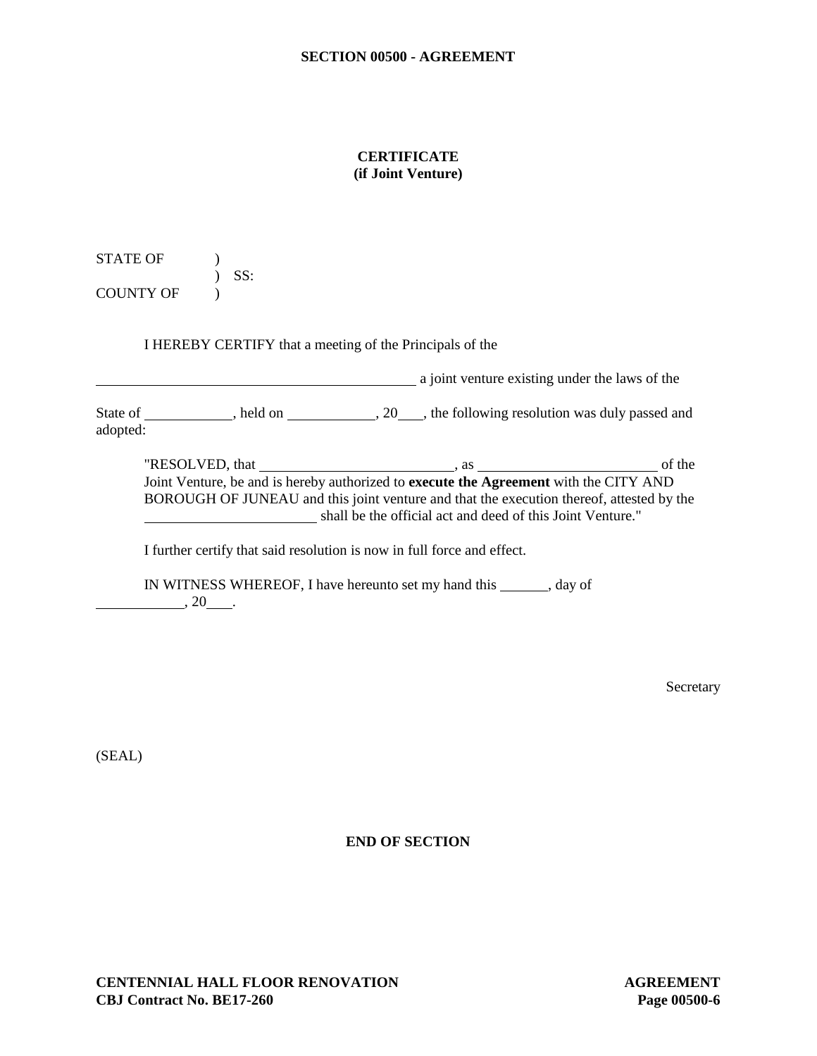# SECTION 00500 - AGREEMENT

## CERTIFICATE
### (if Joint Venture)

STATE OF )  
) SS:  
COUNTY OF )

I HEREBY CERTIFY that a meeting of the Principals of the

\_\_\_\_\_\_\_\_\_\_\_\_\_\_\_\_\_\_\_\_\_\_\_\_\_\_\_\_\_\_\_\_\_\_\_\_\_\_\_\_\_\_\_\_ a joint venture existing under the laws of the

State of \_\_\_\_\_\_\_\_\_\_\_\_, held on \_\_\_\_\_\_\_\_\_\_\_\_, 20\_\_\_, the following resolution was duly passed and adopted:

> "RESOLVED, that \_\_\_\_\_\_\_\_\_\_\_\_\_\_\_\_\_\_\_\_\_\_\_\_\_\_\_, as \_\_\_\_\_\_\_\_\_\_\_\_\_\_\_\_\_\_\_\_\_\_\_\_\_ of the Joint Venture, be and is hereby authorized to **execute the Agreement** with the CITY AND BOROUGH OF JUNEAU and this joint venture and that the execution thereof, attested by the \_\_\_\_\_\_\_\_\_\_\_\_\_\_\_\_\_\_\_\_\_\_\_\_ shall be the official act and deed of this Joint Venture."

I further certify that said resolution is now in full force and effect.

IN WITNESS WHEREOF, I have hereunto set my hand this \_\_\_\_\_\_\_, day of \_\_\_\_\_\_\_\_\_\_\_\_, 20\_\_\_.

Secretary

(SEAL)

**END OF SECTION**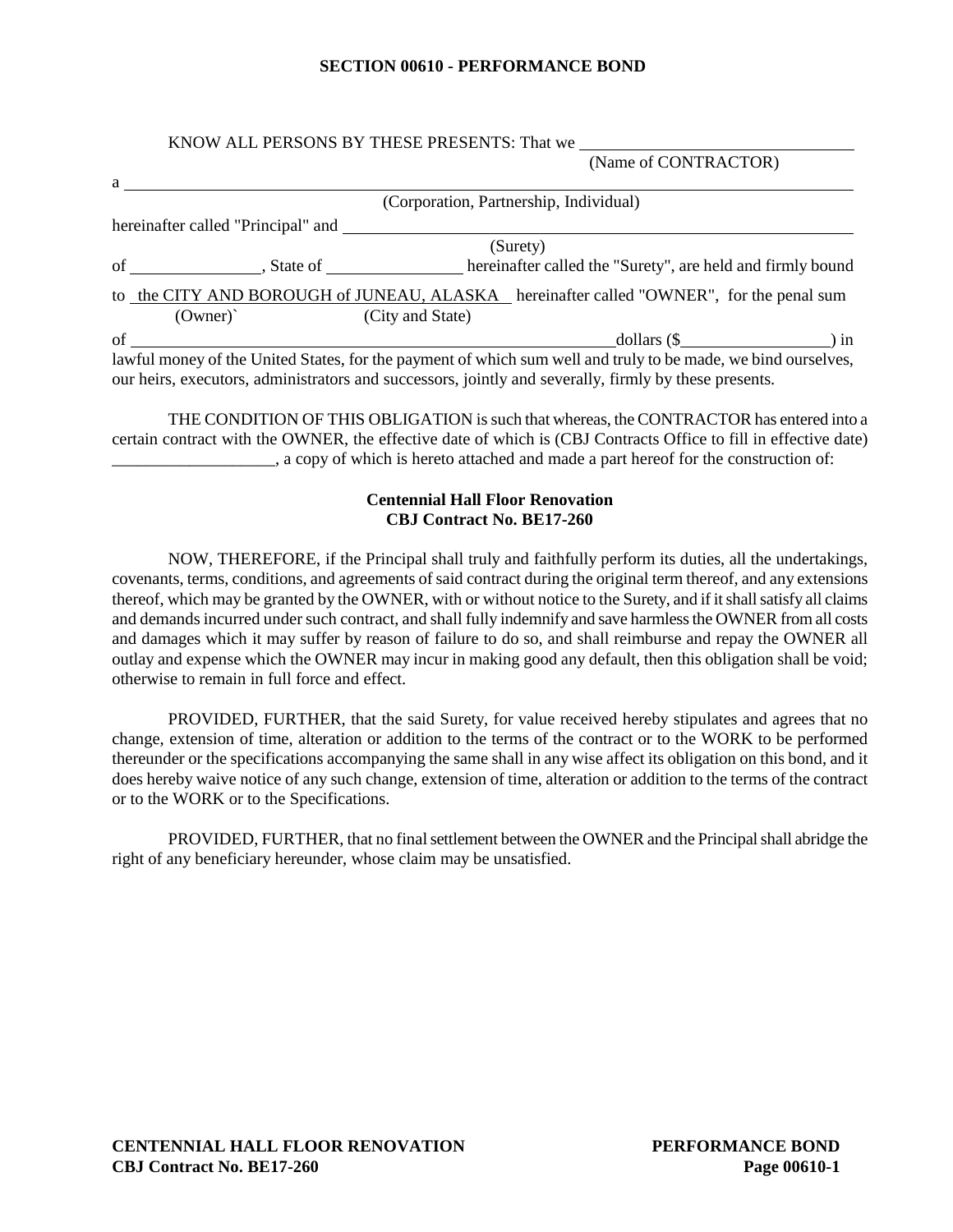# SECTION 00610 - PERFORMANCE BOND

KNOW ALL PERSONS BY THESE PRESENTS: That we ______________________________
(Name of CONTRACTOR)

a ______________________________________________________________________________
(Corporation, Partnership, Individual)

hereinafter called "Principal" and ______________________________________________
(Surety)

of ________________, State of ________________ hereinafter called the "Surety", are held and firmly bound

to the CITY AND BOROUGH of JUNEAU, ALASKA hereinafter called "OWNER", for the penal sum
(Owner)` (City and State)

of ____________________________________________dollars ($__________________) in lawful money of the United States, for the payment of which sum well and truly to be made, we bind ourselves, our heirs, executors, administrators and successors, jointly and severally, firmly by these presents.

THE CONDITION OF THIS OBLIGATION is such that whereas, the CONTRACTOR has entered into a certain contract with the OWNER, the effective date of which is (CBJ Contracts Office to fill in effective date) ___________________, a copy of which is hereto attached and made a part hereof for the construction of:

**Centennial Hall Floor Renovation**
**CBJ Contract No. BE17-260**

NOW, THEREFORE, if the Principal shall truly and faithfully perform its duties, all the undertakings, covenants, terms, conditions, and agreements of said contract during the original term thereof, and any extensions thereof, which may be granted by the OWNER, with or without notice to the Surety, and if it shall satisfy all claims and demands incurred under such contract, and shall fully indemnify and save harmless the OWNER from all costs and damages which it may suffer by reason of failure to do so, and shall reimburse and repay the OWNER all outlay and expense which the OWNER may incur in making good any default, then this obligation shall be void; otherwise to remain in full force and effect.

PROVIDED, FURTHER, that the said Surety, for value received hereby stipulates and agrees that no change, extension of time, alteration or addition to the terms of the contract or to the WORK to be performed thereunder or the specifications accompanying the same shall in any wise affect its obligation on this bond, and it does hereby waive notice of any such change, extension of time, alteration or addition to the terms of the contract or to the WORK or to the Specifications.

PROVIDED, FURTHER, that no final settlement between the OWNER and the Principal shall abridge the right of any beneficiary hereunder, whose claim may be unsatisfied.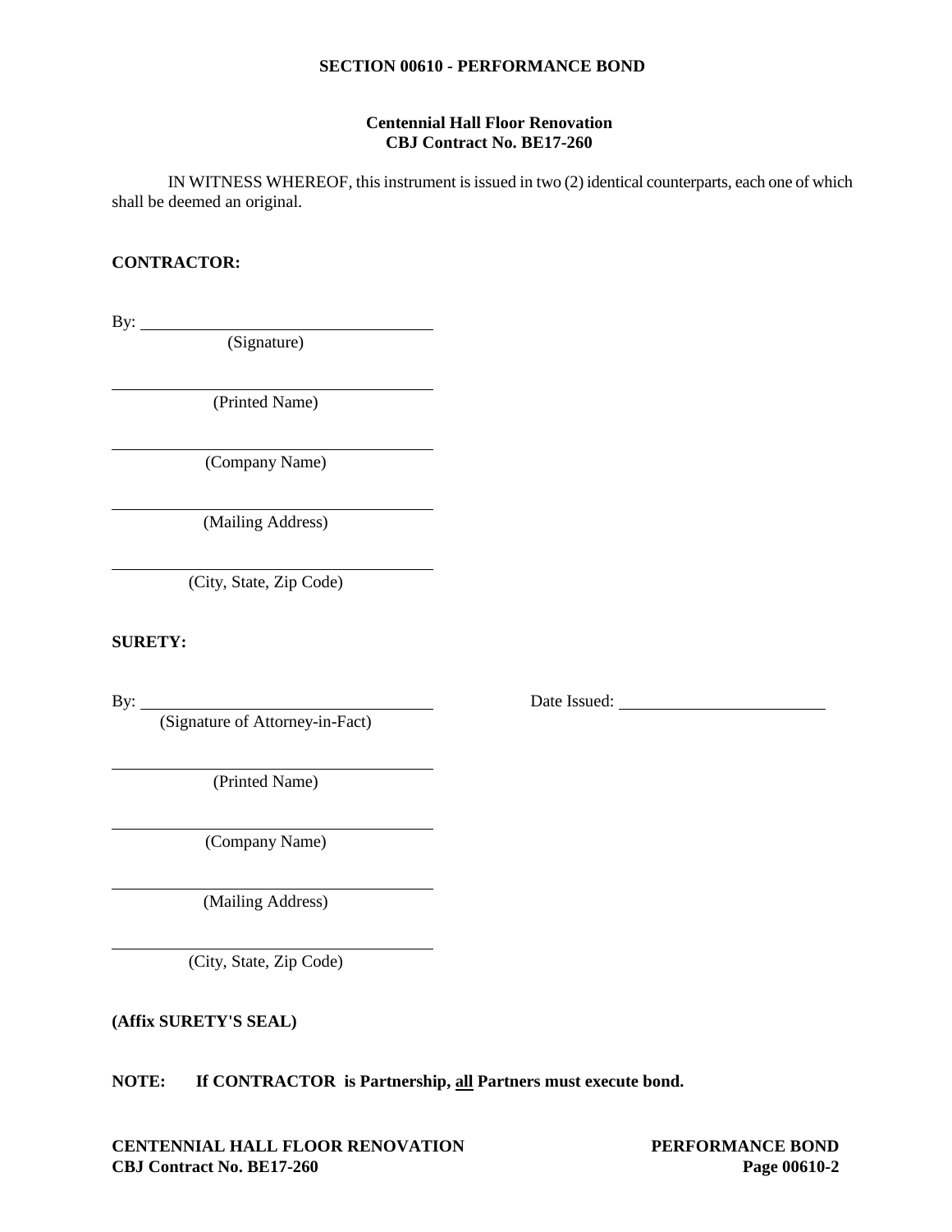**SECTION 00610 - PERFORMANCE BOND**

**Centennial Hall Floor Renovation**
**CBJ Contract No. BE17-260**

IN WITNESS WHEREOF, this instrument is issued in two (2) identical counterparts, each one of which shall be deemed an original.

**CONTRACTOR:**

By: ______________________________
(Signature)

______________________________
(Printed Name)

______________________________
(Company Name)

______________________________
(Mailing Address)

______________________________
(City, State, Zip Code)

**SURETY:**

By: ______________________________ Date Issued: ____________________
(Signature of Attorney-in-Fact)

______________________________
(Printed Name)

______________________________
(Company Name)

______________________________
(Mailing Address)

______________________________
(City, State, Zip Code)

**(Affix SURETY'S SEAL)**

**NOTE: If CONTRACTOR is Partnership, <u>all</u> Partners must execute bond.**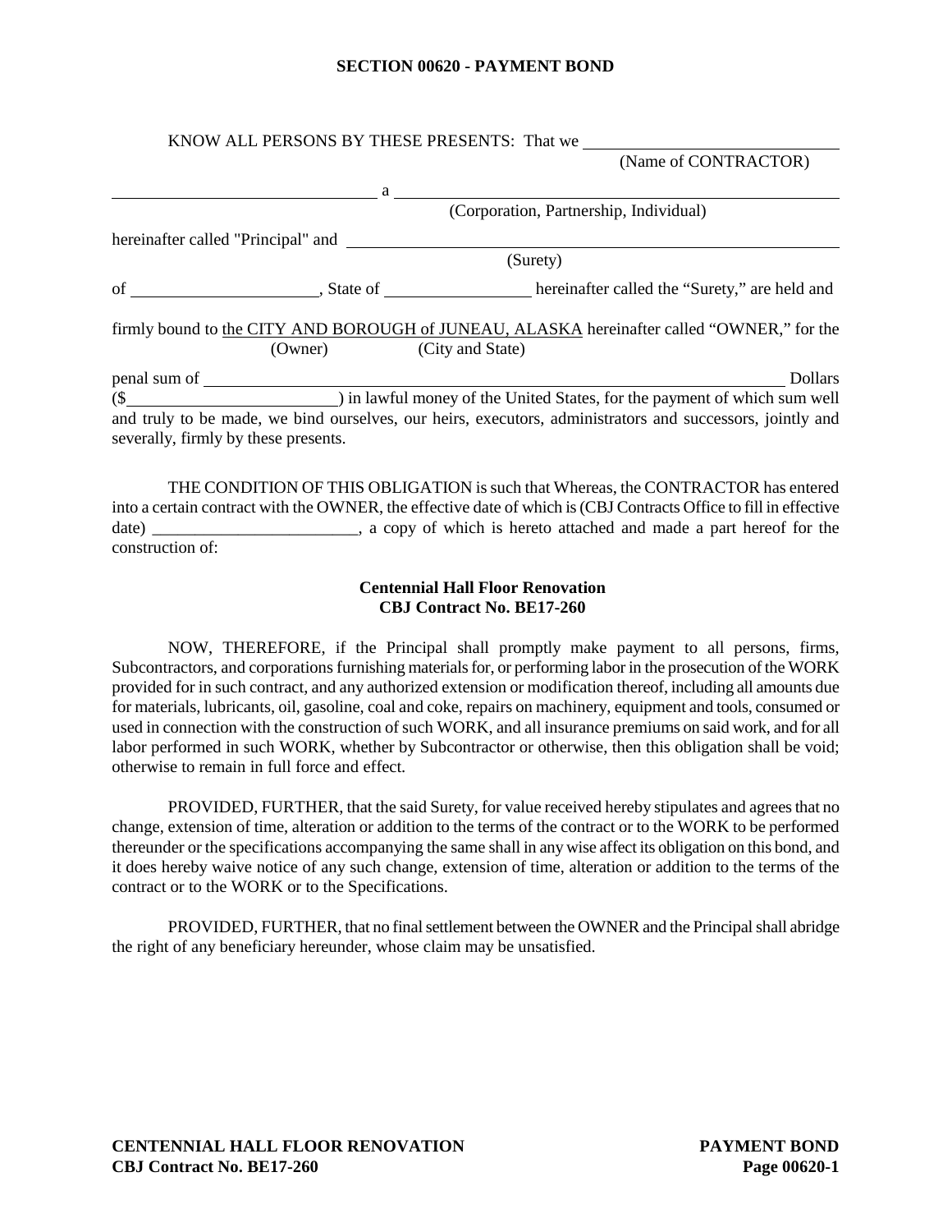# SECTION 00620 - PAYMENT BOND

KNOW ALL PERSONS BY THESE PRESENTS: That we ______________________________
(Name of CONTRACTOR)

______________________________ a ______________________________
(Corporation, Partnership, Individual)

hereinafter called "Principal" and ______________________________
(Surety)

of ______________________, State of _________________ hereinafter called the "Surety," are held and

firmly bound to the CITY AND BOROUGH of JUNEAU, ALASKA hereinafter called "OWNER," for the
(Owner) (City and State)

penal sum of ______________________________________________________ Dollars
($________________________) in lawful money of the United States, for the payment of which sum well and truly to be made, we bind ourselves, our heirs, executors, administrators and successors, jointly and severally, firmly by these presents.

THE CONDITION OF THIS OBLIGATION is such that Whereas, the CONTRACTOR has entered into a certain contract with the OWNER, the effective date of which is (CBJ Contracts Office to fill in effective date) ________________________, a copy of which is hereto attached and made a part hereof for the construction of:

**Centennial Hall Floor Renovation**
**CBJ Contract No. BE17-260**

NOW, THEREFORE, if the Principal shall promptly make payment to all persons, firms, Subcontractors, and corporations furnishing materials for, or performing labor in the prosecution of the WORK provided for in such contract, and any authorized extension or modification thereof, including all amounts due for materials, lubricants, oil, gasoline, coal and coke, repairs on machinery, equipment and tools, consumed or used in connection with the construction of such WORK, and all insurance premiums on said work, and for all labor performed in such WORK, whether by Subcontractor or otherwise, then this obligation shall be void; otherwise to remain in full force and effect.

PROVIDED, FURTHER, that the said Surety, for value received hereby stipulates and agrees that no change, extension of time, alteration or addition to the terms of the contract or to the WORK to be performed thereunder or the specifications accompanying the same shall in any wise affect its obligation on this bond, and it does hereby waive notice of any such change, extension of time, alteration or addition to the terms of the contract or to the WORK or to the Specifications.

PROVIDED, FURTHER, that no final settlement between the OWNER and the Principal shall abridge the right of any beneficiary hereunder, whose claim may be unsatisfied.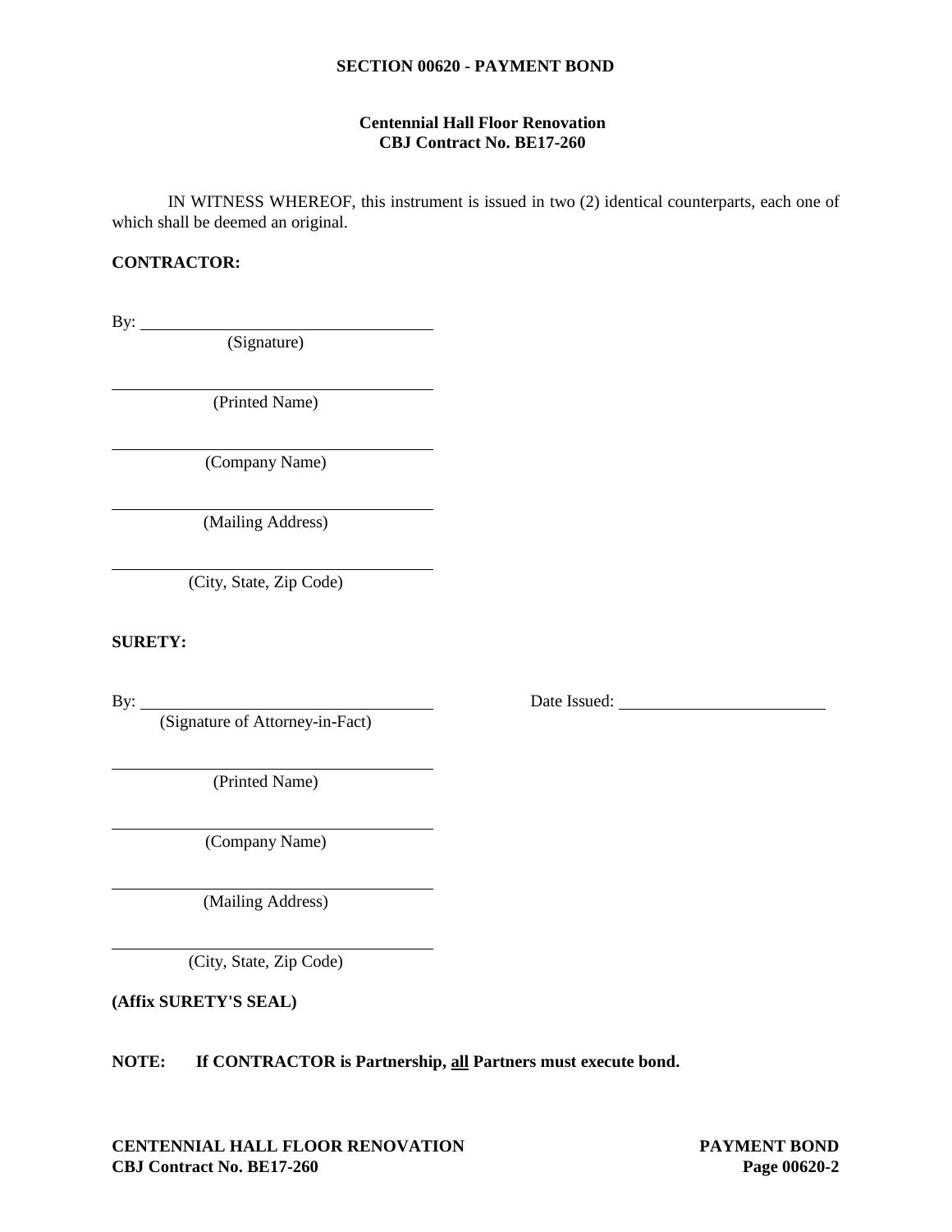**SECTION 00620 - PAYMENT BOND**

**Centennial Hall Floor Renovation**
**CBJ Contract No. BE17-260**

IN WITNESS WHEREOF, this instrument is issued in two (2) identical counterparts, each one of which shall be deemed an original.

**CONTRACTOR:**

By: ______________________________
(Signature)

______________________________
(Printed Name)

______________________________
(Company Name)

______________________________
(Mailing Address)

______________________________
(City, State, Zip Code)

**SURETY:**

By: ______________________________ Date Issued: ______________________
(Signature of Attorney-in-Fact)

______________________________
(Printed Name)

______________________________
(Company Name)

______________________________
(Mailing Address)

______________________________
(City, State, Zip Code)

**(Affix SURETY'S SEAL)**

**NOTE: If CONTRACTOR is Partnership, <u>all</u> Partners must execute bond.**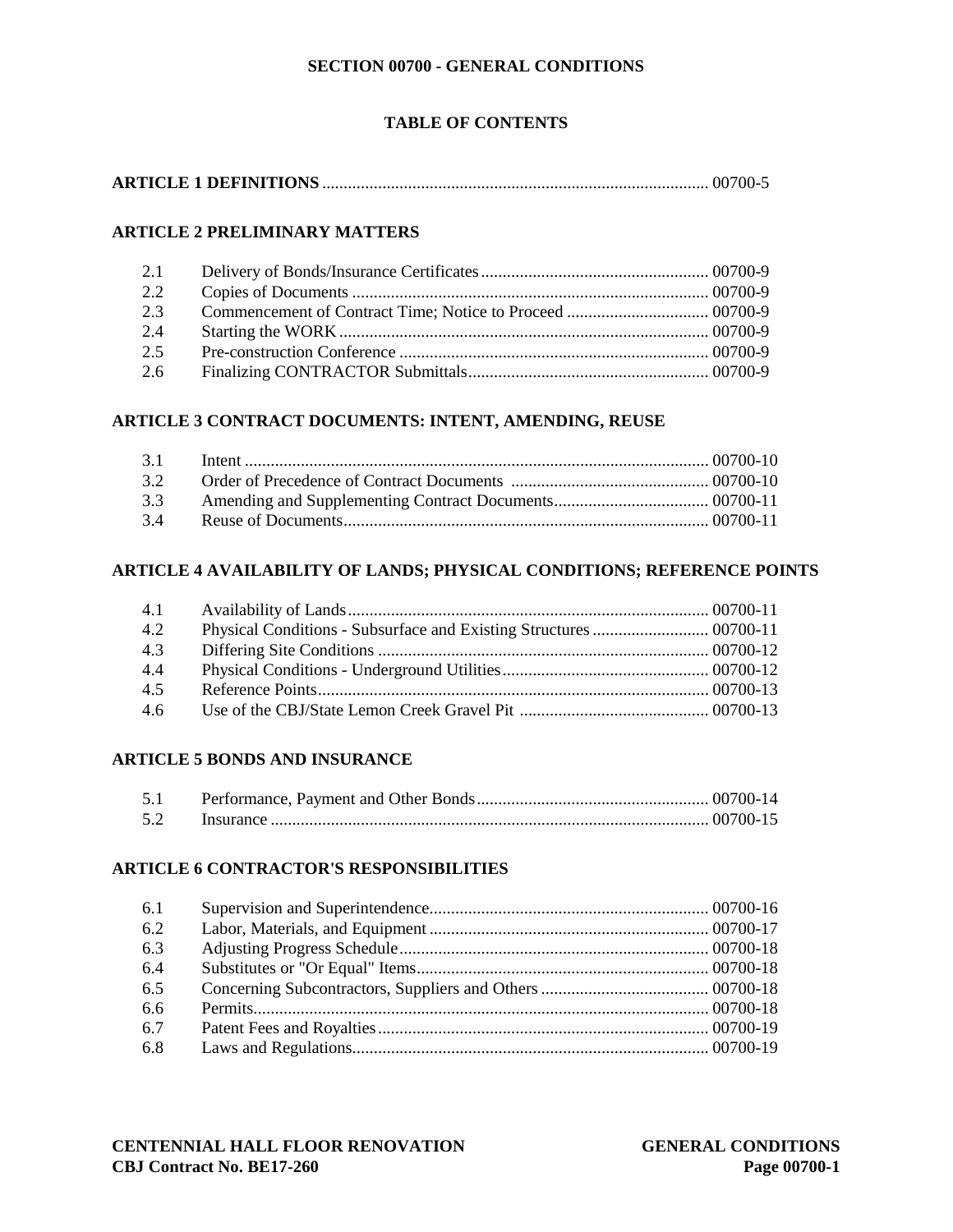# SECTION 00700 - GENERAL CONDITIONS

## TABLE OF CONTENTS

**ARTICLE 1 DEFINITIONS** ........................................................................................ 00700-5

**ARTICLE 2 PRELIMINARY MATTERS**

| | | |
|---|---|---|
| 2.1 | Delivery of Bonds/Insurance Certificates | 00700-9 |
| 2.2 | Copies of Documents | 00700-9 |
| 2.3 | Commencement of Contract Time; Notice to Proceed | 00700-9 |
| 2.4 | Starting the WORK | 00700-9 |
| 2.5 | Pre-construction Conference | 00700-9 |
| 2.6 | Finalizing CONTRACTOR Submittals | 00700-9 |

**ARTICLE 3 CONTRACT DOCUMENTS: INTENT, AMENDING, REUSE**

| | | |
|---|---|---|
| 3.1 | Intent | 00700-10 |
| 3.2 | Order of Precedence of Contract Documents | 00700-10 |
| 3.3 | Amending and Supplementing Contract Documents | 00700-11 |
| 3.4 | Reuse of Documents | 00700-11 |

**ARTICLE 4 AVAILABILITY OF LANDS; PHYSICAL CONDITIONS; REFERENCE POINTS**

| | | |
|---|---|---|
| 4.1 | Availability of Lands | 00700-11 |
| 4.2 | Physical Conditions - Subsurface and Existing Structures | 00700-11 |
| 4.3 | Differing Site Conditions | 00700-12 |
| 4.4 | Physical Conditions - Underground Utilities | 00700-12 |
| 4.5 | Reference Points | 00700-13 |
| 4.6 | Use of the CBJ/State Lemon Creek Gravel Pit | 00700-13 |

**ARTICLE 5 BONDS AND INSURANCE**

| | | |
|---|---|---|
| 5.1 | Performance, Payment and Other Bonds | 00700-14 |
| 5.2 | Insurance | 00700-15 |

**ARTICLE 6 CONTRACTOR'S RESPONSIBILITIES**

| | | |
|---|---|---|
| 6.1 | Supervision and Superintendence | 00700-16 |
| 6.2 | Labor, Materials, and Equipment | 00700-17 |
| 6.3 | Adjusting Progress Schedule | 00700-18 |
| 6.4 | Substitutes or "Or Equal" Items | 00700-18 |
| 6.5 | Concerning Subcontractors, Suppliers and Others | 00700-18 |
| 6.6 | Permits | 00700-18 |
| 6.7 | Patent Fees and Royalties | 00700-19 |
| 6.8 | Laws and Regulations | 00700-19 |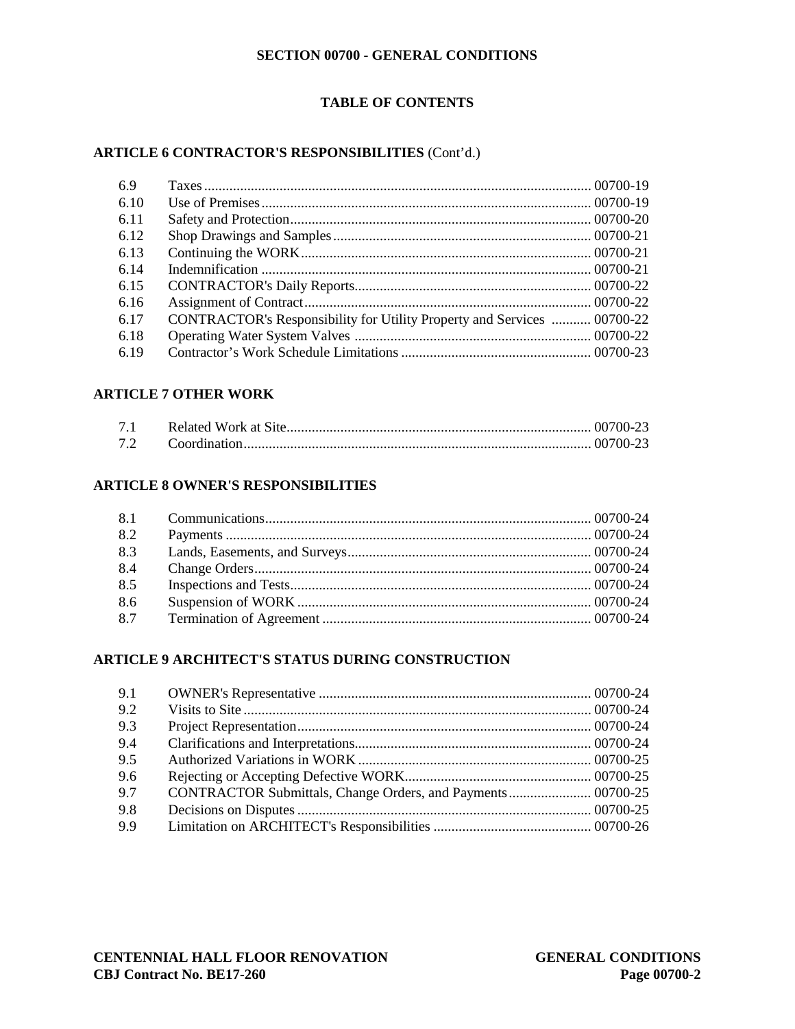# SECTION 00700 - GENERAL CONDITIONS

## TABLE OF CONTENTS

### ARTICLE 6 CONTRACTOR'S RESPONSIBILITIES (Cont'd.)

| | | |
|---|---|---|
| 6.9 | Taxes | 00700-19 |
| 6.10 | Use of Premises | 00700-19 |
| 6.11 | Safety and Protection | 00700-20 |
| 6.12 | Shop Drawings and Samples | 00700-21 |
| 6.13 | Continuing the WORK | 00700-21 |
| 6.14 | Indemnification | 00700-21 |
| 6.15 | CONTRACTOR's Daily Reports | 00700-22 |
| 6.16 | Assignment of Contract | 00700-22 |
| 6.17 | CONTRACTOR's Responsibility for Utility Property and Services | 00700-22 |
| 6.18 | Operating Water System Valves | 00700-22 |
| 6.19 | Contractor's Work Schedule Limitations | 00700-23 |

### ARTICLE 7 OTHER WORK

| | | |
|---|---|---|
| 7.1 | Related Work at Site | 00700-23 |
| 7.2 | Coordination | 00700-23 |

### ARTICLE 8 OWNER'S RESPONSIBILITIES

| | | |
|---|---|---|
| 8.1 | Communications | 00700-24 |
| 8.2 | Payments | 00700-24 |
| 8.3 | Lands, Easements, and Surveys | 00700-24 |
| 8.4 | Change Orders | 00700-24 |
| 8.5 | Inspections and Tests | 00700-24 |
| 8.6 | Suspension of WORK | 00700-24 |
| 8.7 | Termination of Agreement | 00700-24 |

### ARTICLE 9 ARCHITECT'S STATUS DURING CONSTRUCTION

| | | |
|---|---|---|
| 9.1 | OWNER's Representative | 00700-24 |
| 9.2 | Visits to Site | 00700-24 |
| 9.3 | Project Representation | 00700-24 |
| 9.4 | Clarifications and Interpretations | 00700-24 |
| 9.5 | Authorized Variations in WORK | 00700-25 |
| 9.6 | Rejecting or Accepting Defective WORK | 00700-25 |
| 9.7 | CONTRACTOR Submittals, Change Orders, and Payments | 00700-25 |
| 9.8 | Decisions on Disputes | 00700-25 |
| 9.9 | Limitation on ARCHITECT's Responsibilities | 00700-26 |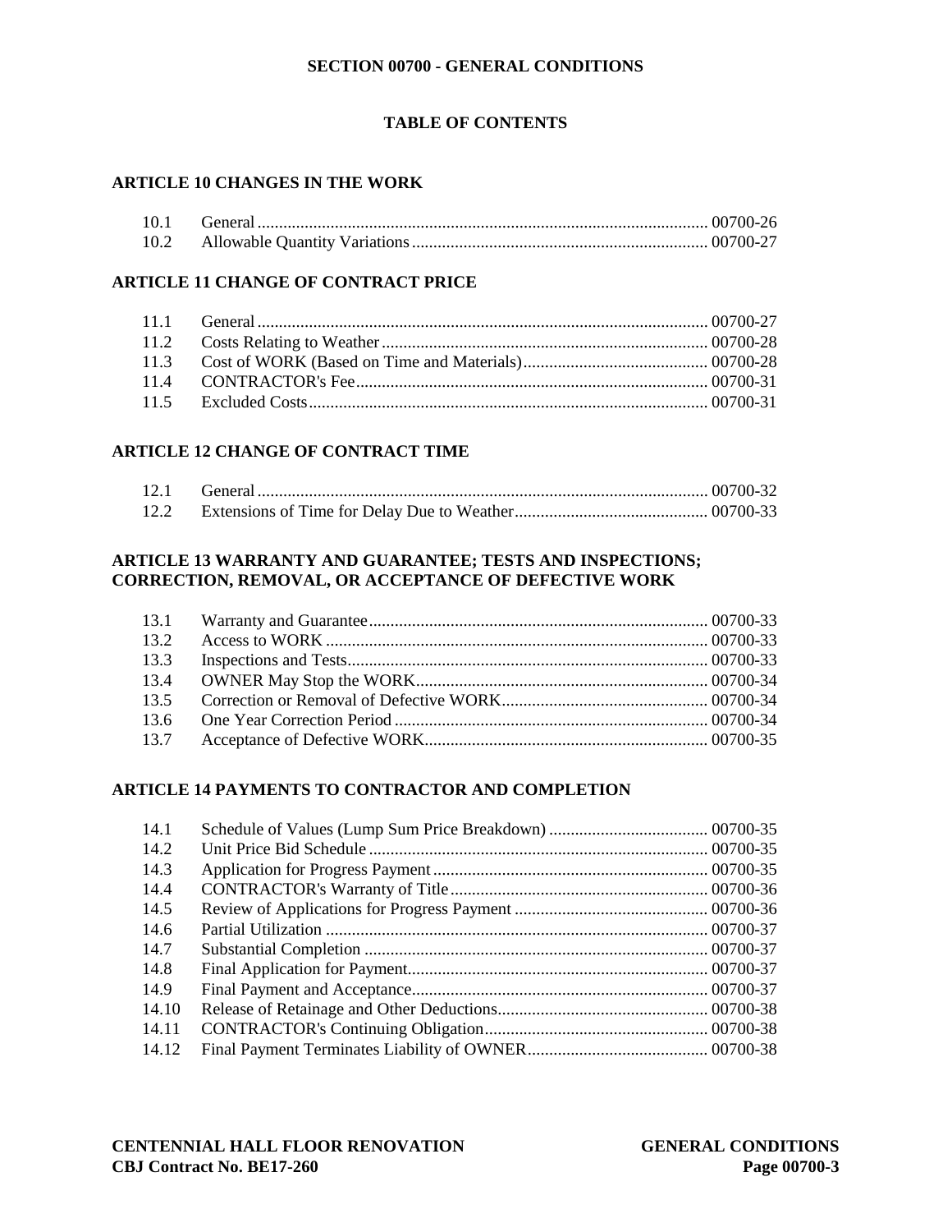# SECTION 00700 - GENERAL CONDITIONS

## TABLE OF CONTENTS

### ARTICLE 10 CHANGES IN THE WORK

| | | |
|---|---|---|
| 10.1 | General | 00700-26 |
| 10.2 | Allowable Quantity Variations | 00700-27 |

### ARTICLE 11 CHANGE OF CONTRACT PRICE

| | | |
|---|---|---|
| 11.1 | General | 00700-27 |
| 11.2 | Costs Relating to Weather | 00700-28 |
| 11.3 | Cost of WORK (Based on Time and Materials) | 00700-28 |
| 11.4 | CONTRACTOR's Fee | 00700-31 |
| 11.5 | Excluded Costs | 00700-31 |

### ARTICLE 12 CHANGE OF CONTRACT TIME

| | | |
|---|---|---|
| 12.1 | General | 00700-32 |
| 12.2 | Extensions of Time for Delay Due to Weather | 00700-33 |

### ARTICLE 13 WARRANTY AND GUARANTEE; TESTS AND INSPECTIONS; CORRECTION, REMOVAL, OR ACCEPTANCE OF DEFECTIVE WORK

| | | |
|---|---|---|
| 13.1 | Warranty and Guarantee | 00700-33 |
| 13.2 | Access to WORK | 00700-33 |
| 13.3 | Inspections and Tests | 00700-33 |
| 13.4 | OWNER May Stop the WORK | 00700-34 |
| 13.5 | Correction or Removal of Defective WORK | 00700-34 |
| 13.6 | One Year Correction Period | 00700-34 |
| 13.7 | Acceptance of Defective WORK | 00700-35 |

### ARTICLE 14 PAYMENTS TO CONTRACTOR AND COMPLETION

| | | |
|---|---|---|
| 14.1 | Schedule of Values (Lump Sum Price Breakdown) | 00700-35 |
| 14.2 | Unit Price Bid Schedule | 00700-35 |
| 14.3 | Application for Progress Payment | 00700-35 |
| 14.4 | CONTRACTOR's Warranty of Title | 00700-36 |
| 14.5 | Review of Applications for Progress Payment | 00700-36 |
| 14.6 | Partial Utilization | 00700-37 |
| 14.7 | Substantial Completion | 00700-37 |
| 14.8 | Final Application for Payment | 00700-37 |
| 14.9 | Final Payment and Acceptance | 00700-37 |
| 14.10 | Release of Retainage and Other Deductions | 00700-38 |
| 14.11 | CONTRACTOR's Continuing Obligation | 00700-38 |
| 14.12 | Final Payment Terminates Liability of OWNER | 00700-38 |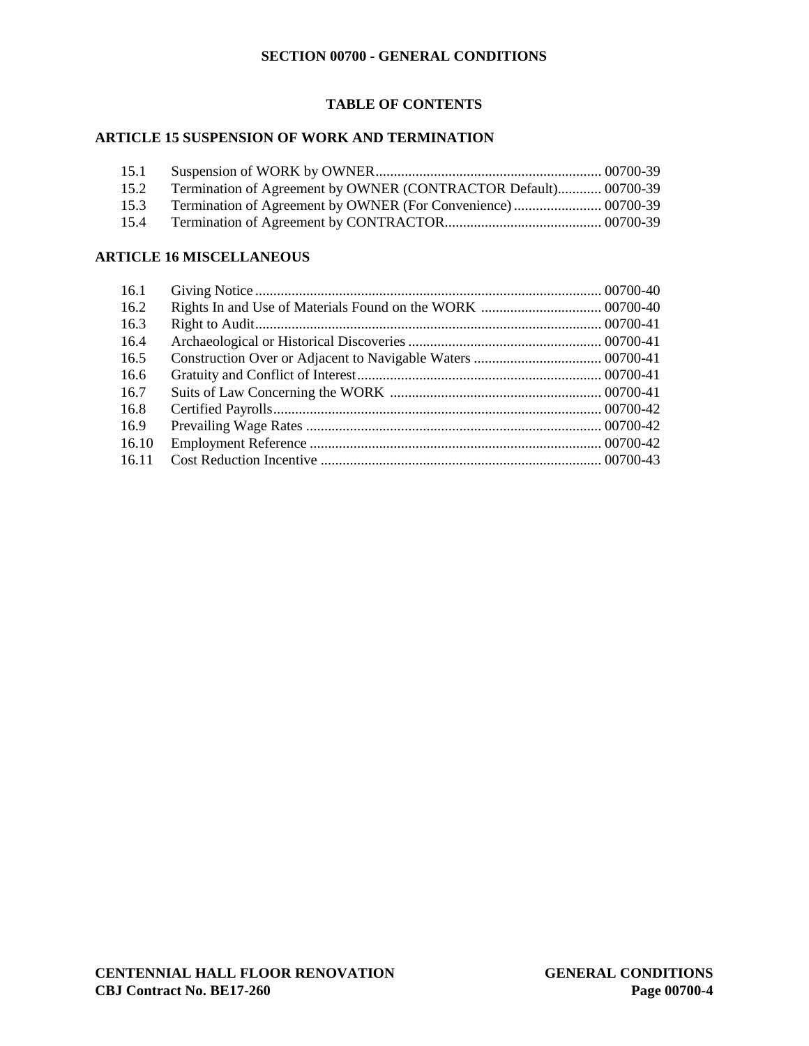**SECTION 00700 - GENERAL CONDITIONS**

**TABLE OF CONTENTS**

**ARTICLE 15 SUSPENSION OF WORK AND TERMINATION**

| | | |
|---|---|---|
| 15.1 | Suspension of WORK by OWNER | 00700-39 |
| 15.2 | Termination of Agreement by OWNER (CONTRACTOR Default) | 00700-39 |
| 15.3 | Termination of Agreement by OWNER (For Convenience) | 00700-39 |
| 15.4 | Termination of Agreement by CONTRACTOR | 00700-39 |

**ARTICLE 16 MISCELLANEOUS**

| | | |
|---|---|---|
| 16.1 | Giving Notice | 00700-40 |
| 16.2 | Rights In and Use of Materials Found on the WORK | 00700-40 |
| 16.3 | Right to Audit | 00700-41 |
| 16.4 | Archaeological or Historical Discoveries | 00700-41 |
| 16.5 | Construction Over or Adjacent to Navigable Waters | 00700-41 |
| 16.6 | Gratuity and Conflict of Interest | 00700-41 |
| 16.7 | Suits of Law Concerning the WORK | 00700-41 |
| 16.8 | Certified Payrolls | 00700-42 |
| 16.9 | Prevailing Wage Rates | 00700-42 |
| 16.10 | Employment Reference | 00700-42 |
| 16.11 | Cost Reduction Incentive | 00700-43 |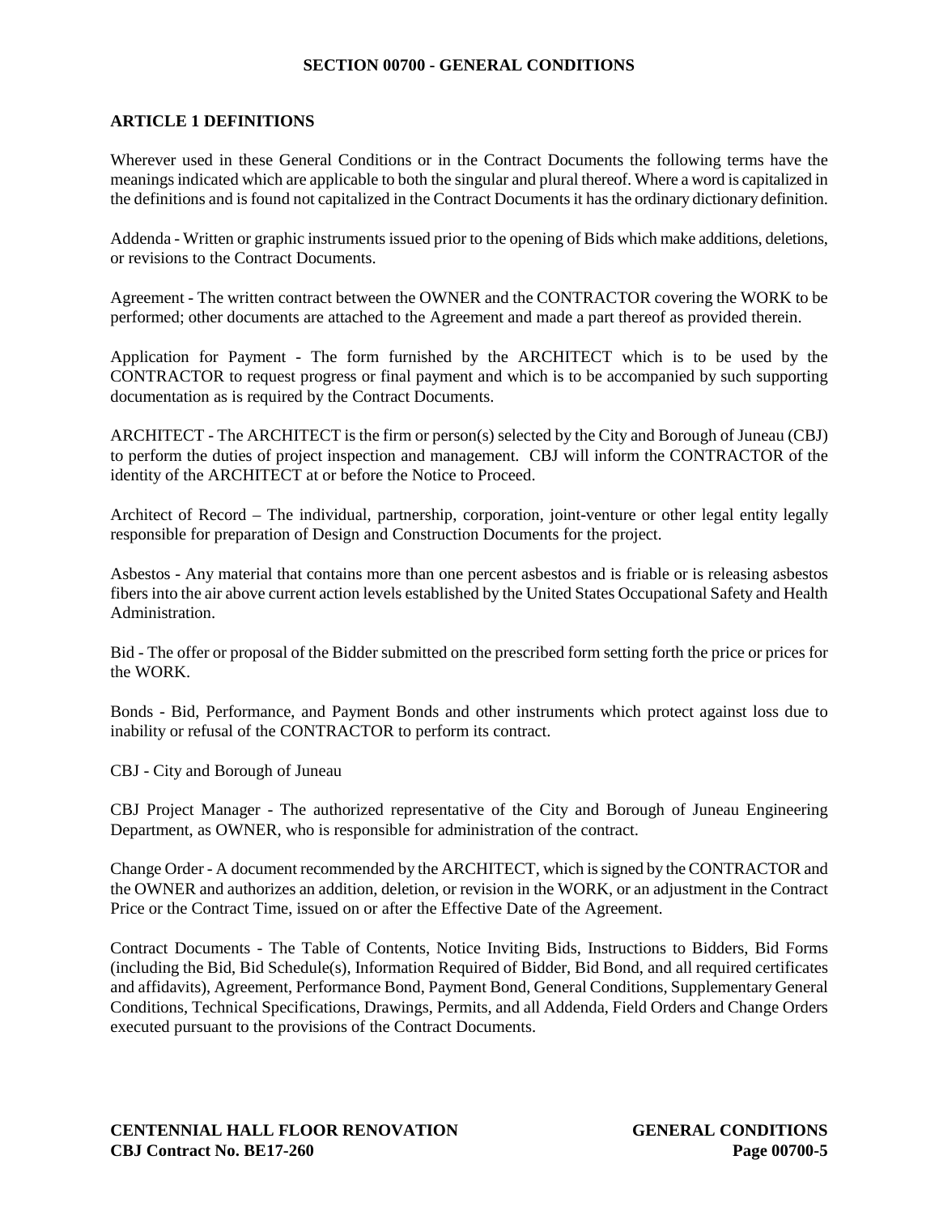## SECTION 00700 - GENERAL CONDITIONS

### ARTICLE 1 DEFINITIONS

Wherever used in these General Conditions or in the Contract Documents the following terms have the meanings indicated which are applicable to both the singular and plural thereof. Where a word is capitalized in the definitions and is found not capitalized in the Contract Documents it has the ordinary dictionary definition.

Addenda - Written or graphic instruments issued prior to the opening of Bids which make additions, deletions, or revisions to the Contract Documents.

Agreement - The written contract between the OWNER and the CONTRACTOR covering the WORK to be performed; other documents are attached to the Agreement and made a part thereof as provided therein.

Application for Payment - The form furnished by the ARCHITECT which is to be used by the CONTRACTOR to request progress or final payment and which is to be accompanied by such supporting documentation as is required by the Contract Documents.

ARCHITECT - The ARCHITECT is the firm or person(s) selected by the City and Borough of Juneau (CBJ) to perform the duties of project inspection and management. CBJ will inform the CONTRACTOR of the identity of the ARCHITECT at or before the Notice to Proceed.

Architect of Record – The individual, partnership, corporation, joint-venture or other legal entity legally responsible for preparation of Design and Construction Documents for the project.

Asbestos - Any material that contains more than one percent asbestos and is friable or is releasing asbestos fibers into the air above current action levels established by the United States Occupational Safety and Health Administration.

Bid - The offer or proposal of the Bidder submitted on the prescribed form setting forth the price or prices for the WORK.

Bonds - Bid, Performance, and Payment Bonds and other instruments which protect against loss due to inability or refusal of the CONTRACTOR to perform its contract.

CBJ - City and Borough of Juneau

CBJ Project Manager - The authorized representative of the City and Borough of Juneau Engineering Department, as OWNER, who is responsible for administration of the contract.

Change Order - A document recommended by the ARCHITECT, which is signed by the CONTRACTOR and the OWNER and authorizes an addition, deletion, or revision in the WORK, or an adjustment in the Contract Price or the Contract Time, issued on or after the Effective Date of the Agreement.

Contract Documents - The Table of Contents, Notice Inviting Bids, Instructions to Bidders, Bid Forms (including the Bid, Bid Schedule(s), Information Required of Bidder, Bid Bond, and all required certificates and affidavits), Agreement, Performance Bond, Payment Bond, General Conditions, Supplementary General Conditions, Technical Specifications, Drawings, Permits, and all Addenda, Field Orders and Change Orders executed pursuant to the provisions of the Contract Documents.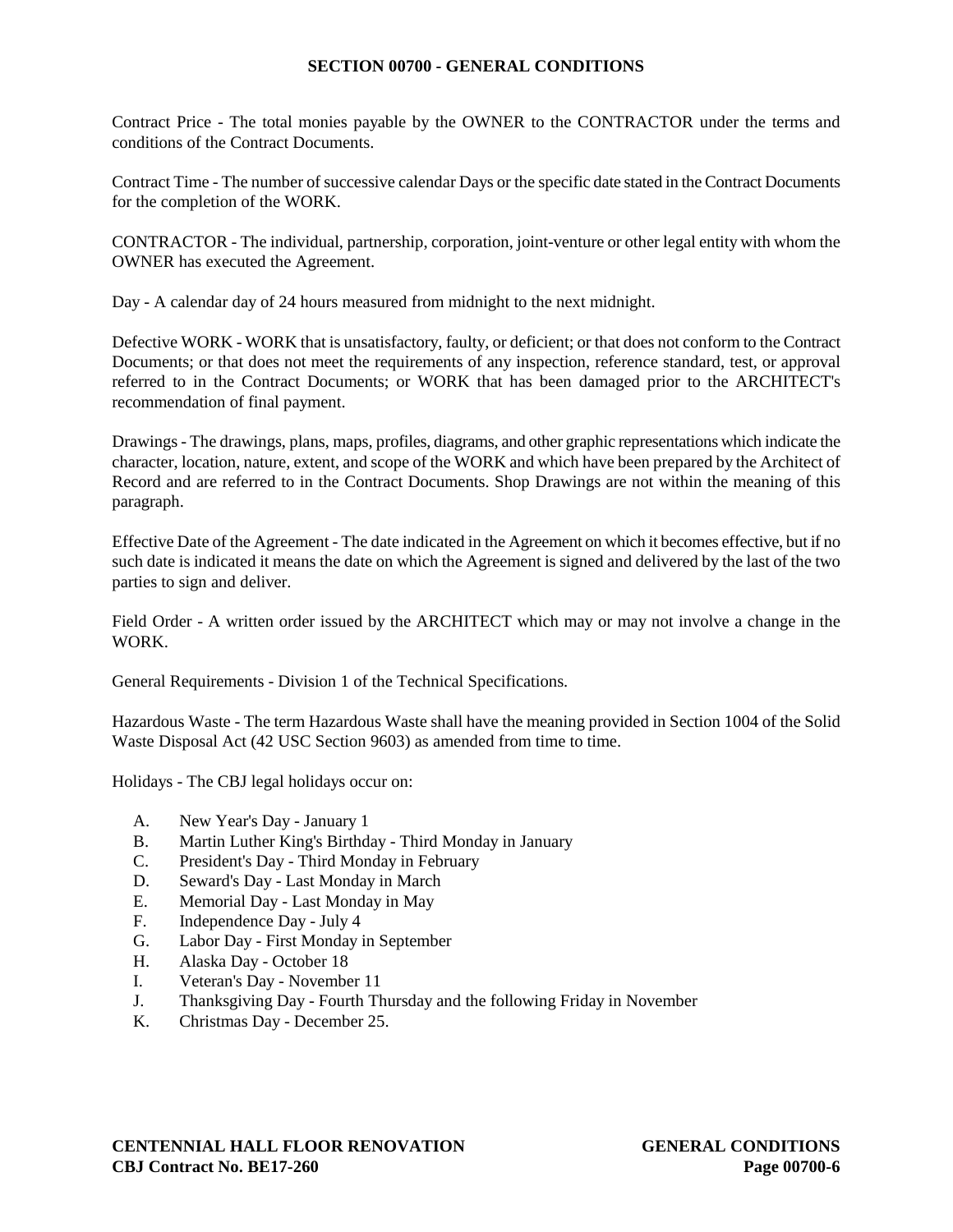## SECTION 00700 - GENERAL CONDITIONS

Contract Price - The total monies payable by the OWNER to the CONTRACTOR under the terms and conditions of the Contract Documents.

Contract Time - The number of successive calendar Days or the specific date stated in the Contract Documents for the completion of the WORK.

CONTRACTOR - The individual, partnership, corporation, joint-venture or other legal entity with whom the OWNER has executed the Agreement.

Day - A calendar day of 24 hours measured from midnight to the next midnight.

Defective WORK - WORK that is unsatisfactory, faulty, or deficient; or that does not conform to the Contract Documents; or that does not meet the requirements of any inspection, reference standard, test, or approval referred to in the Contract Documents; or WORK that has been damaged prior to the ARCHITECT's recommendation of final payment.

Drawings - The drawings, plans, maps, profiles, diagrams, and other graphic representations which indicate the character, location, nature, extent, and scope of the WORK and which have been prepared by the Architect of Record and are referred to in the Contract Documents. Shop Drawings are not within the meaning of this paragraph.

Effective Date of the Agreement - The date indicated in the Agreement on which it becomes effective, but if no such date is indicated it means the date on which the Agreement is signed and delivered by the last of the two parties to sign and deliver.

Field Order - A written order issued by the ARCHITECT which may or may not involve a change in the WORK.

General Requirements - Division 1 of the Technical Specifications.

Hazardous Waste - The term Hazardous Waste shall have the meaning provided in Section 1004 of the Solid Waste Disposal Act (42 USC Section 9603) as amended from time to time.

Holidays - The CBJ legal holidays occur on:

A. New Year's Day - January 1
B. Martin Luther King's Birthday - Third Monday in January
C. President's Day - Third Monday in February
D. Seward's Day - Last Monday in March
E. Memorial Day - Last Monday in May
F. Independence Day - July 4
G. Labor Day - First Monday in September
H. Alaska Day - October 18
I. Veteran's Day - November 11
J. Thanksgiving Day - Fourth Thursday and the following Friday in November
K. Christmas Day - December 25.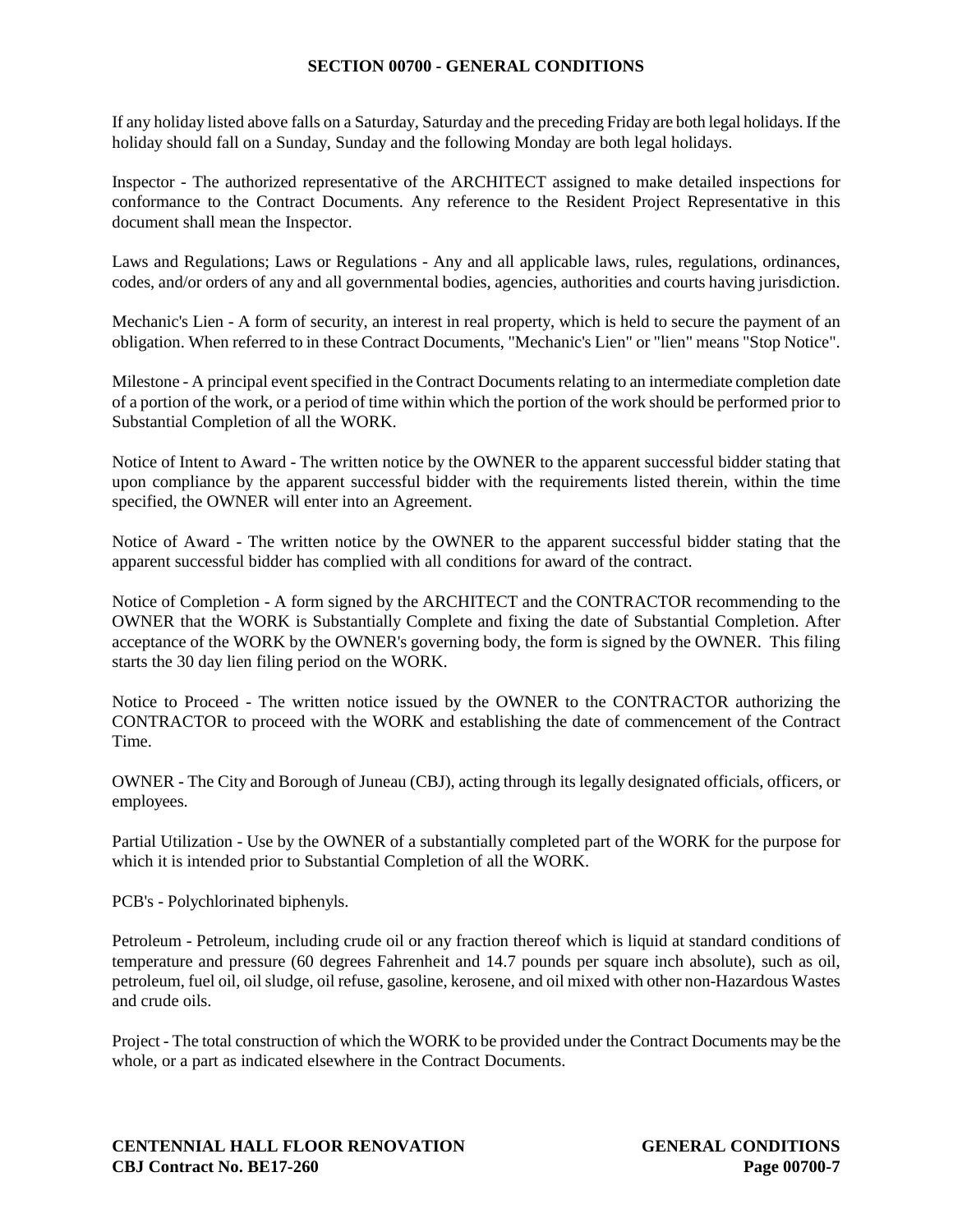If any holiday listed above falls on a Saturday, Saturday and the preceding Friday are both legal holidays. If the holiday should fall on a Sunday, Sunday and the following Monday are both legal holidays.

Inspector - The authorized representative of the ARCHITECT assigned to make detailed inspections for conformance to the Contract Documents. Any reference to the Resident Project Representative in this document shall mean the Inspector.

Laws and Regulations; Laws or Regulations - Any and all applicable laws, rules, regulations, ordinances, codes, and/or orders of any and all governmental bodies, agencies, authorities and courts having jurisdiction.

Mechanic's Lien - A form of security, an interest in real property, which is held to secure the payment of an obligation. When referred to in these Contract Documents, "Mechanic's Lien" or "lien" means "Stop Notice".

Milestone - A principal event specified in the Contract Documents relating to an intermediate completion date of a portion of the work, or a period of time within which the portion of the work should be performed prior to Substantial Completion of all the WORK.

Notice of Intent to Award - The written notice by the OWNER to the apparent successful bidder stating that upon compliance by the apparent successful bidder with the requirements listed therein, within the time specified, the OWNER will enter into an Agreement.

Notice of Award - The written notice by the OWNER to the apparent successful bidder stating that the apparent successful bidder has complied with all conditions for award of the contract.

Notice of Completion - A form signed by the ARCHITECT and the CONTRACTOR recommending to the OWNER that the WORK is Substantially Complete and fixing the date of Substantial Completion. After acceptance of the WORK by the OWNER's governing body, the form is signed by the OWNER. This filing starts the 30 day lien filing period on the WORK.

Notice to Proceed - The written notice issued by the OWNER to the CONTRACTOR authorizing the CONTRACTOR to proceed with the WORK and establishing the date of commencement of the Contract Time.

OWNER - The City and Borough of Juneau (CBJ), acting through its legally designated officials, officers, or employees.

Partial Utilization - Use by the OWNER of a substantially completed part of the WORK for the purpose for which it is intended prior to Substantial Completion of all the WORK.

PCB's - Polychlorinated biphenyls.

Petroleum - Petroleum, including crude oil or any fraction thereof which is liquid at standard conditions of temperature and pressure (60 degrees Fahrenheit and 14.7 pounds per square inch absolute), such as oil, petroleum, fuel oil, oil sludge, oil refuse, gasoline, kerosene, and oil mixed with other non-Hazardous Wastes and crude oils.

Project - The total construction of which the WORK to be provided under the Contract Documents may be the whole, or a part as indicated elsewhere in the Contract Documents.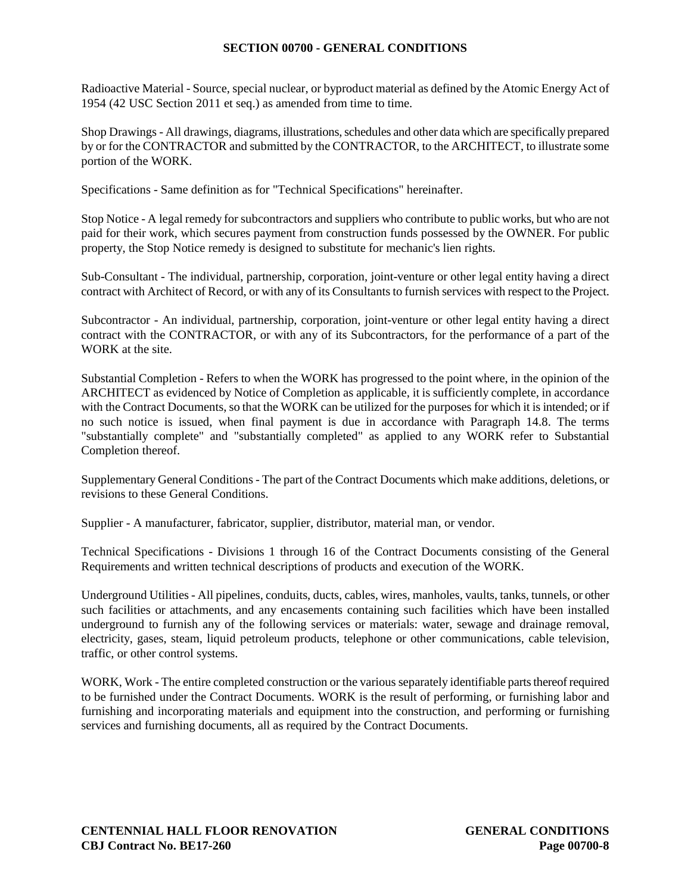Radioactive Material - Source, special nuclear, or byproduct material as defined by the Atomic Energy Act of 1954 (42 USC Section 2011 et seq.) as amended from time to time.

Shop Drawings - All drawings, diagrams, illustrations, schedules and other data which are specifically prepared by or for the CONTRACTOR and submitted by the CONTRACTOR, to the ARCHITECT, to illustrate some portion of the WORK.

Specifications - Same definition as for "Technical Specifications" hereinafter.

Stop Notice - A legal remedy for subcontractors and suppliers who contribute to public works, but who are not paid for their work, which secures payment from construction funds possessed by the OWNER. For public property, the Stop Notice remedy is designed to substitute for mechanic's lien rights.

Sub-Consultant - The individual, partnership, corporation, joint-venture or other legal entity having a direct contract with Architect of Record, or with any of its Consultants to furnish services with respect to the Project.

Subcontractor - An individual, partnership, corporation, joint-venture or other legal entity having a direct contract with the CONTRACTOR, or with any of its Subcontractors, for the performance of a part of the WORK at the site.

Substantial Completion - Refers to when the WORK has progressed to the point where, in the opinion of the ARCHITECT as evidenced by Notice of Completion as applicable, it is sufficiently complete, in accordance with the Contract Documents, so that the WORK can be utilized for the purposes for which it is intended; or if no such notice is issued, when final payment is due in accordance with Paragraph 14.8. The terms "substantially complete" and "substantially completed" as applied to any WORK refer to Substantial Completion thereof.

Supplementary General Conditions - The part of the Contract Documents which make additions, deletions, or revisions to these General Conditions.

Supplier - A manufacturer, fabricator, supplier, distributor, material man, or vendor.

Technical Specifications - Divisions 1 through 16 of the Contract Documents consisting of the General Requirements and written technical descriptions of products and execution of the WORK.

Underground Utilities - All pipelines, conduits, ducts, cables, wires, manholes, vaults, tanks, tunnels, or other such facilities or attachments, and any encasements containing such facilities which have been installed underground to furnish any of the following services or materials: water, sewage and drainage removal, electricity, gases, steam, liquid petroleum products, telephone or other communications, cable television, traffic, or other control systems.

WORK, Work - The entire completed construction or the various separately identifiable parts thereof required to be furnished under the Contract Documents. WORK is the result of performing, or furnishing labor and furnishing and incorporating materials and equipment into the construction, and performing or furnishing services and furnishing documents, all as required by the Contract Documents.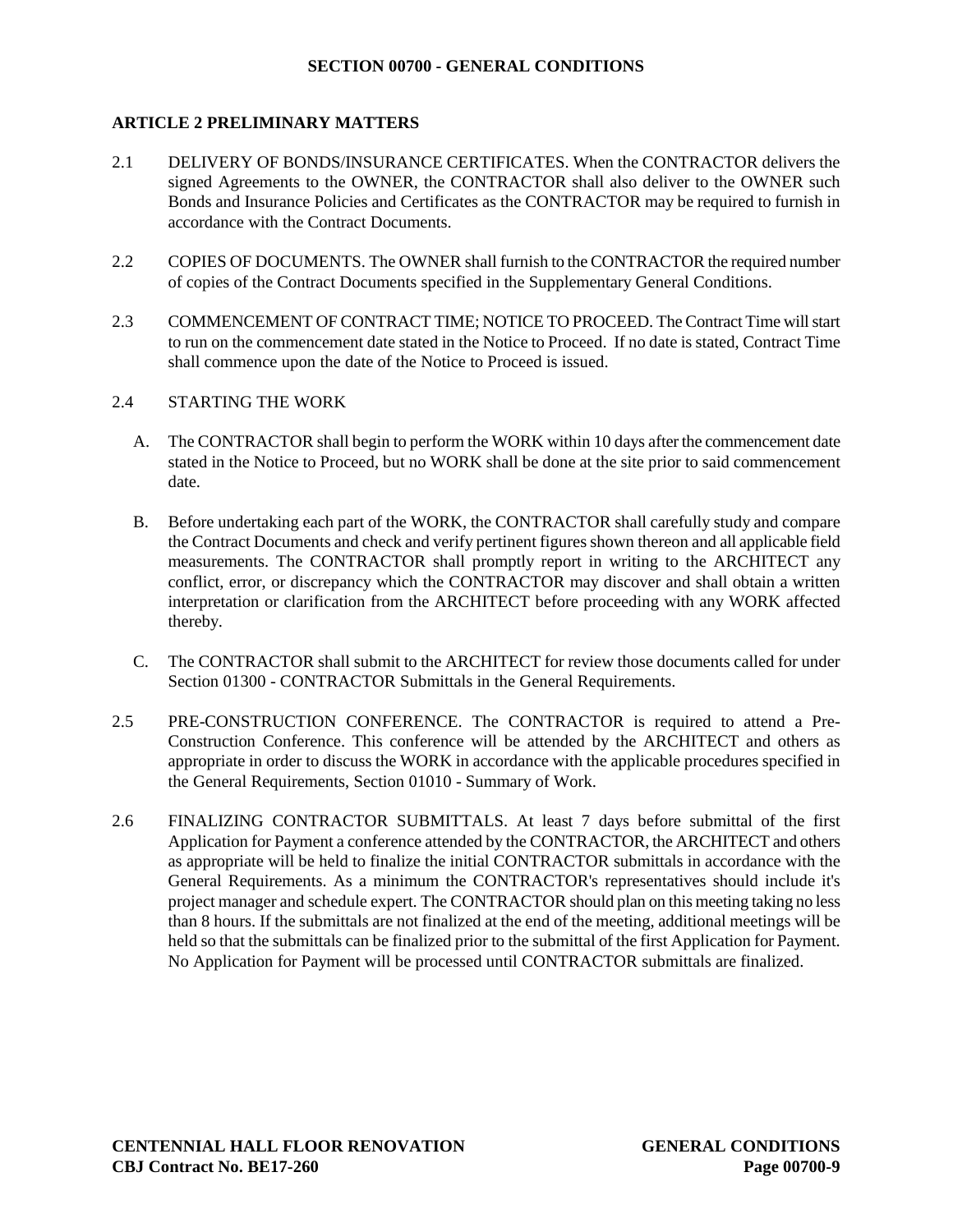# SECTION 00700 - GENERAL CONDITIONS

## ARTICLE 2 PRELIMINARY MATTERS

2.1 DELIVERY OF BONDS/INSURANCE CERTIFICATES. When the CONTRACTOR delivers the signed Agreements to the OWNER, the CONTRACTOR shall also deliver to the OWNER such Bonds and Insurance Policies and Certificates as the CONTRACTOR may be required to furnish in accordance with the Contract Documents.

2.2 COPIES OF DOCUMENTS. The OWNER shall furnish to the CONTRACTOR the required number of copies of the Contract Documents specified in the Supplementary General Conditions.

2.3 COMMENCEMENT OF CONTRACT TIME; NOTICE TO PROCEED. The Contract Time will start to run on the commencement date stated in the Notice to Proceed. If no date is stated, Contract Time shall commence upon the date of the Notice to Proceed is issued.

2.4 STARTING THE WORK

A. The CONTRACTOR shall begin to perform the WORK within 10 days after the commencement date stated in the Notice to Proceed, but no WORK shall be done at the site prior to said commencement date.

B. Before undertaking each part of the WORK, the CONTRACTOR shall carefully study and compare the Contract Documents and check and verify pertinent figures shown thereon and all applicable field measurements. The CONTRACTOR shall promptly report in writing to the ARCHITECT any conflict, error, or discrepancy which the CONTRACTOR may discover and shall obtain a written interpretation or clarification from the ARCHITECT before proceeding with any WORK affected thereby.

C. The CONTRACTOR shall submit to the ARCHITECT for review those documents called for under Section 01300 - CONTRACTOR Submittals in the General Requirements.

2.5 PRE-CONSTRUCTION CONFERENCE. The CONTRACTOR is required to attend a Pre-Construction Conference. This conference will be attended by the ARCHITECT and others as appropriate in order to discuss the WORK in accordance with the applicable procedures specified in the General Requirements, Section 01010 - Summary of Work.

2.6 FINALIZING CONTRACTOR SUBMITTALS. At least 7 days before submittal of the first Application for Payment a conference attended by the CONTRACTOR, the ARCHITECT and others as appropriate will be held to finalize the initial CONTRACTOR submittals in accordance with the General Requirements. As a minimum the CONTRACTOR's representatives should include it's project manager and schedule expert. The CONTRACTOR should plan on this meeting taking no less than 8 hours. If the submittals are not finalized at the end of the meeting, additional meetings will be held so that the submittals can be finalized prior to the submittal of the first Application for Payment. No Application for Payment will be processed until CONTRACTOR submittals are finalized.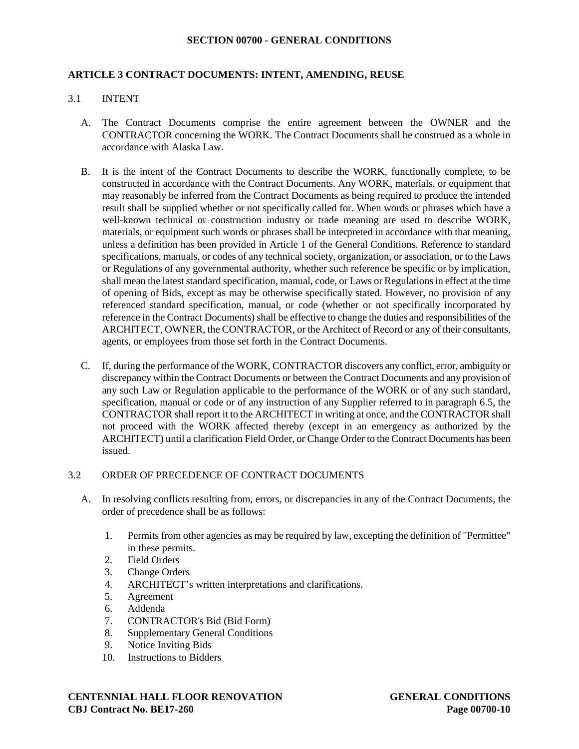## SECTION 00700 - GENERAL CONDITIONS

### ARTICLE 3 CONTRACT DOCUMENTS: INTENT, AMENDING, REUSE

3.1 INTENT

A. The Contract Documents comprise the entire agreement between the OWNER and the CONTRACTOR concerning the WORK. The Contract Documents shall be construed as a whole in accordance with Alaska Law.

B. It is the intent of the Contract Documents to describe the WORK, functionally complete, to be constructed in accordance with the Contract Documents. Any WORK, materials, or equipment that may reasonably be inferred from the Contract Documents as being required to produce the intended result shall be supplied whether or not specifically called for. When words or phrases which have a well-known technical or construction industry or trade meaning are used to describe WORK, materials, or equipment such words or phrases shall be interpreted in accordance with that meaning, unless a definition has been provided in Article 1 of the General Conditions. Reference to standard specifications, manuals, or codes of any technical society, organization, or association, or to the Laws or Regulations of any governmental authority, whether such reference be specific or by implication, shall mean the latest standard specification, manual, code, or Laws or Regulations in effect at the time of opening of Bids, except as may be otherwise specifically stated. However, no provision of any referenced standard specification, manual, or code (whether or not specifically incorporated by reference in the Contract Documents) shall be effective to change the duties and responsibilities of the ARCHITECT, OWNER, the CONTRACTOR, or the Architect of Record or any of their consultants, agents, or employees from those set forth in the Contract Documents.

C. If, during the performance of the WORK, CONTRACTOR discovers any conflict, error, ambiguity or discrepancy within the Contract Documents or between the Contract Documents and any provision of any such Law or Regulation applicable to the performance of the WORK or of any such standard, specification, manual or code or of any instruction of any Supplier referred to in paragraph 6.5, the CONTRACTOR shall report it to the ARCHITECT in writing at once, and the CONTRACTOR shall not proceed with the WORK affected thereby (except in an emergency as authorized by the ARCHITECT) until a clarification Field Order, or Change Order to the Contract Documents has been issued.

3.2 ORDER OF PRECEDENCE OF CONTRACT DOCUMENTS

A. In resolving conflicts resulting from, errors, or discrepancies in any of the Contract Documents, the order of precedence shall be as follows:

1. Permits from other agencies as may be required by law, excepting the definition of "Permittee" in these permits.
2. Field Orders
3. Change Orders
4. ARCHITECT's written interpretations and clarifications.
5. Agreement
6. Addenda
7. CONTRACTOR's Bid (Bid Form)
8. Supplementary General Conditions
9. Notice Inviting Bids
10. Instructions to Bidders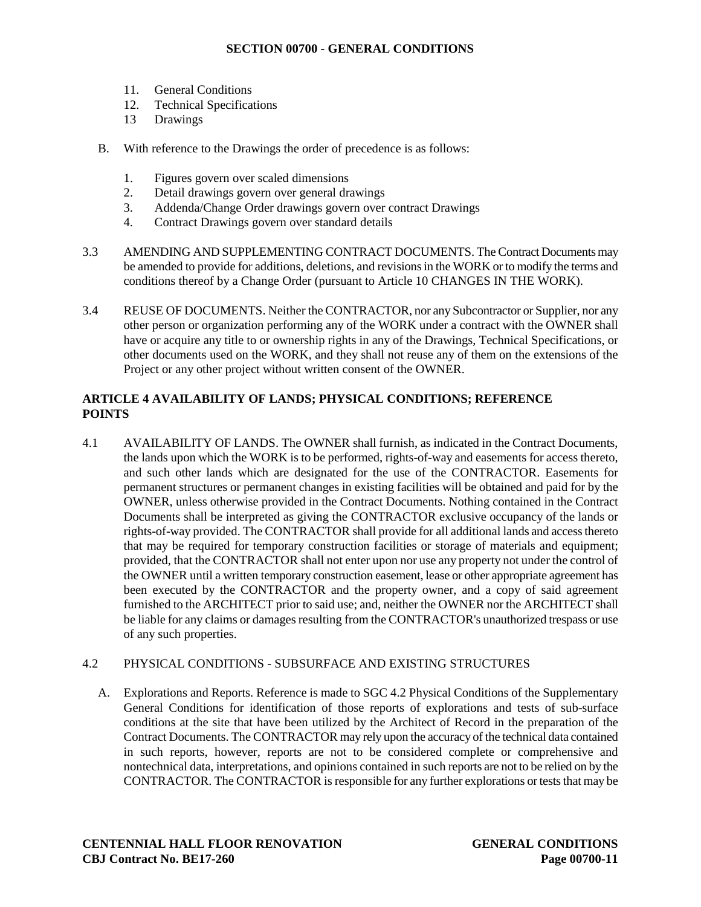11. General Conditions
12. Technical Specifications
13 Drawings

B. With reference to the Drawings the order of precedence is as follows:

1. Figures govern over scaled dimensions
2. Detail drawings govern over general drawings
3. Addenda/Change Order drawings govern over contract Drawings
4. Contract Drawings govern over standard details

3.3 AMENDING AND SUPPLEMENTING CONTRACT DOCUMENTS. The Contract Documents may be amended to provide for additions, deletions, and revisions in the WORK or to modify the terms and conditions thereof by a Change Order (pursuant to Article 10 CHANGES IN THE WORK).

3.4 REUSE OF DOCUMENTS. Neither the CONTRACTOR, nor any Subcontractor or Supplier, nor any other person or organization performing any of the WORK under a contract with the OWNER shall have or acquire any title to or ownership rights in any of the Drawings, Technical Specifications, or other documents used on the WORK, and they shall not reuse any of them on the extensions of the Project or any other project without written consent of the OWNER.

## ARTICLE 4 AVAILABILITY OF LANDS; PHYSICAL CONDITIONS; REFERENCE POINTS

4.1 AVAILABILITY OF LANDS. The OWNER shall furnish, as indicated in the Contract Documents, the lands upon which the WORK is to be performed, rights-of-way and easements for access thereto, and such other lands which are designated for the use of the CONTRACTOR. Easements for permanent structures or permanent changes in existing facilities will be obtained and paid for by the OWNER, unless otherwise provided in the Contract Documents. Nothing contained in the Contract Documents shall be interpreted as giving the CONTRACTOR exclusive occupancy of the lands or rights-of-way provided. The CONTRACTOR shall provide for all additional lands and access thereto that may be required for temporary construction facilities or storage of materials and equipment; provided, that the CONTRACTOR shall not enter upon nor use any property not under the control of the OWNER until a written temporary construction easement, lease or other appropriate agreement has been executed by the CONTRACTOR and the property owner, and a copy of said agreement furnished to the ARCHITECT prior to said use; and, neither the OWNER nor the ARCHITECT shall be liable for any claims or damages resulting from the CONTRACTOR's unauthorized trespass or use of any such properties.

4.2 PHYSICAL CONDITIONS - SUBSURFACE AND EXISTING STRUCTURES

A. Explorations and Reports. Reference is made to SGC 4.2 Physical Conditions of the Supplementary General Conditions for identification of those reports of explorations and tests of sub-surface conditions at the site that have been utilized by the Architect of Record in the preparation of the Contract Documents. The CONTRACTOR may rely upon the accuracy of the technical data contained in such reports, however, reports are not to be considered complete or comprehensive and nontechnical data, interpretations, and opinions contained in such reports are not to be relied on by the CONTRACTOR. The CONTRACTOR is responsible for any further explorations or tests that may be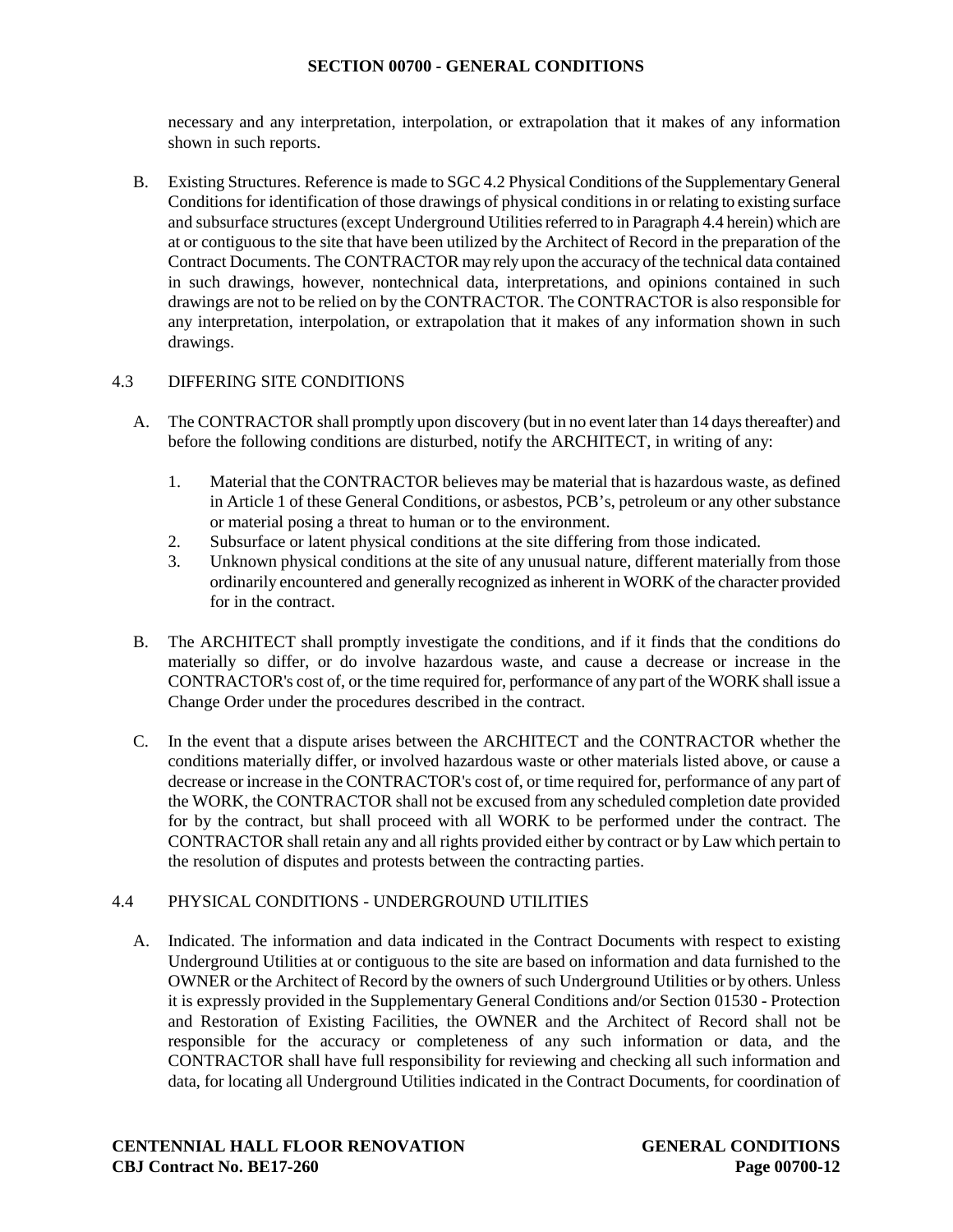necessary and any interpretation, interpolation, or extrapolation that it makes of any information shown in such reports.

B. Existing Structures. Reference is made to SGC 4.2 Physical Conditions of the Supplementary General Conditions for identification of those drawings of physical conditions in or relating to existing surface and subsurface structures (except Underground Utilities referred to in Paragraph 4.4 herein) which are at or contiguous to the site that have been utilized by the Architect of Record in the preparation of the Contract Documents. The CONTRACTOR may rely upon the accuracy of the technical data contained in such drawings, however, nontechnical data, interpretations, and opinions contained in such drawings are not to be relied on by the CONTRACTOR. The CONTRACTOR is also responsible for any interpretation, interpolation, or extrapolation that it makes of any information shown in such drawings.

### 4.3 DIFFERING SITE CONDITIONS

A. The CONTRACTOR shall promptly upon discovery (but in no event later than 14 days thereafter) and before the following conditions are disturbed, notify the ARCHITECT, in writing of any:

1. Material that the CONTRACTOR believes may be material that is hazardous waste, as defined in Article 1 of these General Conditions, or asbestos, PCB's, petroleum or any other substance or material posing a threat to human or to the environment.
2. Subsurface or latent physical conditions at the site differing from those indicated.
3. Unknown physical conditions at the site of any unusual nature, different materially from those ordinarily encountered and generally recognized as inherent in WORK of the character provided for in the contract.

B. The ARCHITECT shall promptly investigate the conditions, and if it finds that the conditions do materially so differ, or do involve hazardous waste, and cause a decrease or increase in the CONTRACTOR's cost of, or the time required for, performance of any part of the WORK shall issue a Change Order under the procedures described in the contract.

C. In the event that a dispute arises between the ARCHITECT and the CONTRACTOR whether the conditions materially differ, or involved hazardous waste or other materials listed above, or cause a decrease or increase in the CONTRACTOR's cost of, or time required for, performance of any part of the WORK, the CONTRACTOR shall not be excused from any scheduled completion date provided for by the contract, but shall proceed with all WORK to be performed under the contract. The CONTRACTOR shall retain any and all rights provided either by contract or by Law which pertain to the resolution of disputes and protests between the contracting parties.

### 4.4 PHYSICAL CONDITIONS - UNDERGROUND UTILITIES

A. Indicated. The information and data indicated in the Contract Documents with respect to existing Underground Utilities at or contiguous to the site are based on information and data furnished to the OWNER or the Architect of Record by the owners of such Underground Utilities or by others. Unless it is expressly provided in the Supplementary General Conditions and/or Section 01530 - Protection and Restoration of Existing Facilities, the OWNER and the Architect of Record shall not be responsible for the accuracy or completeness of any such information or data, and the CONTRACTOR shall have full responsibility for reviewing and checking all such information and data, for locating all Underground Utilities indicated in the Contract Documents, for coordination of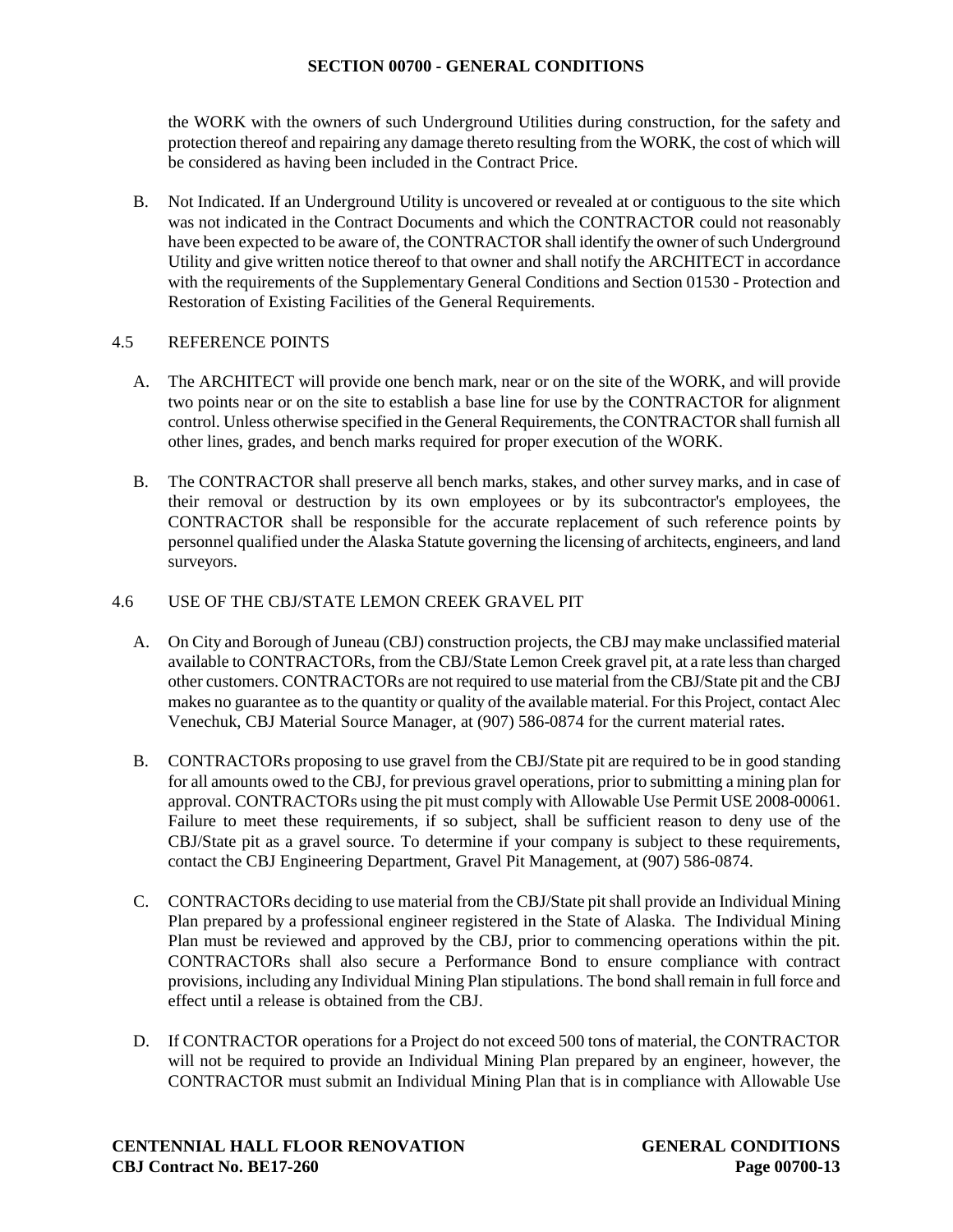the WORK with the owners of such Underground Utilities during construction, for the safety and protection thereof and repairing any damage thereto resulting from the WORK, the cost of which will be considered as having been included in the Contract Price.

B. Not Indicated. If an Underground Utility is uncovered or revealed at or contiguous to the site which was not indicated in the Contract Documents and which the CONTRACTOR could not reasonably have been expected to be aware of, the CONTRACTOR shall identify the owner of such Underground Utility and give written notice thereof to that owner and shall notify the ARCHITECT in accordance with the requirements of the Supplementary General Conditions and Section 01530 - Protection and Restoration of Existing Facilities of the General Requirements.

## 4.5 REFERENCE POINTS

A. The ARCHITECT will provide one bench mark, near or on the site of the WORK, and will provide two points near or on the site to establish a base line for use by the CONTRACTOR for alignment control. Unless otherwise specified in the General Requirements, the CONTRACTOR shall furnish all other lines, grades, and bench marks required for proper execution of the WORK.

B. The CONTRACTOR shall preserve all bench marks, stakes, and other survey marks, and in case of their removal or destruction by its own employees or by its subcontractor's employees, the CONTRACTOR shall be responsible for the accurate replacement of such reference points by personnel qualified under the Alaska Statute governing the licensing of architects, engineers, and land surveyors.

## 4.6 USE OF THE CBJ/STATE LEMON CREEK GRAVEL PIT

A. On City and Borough of Juneau (CBJ) construction projects, the CBJ may make unclassified material available to CONTRACTORs, from the CBJ/State Lemon Creek gravel pit, at a rate less than charged other customers. CONTRACTORs are not required to use material from the CBJ/State pit and the CBJ makes no guarantee as to the quantity or quality of the available material. For this Project, contact Alec Venechuk, CBJ Material Source Manager, at (907) 586-0874 for the current material rates.

B. CONTRACTORs proposing to use gravel from the CBJ/State pit are required to be in good standing for all amounts owed to the CBJ, for previous gravel operations, prior to submitting a mining plan for approval. CONTRACTORs using the pit must comply with Allowable Use Permit USE 2008-00061. Failure to meet these requirements, if so subject, shall be sufficient reason to deny use of the CBJ/State pit as a gravel source. To determine if your company is subject to these requirements, contact the CBJ Engineering Department, Gravel Pit Management, at (907) 586-0874.

C. CONTRACTORs deciding to use material from the CBJ/State pit shall provide an Individual Mining Plan prepared by a professional engineer registered in the State of Alaska. The Individual Mining Plan must be reviewed and approved by the CBJ, prior to commencing operations within the pit. CONTRACTORs shall also secure a Performance Bond to ensure compliance with contract provisions, including any Individual Mining Plan stipulations. The bond shall remain in full force and effect until a release is obtained from the CBJ.

D. If CONTRACTOR operations for a Project do not exceed 500 tons of material, the CONTRACTOR will not be required to provide an Individual Mining Plan prepared by an engineer, however, the CONTRACTOR must submit an Individual Mining Plan that is in compliance with Allowable Use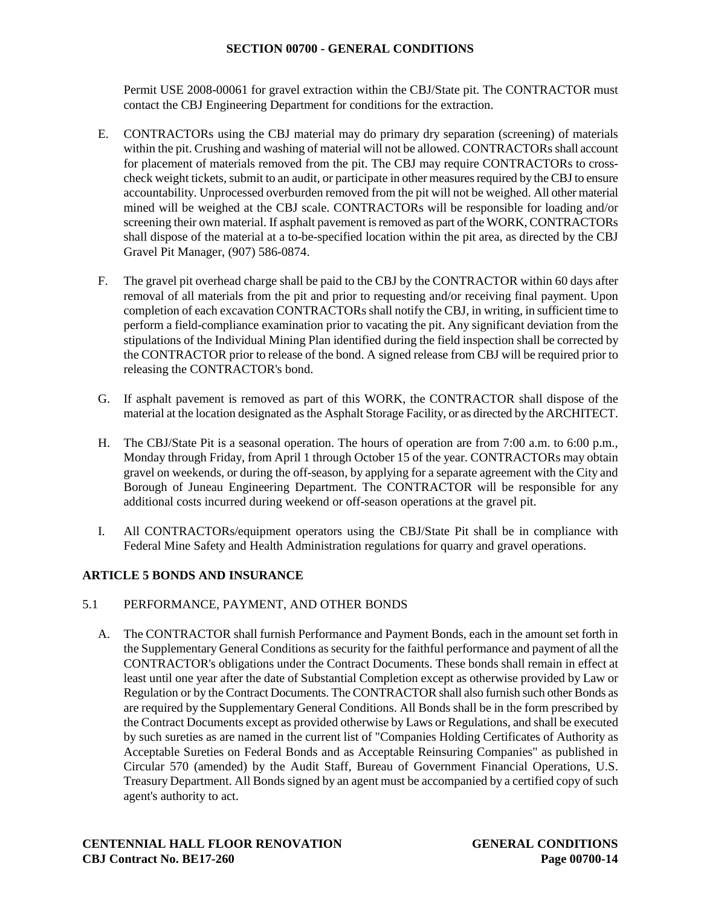Permit USE 2008-00061 for gravel extraction within the CBJ/State pit. The CONTRACTOR must contact the CBJ Engineering Department for conditions for the extraction.

E. CONTRACTORs using the CBJ material may do primary dry separation (screening) of materials within the pit. Crushing and washing of material will not be allowed. CONTRACTORs shall account for placement of materials removed from the pit. The CBJ may require CONTRACTORs to cross-check weight tickets, submit to an audit, or participate in other measures required by the CBJ to ensure accountability. Unprocessed overburden removed from the pit will not be weighed. All other material mined will be weighed at the CBJ scale. CONTRACTORs will be responsible for loading and/or screening their own material. If asphalt pavement is removed as part of the WORK, CONTRACTORs shall dispose of the material at a to-be-specified location within the pit area, as directed by the CBJ Gravel Pit Manager, (907) 586-0874.

F. The gravel pit overhead charge shall be paid to the CBJ by the CONTRACTOR within 60 days after removal of all materials from the pit and prior to requesting and/or receiving final payment. Upon completion of each excavation CONTRACTORs shall notify the CBJ, in writing, in sufficient time to perform a field-compliance examination prior to vacating the pit. Any significant deviation from the stipulations of the Individual Mining Plan identified during the field inspection shall be corrected by the CONTRACTOR prior to release of the bond. A signed release from CBJ will be required prior to releasing the CONTRACTOR's bond.

G. If asphalt pavement is removed as part of this WORK, the CONTRACTOR shall dispose of the material at the location designated as the Asphalt Storage Facility, or as directed by the ARCHITECT.

H. The CBJ/State Pit is a seasonal operation. The hours of operation are from 7:00 a.m. to 6:00 p.m., Monday through Friday, from April 1 through October 15 of the year. CONTRACTORs may obtain gravel on weekends, or during the off-season, by applying for a separate agreement with the City and Borough of Juneau Engineering Department. The CONTRACTOR will be responsible for any additional costs incurred during weekend or off-season operations at the gravel pit.

I. All CONTRACTORs/equipment operators using the CBJ/State Pit shall be in compliance with Federal Mine Safety and Health Administration regulations for quarry and gravel operations.

## ARTICLE 5 BONDS AND INSURANCE

### 5.1 PERFORMANCE, PAYMENT, AND OTHER BONDS

A. The CONTRACTOR shall furnish Performance and Payment Bonds, each in the amount set forth in the Supplementary General Conditions as security for the faithful performance and payment of all the CONTRACTOR's obligations under the Contract Documents. These bonds shall remain in effect at least until one year after the date of Substantial Completion except as otherwise provided by Law or Regulation or by the Contract Documents. The CONTRACTOR shall also furnish such other Bonds as are required by the Supplementary General Conditions. All Bonds shall be in the form prescribed by the Contract Documents except as provided otherwise by Laws or Regulations, and shall be executed by such sureties as are named in the current list of "Companies Holding Certificates of Authority as Acceptable Sureties on Federal Bonds and as Acceptable Reinsuring Companies" as published in Circular 570 (amended) by the Audit Staff, Bureau of Government Financial Operations, U.S. Treasury Department. All Bonds signed by an agent must be accompanied by a certified copy of such agent's authority to act.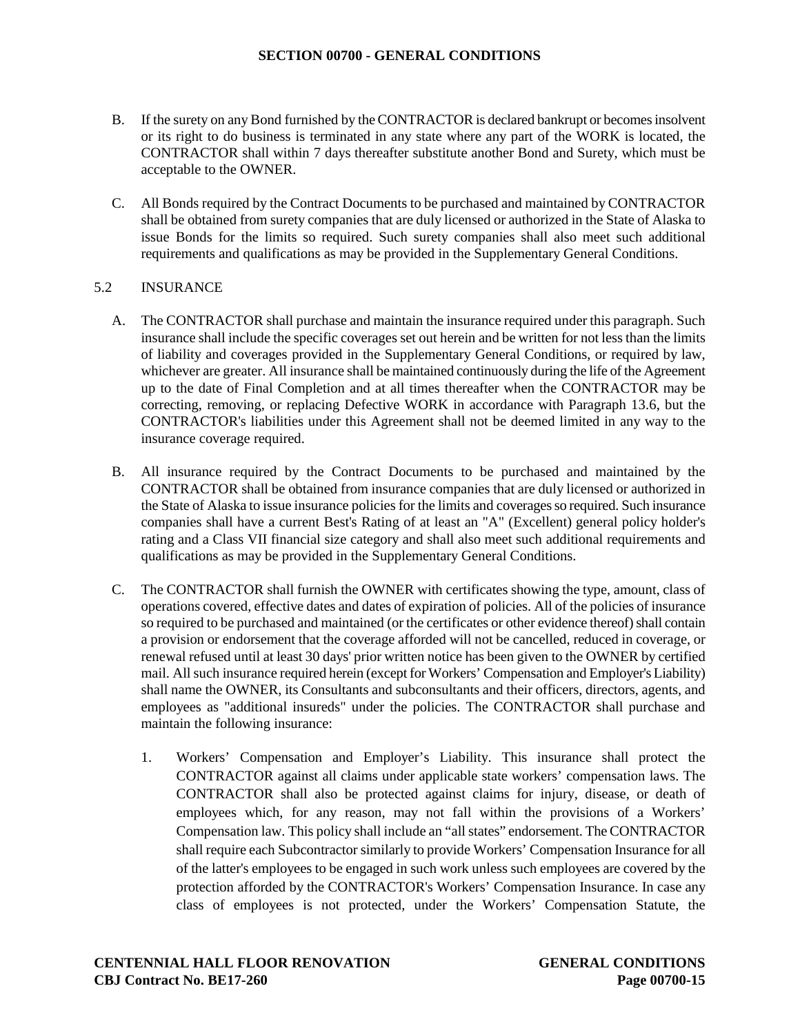B. If the surety on any Bond furnished by the CONTRACTOR is declared bankrupt or becomes insolvent or its right to do business is terminated in any state where any part of the WORK is located, the CONTRACTOR shall within 7 days thereafter substitute another Bond and Surety, which must be acceptable to the OWNER.

C. All Bonds required by the Contract Documents to be purchased and maintained by CONTRACTOR shall be obtained from surety companies that are duly licensed or authorized in the State of Alaska to issue Bonds for the limits so required. Such surety companies shall also meet such additional requirements and qualifications as may be provided in the Supplementary General Conditions.

5.2 INSURANCE

A. The CONTRACTOR shall purchase and maintain the insurance required under this paragraph. Such insurance shall include the specific coverages set out herein and be written for not less than the limits of liability and coverages provided in the Supplementary General Conditions, or required by law, whichever are greater. All insurance shall be maintained continuously during the life of the Agreement up to the date of Final Completion and at all times thereafter when the CONTRACTOR may be correcting, removing, or replacing Defective WORK in accordance with Paragraph 13.6, but the CONTRACTOR's liabilities under this Agreement shall not be deemed limited in any way to the insurance coverage required.

B. All insurance required by the Contract Documents to be purchased and maintained by the CONTRACTOR shall be obtained from insurance companies that are duly licensed or authorized in the State of Alaska to issue insurance policies for the limits and coverages so required. Such insurance companies shall have a current Best's Rating of at least an "A" (Excellent) general policy holder's rating and a Class VII financial size category and shall also meet such additional requirements and qualifications as may be provided in the Supplementary General Conditions.

C. The CONTRACTOR shall furnish the OWNER with certificates showing the type, amount, class of operations covered, effective dates and dates of expiration of policies. All of the policies of insurance so required to be purchased and maintained (or the certificates or other evidence thereof) shall contain a provision or endorsement that the coverage afforded will not be cancelled, reduced in coverage, or renewal refused until at least 30 days' prior written notice has been given to the OWNER by certified mail. All such insurance required herein (except for Workers' Compensation and Employer's Liability) shall name the OWNER, its Consultants and subconsultants and their officers, directors, agents, and employees as "additional insureds" under the policies. The CONTRACTOR shall purchase and maintain the following insurance:

1. Workers' Compensation and Employer's Liability. This insurance shall protect the CONTRACTOR against all claims under applicable state workers' compensation laws. The CONTRACTOR shall also be protected against claims for injury, disease, or death of employees which, for any reason, may not fall within the provisions of a Workers' Compensation law. This policy shall include an "all states" endorsement. The CONTRACTOR shall require each Subcontractor similarly to provide Workers' Compensation Insurance for all of the latter's employees to be engaged in such work unless such employees are covered by the protection afforded by the CONTRACTOR's Workers' Compensation Insurance. In case any class of employees is not protected, under the Workers' Compensation Statute, the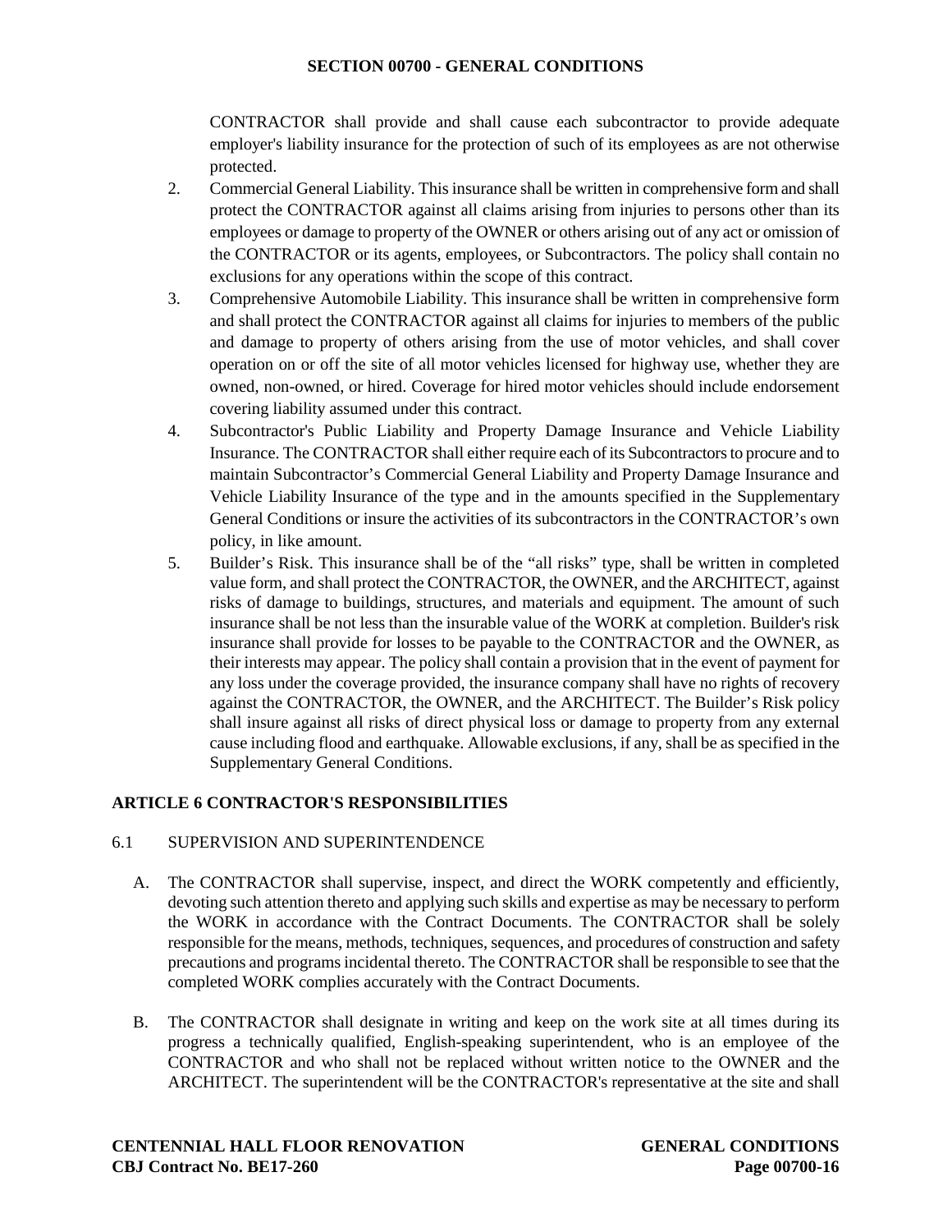CONTRACTOR shall provide and shall cause each subcontractor to provide adequate employer's liability insurance for the protection of such of its employees as are not otherwise protected.

2. Commercial General Liability. This insurance shall be written in comprehensive form and shall protect the CONTRACTOR against all claims arising from injuries to persons other than its employees or damage to property of the OWNER or others arising out of any act or omission of the CONTRACTOR or its agents, employees, or Subcontractors. The policy shall contain no exclusions for any operations within the scope of this contract.
3. Comprehensive Automobile Liability. This insurance shall be written in comprehensive form and shall protect the CONTRACTOR against all claims for injuries to members of the public and damage to property of others arising from the use of motor vehicles, and shall cover operation on or off the site of all motor vehicles licensed for highway use, whether they are owned, non-owned, or hired. Coverage for hired motor vehicles should include endorsement covering liability assumed under this contract.
4. Subcontractor's Public Liability and Property Damage Insurance and Vehicle Liability Insurance. The CONTRACTOR shall either require each of its Subcontractors to procure and to maintain Subcontractor's Commercial General Liability and Property Damage Insurance and Vehicle Liability Insurance of the type and in the amounts specified in the Supplementary General Conditions or insure the activities of its subcontractors in the CONTRACTOR's own policy, in like amount.
5. Builder's Risk. This insurance shall be of the "all risks" type, shall be written in completed value form, and shall protect the CONTRACTOR, the OWNER, and the ARCHITECT, against risks of damage to buildings, structures, and materials and equipment. The amount of such insurance shall be not less than the insurable value of the WORK at completion. Builder's risk insurance shall provide for losses to be payable to the CONTRACTOR and the OWNER, as their interests may appear. The policy shall contain a provision that in the event of payment for any loss under the coverage provided, the insurance company shall have no rights of recovery against the CONTRACTOR, the OWNER, and the ARCHITECT. The Builder's Risk policy shall insure against all risks of direct physical loss or damage to property from any external cause including flood and earthquake. Allowable exclusions, if any, shall be as specified in the Supplementary General Conditions.

## ARTICLE 6 CONTRACTOR'S RESPONSIBILITIES

### 6.1 SUPERVISION AND SUPERINTENDENCE

A. The CONTRACTOR shall supervise, inspect, and direct the WORK competently and efficiently, devoting such attention thereto and applying such skills and expertise as may be necessary to perform the WORK in accordance with the Contract Documents. The CONTRACTOR shall be solely responsible for the means, methods, techniques, sequences, and procedures of construction and safety precautions and programs incidental thereto. The CONTRACTOR shall be responsible to see that the completed WORK complies accurately with the Contract Documents.

B. The CONTRACTOR shall designate in writing and keep on the work site at all times during its progress a technically qualified, English-speaking superintendent, who is an employee of the CONTRACTOR and who shall not be replaced without written notice to the OWNER and the ARCHITECT. The superintendent will be the CONTRACTOR's representative at the site and shall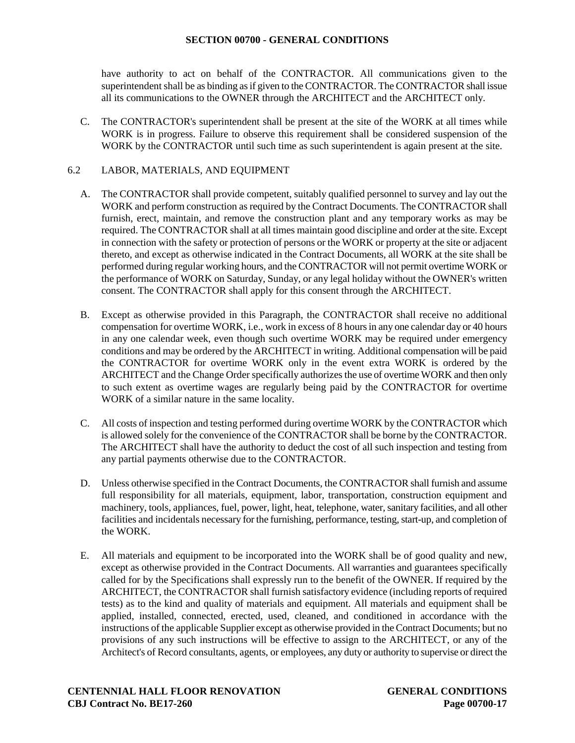have authority to act on behalf of the CONTRACTOR. All communications given to the superintendent shall be as binding as if given to the CONTRACTOR. The CONTRACTOR shall issue all its communications to the OWNER through the ARCHITECT and the ARCHITECT only.

C. The CONTRACTOR's superintendent shall be present at the site of the WORK at all times while WORK is in progress. Failure to observe this requirement shall be considered suspension of the WORK by the CONTRACTOR until such time as such superintendent is again present at the site.

6.2 LABOR, MATERIALS, AND EQUIPMENT

A. The CONTRACTOR shall provide competent, suitably qualified personnel to survey and lay out the WORK and perform construction as required by the Contract Documents. The CONTRACTOR shall furnish, erect, maintain, and remove the construction plant and any temporary works as may be required. The CONTRACTOR shall at all times maintain good discipline and order at the site. Except in connection with the safety or protection of persons or the WORK or property at the site or adjacent thereto, and except as otherwise indicated in the Contract Documents, all WORK at the site shall be performed during regular working hours, and the CONTRACTOR will not permit overtime WORK or the performance of WORK on Saturday, Sunday, or any legal holiday without the OWNER's written consent. The CONTRACTOR shall apply for this consent through the ARCHITECT.

B. Except as otherwise provided in this Paragraph, the CONTRACTOR shall receive no additional compensation for overtime WORK, i.e., work in excess of 8 hours in any one calendar day or 40 hours in any one calendar week, even though such overtime WORK may be required under emergency conditions and may be ordered by the ARCHITECT in writing. Additional compensation will be paid the CONTRACTOR for overtime WORK only in the event extra WORK is ordered by the ARCHITECT and the Change Order specifically authorizes the use of overtime WORK and then only to such extent as overtime wages are regularly being paid by the CONTRACTOR for overtime WORK of a similar nature in the same locality.

C. All costs of inspection and testing performed during overtime WORK by the CONTRACTOR which is allowed solely for the convenience of the CONTRACTOR shall be borne by the CONTRACTOR. The ARCHITECT shall have the authority to deduct the cost of all such inspection and testing from any partial payments otherwise due to the CONTRACTOR.

D. Unless otherwise specified in the Contract Documents, the CONTRACTOR shall furnish and assume full responsibility for all materials, equipment, labor, transportation, construction equipment and machinery, tools, appliances, fuel, power, light, heat, telephone, water, sanitary facilities, and all other facilities and incidentals necessary for the furnishing, performance, testing, start-up, and completion of the WORK.

E. All materials and equipment to be incorporated into the WORK shall be of good quality and new, except as otherwise provided in the Contract Documents. All warranties and guarantees specifically called for by the Specifications shall expressly run to the benefit of the OWNER. If required by the ARCHITECT, the CONTRACTOR shall furnish satisfactory evidence (including reports of required tests) as to the kind and quality of materials and equipment. All materials and equipment shall be applied, installed, connected, erected, used, cleaned, and conditioned in accordance with the instructions of the applicable Supplier except as otherwise provided in the Contract Documents; but no provisions of any such instructions will be effective to assign to the ARCHITECT, or any of the Architect's of Record consultants, agents, or employees, any duty or authority to supervise or direct the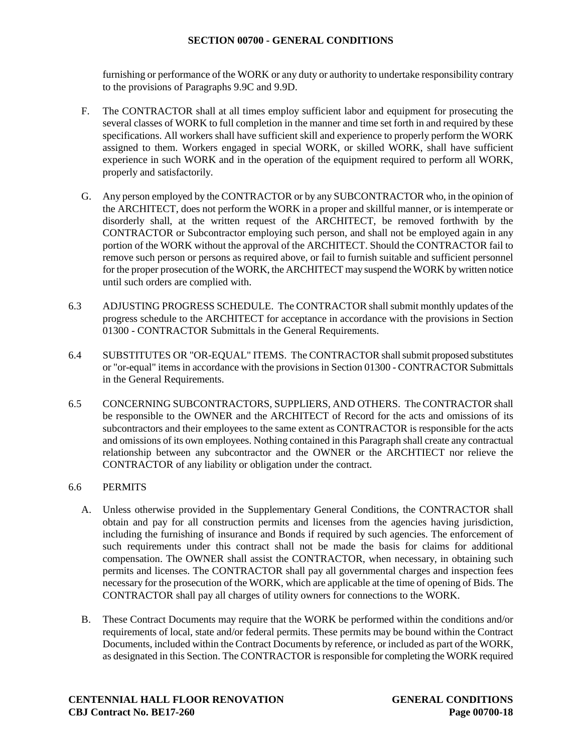furnishing or performance of the WORK or any duty or authority to undertake responsibility contrary to the provisions of Paragraphs 9.9C and 9.9D.

F. The CONTRACTOR shall at all times employ sufficient labor and equipment for prosecuting the several classes of WORK to full completion in the manner and time set forth in and required by these specifications. All workers shall have sufficient skill and experience to properly perform the WORK assigned to them. Workers engaged in special WORK, or skilled WORK, shall have sufficient experience in such WORK and in the operation of the equipment required to perform all WORK, properly and satisfactorily.

G. Any person employed by the CONTRACTOR or by any SUBCONTRACTOR who, in the opinion of the ARCHITECT, does not perform the WORK in a proper and skillful manner, or is intemperate or disorderly shall, at the written request of the ARCHITECT, be removed forthwith by the CONTRACTOR or Subcontractor employing such person, and shall not be employed again in any portion of the WORK without the approval of the ARCHITECT. Should the CONTRACTOR fail to remove such person or persons as required above, or fail to furnish suitable and sufficient personnel for the proper prosecution of the WORK, the ARCHITECT may suspend the WORK by written notice until such orders are complied with.

6.3 ADJUSTING PROGRESS SCHEDULE. The CONTRACTOR shall submit monthly updates of the progress schedule to the ARCHITECT for acceptance in accordance with the provisions in Section 01300 - CONTRACTOR Submittals in the General Requirements.

6.4 SUBSTITUTES OR "OR-EQUAL" ITEMS. The CONTRACTOR shall submit proposed substitutes or "or-equal" items in accordance with the provisions in Section 01300 - CONTRACTOR Submittals in the General Requirements.

6.5 CONCERNING SUBCONTRACTORS, SUPPLIERS, AND OTHERS. The CONTRACTOR shall be responsible to the OWNER and the ARCHITECT of Record for the acts and omissions of its subcontractors and their employees to the same extent as CONTRACTOR is responsible for the acts and omissions of its own employees. Nothing contained in this Paragraph shall create any contractual relationship between any subcontractor and the OWNER or the ARCHTIECT nor relieve the CONTRACTOR of any liability or obligation under the contract.

6.6 PERMITS

A. Unless otherwise provided in the Supplementary General Conditions, the CONTRACTOR shall obtain and pay for all construction permits and licenses from the agencies having jurisdiction, including the furnishing of insurance and Bonds if required by such agencies. The enforcement of such requirements under this contract shall not be made the basis for claims for additional compensation. The OWNER shall assist the CONTRACTOR, when necessary, in obtaining such permits and licenses. The CONTRACTOR shall pay all governmental charges and inspection fees necessary for the prosecution of the WORK, which are applicable at the time of opening of Bids. The CONTRACTOR shall pay all charges of utility owners for connections to the WORK.

B. These Contract Documents may require that the WORK be performed within the conditions and/or requirements of local, state and/or federal permits. These permits may be bound within the Contract Documents, included within the Contract Documents by reference, or included as part of the WORK, as designated in this Section. The CONTRACTOR is responsible for completing the WORK required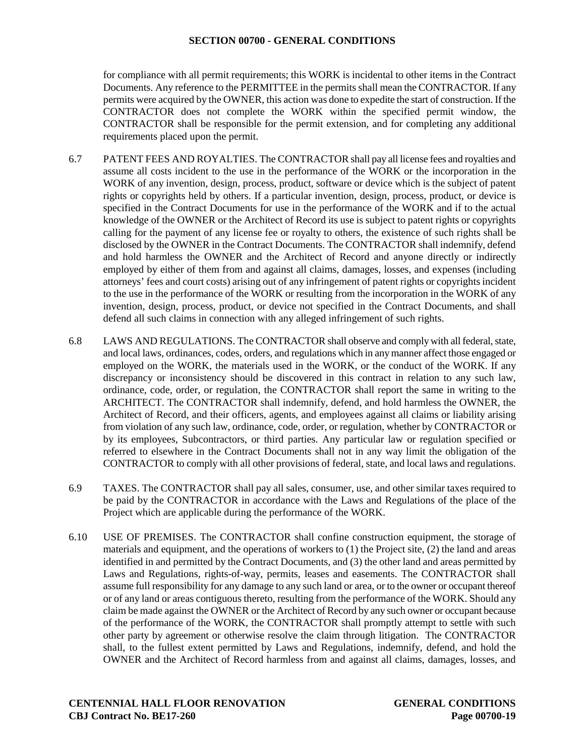for compliance with all permit requirements; this WORK is incidental to other items in the Contract Documents. Any reference to the PERMITTEE in the permits shall mean the CONTRACTOR. If any permits were acquired by the OWNER, this action was done to expedite the start of construction. If the CONTRACTOR does not complete the WORK within the specified permit window, the CONTRACTOR shall be responsible for the permit extension, and for completing any additional requirements placed upon the permit.

6.7 PATENT FEES AND ROYALTIES. The CONTRACTOR shall pay all license fees and royalties and assume all costs incident to the use in the performance of the WORK or the incorporation in the WORK of any invention, design, process, product, software or device which is the subject of patent rights or copyrights held by others. If a particular invention, design, process, product, or device is specified in the Contract Documents for use in the performance of the WORK and if to the actual knowledge of the OWNER or the Architect of Record its use is subject to patent rights or copyrights calling for the payment of any license fee or royalty to others, the existence of such rights shall be disclosed by the OWNER in the Contract Documents. The CONTRACTOR shall indemnify, defend and hold harmless the OWNER and the Architect of Record and anyone directly or indirectly employed by either of them from and against all claims, damages, losses, and expenses (including attorneys' fees and court costs) arising out of any infringement of patent rights or copyrights incident to the use in the performance of the WORK or resulting from the incorporation in the WORK of any invention, design, process, product, or device not specified in the Contract Documents, and shall defend all such claims in connection with any alleged infringement of such rights.

6.8 LAWS AND REGULATIONS. The CONTRACTOR shall observe and comply with all federal, state, and local laws, ordinances, codes, orders, and regulations which in any manner affect those engaged or employed on the WORK, the materials used in the WORK, or the conduct of the WORK. If any discrepancy or inconsistency should be discovered in this contract in relation to any such law, ordinance, code, order, or regulation, the CONTRACTOR shall report the same in writing to the ARCHITECT. The CONTRACTOR shall indemnify, defend, and hold harmless the OWNER, the Architect of Record, and their officers, agents, and employees against all claims or liability arising from violation of any such law, ordinance, code, order, or regulation, whether by CONTRACTOR or by its employees, Subcontractors, or third parties. Any particular law or regulation specified or referred to elsewhere in the Contract Documents shall not in any way limit the obligation of the CONTRACTOR to comply with all other provisions of federal, state, and local laws and regulations.

6.9 TAXES. The CONTRACTOR shall pay all sales, consumer, use, and other similar taxes required to be paid by the CONTRACTOR in accordance with the Laws and Regulations of the place of the Project which are applicable during the performance of the WORK.

6.10 USE OF PREMISES. The CONTRACTOR shall confine construction equipment, the storage of materials and equipment, and the operations of workers to (1) the Project site, (2) the land and areas identified in and permitted by the Contract Documents, and (3) the other land and areas permitted by Laws and Regulations, rights-of-way, permits, leases and easements. The CONTRACTOR shall assume full responsibility for any damage to any such land or area, or to the owner or occupant thereof or of any land or areas contiguous thereto, resulting from the performance of the WORK. Should any claim be made against the OWNER or the Architect of Record by any such owner or occupant because of the performance of the WORK, the CONTRACTOR shall promptly attempt to settle with such other party by agreement or otherwise resolve the claim through litigation. The CONTRACTOR shall, to the fullest extent permitted by Laws and Regulations, indemnify, defend, and hold the OWNER and the Architect of Record harmless from and against all claims, damages, losses, and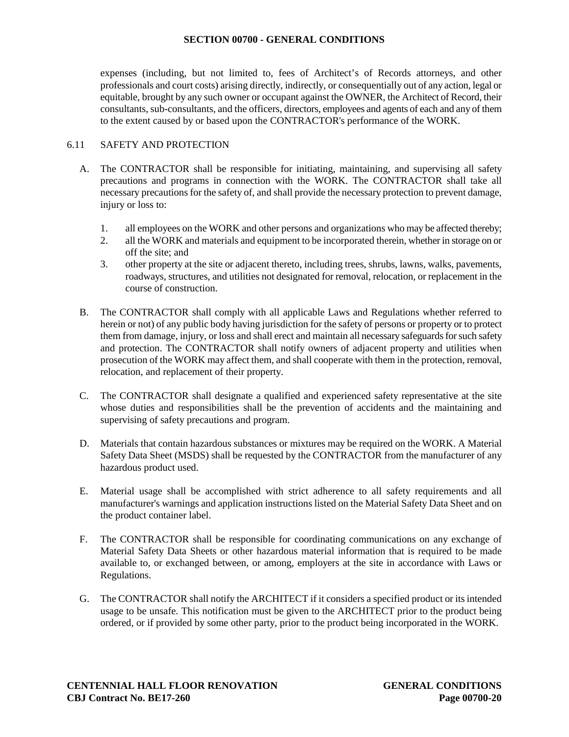expenses (including, but not limited to, fees of Architect's of Records attorneys, and other professionals and court costs) arising directly, indirectly, or consequentially out of any action, legal or equitable, brought by any such owner or occupant against the OWNER, the Architect of Record, their consultants, sub-consultants, and the officers, directors, employees and agents of each and any of them to the extent caused by or based upon the CONTRACTOR's performance of the WORK.

### 6.11 SAFETY AND PROTECTION

A. The CONTRACTOR shall be responsible for initiating, maintaining, and supervising all safety precautions and programs in connection with the WORK. The CONTRACTOR shall take all necessary precautions for the safety of, and shall provide the necessary protection to prevent damage, injury or loss to:

1. all employees on the WORK and other persons and organizations who may be affected thereby;
2. all the WORK and materials and equipment to be incorporated therein, whether in storage on or off the site; and
3. other property at the site or adjacent thereto, including trees, shrubs, lawns, walks, pavements, roadways, structures, and utilities not designated for removal, relocation, or replacement in the course of construction.

B. The CONTRACTOR shall comply with all applicable Laws and Regulations whether referred to herein or not) of any public body having jurisdiction for the safety of persons or property or to protect them from damage, injury, or loss and shall erect and maintain all necessary safeguards for such safety and protection. The CONTRACTOR shall notify owners of adjacent property and utilities when prosecution of the WORK may affect them, and shall cooperate with them in the protection, removal, relocation, and replacement of their property.

C. The CONTRACTOR shall designate a qualified and experienced safety representative at the site whose duties and responsibilities shall be the prevention of accidents and the maintaining and supervising of safety precautions and program.

D. Materials that contain hazardous substances or mixtures may be required on the WORK. A Material Safety Data Sheet (MSDS) shall be requested by the CONTRACTOR from the manufacturer of any hazardous product used.

E. Material usage shall be accomplished with strict adherence to all safety requirements and all manufacturer's warnings and application instructions listed on the Material Safety Data Sheet and on the product container label.

F. The CONTRACTOR shall be responsible for coordinating communications on any exchange of Material Safety Data Sheets or other hazardous material information that is required to be made available to, or exchanged between, or among, employers at the site in accordance with Laws or Regulations.

G. The CONTRACTOR shall notify the ARCHITECT if it considers a specified product or its intended usage to be unsafe. This notification must be given to the ARCHITECT prior to the product being ordered, or if provided by some other party, prior to the product being incorporated in the WORK.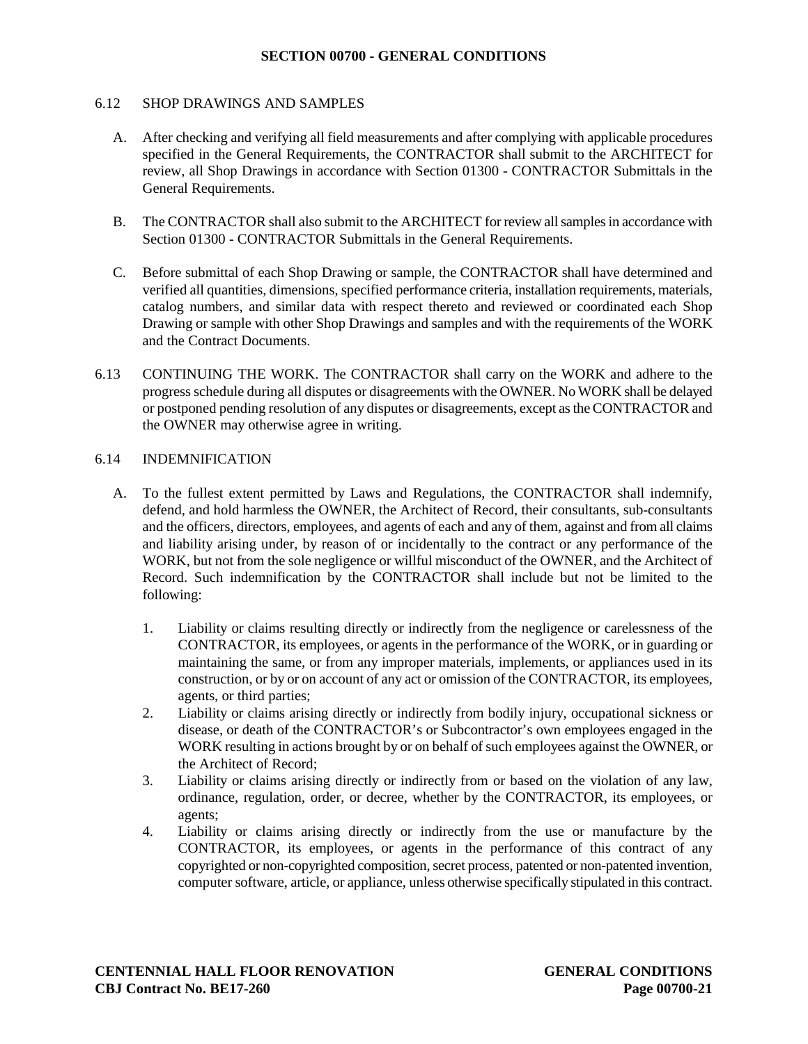## SECTION 00700 - GENERAL CONDITIONS

6.12 SHOP DRAWINGS AND SAMPLES

A. After checking and verifying all field measurements and after complying with applicable procedures specified in the General Requirements, the CONTRACTOR shall submit to the ARCHITECT for review, all Shop Drawings in accordance with Section 01300 - CONTRACTOR Submittals in the General Requirements.

B. The CONTRACTOR shall also submit to the ARCHITECT for review all samples in accordance with Section 01300 - CONTRACTOR Submittals in the General Requirements.

C. Before submittal of each Shop Drawing or sample, the CONTRACTOR shall have determined and verified all quantities, dimensions, specified performance criteria, installation requirements, materials, catalog numbers, and similar data with respect thereto and reviewed or coordinated each Shop Drawing or sample with other Shop Drawings and samples and with the requirements of the WORK and the Contract Documents.

6.13 CONTINUING THE WORK. The CONTRACTOR shall carry on the WORK and adhere to the progress schedule during all disputes or disagreements with the OWNER. No WORK shall be delayed or postponed pending resolution of any disputes or disagreements, except as the CONTRACTOR and the OWNER may otherwise agree in writing.

6.14 INDEMNIFICATION

A. To the fullest extent permitted by Laws and Regulations, the CONTRACTOR shall indemnify, defend, and hold harmless the OWNER, the Architect of Record, their consultants, sub-consultants and the officers, directors, employees, and agents of each and any of them, against and from all claims and liability arising under, by reason of or incidentally to the contract or any performance of the WORK, but not from the sole negligence or willful misconduct of the OWNER, and the Architect of Record. Such indemnification by the CONTRACTOR shall include but not be limited to the following:

1. Liability or claims resulting directly or indirectly from the negligence or carelessness of the CONTRACTOR, its employees, or agents in the performance of the WORK, or in guarding or maintaining the same, or from any improper materials, implements, or appliances used in its construction, or by or on account of any act or omission of the CONTRACTOR, its employees, agents, or third parties;
2. Liability or claims arising directly or indirectly from bodily injury, occupational sickness or disease, or death of the CONTRACTOR's or Subcontractor's own employees engaged in the WORK resulting in actions brought by or on behalf of such employees against the OWNER, or the Architect of Record;
3. Liability or claims arising directly or indirectly from or based on the violation of any law, ordinance, regulation, order, or decree, whether by the CONTRACTOR, its employees, or agents;
4. Liability or claims arising directly or indirectly from the use or manufacture by the CONTRACTOR, its employees, or agents in the performance of this contract of any copyrighted or non-copyrighted composition, secret process, patented or non-patented invention, computer software, article, or appliance, unless otherwise specifically stipulated in this contract.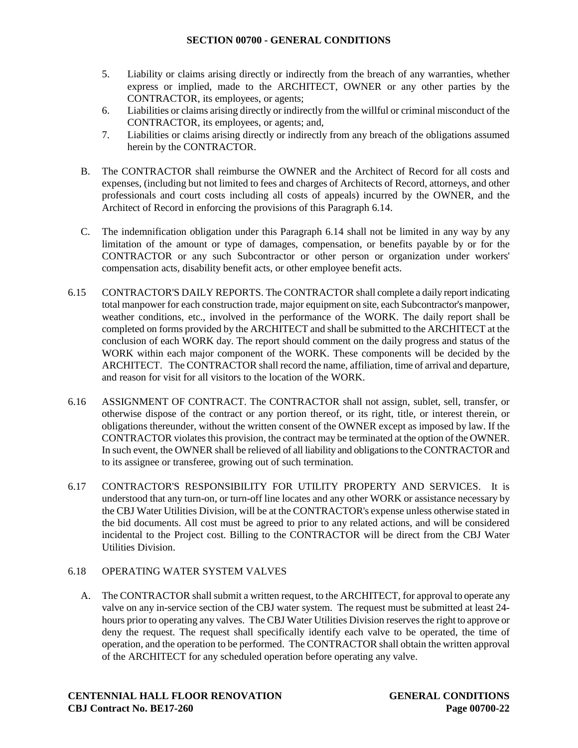5. Liability or claims arising directly or indirectly from the breach of any warranties, whether express or implied, made to the ARCHITECT, OWNER or any other parties by the CONTRACTOR, its employees, or agents;
6. Liabilities or claims arising directly or indirectly from the willful or criminal misconduct of the CONTRACTOR, its employees, or agents; and,
7. Liabilities or claims arising directly or indirectly from any breach of the obligations assumed herein by the CONTRACTOR.

B. The CONTRACTOR shall reimburse the OWNER and the Architect of Record for all costs and expenses, (including but not limited to fees and charges of Architects of Record, attorneys, and other professionals and court costs including all costs of appeals) incurred by the OWNER, and the Architect of Record in enforcing the provisions of this Paragraph 6.14.

C. The indemnification obligation under this Paragraph 6.14 shall not be limited in any way by any limitation of the amount or type of damages, compensation, or benefits payable by or for the CONTRACTOR or any such Subcontractor or other person or organization under workers' compensation acts, disability benefit acts, or other employee benefit acts.

6.15 CONTRACTOR'S DAILY REPORTS. The CONTRACTOR shall complete a daily report indicating total manpower for each construction trade, major equipment on site, each Subcontractor's manpower, weather conditions, etc., involved in the performance of the WORK. The daily report shall be completed on forms provided by the ARCHITECT and shall be submitted to the ARCHITECT at the conclusion of each WORK day. The report should comment on the daily progress and status of the WORK within each major component of the WORK. These components will be decided by the ARCHITECT. The CONTRACTOR shall record the name, affiliation, time of arrival and departure, and reason for visit for all visitors to the location of the WORK.

6.16 ASSIGNMENT OF CONTRACT. The CONTRACTOR shall not assign, sublet, sell, transfer, or otherwise dispose of the contract or any portion thereof, or its right, title, or interest therein, or obligations thereunder, without the written consent of the OWNER except as imposed by law. If the CONTRACTOR violates this provision, the contract may be terminated at the option of the OWNER. In such event, the OWNER shall be relieved of all liability and obligations to the CONTRACTOR and to its assignee or transferee, growing out of such termination.

6.17 CONTRACTOR'S RESPONSIBILITY FOR UTILITY PROPERTY AND SERVICES. It is understood that any turn-on, or turn-off line locates and any other WORK or assistance necessary by the CBJ Water Utilities Division, will be at the CONTRACTOR's expense unless otherwise stated in the bid documents. All cost must be agreed to prior to any related actions, and will be considered incidental to the Project cost. Billing to the CONTRACTOR will be direct from the CBJ Water Utilities Division.

6.18 OPERATING WATER SYSTEM VALVES

A. The CONTRACTOR shall submit a written request, to the ARCHITECT, for approval to operate any valve on any in-service section of the CBJ water system. The request must be submitted at least 24-hours prior to operating any valves. The CBJ Water Utilities Division reserves the right to approve or deny the request. The request shall specifically identify each valve to be operated, the time of operation, and the operation to be performed. The CONTRACTOR shall obtain the written approval of the ARCHITECT for any scheduled operation before operating any valve.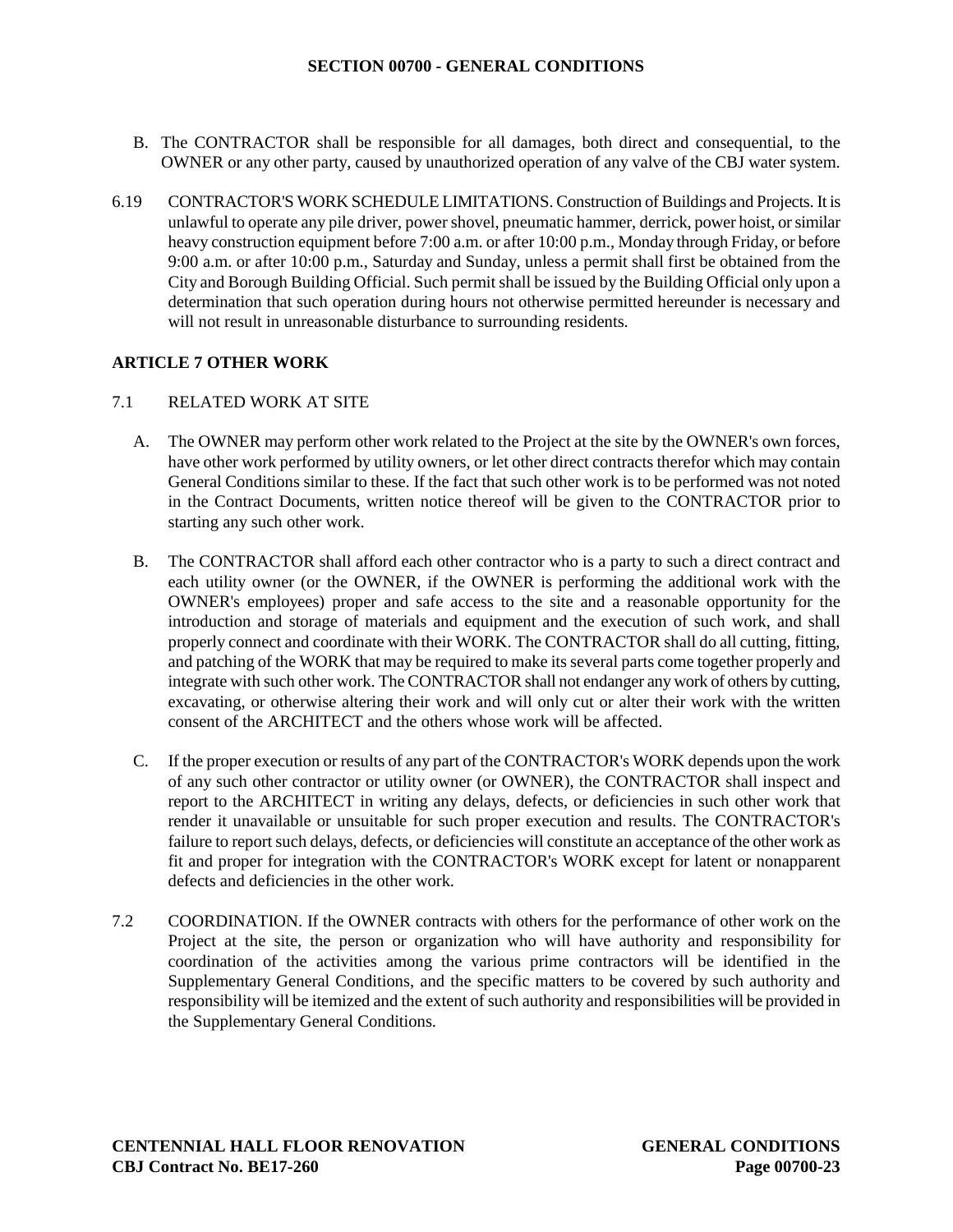B. The CONTRACTOR shall be responsible for all damages, both direct and consequential, to the OWNER or any other party, caused by unauthorized operation of any valve of the CBJ water system.

6.19 CONTRACTOR'S WORK SCHEDULE LIMITATIONS. Construction of Buildings and Projects. It is unlawful to operate any pile driver, power shovel, pneumatic hammer, derrick, power hoist, or similar heavy construction equipment before 7:00 a.m. or after 10:00 p.m., Monday through Friday, or before 9:00 a.m. or after 10:00 p.m., Saturday and Sunday, unless a permit shall first be obtained from the City and Borough Building Official. Such permit shall be issued by the Building Official only upon a determination that such operation during hours not otherwise permitted hereunder is necessary and will not result in unreasonable disturbance to surrounding residents.

## ARTICLE 7 OTHER WORK

7.1 RELATED WORK AT SITE

A. The OWNER may perform other work related to the Project at the site by the OWNER's own forces, have other work performed by utility owners, or let other direct contracts therefor which may contain General Conditions similar to these. If the fact that such other work is to be performed was not noted in the Contract Documents, written notice thereof will be given to the CONTRACTOR prior to starting any such other work.

B. The CONTRACTOR shall afford each other contractor who is a party to such a direct contract and each utility owner (or the OWNER, if the OWNER is performing the additional work with the OWNER's employees) proper and safe access to the site and a reasonable opportunity for the introduction and storage of materials and equipment and the execution of such work, and shall properly connect and coordinate with their WORK. The CONTRACTOR shall do all cutting, fitting, and patching of the WORK that may be required to make its several parts come together properly and integrate with such other work. The CONTRACTOR shall not endanger any work of others by cutting, excavating, or otherwise altering their work and will only cut or alter their work with the written consent of the ARCHITECT and the others whose work will be affected.

C. If the proper execution or results of any part of the CONTRACTOR's WORK depends upon the work of any such other contractor or utility owner (or OWNER), the CONTRACTOR shall inspect and report to the ARCHITECT in writing any delays, defects, or deficiencies in such other work that render it unavailable or unsuitable for such proper execution and results. The CONTRACTOR's failure to report such delays, defects, or deficiencies will constitute an acceptance of the other work as fit and proper for integration with the CONTRACTOR's WORK except for latent or nonapparent defects and deficiencies in the other work.

7.2 COORDINATION. If the OWNER contracts with others for the performance of other work on the Project at the site, the person or organization who will have authority and responsibility for coordination of the activities among the various prime contractors will be identified in the Supplementary General Conditions, and the specific matters to be covered by such authority and responsibility will be itemized and the extent of such authority and responsibilities will be provided in the Supplementary General Conditions.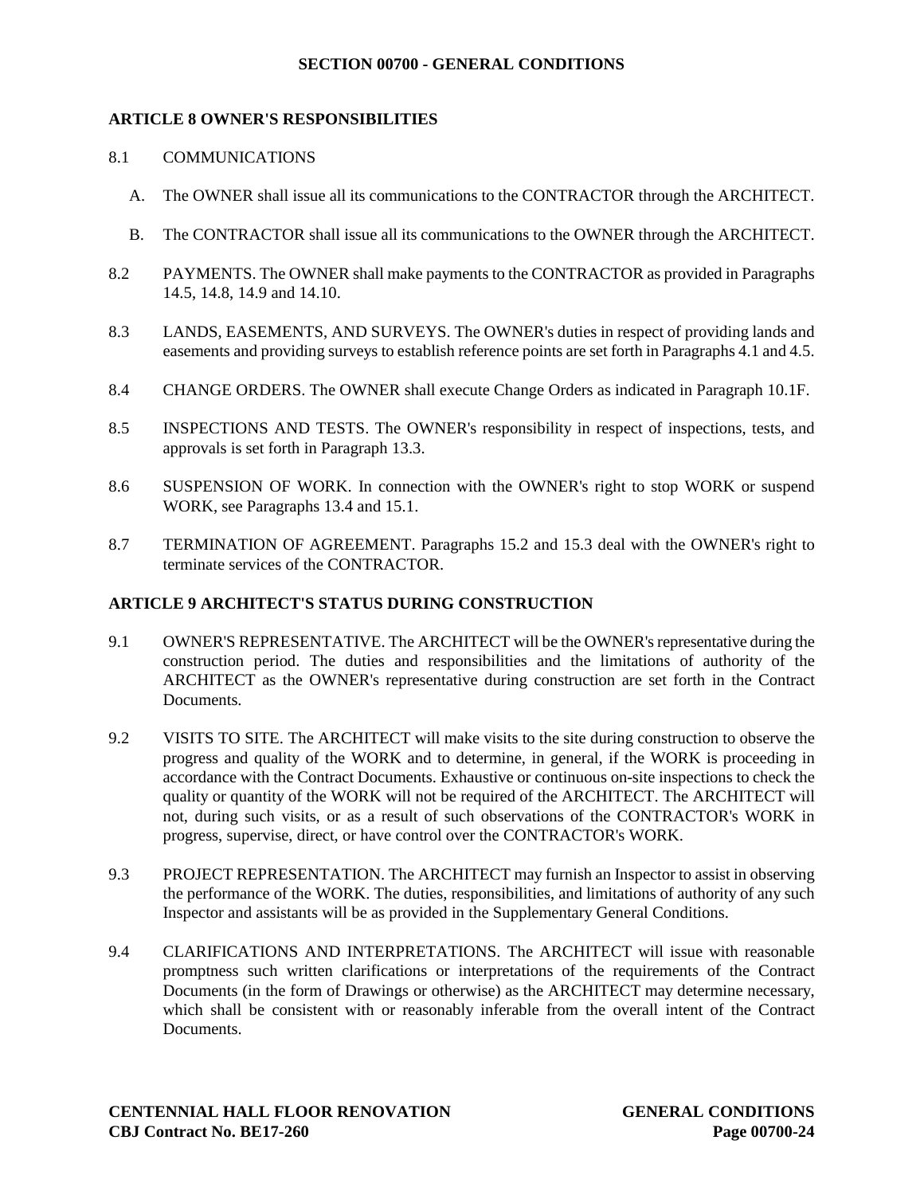## SECTION 00700 - GENERAL CONDITIONS

### ARTICLE 8 OWNER'S RESPONSIBILITIES

8.1 COMMUNICATIONS

A. The OWNER shall issue all its communications to the CONTRACTOR through the ARCHITECT.

B. The CONTRACTOR shall issue all its communications to the OWNER through the ARCHITECT.

8.2 PAYMENTS. The OWNER shall make payments to the CONTRACTOR as provided in Paragraphs 14.5, 14.8, 14.9 and 14.10.

8.3 LANDS, EASEMENTS, AND SURVEYS. The OWNER's duties in respect of providing lands and easements and providing surveys to establish reference points are set forth in Paragraphs 4.1 and 4.5.

8.4 CHANGE ORDERS. The OWNER shall execute Change Orders as indicated in Paragraph 10.1F.

8.5 INSPECTIONS AND TESTS. The OWNER's responsibility in respect of inspections, tests, and approvals is set forth in Paragraph 13.3.

8.6 SUSPENSION OF WORK. In connection with the OWNER's right to stop WORK or suspend WORK, see Paragraphs 13.4 and 15.1.

8.7 TERMINATION OF AGREEMENT. Paragraphs 15.2 and 15.3 deal with the OWNER's right to terminate services of the CONTRACTOR.

### ARTICLE 9 ARCHITECT'S STATUS DURING CONSTRUCTION

9.1 OWNER'S REPRESENTATIVE. The ARCHITECT will be the OWNER's representative during the construction period. The duties and responsibilities and the limitations of authority of the ARCHITECT as the OWNER's representative during construction are set forth in the Contract Documents.

9.2 VISITS TO SITE. The ARCHITECT will make visits to the site during construction to observe the progress and quality of the WORK and to determine, in general, if the WORK is proceeding in accordance with the Contract Documents. Exhaustive or continuous on-site inspections to check the quality or quantity of the WORK will not be required of the ARCHITECT. The ARCHITECT will not, during such visits, or as a result of such observations of the CONTRACTOR's WORK in progress, supervise, direct, or have control over the CONTRACTOR's WORK.

9.3 PROJECT REPRESENTATION. The ARCHITECT may furnish an Inspector to assist in observing the performance of the WORK. The duties, responsibilities, and limitations of authority of any such Inspector and assistants will be as provided in the Supplementary General Conditions.

9.4 CLARIFICATIONS AND INTERPRETATIONS. The ARCHITECT will issue with reasonable promptness such written clarifications or interpretations of the requirements of the Contract Documents (in the form of Drawings or otherwise) as the ARCHITECT may determine necessary, which shall be consistent with or reasonably inferable from the overall intent of the Contract Documents.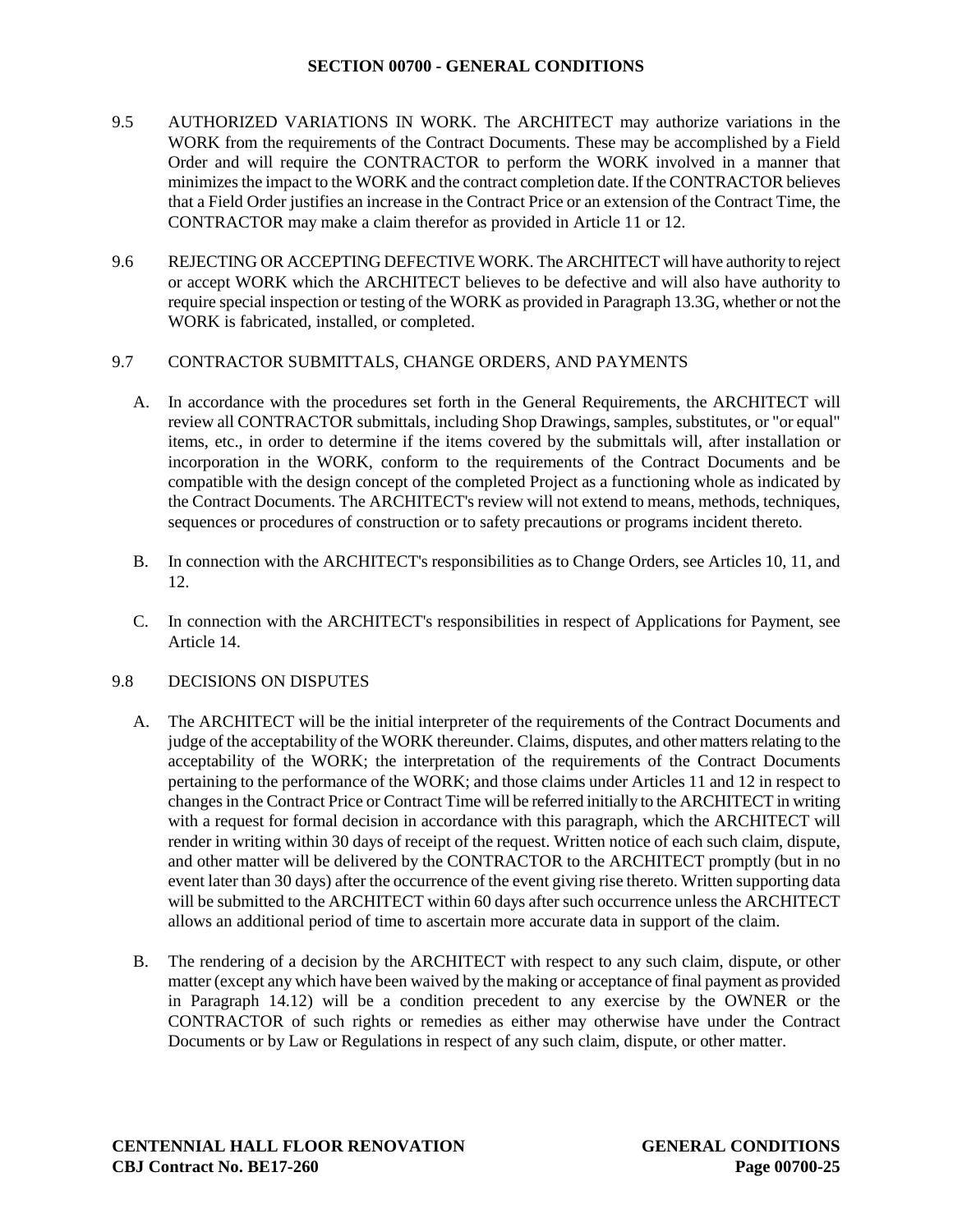9.5 AUTHORIZED VARIATIONS IN WORK. The ARCHITECT may authorize variations in the WORK from the requirements of the Contract Documents. These may be accomplished by a Field Order and will require the CONTRACTOR to perform the WORK involved in a manner that minimizes the impact to the WORK and the contract completion date. If the CONTRACTOR believes that a Field Order justifies an increase in the Contract Price or an extension of the Contract Time, the CONTRACTOR may make a claim therefor as provided in Article 11 or 12.

9.6 REJECTING OR ACCEPTING DEFECTIVE WORK. The ARCHITECT will have authority to reject or accept WORK which the ARCHITECT believes to be defective and will also have authority to require special inspection or testing of the WORK as provided in Paragraph 13.3G, whether or not the WORK is fabricated, installed, or completed.

9.7 CONTRACTOR SUBMITTALS, CHANGE ORDERS, AND PAYMENTS

A. In accordance with the procedures set forth in the General Requirements, the ARCHITECT will review all CONTRACTOR submittals, including Shop Drawings, samples, substitutes, or "or equal" items, etc., in order to determine if the items covered by the submittals will, after installation or incorporation in the WORK, conform to the requirements of the Contract Documents and be compatible with the design concept of the completed Project as a functioning whole as indicated by the Contract Documents. The ARCHITECT's review will not extend to means, methods, techniques, sequences or procedures of construction or to safety precautions or programs incident thereto.

B. In connection with the ARCHITECT's responsibilities as to Change Orders, see Articles 10, 11, and 12.

C. In connection with the ARCHITECT's responsibilities in respect of Applications for Payment, see Article 14.

9.8 DECISIONS ON DISPUTES

A. The ARCHITECT will be the initial interpreter of the requirements of the Contract Documents and judge of the acceptability of the WORK thereunder. Claims, disputes, and other matters relating to the acceptability of the WORK; the interpretation of the requirements of the Contract Documents pertaining to the performance of the WORK; and those claims under Articles 11 and 12 in respect to changes in the Contract Price or Contract Time will be referred initially to the ARCHITECT in writing with a request for formal decision in accordance with this paragraph, which the ARCHITECT will render in writing within 30 days of receipt of the request. Written notice of each such claim, dispute, and other matter will be delivered by the CONTRACTOR to the ARCHITECT promptly (but in no event later than 30 days) after the occurrence of the event giving rise thereto. Written supporting data will be submitted to the ARCHITECT within 60 days after such occurrence unless the ARCHITECT allows an additional period of time to ascertain more accurate data in support of the claim.

B. The rendering of a decision by the ARCHITECT with respect to any such claim, dispute, or other matter (except any which have been waived by the making or acceptance of final payment as provided in Paragraph 14.12) will be a condition precedent to any exercise by the OWNER or the CONTRACTOR of such rights or remedies as either may otherwise have under the Contract Documents or by Law or Regulations in respect of any such claim, dispute, or other matter.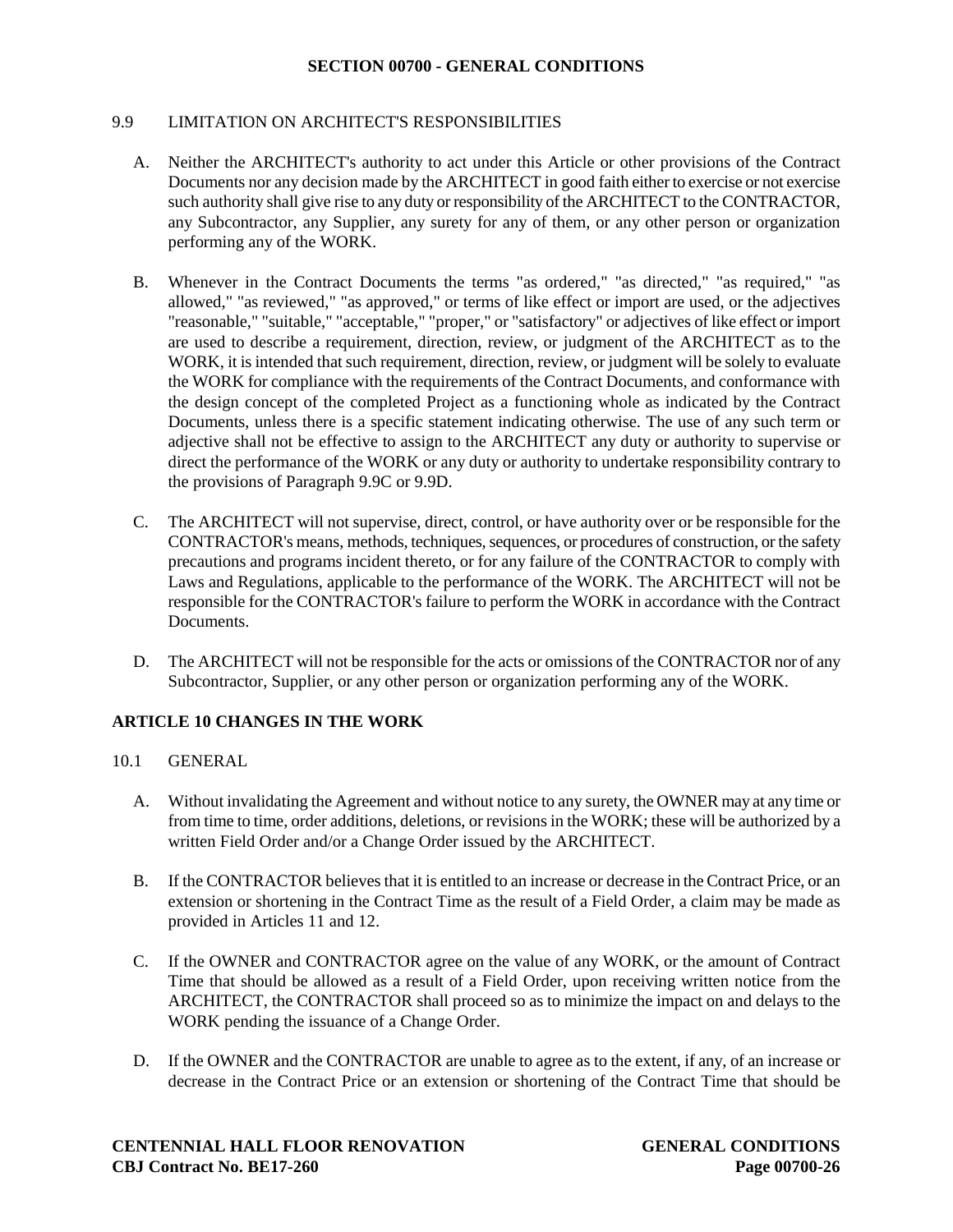### 9.9 LIMITATION ON ARCHITECT'S RESPONSIBILITIES

A. Neither the ARCHITECT's authority to act under this Article or other provisions of the Contract Documents nor any decision made by the ARCHITECT in good faith either to exercise or not exercise such authority shall give rise to any duty or responsibility of the ARCHITECT to the CONTRACTOR, any Subcontractor, any Supplier, any surety for any of them, or any other person or organization performing any of the WORK.

B. Whenever in the Contract Documents the terms "as ordered," "as directed," "as required," "as allowed," "as reviewed," "as approved," or terms of like effect or import are used, or the adjectives "reasonable," "suitable," "acceptable," "proper," or "satisfactory" or adjectives of like effect or import are used to describe a requirement, direction, review, or judgment of the ARCHITECT as to the WORK, it is intended that such requirement, direction, review, or judgment will be solely to evaluate the WORK for compliance with the requirements of the Contract Documents, and conformance with the design concept of the completed Project as a functioning whole as indicated by the Contract Documents, unless there is a specific statement indicating otherwise. The use of any such term or adjective shall not be effective to assign to the ARCHITECT any duty or authority to supervise or direct the performance of the WORK or any duty or authority to undertake responsibility contrary to the provisions of Paragraph 9.9C or 9.9D.

C. The ARCHITECT will not supervise, direct, control, or have authority over or be responsible for the CONTRACTOR's means, methods, techniques, sequences, or procedures of construction, or the safety precautions and programs incident thereto, or for any failure of the CONTRACTOR to comply with Laws and Regulations, applicable to the performance of the WORK. The ARCHITECT will not be responsible for the CONTRACTOR's failure to perform the WORK in accordance with the Contract Documents.

D. The ARCHITECT will not be responsible for the acts or omissions of the CONTRACTOR nor of any Subcontractor, Supplier, or any other person or organization performing any of the WORK.

## ARTICLE 10 CHANGES IN THE WORK

### 10.1 GENERAL

A. Without invalidating the Agreement and without notice to any surety, the OWNER may at any time or from time to time, order additions, deletions, or revisions in the WORK; these will be authorized by a written Field Order and/or a Change Order issued by the ARCHITECT.

B. If the CONTRACTOR believes that it is entitled to an increase or decrease in the Contract Price, or an extension or shortening in the Contract Time as the result of a Field Order, a claim may be made as provided in Articles 11 and 12.

C. If the OWNER and CONTRACTOR agree on the value of any WORK, or the amount of Contract Time that should be allowed as a result of a Field Order, upon receiving written notice from the ARCHITECT, the CONTRACTOR shall proceed so as to minimize the impact on and delays to the WORK pending the issuance of a Change Order.

D. If the OWNER and the CONTRACTOR are unable to agree as to the extent, if any, of an increase or decrease in the Contract Price or an extension or shortening of the Contract Time that should be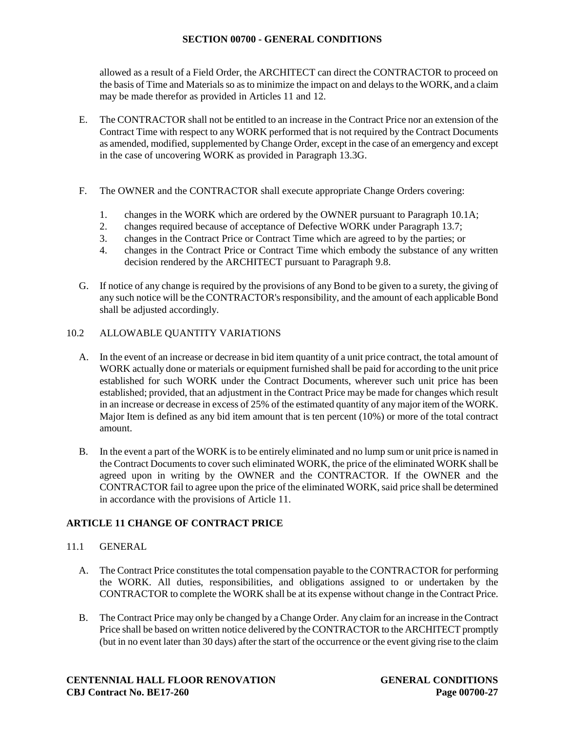allowed as a result of a Field Order, the ARCHITECT can direct the CONTRACTOR to proceed on the basis of Time and Materials so as to minimize the impact on and delays to the WORK, and a claim may be made therefor as provided in Articles 11 and 12.

E. The CONTRACTOR shall not be entitled to an increase in the Contract Price nor an extension of the Contract Time with respect to any WORK performed that is not required by the Contract Documents as amended, modified, supplemented by Change Order, except in the case of an emergency and except in the case of uncovering WORK as provided in Paragraph 13.3G.

F. The OWNER and the CONTRACTOR shall execute appropriate Change Orders covering:

1. changes in the WORK which are ordered by the OWNER pursuant to Paragraph 10.1A;
2. changes required because of acceptance of Defective WORK under Paragraph 13.7;
3. changes in the Contract Price or Contract Time which are agreed to by the parties; or
4. changes in the Contract Price or Contract Time which embody the substance of any written decision rendered by the ARCHITECT pursuant to Paragraph 9.8.

G. If notice of any change is required by the provisions of any Bond to be given to a surety, the giving of any such notice will be the CONTRACTOR's responsibility, and the amount of each applicable Bond shall be adjusted accordingly.

10.2 ALLOWABLE QUANTITY VARIATIONS

A. In the event of an increase or decrease in bid item quantity of a unit price contract, the total amount of WORK actually done or materials or equipment furnished shall be paid for according to the unit price established for such WORK under the Contract Documents, wherever such unit price has been established; provided, that an adjustment in the Contract Price may be made for changes which result in an increase or decrease in excess of 25% of the estimated quantity of any major item of the WORK. Major Item is defined as any bid item amount that is ten percent (10%) or more of the total contract amount.

B. In the event a part of the WORK is to be entirely eliminated and no lump sum or unit price is named in the Contract Documents to cover such eliminated WORK, the price of the eliminated WORK shall be agreed upon in writing by the OWNER and the CONTRACTOR. If the OWNER and the CONTRACTOR fail to agree upon the price of the eliminated WORK, said price shall be determined in accordance with the provisions of Article 11.

## ARTICLE 11 CHANGE OF CONTRACT PRICE

11.1 GENERAL

A. The Contract Price constitutes the total compensation payable to the CONTRACTOR for performing the WORK. All duties, responsibilities, and obligations assigned to or undertaken by the CONTRACTOR to complete the WORK shall be at its expense without change in the Contract Price.

B. The Contract Price may only be changed by a Change Order. Any claim for an increase in the Contract Price shall be based on written notice delivered by the CONTRACTOR to the ARCHITECT promptly (but in no event later than 30 days) after the start of the occurrence or the event giving rise to the claim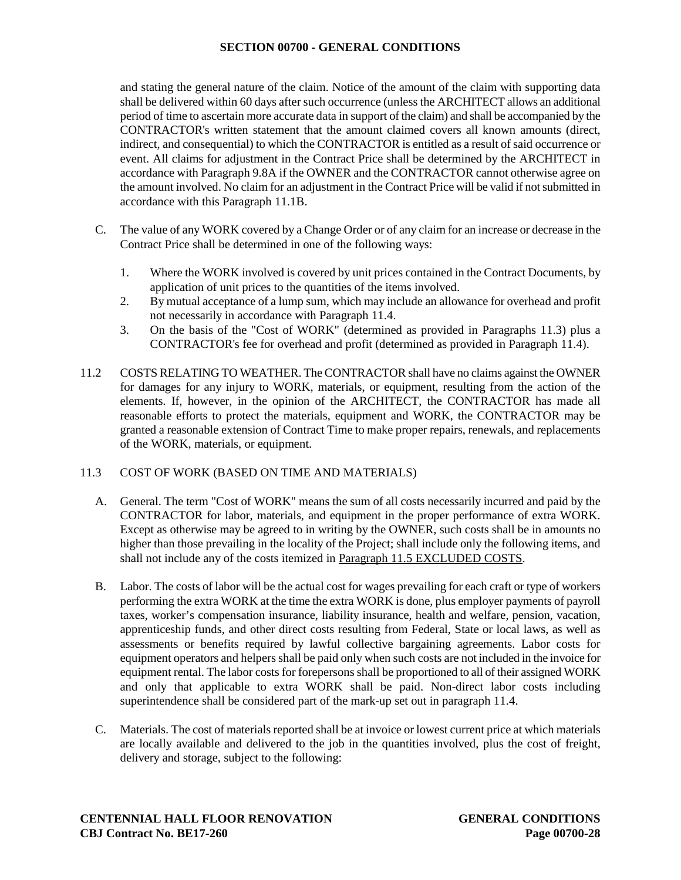and stating the general nature of the claim. Notice of the amount of the claim with supporting data shall be delivered within 60 days after such occurrence (unless the ARCHITECT allows an additional period of time to ascertain more accurate data in support of the claim) and shall be accompanied by the CONTRACTOR's written statement that the amount claimed covers all known amounts (direct, indirect, and consequential) to which the CONTRACTOR is entitled as a result of said occurrence or event. All claims for adjustment in the Contract Price shall be determined by the ARCHITECT in accordance with Paragraph 9.8A if the OWNER and the CONTRACTOR cannot otherwise agree on the amount involved. No claim for an adjustment in the Contract Price will be valid if not submitted in accordance with this Paragraph 11.1B.

C. The value of any WORK covered by a Change Order or of any claim for an increase or decrease in the Contract Price shall be determined in one of the following ways:

1. Where the WORK involved is covered by unit prices contained in the Contract Documents, by application of unit prices to the quantities of the items involved.
2. By mutual acceptance of a lump sum, which may include an allowance for overhead and profit not necessarily in accordance with Paragraph 11.4.
3. On the basis of the "Cost of WORK" (determined as provided in Paragraphs 11.3) plus a CONTRACTOR's fee for overhead and profit (determined as provided in Paragraph 11.4).

11.2 COSTS RELATING TO WEATHER. The CONTRACTOR shall have no claims against the OWNER for damages for any injury to WORK, materials, or equipment, resulting from the action of the elements. If, however, in the opinion of the ARCHITECT, the CONTRACTOR has made all reasonable efforts to protect the materials, equipment and WORK, the CONTRACTOR may be granted a reasonable extension of Contract Time to make proper repairs, renewals, and replacements of the WORK, materials, or equipment.

11.3 COST OF WORK (BASED ON TIME AND MATERIALS)

A. General. The term "Cost of WORK" means the sum of all costs necessarily incurred and paid by the CONTRACTOR for labor, materials, and equipment in the proper performance of extra WORK. Except as otherwise may be agreed to in writing by the OWNER, such costs shall be in amounts no higher than those prevailing in the locality of the Project; shall include only the following items, and shall not include any of the costs itemized in Paragraph 11.5 EXCLUDED COSTS.

B. Labor. The costs of labor will be the actual cost for wages prevailing for each craft or type of workers performing the extra WORK at the time the extra WORK is done, plus employer payments of payroll taxes, worker's compensation insurance, liability insurance, health and welfare, pension, vacation, apprenticeship funds, and other direct costs resulting from Federal, State or local laws, as well as assessments or benefits required by lawful collective bargaining agreements. Labor costs for equipment operators and helpers shall be paid only when such costs are not included in the invoice for equipment rental. The labor costs for forepersons shall be proportioned to all of their assigned WORK and only that applicable to extra WORK shall be paid. Non-direct labor costs including superintendence shall be considered part of the mark-up set out in paragraph 11.4.

C. Materials. The cost of materials reported shall be at invoice or lowest current price at which materials are locally available and delivered to the job in the quantities involved, plus the cost of freight, delivery and storage, subject to the following: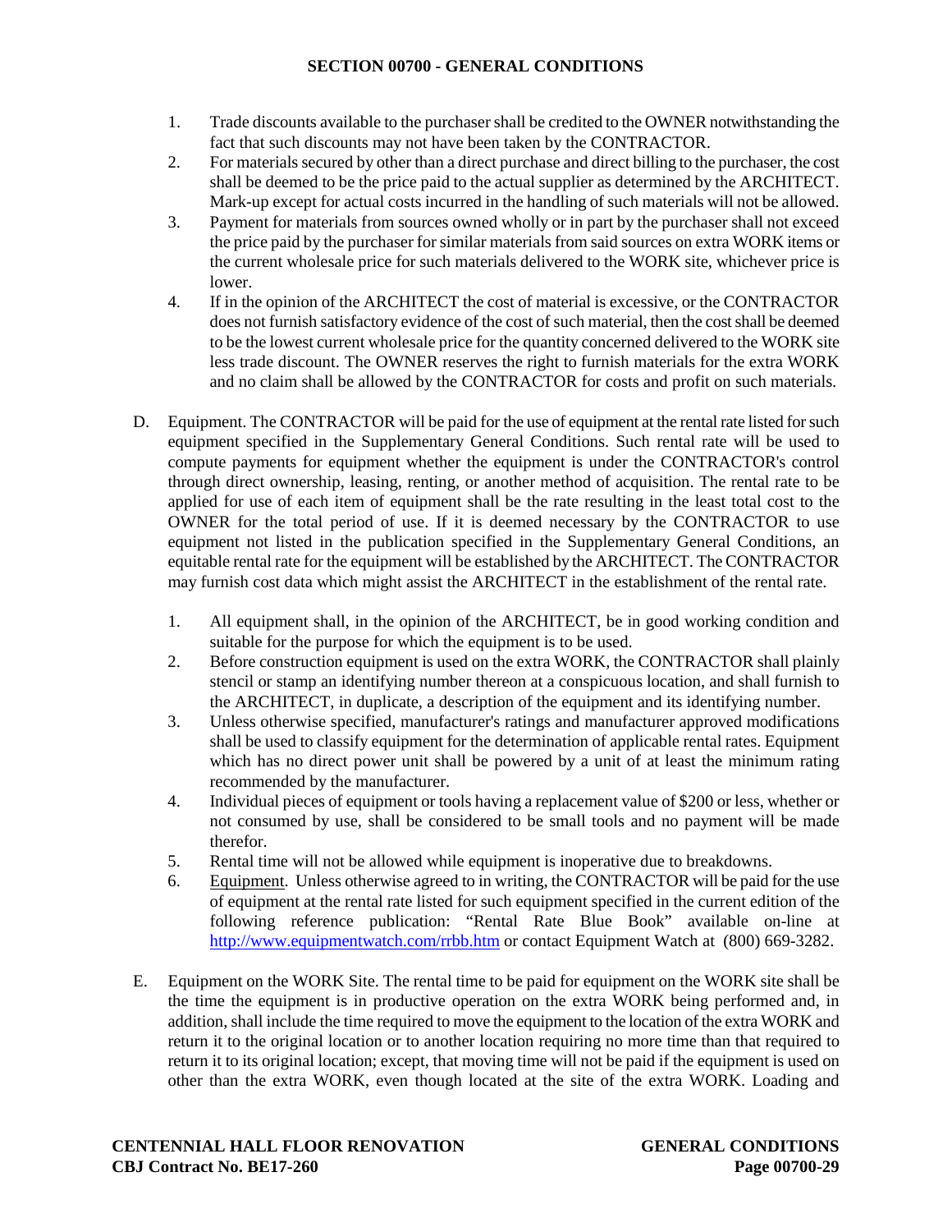1. Trade discounts available to the purchaser shall be credited to the OWNER notwithstanding the fact that such discounts may not have been taken by the CONTRACTOR.
2. For materials secured by other than a direct purchase and direct billing to the purchaser, the cost shall be deemed to be the price paid to the actual supplier as determined by the ARCHITECT. Mark-up except for actual costs incurred in the handling of such materials will not be allowed.
3. Payment for materials from sources owned wholly or in part by the purchaser shall not exceed the price paid by the purchaser for similar materials from said sources on extra WORK items or the current wholesale price for such materials delivered to the WORK site, whichever price is lower.
4. If in the opinion of the ARCHITECT the cost of material is excessive, or the CONTRACTOR does not furnish satisfactory evidence of the cost of such material, then the cost shall be deemed to be the lowest current wholesale price for the quantity concerned delivered to the WORK site less trade discount. The OWNER reserves the right to furnish materials for the extra WORK and no claim shall be allowed by the CONTRACTOR for costs and profit on such materials.

D. Equipment. The CONTRACTOR will be paid for the use of equipment at the rental rate listed for such equipment specified in the Supplementary General Conditions. Such rental rate will be used to compute payments for equipment whether the equipment is under the CONTRACTOR's control through direct ownership, leasing, renting, or another method of acquisition. The rental rate to be applied for use of each item of equipment shall be the rate resulting in the least total cost to the OWNER for the total period of use. If it is deemed necessary by the CONTRACTOR to use equipment not listed in the publication specified in the Supplementary General Conditions, an equitable rental rate for the equipment will be established by the ARCHITECT. The CONTRACTOR may furnish cost data which might assist the ARCHITECT in the establishment of the rental rate.

1. All equipment shall, in the opinion of the ARCHITECT, be in good working condition and suitable for the purpose for which the equipment is to be used.
2. Before construction equipment is used on the extra WORK, the CONTRACTOR shall plainly stencil or stamp an identifying number thereon at a conspicuous location, and shall furnish to the ARCHITECT, in duplicate, a description of the equipment and its identifying number.
3. Unless otherwise specified, manufacturer's ratings and manufacturer approved modifications shall be used to classify equipment for the determination of applicable rental rates. Equipment which has no direct power unit shall be powered by a unit of at least the minimum rating recommended by the manufacturer.
4. Individual pieces of equipment or tools having a replacement value of $200 or less, whether or not consumed by use, shall be considered to be small tools and no payment will be made therefor.
5. Rental time will not be allowed while equipment is inoperative due to breakdowns.
6. Equipment. Unless otherwise agreed to in writing, the CONTRACTOR will be paid for the use of equipment at the rental rate listed for such equipment specified in the current edition of the following reference publication: "Rental Rate Blue Book" available on-line at http://www.equipmentwatch.com/rrbb.htm or contact Equipment Watch at (800) 669-3282.

E. Equipment on the WORK Site. The rental time to be paid for equipment on the WORK site shall be the time the equipment is in productive operation on the extra WORK being performed and, in addition, shall include the time required to move the equipment to the location of the extra WORK and return it to the original location or to another location requiring no more time than that required to return it to its original location; except, that moving time will not be paid if the equipment is used on other than the extra WORK, even though located at the site of the extra WORK. Loading and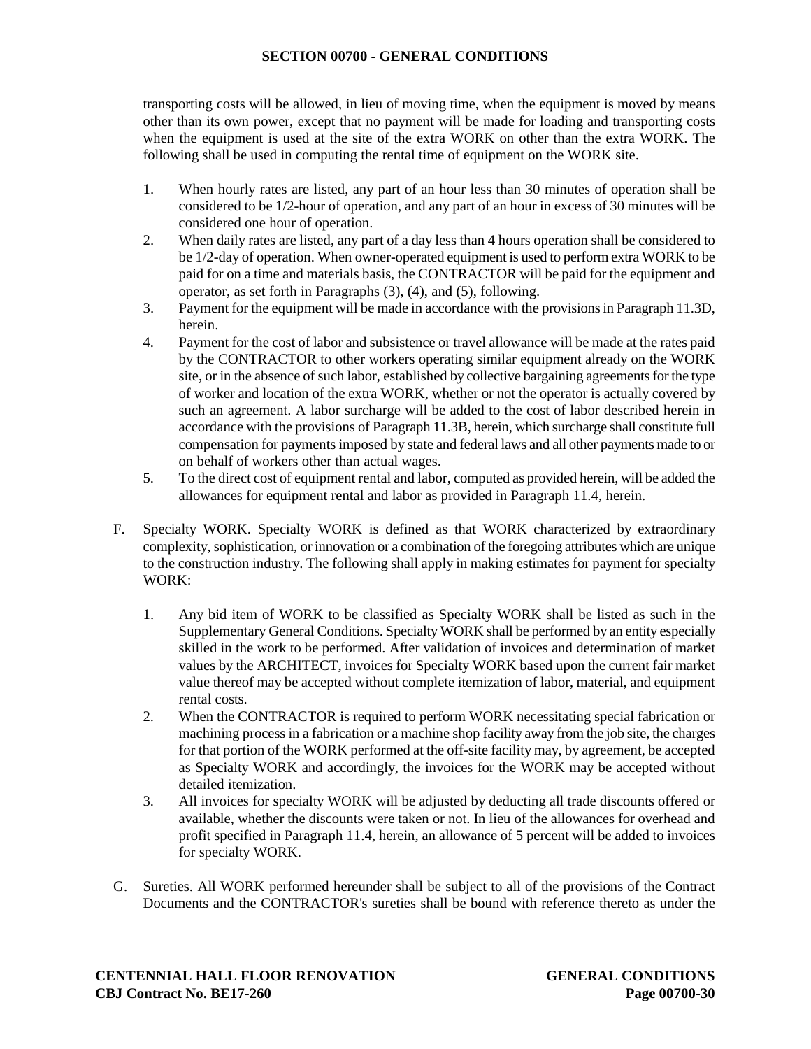transporting costs will be allowed, in lieu of moving time, when the equipment is moved by means other than its own power, except that no payment will be made for loading and transporting costs when the equipment is used at the site of the extra WORK on other than the extra WORK. The following shall be used in computing the rental time of equipment on the WORK site.

1. When hourly rates are listed, any part of an hour less than 30 minutes of operation shall be considered to be 1/2-hour of operation, and any part of an hour in excess of 30 minutes will be considered one hour of operation.
2. When daily rates are listed, any part of a day less than 4 hours operation shall be considered to be 1/2-day of operation. When owner-operated equipment is used to perform extra WORK to be paid for on a time and materials basis, the CONTRACTOR will be paid for the equipment and operator, as set forth in Paragraphs (3), (4), and (5), following.
3. Payment for the equipment will be made in accordance with the provisions in Paragraph 11.3D, herein.
4. Payment for the cost of labor and subsistence or travel allowance will be made at the rates paid by the CONTRACTOR to other workers operating similar equipment already on the WORK site, or in the absence of such labor, established by collective bargaining agreements for the type of worker and location of the extra WORK, whether or not the operator is actually covered by such an agreement. A labor surcharge will be added to the cost of labor described herein in accordance with the provisions of Paragraph 11.3B, herein, which surcharge shall constitute full compensation for payments imposed by state and federal laws and all other payments made to or on behalf of workers other than actual wages.
5. To the direct cost of equipment rental and labor, computed as provided herein, will be added the allowances for equipment rental and labor as provided in Paragraph 11.4, herein.

F. Specialty WORK. Specialty WORK is defined as that WORK characterized by extraordinary complexity, sophistication, or innovation or a combination of the foregoing attributes which are unique to the construction industry. The following shall apply in making estimates for payment for specialty WORK:

1. Any bid item of WORK to be classified as Specialty WORK shall be listed as such in the Supplementary General Conditions. Specialty WORK shall be performed by an entity especially skilled in the work to be performed. After validation of invoices and determination of market values by the ARCHITECT, invoices for Specialty WORK based upon the current fair market value thereof may be accepted without complete itemization of labor, material, and equipment rental costs.
2. When the CONTRACTOR is required to perform WORK necessitating special fabrication or machining process in a fabrication or a machine shop facility away from the job site, the charges for that portion of the WORK performed at the off-site facility may, by agreement, be accepted as Specialty WORK and accordingly, the invoices for the WORK may be accepted without detailed itemization.
3. All invoices for specialty WORK will be adjusted by deducting all trade discounts offered or available, whether the discounts were taken or not. In lieu of the allowances for overhead and profit specified in Paragraph 11.4, herein, an allowance of 5 percent will be added to invoices for specialty WORK.

G. Sureties. All WORK performed hereunder shall be subject to all of the provisions of the Contract Documents and the CONTRACTOR's sureties shall be bound with reference thereto as under the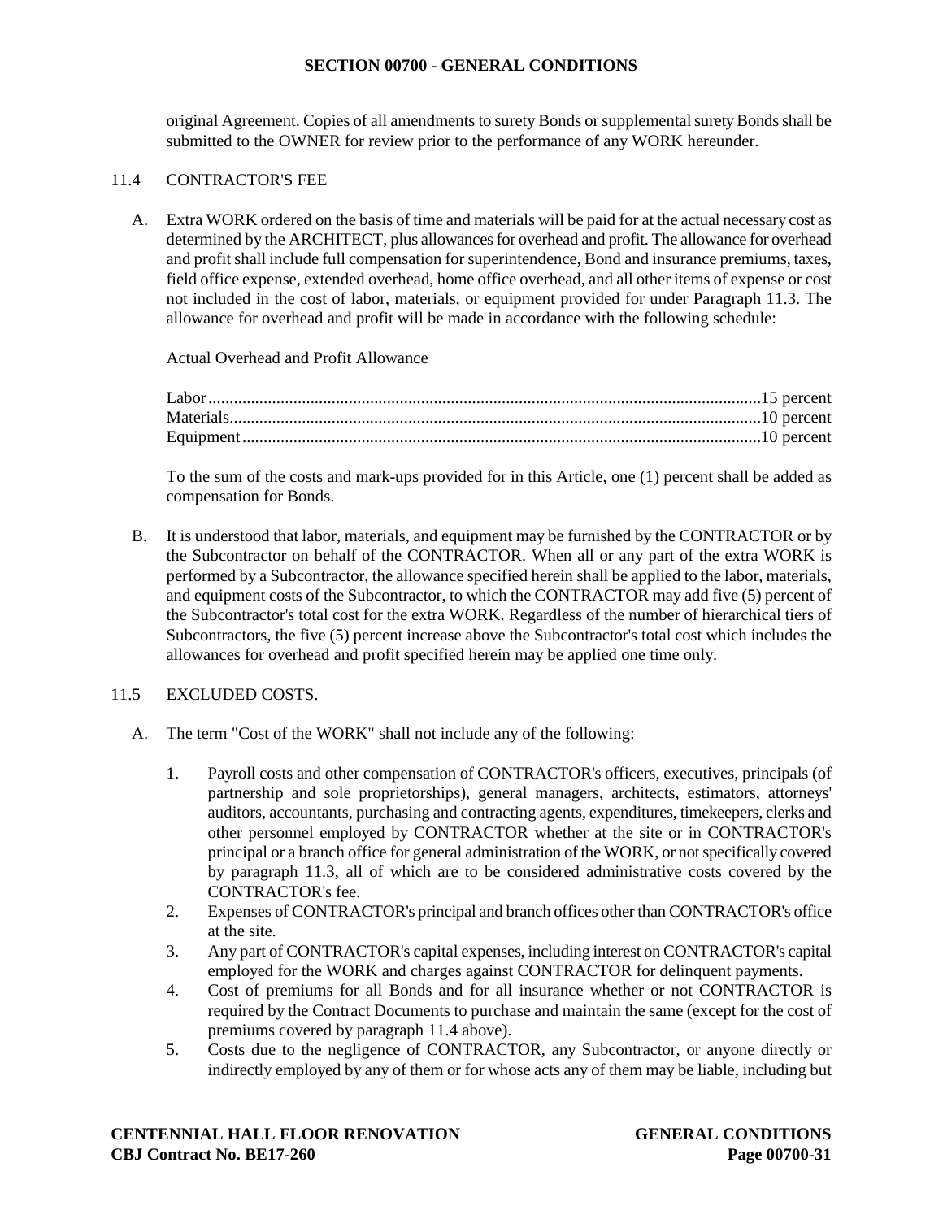original Agreement. Copies of all amendments to surety Bonds or supplemental surety Bonds shall be submitted to the OWNER for review prior to the performance of any WORK hereunder.

11.4 CONTRACTOR'S FEE

A. Extra WORK ordered on the basis of time and materials will be paid for at the actual necessary cost as determined by the ARCHITECT, plus allowances for overhead and profit. The allowance for overhead and profit shall include full compensation for superintendence, Bond and insurance premiums, taxes, field office expense, extended overhead, home office overhead, and all other items of expense or cost not included in the cost of labor, materials, or equipment provided for under Paragraph 11.3. The allowance for overhead and profit will be made in accordance with the following schedule:

Actual Overhead and Profit Allowance

Labor........................................................................................................................15 percent
Materials...................................................................................................................10 percent
Equipment................................................................................................................10 percent

To the sum of the costs and mark-ups provided for in this Article, one (1) percent shall be added as compensation for Bonds.

B. It is understood that labor, materials, and equipment may be furnished by the CONTRACTOR or by the Subcontractor on behalf of the CONTRACTOR. When all or any part of the extra WORK is performed by a Subcontractor, the allowance specified herein shall be applied to the labor, materials, and equipment costs of the Subcontractor, to which the CONTRACTOR may add five (5) percent of the Subcontractor's total cost for the extra WORK. Regardless of the number of hierarchical tiers of Subcontractors, the five (5) percent increase above the Subcontractor's total cost which includes the allowances for overhead and profit specified herein may be applied one time only.

11.5 EXCLUDED COSTS.

A. The term "Cost of the WORK" shall not include any of the following:

1. Payroll costs and other compensation of CONTRACTOR's officers, executives, principals (of partnership and sole proprietorships), general managers, architects, estimators, attorneys' auditors, accountants, purchasing and contracting agents, expenditures, timekeepers, clerks and other personnel employed by CONTRACTOR whether at the site or in CONTRACTOR's principal or a branch office for general administration of the WORK, or not specifically covered by paragraph 11.3, all of which are to be considered administrative costs covered by the CONTRACTOR's fee.
2. Expenses of CONTRACTOR's principal and branch offices other than CONTRACTOR's office at the site.
3. Any part of CONTRACTOR's capital expenses, including interest on CONTRACTOR's capital employed for the WORK and charges against CONTRACTOR for delinquent payments.
4. Cost of premiums for all Bonds and for all insurance whether or not CONTRACTOR is required by the Contract Documents to purchase and maintain the same (except for the cost of premiums covered by paragraph 11.4 above).
5. Costs due to the negligence of CONTRACTOR, any Subcontractor, or anyone directly or indirectly employed by any of them or for whose acts any of them may be liable, including but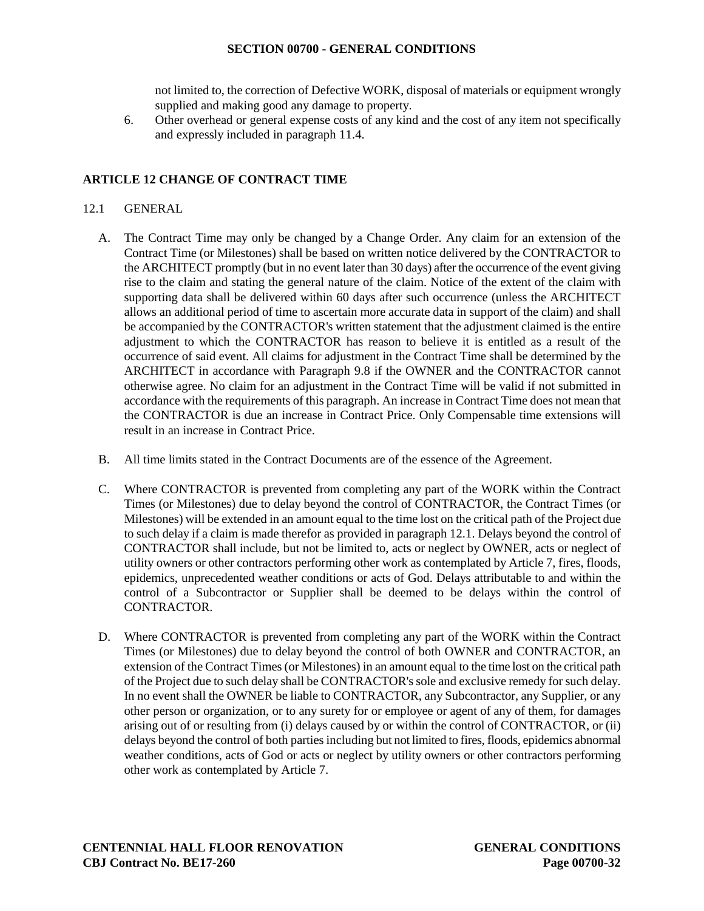not limited to, the correction of Defective WORK, disposal of materials or equipment wrongly supplied and making good any damage to property.

6. Other overhead or general expense costs of any kind and the cost of any item not specifically and expressly included in paragraph 11.4.

## ARTICLE 12 CHANGE OF CONTRACT TIME

### 12.1 GENERAL

A. The Contract Time may only be changed by a Change Order. Any claim for an extension of the Contract Time (or Milestones) shall be based on written notice delivered by the CONTRACTOR to the ARCHITECT promptly (but in no event later than 30 days) after the occurrence of the event giving rise to the claim and stating the general nature of the claim. Notice of the extent of the claim with supporting data shall be delivered within 60 days after such occurrence (unless the ARCHITECT allows an additional period of time to ascertain more accurate data in support of the claim) and shall be accompanied by the CONTRACTOR's written statement that the adjustment claimed is the entire adjustment to which the CONTRACTOR has reason to believe it is entitled as a result of the occurrence of said event. All claims for adjustment in the Contract Time shall be determined by the ARCHITECT in accordance with Paragraph 9.8 if the OWNER and the CONTRACTOR cannot otherwise agree. No claim for an adjustment in the Contract Time will be valid if not submitted in accordance with the requirements of this paragraph. An increase in Contract Time does not mean that the CONTRACTOR is due an increase in Contract Price. Only Compensable time extensions will result in an increase in Contract Price.

B. All time limits stated in the Contract Documents are of the essence of the Agreement.

C. Where CONTRACTOR is prevented from completing any part of the WORK within the Contract Times (or Milestones) due to delay beyond the control of CONTRACTOR, the Contract Times (or Milestones) will be extended in an amount equal to the time lost on the critical path of the Project due to such delay if a claim is made therefor as provided in paragraph 12.1. Delays beyond the control of CONTRACTOR shall include, but not be limited to, acts or neglect by OWNER, acts or neglect of utility owners or other contractors performing other work as contemplated by Article 7, fires, floods, epidemics, unprecedented weather conditions or acts of God. Delays attributable to and within the control of a Subcontractor or Supplier shall be deemed to be delays within the control of CONTRACTOR.

D. Where CONTRACTOR is prevented from completing any part of the WORK within the Contract Times (or Milestones) due to delay beyond the control of both OWNER and CONTRACTOR, an extension of the Contract Times (or Milestones) in an amount equal to the time lost on the critical path of the Project due to such delay shall be CONTRACTOR's sole and exclusive remedy for such delay. In no event shall the OWNER be liable to CONTRACTOR, any Subcontractor, any Supplier, or any other person or organization, or to any surety for or employee or agent of any of them, for damages arising out of or resulting from (i) delays caused by or within the control of CONTRACTOR, or (ii) delays beyond the control of both parties including but not limited to fires, floods, epidemics abnormal weather conditions, acts of God or acts or neglect by utility owners or other contractors performing other work as contemplated by Article 7.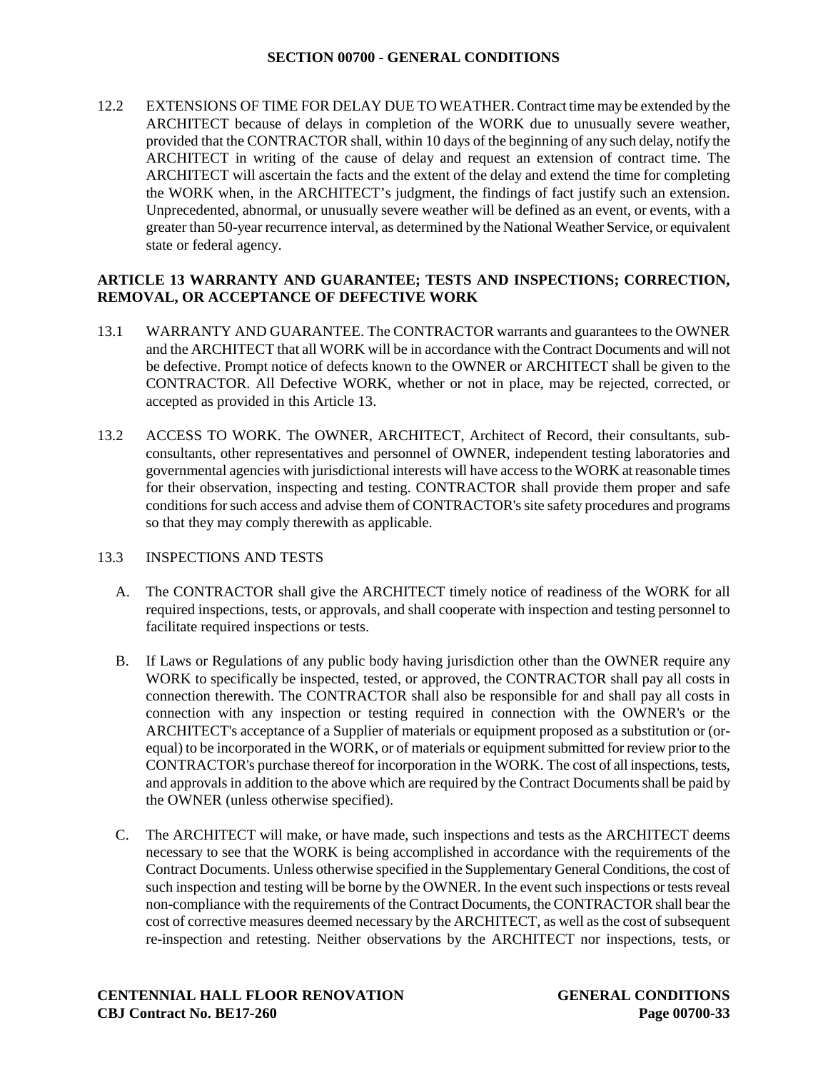12.2 EXTENSIONS OF TIME FOR DELAY DUE TO WEATHER. Contract time may be extended by the ARCHITECT because of delays in completion of the WORK due to unusually severe weather, provided that the CONTRACTOR shall, within 10 days of the beginning of any such delay, notify the ARCHITECT in writing of the cause of delay and request an extension of contract time. The ARCHITECT will ascertain the facts and the extent of the delay and extend the time for completing the WORK when, in the ARCHITECT's judgment, the findings of fact justify such an extension. Unprecedented, abnormal, or unusually severe weather will be defined as an event, or events, with a greater than 50-year recurrence interval, as determined by the National Weather Service, or equivalent state or federal agency.

## ARTICLE 13 WARRANTY AND GUARANTEE; TESTS AND INSPECTIONS; CORRECTION, REMOVAL, OR ACCEPTANCE OF DEFECTIVE WORK

13.1 WARRANTY AND GUARANTEE. The CONTRACTOR warrants and guarantees to the OWNER and the ARCHITECT that all WORK will be in accordance with the Contract Documents and will not be defective. Prompt notice of defects known to the OWNER or ARCHITECT shall be given to the CONTRACTOR. All Defective WORK, whether or not in place, may be rejected, corrected, or accepted as provided in this Article 13.

13.2 ACCESS TO WORK. The OWNER, ARCHITECT, Architect of Record, their consultants, sub-consultants, other representatives and personnel of OWNER, independent testing laboratories and governmental agencies with jurisdictional interests will have access to the WORK at reasonable times for their observation, inspecting and testing. CONTRACTOR shall provide them proper and safe conditions for such access and advise them of CONTRACTOR's site safety procedures and programs so that they may comply therewith as applicable.

13.3 INSPECTIONS AND TESTS

A. The CONTRACTOR shall give the ARCHITECT timely notice of readiness of the WORK for all required inspections, tests, or approvals, and shall cooperate with inspection and testing personnel to facilitate required inspections or tests.

B. If Laws or Regulations of any public body having jurisdiction other than the OWNER require any WORK to specifically be inspected, tested, or approved, the CONTRACTOR shall pay all costs in connection therewith. The CONTRACTOR shall also be responsible for and shall pay all costs in connection with any inspection or testing required in connection with the OWNER's or the ARCHITECT's acceptance of a Supplier of materials or equipment proposed as a substitution or (or-equal) to be incorporated in the WORK, or of materials or equipment submitted for review prior to the CONTRACTOR's purchase thereof for incorporation in the WORK. The cost of all inspections, tests, and approvals in addition to the above which are required by the Contract Documents shall be paid by the OWNER (unless otherwise specified).

C. The ARCHITECT will make, or have made, such inspections and tests as the ARCHITECT deems necessary to see that the WORK is being accomplished in accordance with the requirements of the Contract Documents. Unless otherwise specified in the Supplementary General Conditions, the cost of such inspection and testing will be borne by the OWNER. In the event such inspections or tests reveal non-compliance with the requirements of the Contract Documents, the CONTRACTOR shall bear the cost of corrective measures deemed necessary by the ARCHITECT, as well as the cost of subsequent re-inspection and retesting. Neither observations by the ARCHITECT nor inspections, tests, or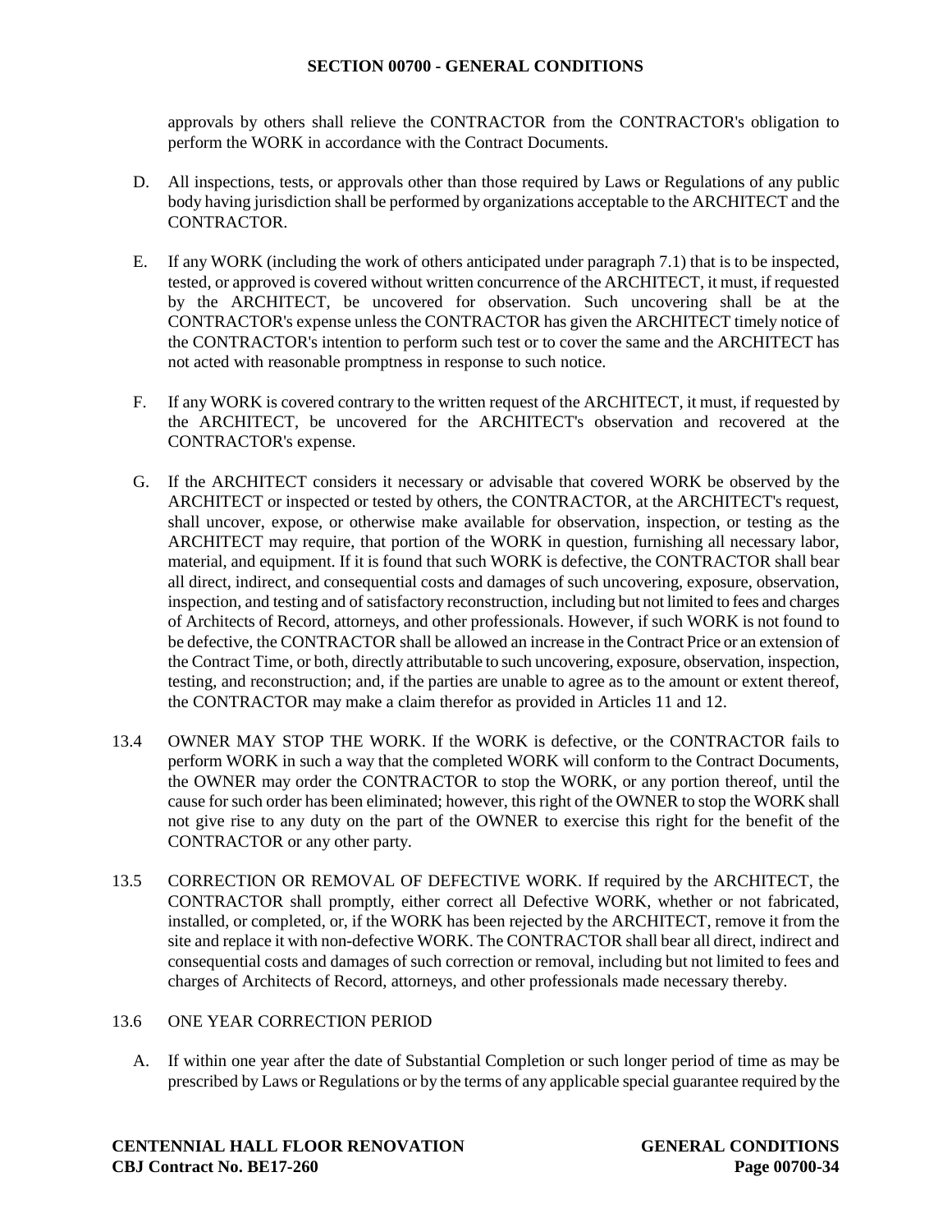approvals by others shall relieve the CONTRACTOR from the CONTRACTOR's obligation to perform the WORK in accordance with the Contract Documents.

D. All inspections, tests, or approvals other than those required by Laws or Regulations of any public body having jurisdiction shall be performed by organizations acceptable to the ARCHITECT and the CONTRACTOR.

E. If any WORK (including the work of others anticipated under paragraph 7.1) that is to be inspected, tested, or approved is covered without written concurrence of the ARCHITECT, it must, if requested by the ARCHITECT, be uncovered for observation. Such uncovering shall be at the CONTRACTOR's expense unless the CONTRACTOR has given the ARCHITECT timely notice of the CONTRACTOR's intention to perform such test or to cover the same and the ARCHITECT has not acted with reasonable promptness in response to such notice.

F. If any WORK is covered contrary to the written request of the ARCHITECT, it must, if requested by the ARCHITECT, be uncovered for the ARCHITECT's observation and recovered at the CONTRACTOR's expense.

G. If the ARCHITECT considers it necessary or advisable that covered WORK be observed by the ARCHITECT or inspected or tested by others, the CONTRACTOR, at the ARCHITECT's request, shall uncover, expose, or otherwise make available for observation, inspection, or testing as the ARCHITECT may require, that portion of the WORK in question, furnishing all necessary labor, material, and equipment. If it is found that such WORK is defective, the CONTRACTOR shall bear all direct, indirect, and consequential costs and damages of such uncovering, exposure, observation, inspection, and testing and of satisfactory reconstruction, including but not limited to fees and charges of Architects of Record, attorneys, and other professionals. However, if such WORK is not found to be defective, the CONTRACTOR shall be allowed an increase in the Contract Price or an extension of the Contract Time, or both, directly attributable to such uncovering, exposure, observation, inspection, testing, and reconstruction; and, if the parties are unable to agree as to the amount or extent thereof, the CONTRACTOR may make a claim therefor as provided in Articles 11 and 12.

13.4 OWNER MAY STOP THE WORK. If the WORK is defective, or the CONTRACTOR fails to perform WORK in such a way that the completed WORK will conform to the Contract Documents, the OWNER may order the CONTRACTOR to stop the WORK, or any portion thereof, until the cause for such order has been eliminated; however, this right of the OWNER to stop the WORK shall not give rise to any duty on the part of the OWNER to exercise this right for the benefit of the CONTRACTOR or any other party.

13.5 CORRECTION OR REMOVAL OF DEFECTIVE WORK. If required by the ARCHITECT, the CONTRACTOR shall promptly, either correct all Defective WORK, whether or not fabricated, installed, or completed, or, if the WORK has been rejected by the ARCHITECT, remove it from the site and replace it with non-defective WORK. The CONTRACTOR shall bear all direct, indirect and consequential costs and damages of such correction or removal, including but not limited to fees and charges of Architects of Record, attorneys, and other professionals made necessary thereby.

13.6 ONE YEAR CORRECTION PERIOD

A. If within one year after the date of Substantial Completion or such longer period of time as may be prescribed by Laws or Regulations or by the terms of any applicable special guarantee required by the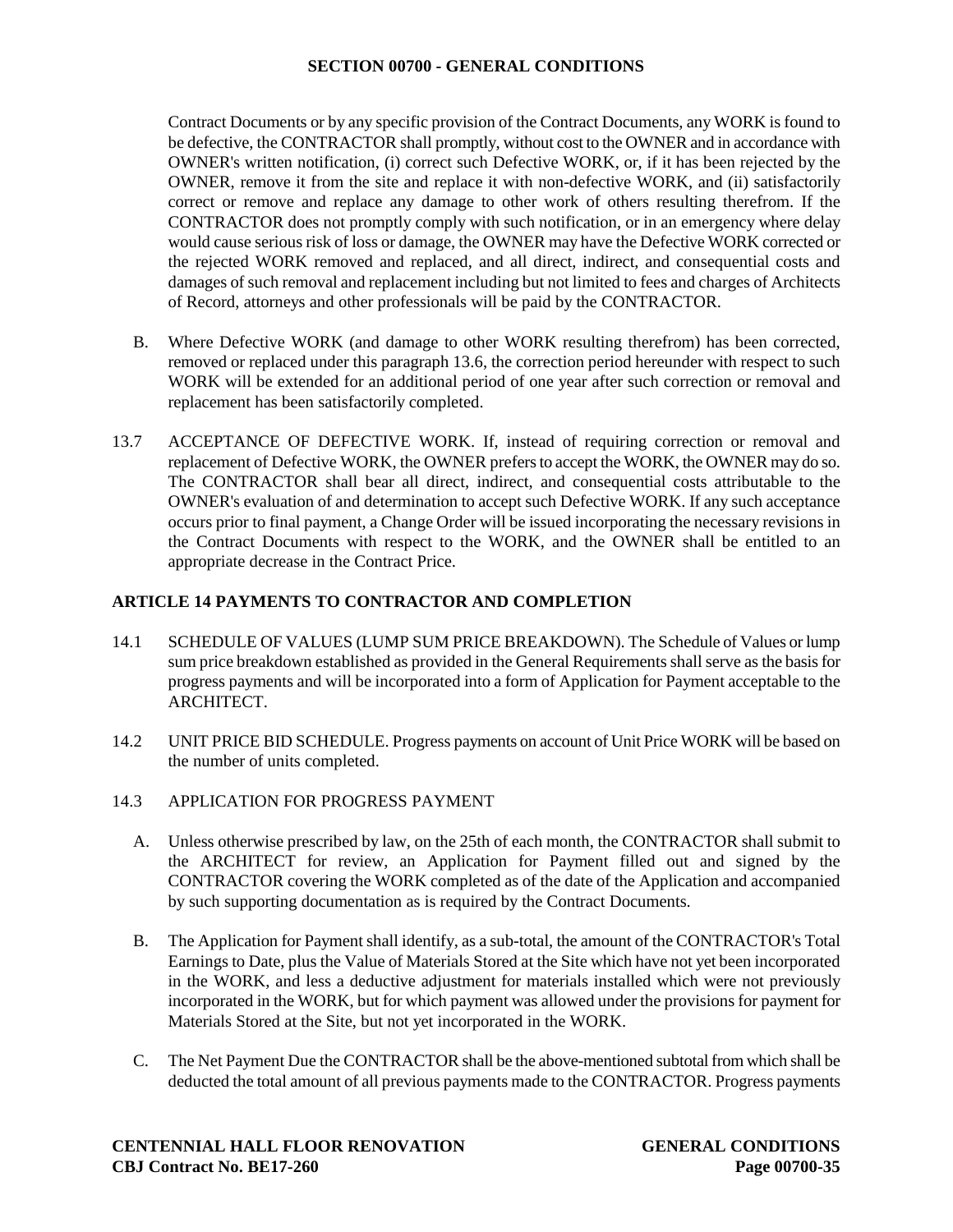Contract Documents or by any specific provision of the Contract Documents, any WORK is found to be defective, the CONTRACTOR shall promptly, without cost to the OWNER and in accordance with OWNER's written notification, (i) correct such Defective WORK, or, if it has been rejected by the OWNER, remove it from the site and replace it with non-defective WORK, and (ii) satisfactorily correct or remove and replace any damage to other work of others resulting therefrom. If the CONTRACTOR does not promptly comply with such notification, or in an emergency where delay would cause serious risk of loss or damage, the OWNER may have the Defective WORK corrected or the rejected WORK removed and replaced, and all direct, indirect, and consequential costs and damages of such removal and replacement including but not limited to fees and charges of Architects of Record, attorneys and other professionals will be paid by the CONTRACTOR.

B. Where Defective WORK (and damage to other WORK resulting therefrom) has been corrected, removed or replaced under this paragraph 13.6, the correction period hereunder with respect to such WORK will be extended for an additional period of one year after such correction or removal and replacement has been satisfactorily completed.

13.7 ACCEPTANCE OF DEFECTIVE WORK. If, instead of requiring correction or removal and replacement of Defective WORK, the OWNER prefers to accept the WORK, the OWNER may do so. The CONTRACTOR shall bear all direct, indirect, and consequential costs attributable to the OWNER's evaluation of and determination to accept such Defective WORK. If any such acceptance occurs prior to final payment, a Change Order will be issued incorporating the necessary revisions in the Contract Documents with respect to the WORK, and the OWNER shall be entitled to an appropriate decrease in the Contract Price.

## ARTICLE 14 PAYMENTS TO CONTRACTOR AND COMPLETION

14.1 SCHEDULE OF VALUES (LUMP SUM PRICE BREAKDOWN). The Schedule of Values or lump sum price breakdown established as provided in the General Requirements shall serve as the basis for progress payments and will be incorporated into a form of Application for Payment acceptable to the ARCHITECT.

14.2 UNIT PRICE BID SCHEDULE. Progress payments on account of Unit Price WORK will be based on the number of units completed.

14.3 APPLICATION FOR PROGRESS PAYMENT

A. Unless otherwise prescribed by law, on the 25th of each month, the CONTRACTOR shall submit to the ARCHITECT for review, an Application for Payment filled out and signed by the CONTRACTOR covering the WORK completed as of the date of the Application and accompanied by such supporting documentation as is required by the Contract Documents.

B. The Application for Payment shall identify, as a sub-total, the amount of the CONTRACTOR's Total Earnings to Date, plus the Value of Materials Stored at the Site which have not yet been incorporated in the WORK, and less a deductive adjustment for materials installed which were not previously incorporated in the WORK, but for which payment was allowed under the provisions for payment for Materials Stored at the Site, but not yet incorporated in the WORK.

C. The Net Payment Due the CONTRACTOR shall be the above-mentioned subtotal from which shall be deducted the total amount of all previous payments made to the CONTRACTOR. Progress payments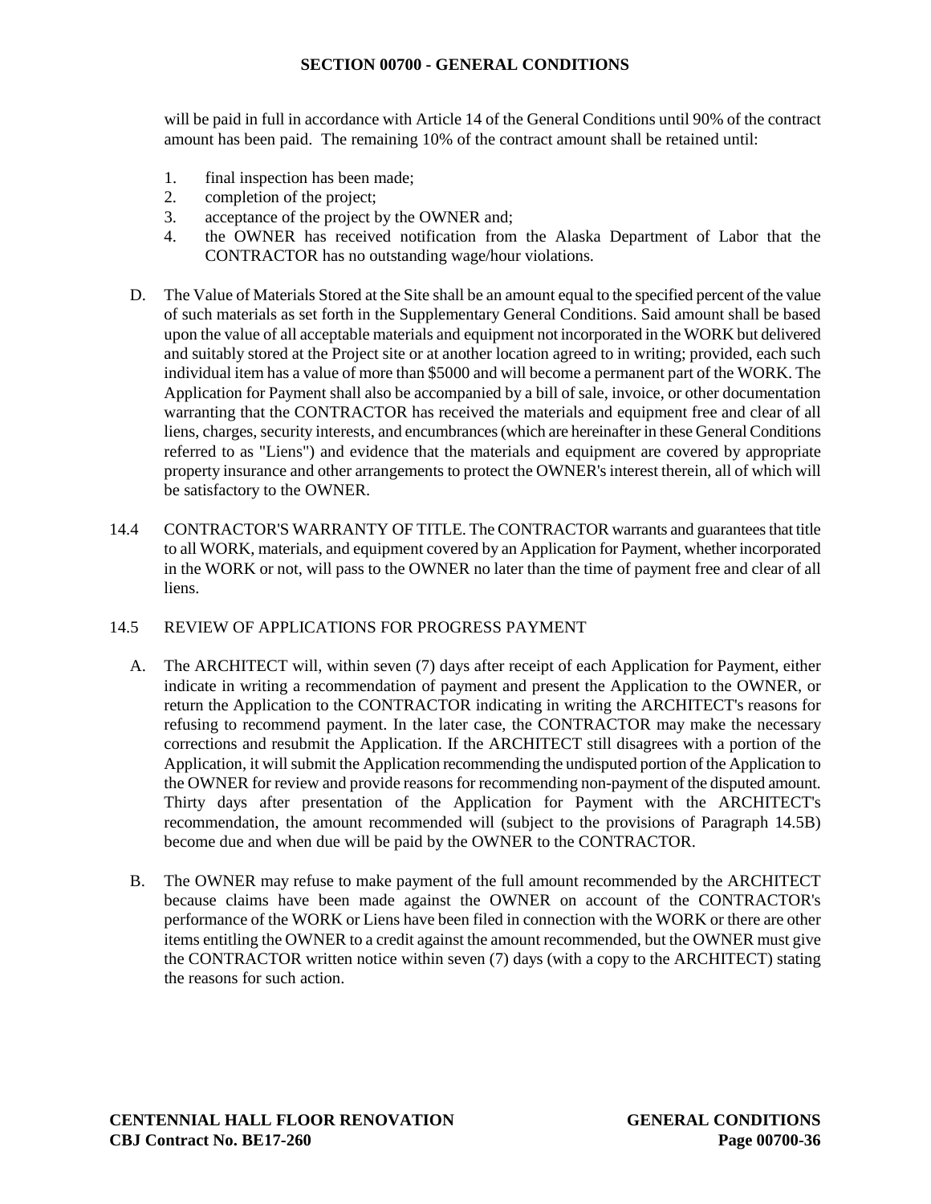will be paid in full in accordance with Article 14 of the General Conditions until 90% of the contract amount has been paid. The remaining 10% of the contract amount shall be retained until:

1. final inspection has been made;
2. completion of the project;
3. acceptance of the project by the OWNER and;
4. the OWNER has received notification from the Alaska Department of Labor that the CONTRACTOR has no outstanding wage/hour violations.

D. The Value of Materials Stored at the Site shall be an amount equal to the specified percent of the value of such materials as set forth in the Supplementary General Conditions. Said amount shall be based upon the value of all acceptable materials and equipment not incorporated in the WORK but delivered and suitably stored at the Project site or at another location agreed to in writing; provided, each such individual item has a value of more than $5000 and will become a permanent part of the WORK. The Application for Payment shall also be accompanied by a bill of sale, invoice, or other documentation warranting that the CONTRACTOR has received the materials and equipment free and clear of all liens, charges, security interests, and encumbrances (which are hereinafter in these General Conditions referred to as "Liens") and evidence that the materials and equipment are covered by appropriate property insurance and other arrangements to protect the OWNER's interest therein, all of which will be satisfactory to the OWNER.

14.4 CONTRACTOR'S WARRANTY OF TITLE. The CONTRACTOR warrants and guarantees that title to all WORK, materials, and equipment covered by an Application for Payment, whether incorporated in the WORK or not, will pass to the OWNER no later than the time of payment free and clear of all liens.

14.5 REVIEW OF APPLICATIONS FOR PROGRESS PAYMENT

A. The ARCHITECT will, within seven (7) days after receipt of each Application for Payment, either indicate in writing a recommendation of payment and present the Application to the OWNER, or return the Application to the CONTRACTOR indicating in writing the ARCHITECT's reasons for refusing to recommend payment. In the later case, the CONTRACTOR may make the necessary corrections and resubmit the Application. If the ARCHITECT still disagrees with a portion of the Application, it will submit the Application recommending the undisputed portion of the Application to the OWNER for review and provide reasons for recommending non-payment of the disputed amount. Thirty days after presentation of the Application for Payment with the ARCHITECT's recommendation, the amount recommended will (subject to the provisions of Paragraph 14.5B) become due and when due will be paid by the OWNER to the CONTRACTOR.

B. The OWNER may refuse to make payment of the full amount recommended by the ARCHITECT because claims have been made against the OWNER on account of the CONTRACTOR's performance of the WORK or Liens have been filed in connection with the WORK or there are other items entitling the OWNER to a credit against the amount recommended, but the OWNER must give the CONTRACTOR written notice within seven (7) days (with a copy to the ARCHITECT) stating the reasons for such action.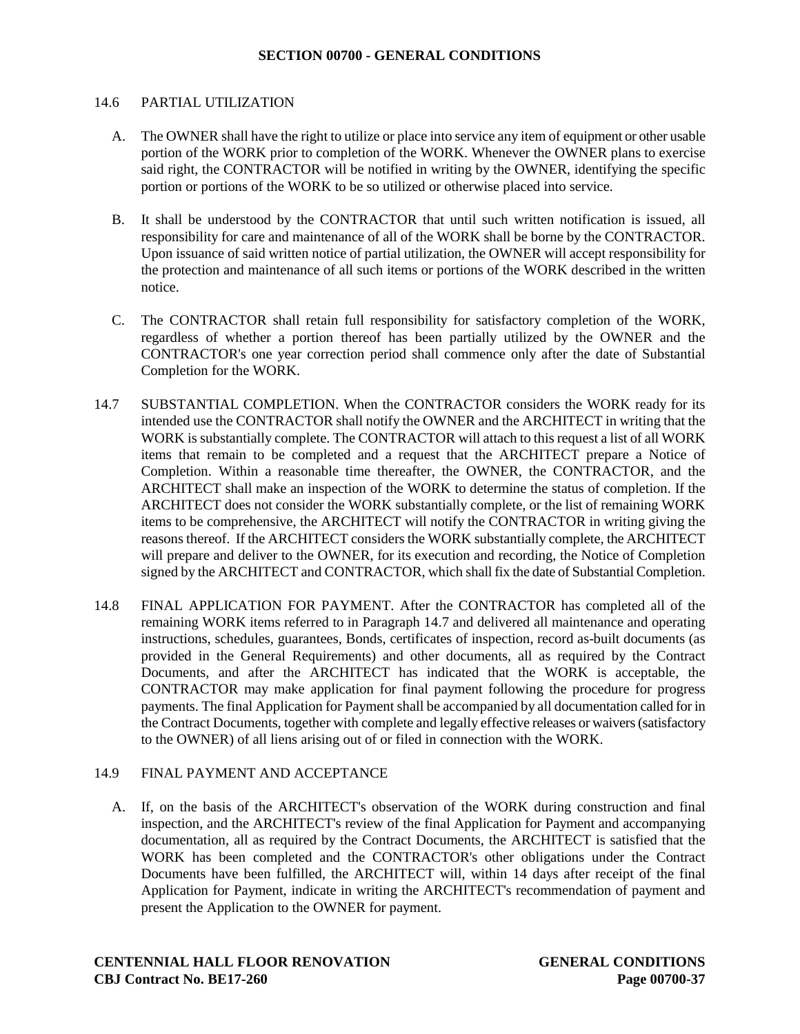14.6 PARTIAL UTILIZATION

A. The OWNER shall have the right to utilize or place into service any item of equipment or other usable portion of the WORK prior to completion of the WORK. Whenever the OWNER plans to exercise said right, the CONTRACTOR will be notified in writing by the OWNER, identifying the specific portion or portions of the WORK to be so utilized or otherwise placed into service.

B. It shall be understood by the CONTRACTOR that until such written notification is issued, all responsibility for care and maintenance of all of the WORK shall be borne by the CONTRACTOR. Upon issuance of said written notice of partial utilization, the OWNER will accept responsibility for the protection and maintenance of all such items or portions of the WORK described in the written notice.

C. The CONTRACTOR shall retain full responsibility for satisfactory completion of the WORK, regardless of whether a portion thereof has been partially utilized by the OWNER and the CONTRACTOR's one year correction period shall commence only after the date of Substantial Completion for the WORK.

14.7 SUBSTANTIAL COMPLETION. When the CONTRACTOR considers the WORK ready for its intended use the CONTRACTOR shall notify the OWNER and the ARCHITECT in writing that the WORK is substantially complete. The CONTRACTOR will attach to this request a list of all WORK items that remain to be completed and a request that the ARCHITECT prepare a Notice of Completion. Within a reasonable time thereafter, the OWNER, the CONTRACTOR, and the ARCHITECT shall make an inspection of the WORK to determine the status of completion. If the ARCHITECT does not consider the WORK substantially complete, or the list of remaining WORK items to be comprehensive, the ARCHITECT will notify the CONTRACTOR in writing giving the reasons thereof. If the ARCHITECT considers the WORK substantially complete, the ARCHITECT will prepare and deliver to the OWNER, for its execution and recording, the Notice of Completion signed by the ARCHITECT and CONTRACTOR, which shall fix the date of Substantial Completion.

14.8 FINAL APPLICATION FOR PAYMENT. After the CONTRACTOR has completed all of the remaining WORK items referred to in Paragraph 14.7 and delivered all maintenance and operating instructions, schedules, guarantees, Bonds, certificates of inspection, record as-built documents (as provided in the General Requirements) and other documents, all as required by the Contract Documents, and after the ARCHITECT has indicated that the WORK is acceptable, the CONTRACTOR may make application for final payment following the procedure for progress payments. The final Application for Payment shall be accompanied by all documentation called for in the Contract Documents, together with complete and legally effective releases or waivers (satisfactory to the OWNER) of all liens arising out of or filed in connection with the WORK.

14.9 FINAL PAYMENT AND ACCEPTANCE

A. If, on the basis of the ARCHITECT's observation of the WORK during construction and final inspection, and the ARCHITECT's review of the final Application for Payment and accompanying documentation, all as required by the Contract Documents, the ARCHITECT is satisfied that the WORK has been completed and the CONTRACTOR's other obligations under the Contract Documents have been fulfilled, the ARCHITECT will, within 14 days after receipt of the final Application for Payment, indicate in writing the ARCHITECT's recommendation of payment and present the Application to the OWNER for payment.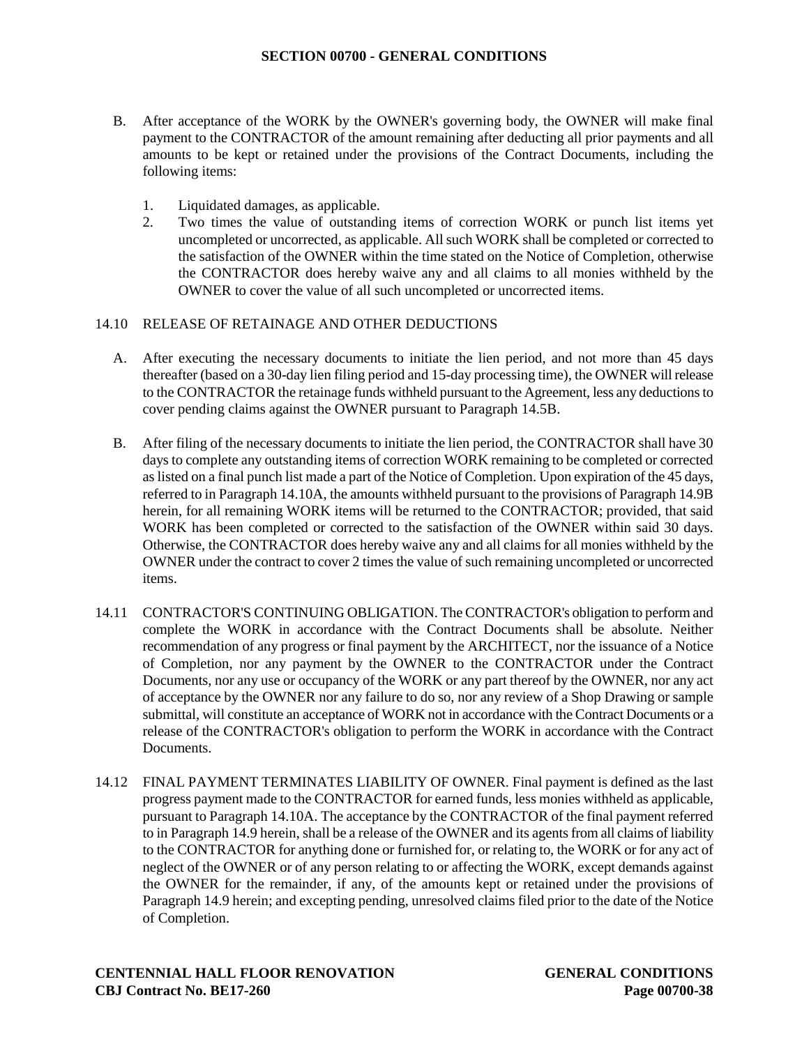B. After acceptance of the WORK by the OWNER's governing body, the OWNER will make final payment to the CONTRACTOR of the amount remaining after deducting all prior payments and all amounts to be kept or retained under the provisions of the Contract Documents, including the following items:

   1. Liquidated damages, as applicable.
   2. Two times the value of outstanding items of correction WORK or punch list items yet uncompleted or uncorrected, as applicable. All such WORK shall be completed or corrected to the satisfaction of the OWNER within the time stated on the Notice of Completion, otherwise the CONTRACTOR does hereby waive any and all claims to all monies withheld by the OWNER to cover the value of all such uncompleted or uncorrected items.

14.10 RELEASE OF RETAINAGE AND OTHER DEDUCTIONS

A. After executing the necessary documents to initiate the lien period, and not more than 45 days thereafter (based on a 30-day lien filing period and 15-day processing time), the OWNER will release to the CONTRACTOR the retainage funds withheld pursuant to the Agreement, less any deductions to cover pending claims against the OWNER pursuant to Paragraph 14.5B.

B. After filing of the necessary documents to initiate the lien period, the CONTRACTOR shall have 30 days to complete any outstanding items of correction WORK remaining to be completed or corrected as listed on a final punch list made a part of the Notice of Completion. Upon expiration of the 45 days, referred to in Paragraph 14.10A, the amounts withheld pursuant to the provisions of Paragraph 14.9B herein, for all remaining WORK items will be returned to the CONTRACTOR; provided, that said WORK has been completed or corrected to the satisfaction of the OWNER within said 30 days. Otherwise, the CONTRACTOR does hereby waive any and all claims for all monies withheld by the OWNER under the contract to cover 2 times the value of such remaining uncompleted or uncorrected items.

14.11 CONTRACTOR'S CONTINUING OBLIGATION. The CONTRACTOR's obligation to perform and complete the WORK in accordance with the Contract Documents shall be absolute. Neither recommendation of any progress or final payment by the ARCHITECT, nor the issuance of a Notice of Completion, nor any payment by the OWNER to the CONTRACTOR under the Contract Documents, nor any use or occupancy of the WORK or any part thereof by the OWNER, nor any act of acceptance by the OWNER nor any failure to do so, nor any review of a Shop Drawing or sample submittal, will constitute an acceptance of WORK not in accordance with the Contract Documents or a release of the CONTRACTOR's obligation to perform the WORK in accordance with the Contract Documents.

14.12 FINAL PAYMENT TERMINATES LIABILITY OF OWNER. Final payment is defined as the last progress payment made to the CONTRACTOR for earned funds, less monies withheld as applicable, pursuant to Paragraph 14.10A. The acceptance by the CONTRACTOR of the final payment referred to in Paragraph 14.9 herein, shall be a release of the OWNER and its agents from all claims of liability to the CONTRACTOR for anything done or furnished for, or relating to, the WORK or for any act of neglect of the OWNER or of any person relating to or affecting the WORK, except demands against the OWNER for the remainder, if any, of the amounts kept or retained under the provisions of Paragraph 14.9 herein; and excepting pending, unresolved claims filed prior to the date of the Notice of Completion.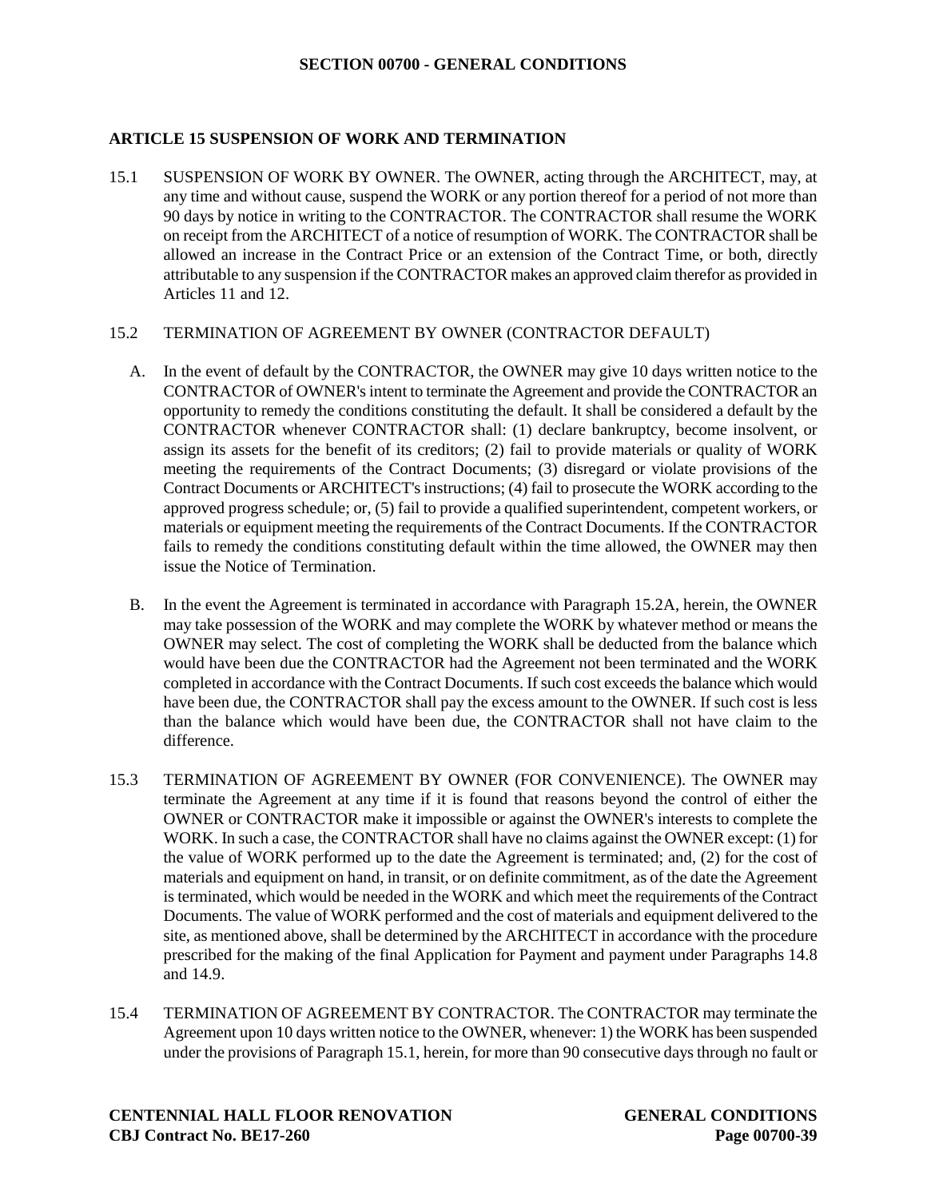## ARTICLE 15 SUSPENSION OF WORK AND TERMINATION

15.1 SUSPENSION OF WORK BY OWNER. The OWNER, acting through the ARCHITECT, may, at any time and without cause, suspend the WORK or any portion thereof for a period of not more than 90 days by notice in writing to the CONTRACTOR. The CONTRACTOR shall resume the WORK on receipt from the ARCHITECT of a notice of resumption of WORK. The CONTRACTOR shall be allowed an increase in the Contract Price or an extension of the Contract Time, or both, directly attributable to any suspension if the CONTRACTOR makes an approved claim therefor as provided in Articles 11 and 12.

15.2 TERMINATION OF AGREEMENT BY OWNER (CONTRACTOR DEFAULT)

A. In the event of default by the CONTRACTOR, the OWNER may give 10 days written notice to the CONTRACTOR of OWNER's intent to terminate the Agreement and provide the CONTRACTOR an opportunity to remedy the conditions constituting the default. It shall be considered a default by the CONTRACTOR whenever CONTRACTOR shall: (1) declare bankruptcy, become insolvent, or assign its assets for the benefit of its creditors; (2) fail to provide materials or quality of WORK meeting the requirements of the Contract Documents; (3) disregard or violate provisions of the Contract Documents or ARCHITECT's instructions; (4) fail to prosecute the WORK according to the approved progress schedule; or, (5) fail to provide a qualified superintendent, competent workers, or materials or equipment meeting the requirements of the Contract Documents. If the CONTRACTOR fails to remedy the conditions constituting default within the time allowed, the OWNER may then issue the Notice of Termination.

B. In the event the Agreement is terminated in accordance with Paragraph 15.2A, herein, the OWNER may take possession of the WORK and may complete the WORK by whatever method or means the OWNER may select. The cost of completing the WORK shall be deducted from the balance which would have been due the CONTRACTOR had the Agreement not been terminated and the WORK completed in accordance with the Contract Documents. If such cost exceeds the balance which would have been due, the CONTRACTOR shall pay the excess amount to the OWNER. If such cost is less than the balance which would have been due, the CONTRACTOR shall not have claim to the difference.

15.3 TERMINATION OF AGREEMENT BY OWNER (FOR CONVENIENCE). The OWNER may terminate the Agreement at any time if it is found that reasons beyond the control of either the OWNER or CONTRACTOR make it impossible or against the OWNER's interests to complete the WORK. In such a case, the CONTRACTOR shall have no claims against the OWNER except: (1) for the value of WORK performed up to the date the Agreement is terminated; and, (2) for the cost of materials and equipment on hand, in transit, or on definite commitment, as of the date the Agreement is terminated, which would be needed in the WORK and which meet the requirements of the Contract Documents. The value of WORK performed and the cost of materials and equipment delivered to the site, as mentioned above, shall be determined by the ARCHITECT in accordance with the procedure prescribed for the making of the final Application for Payment and payment under Paragraphs 14.8 and 14.9.

15.4 TERMINATION OF AGREEMENT BY CONTRACTOR. The CONTRACTOR may terminate the Agreement upon 10 days written notice to the OWNER, whenever: 1) the WORK has been suspended under the provisions of Paragraph 15.1, herein, for more than 90 consecutive days through no fault or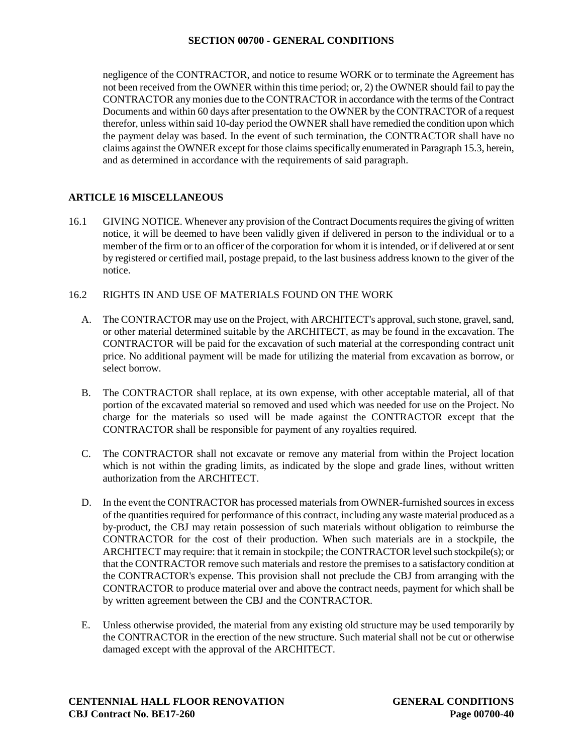negligence of the CONTRACTOR, and notice to resume WORK or to terminate the Agreement has not been received from the OWNER within this time period; or, 2) the OWNER should fail to pay the CONTRACTOR any monies due to the CONTRACTOR in accordance with the terms of the Contract Documents and within 60 days after presentation to the OWNER by the CONTRACTOR of a request therefor, unless within said 10-day period the OWNER shall have remedied the condition upon which the payment delay was based. In the event of such termination, the CONTRACTOR shall have no claims against the OWNER except for those claims specifically enumerated in Paragraph 15.3, herein, and as determined in accordance with the requirements of said paragraph.

## ARTICLE 16 MISCELLANEOUS

16.1 GIVING NOTICE. Whenever any provision of the Contract Documents requires the giving of written notice, it will be deemed to have been validly given if delivered in person to the individual or to a member of the firm or to an officer of the corporation for whom it is intended, or if delivered at or sent by registered or certified mail, postage prepaid, to the last business address known to the giver of the notice.

16.2 RIGHTS IN AND USE OF MATERIALS FOUND ON THE WORK

A. The CONTRACTOR may use on the Project, with ARCHITECT's approval, such stone, gravel, sand, or other material determined suitable by the ARCHITECT, as may be found in the excavation. The CONTRACTOR will be paid for the excavation of such material at the corresponding contract unit price. No additional payment will be made for utilizing the material from excavation as borrow, or select borrow.

B. The CONTRACTOR shall replace, at its own expense, with other acceptable material, all of that portion of the excavated material so removed and used which was needed for use on the Project. No charge for the materials so used will be made against the CONTRACTOR except that the CONTRACTOR shall be responsible for payment of any royalties required.

C. The CONTRACTOR shall not excavate or remove any material from within the Project location which is not within the grading limits, as indicated by the slope and grade lines, without written authorization from the ARCHITECT.

D. In the event the CONTRACTOR has processed materials from OWNER-furnished sources in excess of the quantities required for performance of this contract, including any waste material produced as a by-product, the CBJ may retain possession of such materials without obligation to reimburse the CONTRACTOR for the cost of their production. When such materials are in a stockpile, the ARCHITECT may require: that it remain in stockpile; the CONTRACTOR level such stockpile(s); or that the CONTRACTOR remove such materials and restore the premises to a satisfactory condition at the CONTRACTOR's expense. This provision shall not preclude the CBJ from arranging with the CONTRACTOR to produce material over and above the contract needs, payment for which shall be by written agreement between the CBJ and the CONTRACTOR.

E. Unless otherwise provided, the material from any existing old structure may be used temporarily by the CONTRACTOR in the erection of the new structure. Such material shall not be cut or otherwise damaged except with the approval of the ARCHITECT.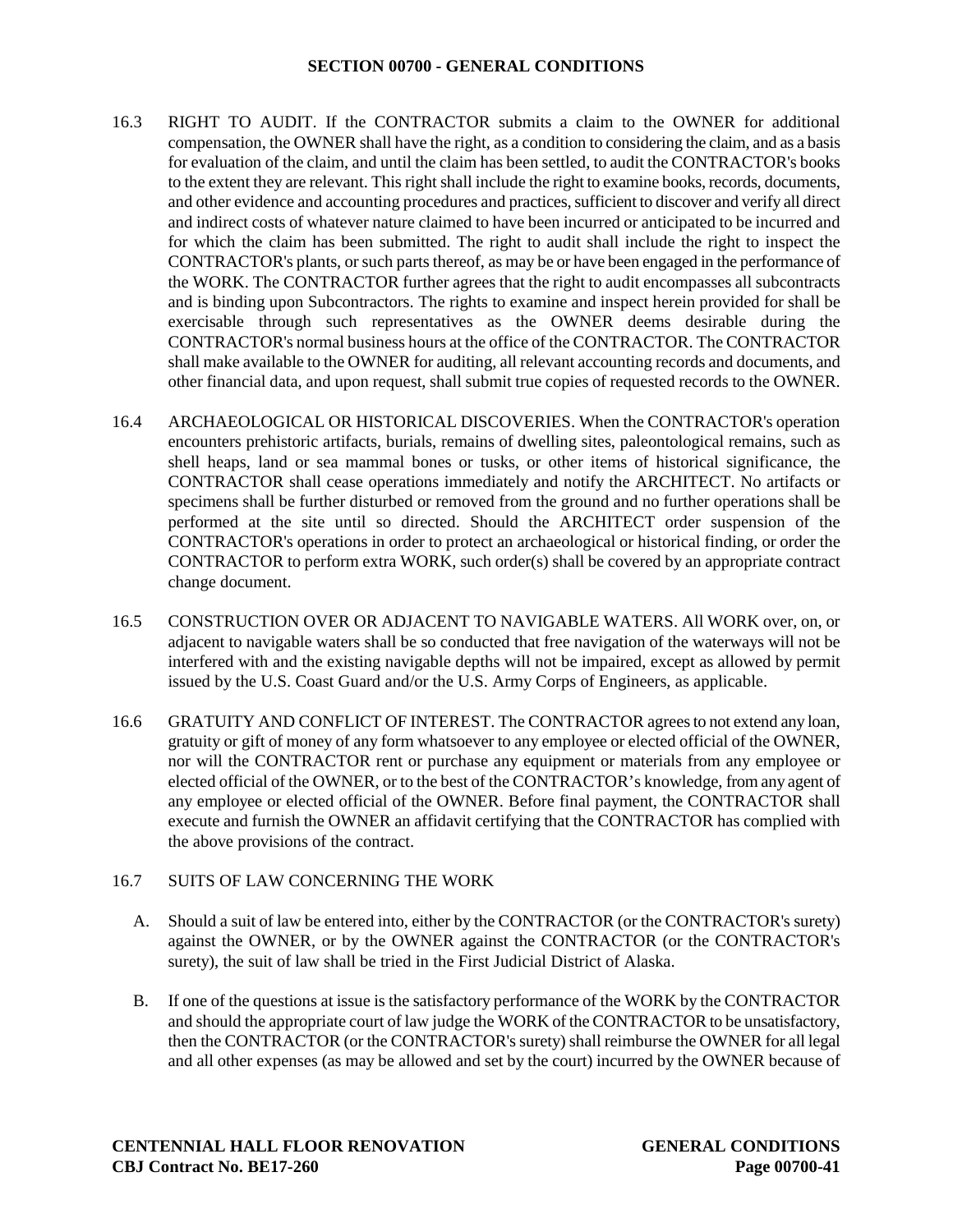16.3 RIGHT TO AUDIT. If the CONTRACTOR submits a claim to the OWNER for additional compensation, the OWNER shall have the right, as a condition to considering the claim, and as a basis for evaluation of the claim, and until the claim has been settled, to audit the CONTRACTOR's books to the extent they are relevant. This right shall include the right to examine books, records, documents, and other evidence and accounting procedures and practices, sufficient to discover and verify all direct and indirect costs of whatever nature claimed to have been incurred or anticipated to be incurred and for which the claim has been submitted. The right to audit shall include the right to inspect the CONTRACTOR's plants, or such parts thereof, as may be or have been engaged in the performance of the WORK. The CONTRACTOR further agrees that the right to audit encompasses all subcontracts and is binding upon Subcontractors. The rights to examine and inspect herein provided for shall be exercisable through such representatives as the OWNER deems desirable during the CONTRACTOR's normal business hours at the office of the CONTRACTOR. The CONTRACTOR shall make available to the OWNER for auditing, all relevant accounting records and documents, and other financial data, and upon request, shall submit true copies of requested records to the OWNER.

16.4 ARCHAEOLOGICAL OR HISTORICAL DISCOVERIES. When the CONTRACTOR's operation encounters prehistoric artifacts, burials, remains of dwelling sites, paleontological remains, such as shell heaps, land or sea mammal bones or tusks, or other items of historical significance, the CONTRACTOR shall cease operations immediately and notify the ARCHITECT. No artifacts or specimens shall be further disturbed or removed from the ground and no further operations shall be performed at the site until so directed. Should the ARCHITECT order suspension of the CONTRACTOR's operations in order to protect an archaeological or historical finding, or order the CONTRACTOR to perform extra WORK, such order(s) shall be covered by an appropriate contract change document.

16.5 CONSTRUCTION OVER OR ADJACENT TO NAVIGABLE WATERS. All WORK over, on, or adjacent to navigable waters shall be so conducted that free navigation of the waterways will not be interfered with and the existing navigable depths will not be impaired, except as allowed by permit issued by the U.S. Coast Guard and/or the U.S. Army Corps of Engineers, as applicable.

16.6 GRATUITY AND CONFLICT OF INTEREST. The CONTRACTOR agrees to not extend any loan, gratuity or gift of money of any form whatsoever to any employee or elected official of the OWNER, nor will the CONTRACTOR rent or purchase any equipment or materials from any employee or elected official of the OWNER, or to the best of the CONTRACTOR's knowledge, from any agent of any employee or elected official of the OWNER. Before final payment, the CONTRACTOR shall execute and furnish the OWNER an affidavit certifying that the CONTRACTOR has complied with the above provisions of the contract.

16.7 SUITS OF LAW CONCERNING THE WORK

A. Should a suit of law be entered into, either by the CONTRACTOR (or the CONTRACTOR's surety) against the OWNER, or by the OWNER against the CONTRACTOR (or the CONTRACTOR's surety), the suit of law shall be tried in the First Judicial District of Alaska.

B. If one of the questions at issue is the satisfactory performance of the WORK by the CONTRACTOR and should the appropriate court of law judge the WORK of the CONTRACTOR to be unsatisfactory, then the CONTRACTOR (or the CONTRACTOR's surety) shall reimburse the OWNER for all legal and all other expenses (as may be allowed and set by the court) incurred by the OWNER because of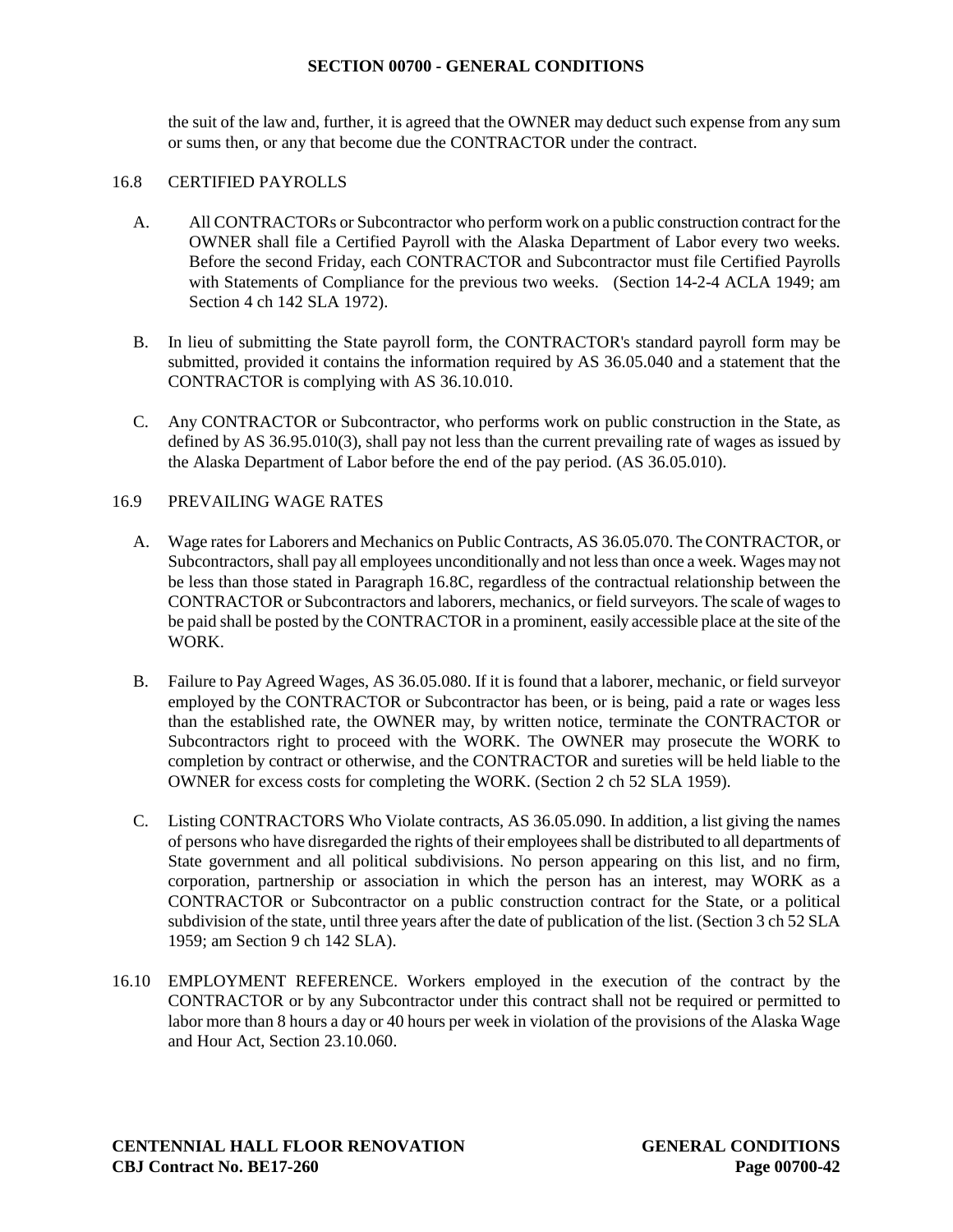the suit of the law and, further, it is agreed that the OWNER may deduct such expense from any sum or sums then, or any that become due the CONTRACTOR under the contract.

16.8 CERTIFIED PAYROLLS

A. All CONTRACTORs or Subcontractor who perform work on a public construction contract for the OWNER shall file a Certified Payroll with the Alaska Department of Labor every two weeks. Before the second Friday, each CONTRACTOR and Subcontractor must file Certified Payrolls with Statements of Compliance for the previous two weeks. (Section 14-2-4 ACLA 1949; am Section 4 ch 142 SLA 1972).

B. In lieu of submitting the State payroll form, the CONTRACTOR's standard payroll form may be submitted, provided it contains the information required by AS 36.05.040 and a statement that the CONTRACTOR is complying with AS 36.10.010.

C. Any CONTRACTOR or Subcontractor, who performs work on public construction in the State, as defined by AS 36.95.010(3), shall pay not less than the current prevailing rate of wages as issued by the Alaska Department of Labor before the end of the pay period. (AS 36.05.010).

16.9 PREVAILING WAGE RATES

A. Wage rates for Laborers and Mechanics on Public Contracts, AS 36.05.070. The CONTRACTOR, or Subcontractors, shall pay all employees unconditionally and not less than once a week. Wages may not be less than those stated in Paragraph 16.8C, regardless of the contractual relationship between the CONTRACTOR or Subcontractors and laborers, mechanics, or field surveyors. The scale of wages to be paid shall be posted by the CONTRACTOR in a prominent, easily accessible place at the site of the WORK.

B. Failure to Pay Agreed Wages, AS 36.05.080. If it is found that a laborer, mechanic, or field surveyor employed by the CONTRACTOR or Subcontractor has been, or is being, paid a rate or wages less than the established rate, the OWNER may, by written notice, terminate the CONTRACTOR or Subcontractors right to proceed with the WORK. The OWNER may prosecute the WORK to completion by contract or otherwise, and the CONTRACTOR and sureties will be held liable to the OWNER for excess costs for completing the WORK. (Section 2 ch 52 SLA 1959).

C. Listing CONTRACTORS Who Violate contracts, AS 36.05.090. In addition, a list giving the names of persons who have disregarded the rights of their employees shall be distributed to all departments of State government and all political subdivisions. No person appearing on this list, and no firm, corporation, partnership or association in which the person has an interest, may WORK as a CONTRACTOR or Subcontractor on a public construction contract for the State, or a political subdivision of the state, until three years after the date of publication of the list. (Section 3 ch 52 SLA 1959; am Section 9 ch 142 SLA).

16.10 EMPLOYMENT REFERENCE. Workers employed in the execution of the contract by the CONTRACTOR or by any Subcontractor under this contract shall not be required or permitted to labor more than 8 hours a day or 40 hours per week in violation of the provisions of the Alaska Wage and Hour Act, Section 23.10.060.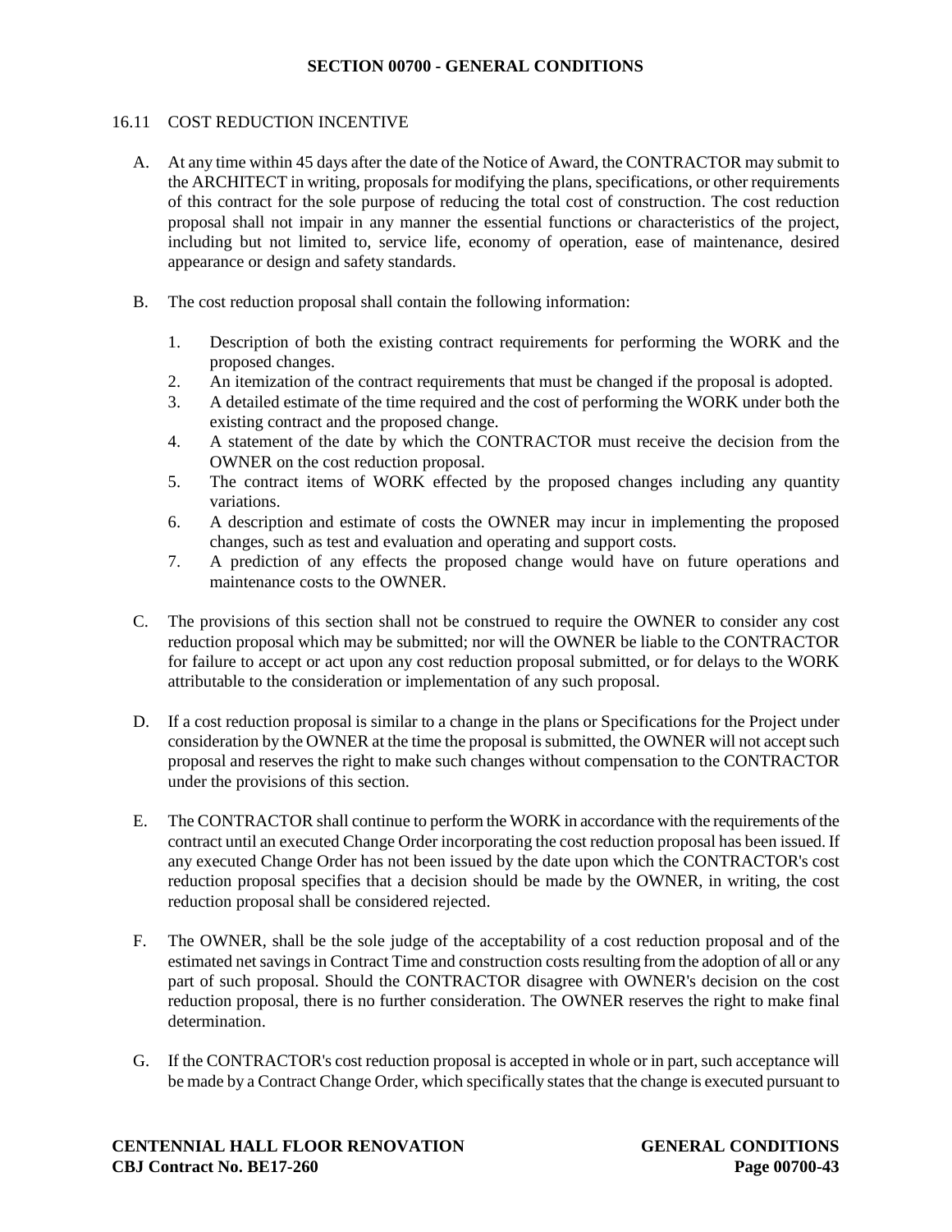### 16.11 COST REDUCTION INCENTIVE

A. At any time within 45 days after the date of the Notice of Award, the CONTRACTOR may submit to the ARCHITECT in writing, proposals for modifying the plans, specifications, or other requirements of this contract for the sole purpose of reducing the total cost of construction. The cost reduction proposal shall not impair in any manner the essential functions or characteristics of the project, including but not limited to, service life, economy of operation, ease of maintenance, desired appearance or design and safety standards.

B. The cost reduction proposal shall contain the following information:

1. Description of both the existing contract requirements for performing the WORK and the proposed changes.
2. An itemization of the contract requirements that must be changed if the proposal is adopted.
3. A detailed estimate of the time required and the cost of performing the WORK under both the existing contract and the proposed change.
4. A statement of the date by which the CONTRACTOR must receive the decision from the OWNER on the cost reduction proposal.
5. The contract items of WORK effected by the proposed changes including any quantity variations.
6. A description and estimate of costs the OWNER may incur in implementing the proposed changes, such as test and evaluation and operating and support costs.
7. A prediction of any effects the proposed change would have on future operations and maintenance costs to the OWNER.

C. The provisions of this section shall not be construed to require the OWNER to consider any cost reduction proposal which may be submitted; nor will the OWNER be liable to the CONTRACTOR for failure to accept or act upon any cost reduction proposal submitted, or for delays to the WORK attributable to the consideration or implementation of any such proposal.

D. If a cost reduction proposal is similar to a change in the plans or Specifications for the Project under consideration by the OWNER at the time the proposal is submitted, the OWNER will not accept such proposal and reserves the right to make such changes without compensation to the CONTRACTOR under the provisions of this section.

E. The CONTRACTOR shall continue to perform the WORK in accordance with the requirements of the contract until an executed Change Order incorporating the cost reduction proposal has been issued. If any executed Change Order has not been issued by the date upon which the CONTRACTOR's cost reduction proposal specifies that a decision should be made by the OWNER, in writing, the cost reduction proposal shall be considered rejected.

F. The OWNER, shall be the sole judge of the acceptability of a cost reduction proposal and of the estimated net savings in Contract Time and construction costs resulting from the adoption of all or any part of such proposal. Should the CONTRACTOR disagree with OWNER's decision on the cost reduction proposal, there is no further consideration. The OWNER reserves the right to make final determination.

G. If the CONTRACTOR's cost reduction proposal is accepted in whole or in part, such acceptance will be made by a Contract Change Order, which specifically states that the change is executed pursuant to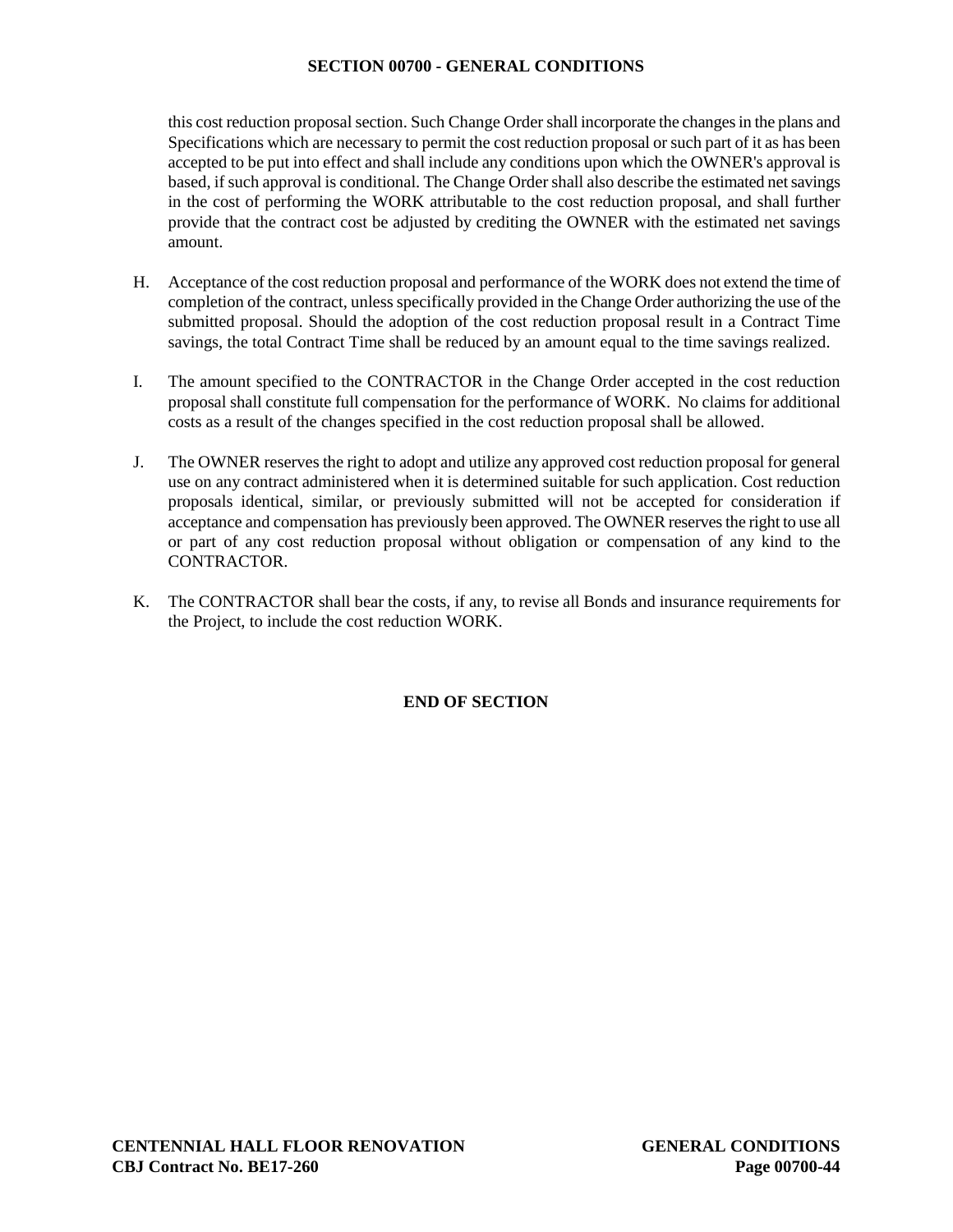this cost reduction proposal section. Such Change Order shall incorporate the changes in the plans and Specifications which are necessary to permit the cost reduction proposal or such part of it as has been accepted to be put into effect and shall include any conditions upon which the OWNER's approval is based, if such approval is conditional. The Change Order shall also describe the estimated net savings in the cost of performing the WORK attributable to the cost reduction proposal, and shall further provide that the contract cost be adjusted by crediting the OWNER with the estimated net savings amount.

H. Acceptance of the cost reduction proposal and performance of the WORK does not extend the time of completion of the contract, unless specifically provided in the Change Order authorizing the use of the submitted proposal. Should the adoption of the cost reduction proposal result in a Contract Time savings, the total Contract Time shall be reduced by an amount equal to the time savings realized.

I. The amount specified to the CONTRACTOR in the Change Order accepted in the cost reduction proposal shall constitute full compensation for the performance of WORK. No claims for additional costs as a result of the changes specified in the cost reduction proposal shall be allowed.

J. The OWNER reserves the right to adopt and utilize any approved cost reduction proposal for general use on any contract administered when it is determined suitable for such application. Cost reduction proposals identical, similar, or previously submitted will not be accepted for consideration if acceptance and compensation has previously been approved. The OWNER reserves the right to use all or part of any cost reduction proposal without obligation or compensation of any kind to the CONTRACTOR.

K. The CONTRACTOR shall bear the costs, if any, to revise all Bonds and insurance requirements for the Project, to include the cost reduction WORK.

**END OF SECTION**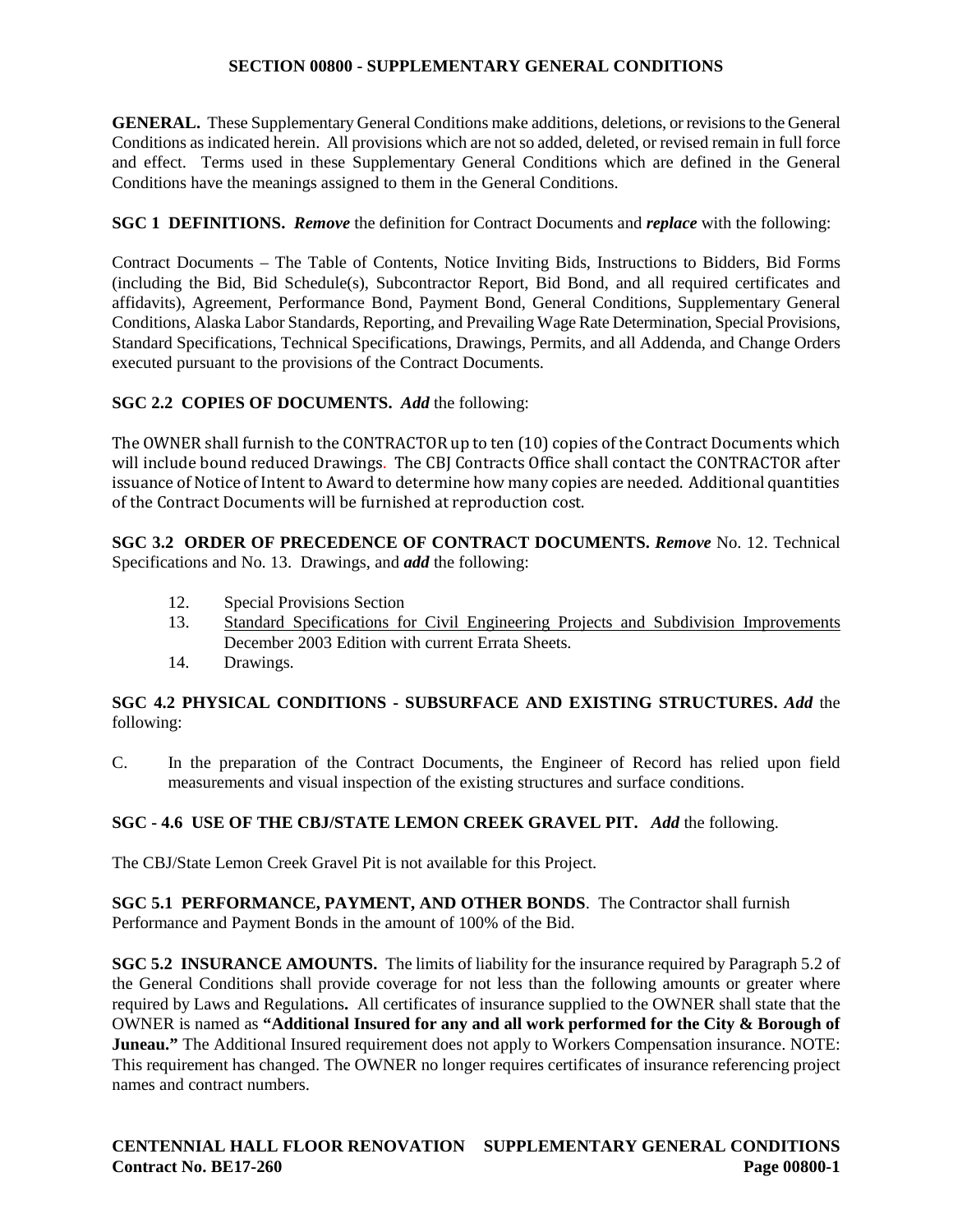## SECTION 00800 - SUPPLEMENTARY GENERAL CONDITIONS

**GENERAL.** These Supplementary General Conditions make additions, deletions, or revisions to the General Conditions as indicated herein. All provisions which are not so added, deleted, or revised remain in full force and effect. Terms used in these Supplementary General Conditions which are defined in the General Conditions have the meanings assigned to them in the General Conditions.

**SGC 1 DEFINITIONS.** ***Remove*** the definition for Contract Documents and ***replace*** with the following:

Contract Documents – The Table of Contents, Notice Inviting Bids, Instructions to Bidders, Bid Forms (including the Bid, Bid Schedule(s), Subcontractor Report, Bid Bond, and all required certificates and affidavits), Agreement, Performance Bond, Payment Bond, General Conditions, Supplementary General Conditions, Alaska Labor Standards, Reporting, and Prevailing Wage Rate Determination, Special Provisions, Standard Specifications, Technical Specifications, Drawings, Permits, and all Addenda, and Change Orders executed pursuant to the provisions of the Contract Documents.

**SGC 2.2 COPIES OF DOCUMENTS.** ***Add*** the following:

The OWNER shall furnish to the CONTRACTOR up to ten (10) copies of the Contract Documents which will include bound reduced Drawings. The CBJ Contracts Office shall contact the CONTRACTOR after issuance of Notice of Intent to Award to determine how many copies are needed. Additional quantities of the Contract Documents will be furnished at reproduction cost.

**SGC 3.2 ORDER OF PRECEDENCE OF CONTRACT DOCUMENTS.** ***Remove*** No. 12. Technical Specifications and No. 13. Drawings, and ***add*** the following:

12. Special Provisions Section
13. <u>Standard Specifications for Civil Engineering Projects and Subdivision Improvements</u> December 2003 Edition with current Errata Sheets.
14. Drawings.

**SGC 4.2 PHYSICAL CONDITIONS - SUBSURFACE AND EXISTING STRUCTURES.** ***Add*** the following:

C. In the preparation of the Contract Documents, the Engineer of Record has relied upon field measurements and visual inspection of the existing structures and surface conditions.

**SGC - 4.6 USE OF THE CBJ/STATE LEMON CREEK GRAVEL PIT.** ***Add*** the following.

The CBJ/State Lemon Creek Gravel Pit is not available for this Project.

**SGC 5.1 PERFORMANCE, PAYMENT, AND OTHER BONDS**. The Contractor shall furnish Performance and Payment Bonds in the amount of 100% of the Bid.

**SGC 5.2 INSURANCE AMOUNTS.** The limits of liability for the insurance required by Paragraph 5.2 of the General Conditions shall provide coverage for not less than the following amounts or greater where required by Laws and Regulations**.** All certificates of insurance supplied to the OWNER shall state that the OWNER is named as **"Additional Insured for any and all work performed for the City & Borough of Juneau."** The Additional Insured requirement does not apply to Workers Compensation insurance. NOTE: This requirement has changed. The OWNER no longer requires certificates of insurance referencing project names and contract numbers.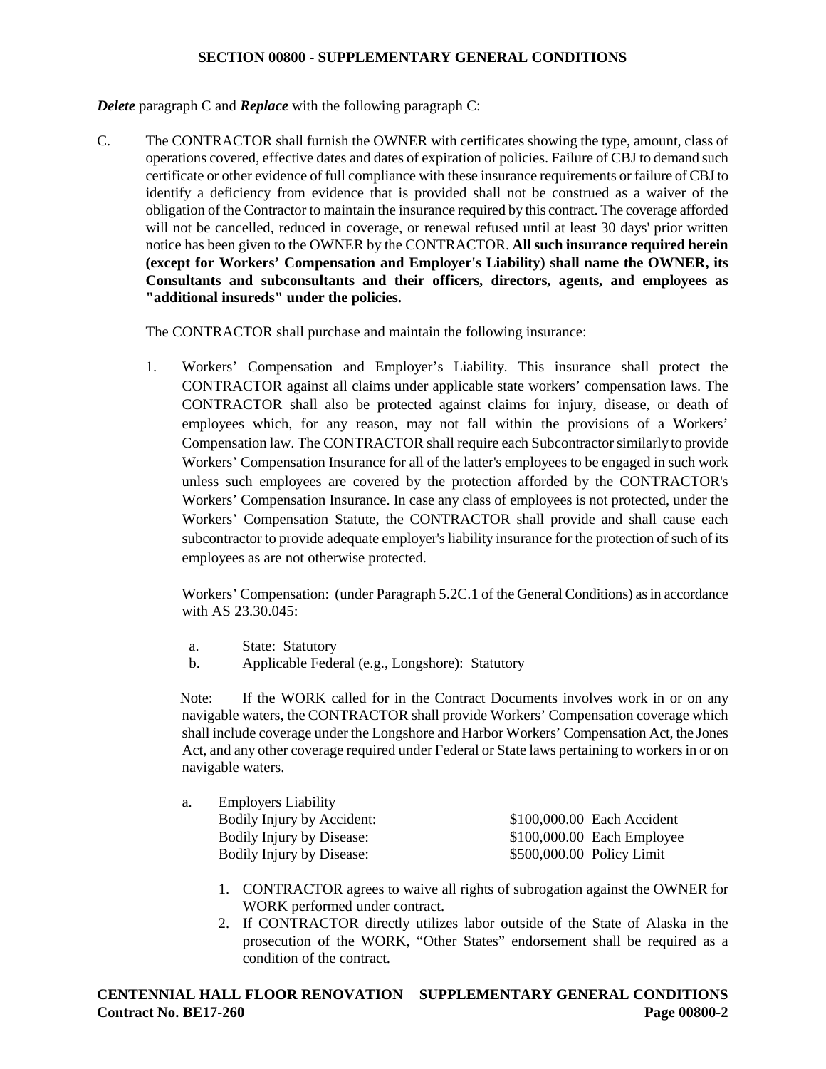## SECTION 00800 - SUPPLEMENTARY GENERAL CONDITIONS

***Delete*** paragraph C and ***Replace*** with the following paragraph C:

C. The CONTRACTOR shall furnish the OWNER with certificates showing the type, amount, class of operations covered, effective dates and dates of expiration of policies. Failure of CBJ to demand such certificate or other evidence of full compliance with these insurance requirements or failure of CBJ to identify a deficiency from evidence that is provided shall not be construed as a waiver of the obligation of the Contractor to maintain the insurance required by this contract. The coverage afforded will not be cancelled, reduced in coverage, or renewal refused until at least 30 days' prior written notice has been given to the OWNER by the CONTRACTOR. **All such insurance required herein (except for Workers' Compensation and Employer's Liability) shall name the OWNER, its Consultants and subconsultants and their officers, directors, agents, and employees as "additional insureds" under the policies.**

The CONTRACTOR shall purchase and maintain the following insurance:

1. Workers' Compensation and Employer's Liability. This insurance shall protect the CONTRACTOR against all claims under applicable state workers' compensation laws. The CONTRACTOR shall also be protected against claims for injury, disease, or death of employees which, for any reason, may not fall within the provisions of a Workers' Compensation law. The CONTRACTOR shall require each Subcontractor similarly to provide Workers' Compensation Insurance for all of the latter's employees to be engaged in such work unless such employees are covered by the protection afforded by the CONTRACTOR's Workers' Compensation Insurance. In case any class of employees is not protected, under the Workers' Compensation Statute, the CONTRACTOR shall provide and shall cause each subcontractor to provide adequate employer's liability insurance for the protection of such of its employees as are not otherwise protected.

   Workers' Compensation: (under Paragraph 5.2C.1 of the General Conditions) as in accordance with AS 23.30.045:

   a. State: Statutory
   b. Applicable Federal (e.g., Longshore): Statutory

   Note: If the WORK called for in the Contract Documents involves work in or on any navigable waters, the CONTRACTOR shall provide Workers' Compensation coverage which shall include coverage under the Longshore and Harbor Workers' Compensation Act, the Jones Act, and any other coverage required under Federal or State laws pertaining to workers in or on navigable waters.

   a. Employers Liability

   | | |
   |---|---|
   | Bodily Injury by Accident: | \$100,000.00 Each Accident |
   | Bodily Injury by Disease: | \$100,000.00 Each Employee |
   | Bodily Injury by Disease: | \$500,000.00 Policy Limit |

      1. CONTRACTOR agrees to waive all rights of subrogation against the OWNER for WORK performed under contract.
      2. If CONTRACTOR directly utilizes labor outside of the State of Alaska in the prosecution of the WORK, "Other States" endorsement shall be required as a condition of the contract.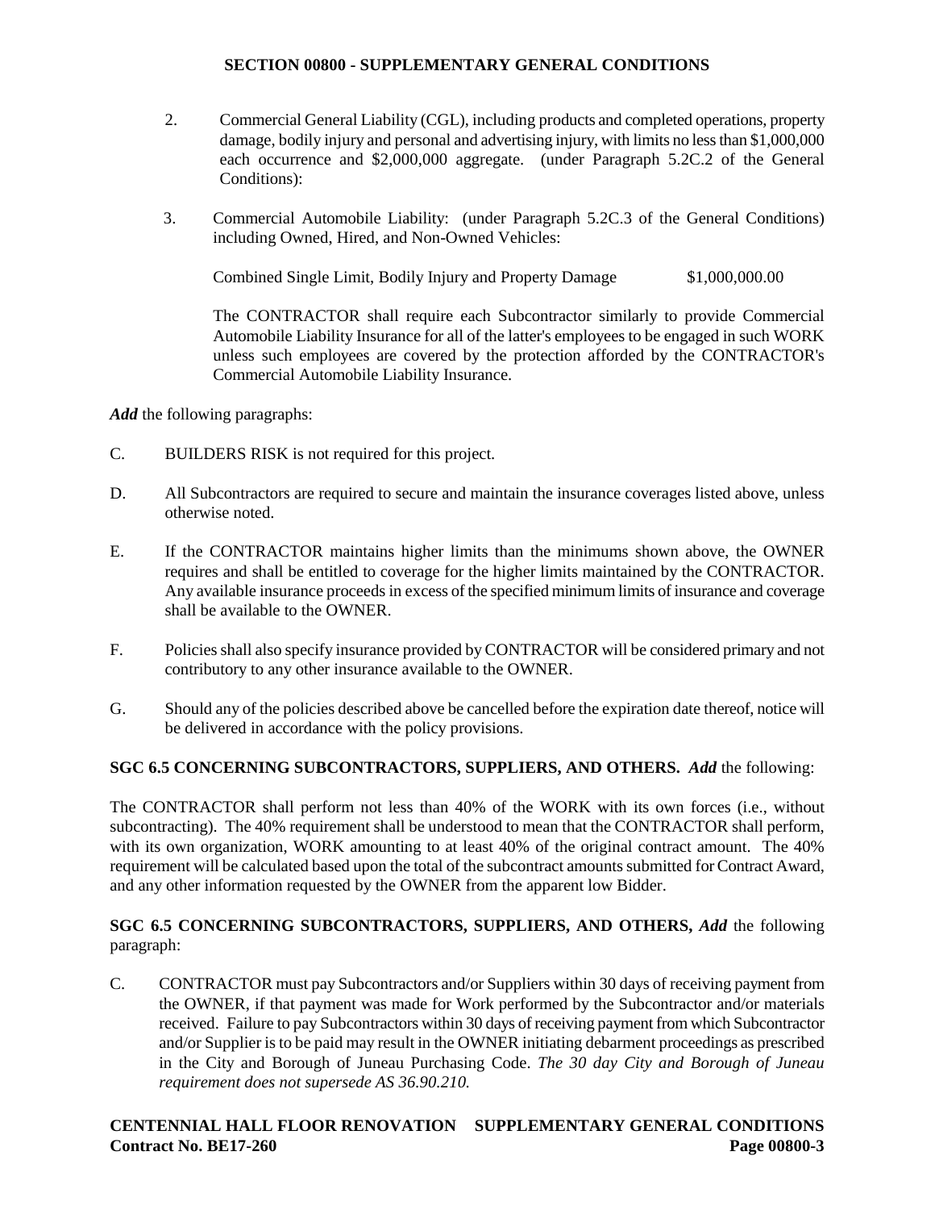2. Commercial General Liability (CGL), including products and completed operations, property damage, bodily injury and personal and advertising injury, with limits no less than $1,000,000 each occurrence and $2,000,000 aggregate. (under Paragraph 5.2C.2 of the General Conditions):

3. Commercial Automobile Liability: (under Paragraph 5.2C.3 of the General Conditions) including Owned, Hired, and Non-Owned Vehicles:

   Combined Single Limit, Bodily Injury and Property Damage $1,000,000.00

   The CONTRACTOR shall require each Subcontractor similarly to provide Commercial Automobile Liability Insurance for all of the latter's employees to be engaged in such WORK unless such employees are covered by the protection afforded by the CONTRACTOR's Commercial Automobile Liability Insurance.

***Add*** the following paragraphs:

C. BUILDERS RISK is not required for this project.

D. All Subcontractors are required to secure and maintain the insurance coverages listed above, unless otherwise noted.

E. If the CONTRACTOR maintains higher limits than the minimums shown above, the OWNER requires and shall be entitled to coverage for the higher limits maintained by the CONTRACTOR. Any available insurance proceeds in excess of the specified minimum limits of insurance and coverage shall be available to the OWNER.

F. Policies shall also specify insurance provided by CONTRACTOR will be considered primary and not contributory to any other insurance available to the OWNER.

G. Should any of the policies described above be cancelled before the expiration date thereof, notice will be delivered in accordance with the policy provisions.

**SGC 6.5 CONCERNING SUBCONTRACTORS, SUPPLIERS, AND OTHERS.** ***Add*** the following:

The CONTRACTOR shall perform not less than 40% of the WORK with its own forces (i.e., without subcontracting). The 40% requirement shall be understood to mean that the CONTRACTOR shall perform, with its own organization, WORK amounting to at least 40% of the original contract amount. The 40% requirement will be calculated based upon the total of the subcontract amounts submitted for Contract Award, and any other information requested by the OWNER from the apparent low Bidder.

**SGC 6.5 CONCERNING SUBCONTRACTORS, SUPPLIERS, AND OTHERS,** ***Add*** the following paragraph:

C. CONTRACTOR must pay Subcontractors and/or Suppliers within 30 days of receiving payment from the OWNER, if that payment was made for Work performed by the Subcontractor and/or materials received. Failure to pay Subcontractors within 30 days of receiving payment from which Subcontractor and/or Supplier is to be paid may result in the OWNER initiating debarment proceedings as prescribed in the City and Borough of Juneau Purchasing Code. *The 30 day City and Borough of Juneau requirement does not supersede AS 36.90.210.*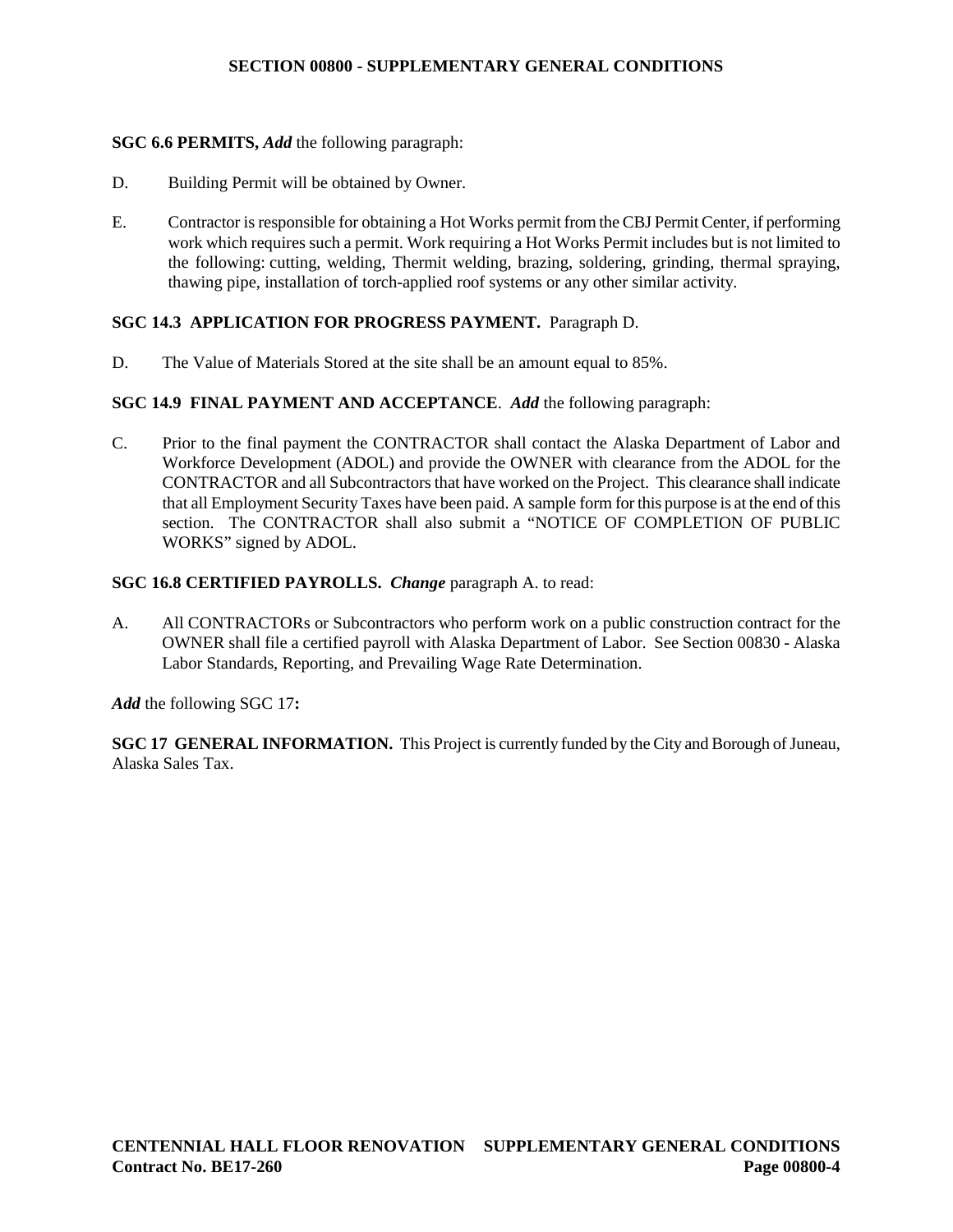## SECTION 00800 - SUPPLEMENTARY GENERAL CONDITIONS

**SGC 6.6 PERMITS,** ***Add*** the following paragraph:

D. Building Permit will be obtained by Owner.

E. Contractor is responsible for obtaining a Hot Works permit from the CBJ Permit Center, if performing work which requires such a permit. Work requiring a Hot Works Permit includes but is not limited to the following: cutting, welding, Thermit welding, brazing, soldering, grinding, thermal spraying, thawing pipe, installation of torch-applied roof systems or any other similar activity.

**SGC 14.3 APPLICATION FOR PROGRESS PAYMENT.** Paragraph D.

D. The Value of Materials Stored at the site shall be an amount equal to 85%.

**SGC 14.9 FINAL PAYMENT AND ACCEPTANCE**. ***Add*** the following paragraph:

C. Prior to the final payment the CONTRACTOR shall contact the Alaska Department of Labor and Workforce Development (ADOL) and provide the OWNER with clearance from the ADOL for the CONTRACTOR and all Subcontractors that have worked on the Project. This clearance shall indicate that all Employment Security Taxes have been paid. A sample form for this purpose is at the end of this section. The CONTRACTOR shall also submit a "NOTICE OF COMPLETION OF PUBLIC WORKS" signed by ADOL.

**SGC 16.8 CERTIFIED PAYROLLS.** ***Change*** paragraph A. to read:

A. All CONTRACTORs or Subcontractors who perform work on a public construction contract for the OWNER shall file a certified payroll with Alaska Department of Labor. See Section 00830 - Alaska Labor Standards, Reporting, and Prevailing Wage Rate Determination.

***Add*** the following SGC 17**:**

**SGC 17 GENERAL INFORMATION.** This Project is currently funded by the City and Borough of Juneau, Alaska Sales Tax.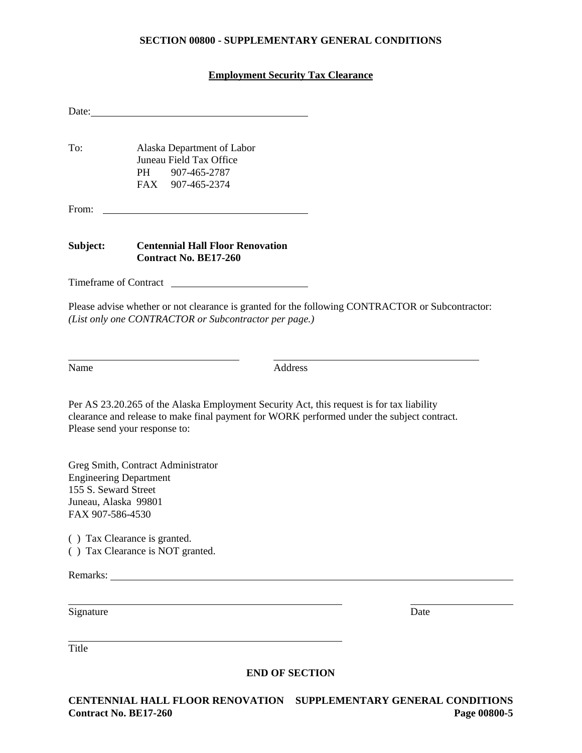## SECTION 00800 - SUPPLEMENTARY GENERAL CONDITIONS

**Employment Security Tax Clearance**

Date: ______________________________

To: Alaska Department of Labor
Juneau Field Tax Office
PH 907-465-2787
FAX 907-465-2374

From: ______________________________

**Subject: Centennial Hall Floor Renovation**
**Contract No. BE17-260**

Timeframe of Contract ____________________

Please advise whether or not clearance is granted for the following CONTRACTOR or Subcontractor:
*(List only one CONTRACTOR or Subcontractor per page.)*

______________________________ ______________________________
Name Address

Per AS 23.20.265 of the Alaska Employment Security Act, this request is for tax liability clearance and release to make final payment for WORK performed under the subject contract. Please send your response to:

Greg Smith, Contract Administrator
Engineering Department
155 S. Seward Street
Juneau, Alaska 99801
FAX 907-586-4530

( ) Tax Clearance is granted.
( ) Tax Clearance is NOT granted.

Remarks: ______________________________

______________________________ ____________
Signature Date

______________________________
Title

**END OF SECTION**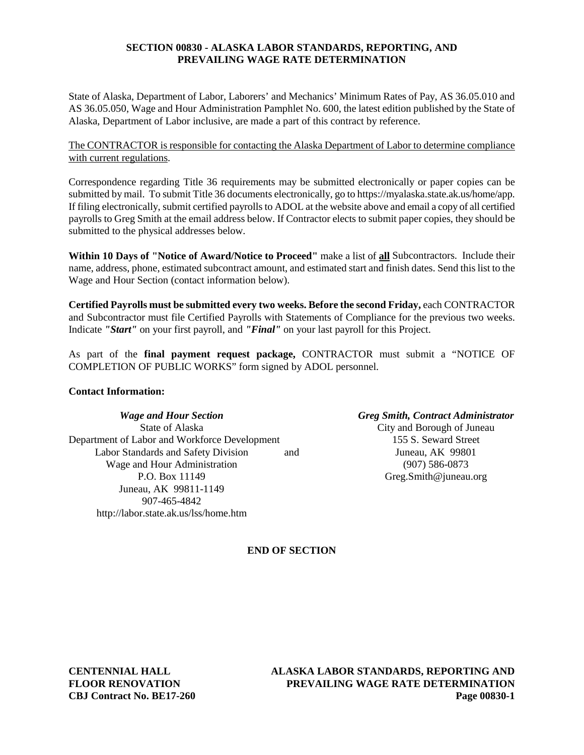# SECTION 00830 - ALASKA LABOR STANDARDS, REPORTING, AND PREVAILING WAGE RATE DETERMINATION

State of Alaska, Department of Labor, Laborers' and Mechanics' Minimum Rates of Pay, AS 36.05.010 and AS 36.05.050, Wage and Hour Administration Pamphlet No. 600, the latest edition published by the State of Alaska, Department of Labor inclusive, are made a part of this contract by reference.

<u>The CONTRACTOR is responsible for contacting the Alaska Department of Labor to determine compliance with current regulations</u>.

Correspondence regarding Title 36 requirements may be submitted electronically or paper copies can be submitted by mail. To submit Title 36 documents electronically, go to https://myalaska.state.ak.us/home/app. If filing electronically, submit certified payrolls to ADOL at the website above and email a copy of all certified payrolls to Greg Smith at the email address below. If Contractor elects to submit paper copies, they should be submitted to the physical addresses below.

**Within 10 Days of "Notice of Award/Notice to Proceed"** make a list of **<u>all</u>** Subcontractors. Include their name, address, phone, estimated subcontract amount, and estimated start and finish dates. Send this list to the Wage and Hour Section (contact information below).

**Certified Payrolls must be submitted every two weeks. Before the second Friday,** each CONTRACTOR and Subcontractor must file Certified Payrolls with Statements of Compliance for the previous two weeks. Indicate ***"Start"*** on your first payroll, and ***"Final"*** on your last payroll for this Project.

As part of the **final payment request package,** CONTRACTOR must submit a "NOTICE OF COMPLETION OF PUBLIC WORKS" form signed by ADOL personnel.

**Contact Information:**

***Wage and Hour Section***
State of Alaska
Department of Labor and Workforce Development
Labor Standards and Safety Division
Wage and Hour Administration
P.O. Box 11149
Juneau, AK 99811-1149
907-465-4842
http://labor.state.ak.us/lss/home.htm

and

***Greg Smith, Contract Administrator***
City and Borough of Juneau
155 S. Seward Street
Juneau, AK 99801
(907) 586-0873
Greg.Smith@juneau.org

**END OF SECTION**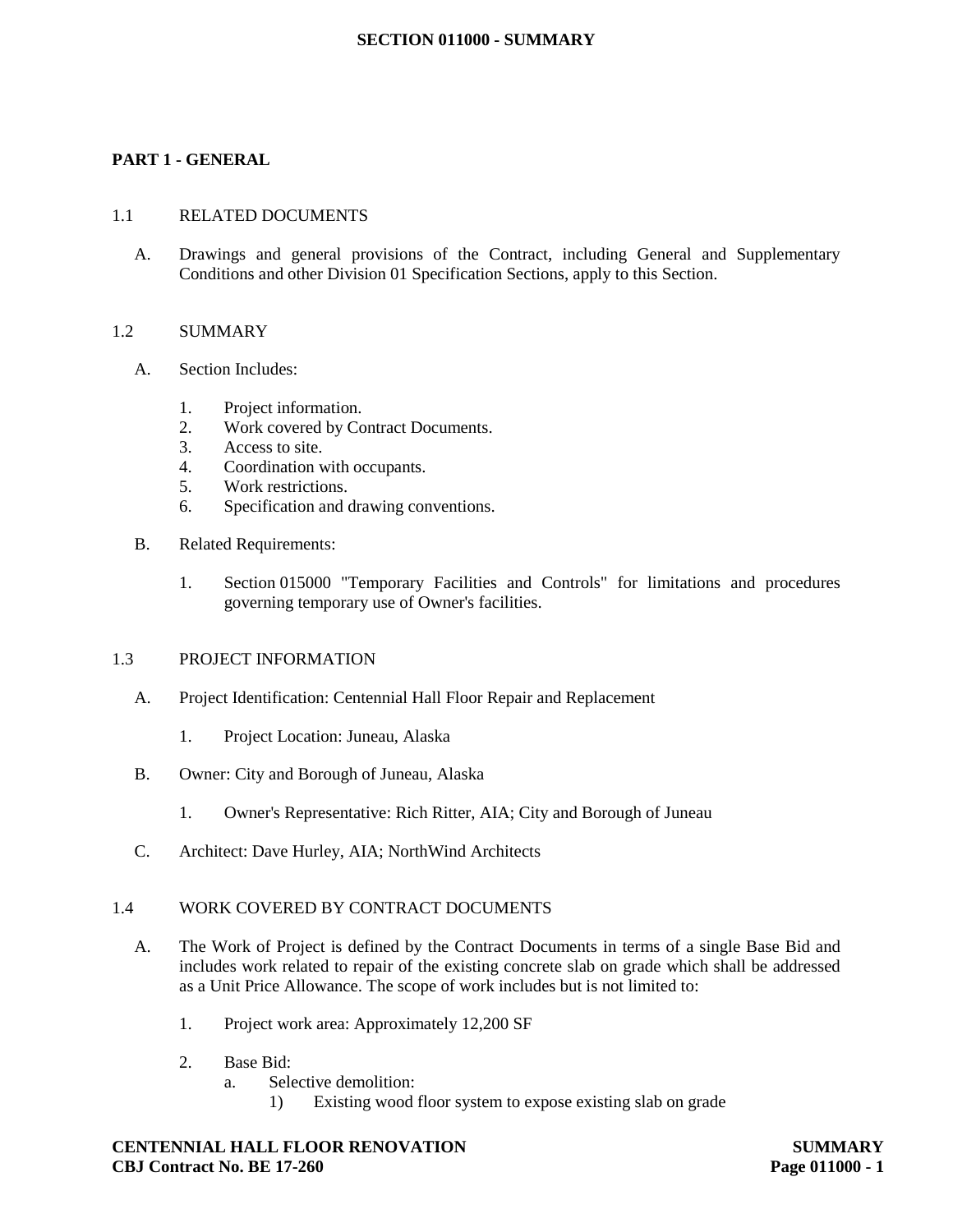# SECTION 011000 - SUMMARY

## PART 1 - GENERAL

### 1.1 RELATED DOCUMENTS

A. Drawings and general provisions of the Contract, including General and Supplementary Conditions and other Division 01 Specification Sections, apply to this Section.

### 1.2 SUMMARY

A. Section Includes:

1. Project information.
2. Work covered by Contract Documents.
3. Access to site.
4. Coordination with occupants.
5. Work restrictions.
6. Specification and drawing conventions.

B. Related Requirements:

1. Section 015000 "Temporary Facilities and Controls" for limitations and procedures governing temporary use of Owner's facilities.

### 1.3 PROJECT INFORMATION

A. Project Identification: Centennial Hall Floor Repair and Replacement

1. Project Location: Juneau, Alaska

B. Owner: City and Borough of Juneau, Alaska

1. Owner's Representative: Rich Ritter, AIA; City and Borough of Juneau

C. Architect: Dave Hurley, AIA; NorthWind Architects

### 1.4 WORK COVERED BY CONTRACT DOCUMENTS

A. The Work of Project is defined by the Contract Documents in terms of a single Base Bid and includes work related to repair of the existing concrete slab on grade which shall be addressed as a Unit Price Allowance. The scope of work includes but is not limited to:

1. Project work area: Approximately 12,200 SF

2. Base Bid:
   a. Selective demolition:
      1) Existing wood floor system to expose existing slab on grade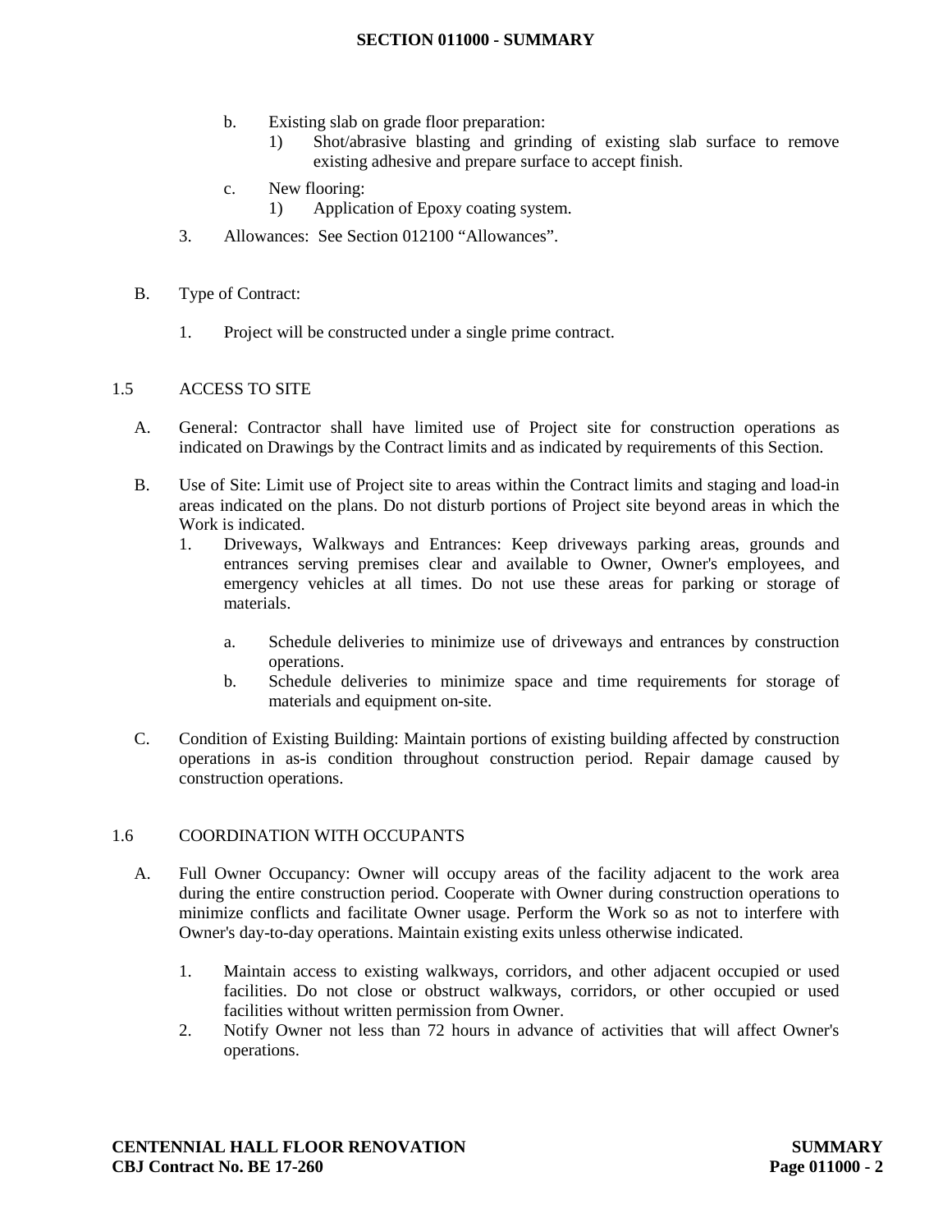b. Existing slab on grade floor preparation:
   1) Shot/abrasive blasting and grinding of existing slab surface to remove existing adhesive and prepare surface to accept finish.

c. New flooring:
   1) Application of Epoxy coating system.

3. Allowances: See Section 012100 “Allowances”.

B. Type of Contract:

1. Project will be constructed under a single prime contract.

## 1.5 ACCESS TO SITE

A. General: Contractor shall have limited use of Project site for construction operations as indicated on Drawings by the Contract limits and as indicated by requirements of this Section.

B. Use of Site: Limit use of Project site to areas within the Contract limits and staging and load-in areas indicated on the plans. Do not disturb portions of Project site beyond areas in which the Work is indicated.

1. Driveways, Walkways and Entrances: Keep driveways parking areas, grounds and entrances serving premises clear and available to Owner, Owner's employees, and emergency vehicles at all times. Do not use these areas for parking or storage of materials.

   a. Schedule deliveries to minimize use of driveways and entrances by construction operations.
   b. Schedule deliveries to minimize space and time requirements for storage of materials and equipment on-site.

C. Condition of Existing Building: Maintain portions of existing building affected by construction operations in as-is condition throughout construction period. Repair damage caused by construction operations.

## 1.6 COORDINATION WITH OCCUPANTS

A. Full Owner Occupancy: Owner will occupy areas of the facility adjacent to the work area during the entire construction period. Cooperate with Owner during construction operations to minimize conflicts and facilitate Owner usage. Perform the Work so as not to interfere with Owner's day-to-day operations. Maintain existing exits unless otherwise indicated.

1. Maintain access to existing walkways, corridors, and other adjacent occupied or used facilities. Do not close or obstruct walkways, corridors, or other occupied or used facilities without written permission from Owner.
2. Notify Owner not less than 72 hours in advance of activities that will affect Owner's operations.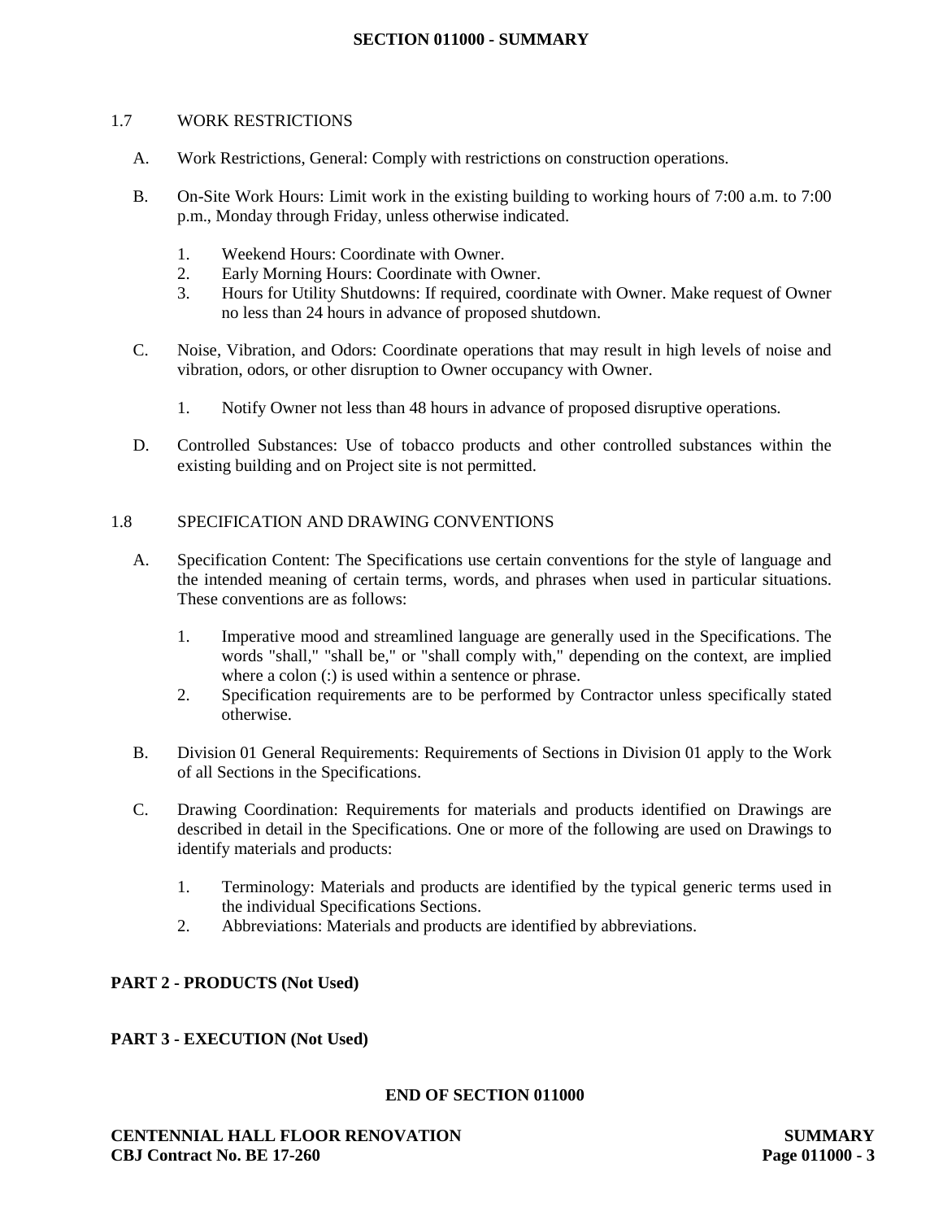### 1.7 WORK RESTRICTIONS

A. Work Restrictions, General: Comply with restrictions on construction operations.

B. On-Site Work Hours: Limit work in the existing building to working hours of 7:00 a.m. to 7:00 p.m., Monday through Friday, unless otherwise indicated.

1. Weekend Hours: Coordinate with Owner.
2. Early Morning Hours: Coordinate with Owner.
3. Hours for Utility Shutdowns: If required, coordinate with Owner. Make request of Owner no less than 24 hours in advance of proposed shutdown.

C. Noise, Vibration, and Odors: Coordinate operations that may result in high levels of noise and vibration, odors, or other disruption to Owner occupancy with Owner.

1. Notify Owner not less than 48 hours in advance of proposed disruptive operations.

D. Controlled Substances: Use of tobacco products and other controlled substances within the existing building and on Project site is not permitted.

### 1.8 SPECIFICATION AND DRAWING CONVENTIONS

A. Specification Content: The Specifications use certain conventions for the style of language and the intended meaning of certain terms, words, and phrases when used in particular situations. These conventions are as follows:

1. Imperative mood and streamlined language are generally used in the Specifications. The words "shall," "shall be," or "shall comply with," depending on the context, are implied where a colon (:) is used within a sentence or phrase.
2. Specification requirements are to be performed by Contractor unless specifically stated otherwise.

B. Division 01 General Requirements: Requirements of Sections in Division 01 apply to the Work of all Sections in the Specifications.

C. Drawing Coordination: Requirements for materials and products identified on Drawings are described in detail in the Specifications. One or more of the following are used on Drawings to identify materials and products:

1. Terminology: Materials and products are identified by the typical generic terms used in the individual Specifications Sections.
2. Abbreviations: Materials and products are identified by abbreviations.

## PART 2 - PRODUCTS (Not Used)

## PART 3 - EXECUTION (Not Used)

**END OF SECTION 011000**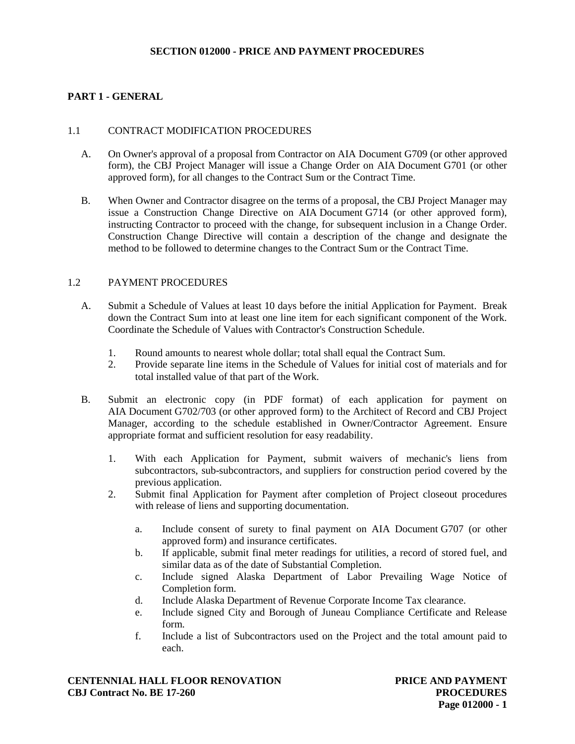# SECTION 012000 - PRICE AND PAYMENT PROCEDURES

## PART 1 - GENERAL

### 1.1 CONTRACT MODIFICATION PROCEDURES

A. On Owner's approval of a proposal from Contractor on AIA Document G709 (or other approved form), the CBJ Project Manager will issue a Change Order on AIA Document G701 (or other approved form), for all changes to the Contract Sum or the Contract Time.

B. When Owner and Contractor disagree on the terms of a proposal, the CBJ Project Manager may issue a Construction Change Directive on AIA Document G714 (or other approved form), instructing Contractor to proceed with the change, for subsequent inclusion in a Change Order. Construction Change Directive will contain a description of the change and designate the method to be followed to determine changes to the Contract Sum or the Contract Time.

### 1.2 PAYMENT PROCEDURES

A. Submit a Schedule of Values at least 10 days before the initial Application for Payment. Break down the Contract Sum into at least one line item for each significant component of the Work. Coordinate the Schedule of Values with Contractor's Construction Schedule.

1. Round amounts to nearest whole dollar; total shall equal the Contract Sum.
2. Provide separate line items in the Schedule of Values for initial cost of materials and for total installed value of that part of the Work.

B. Submit an electronic copy (in PDF format) of each application for payment on AIA Document G702/703 (or other approved form) to the Architect of Record and CBJ Project Manager, according to the schedule established in Owner/Contractor Agreement. Ensure appropriate format and sufficient resolution for easy readability.

1. With each Application for Payment, submit waivers of mechanic's liens from subcontractors, sub-subcontractors, and suppliers for construction period covered by the previous application.
2. Submit final Application for Payment after completion of Project closeout procedures with release of liens and supporting documentation.

   a. Include consent of surety to final payment on AIA Document G707 (or other approved form) and insurance certificates.
   b. If applicable, submit final meter readings for utilities, a record of stored fuel, and similar data as of the date of Substantial Completion.
   c. Include signed Alaska Department of Labor Prevailing Wage Notice of Completion form.
   d. Include Alaska Department of Revenue Corporate Income Tax clearance.
   e. Include signed City and Borough of Juneau Compliance Certificate and Release form.
   f. Include a list of Subcontractors used on the Project and the total amount paid to each.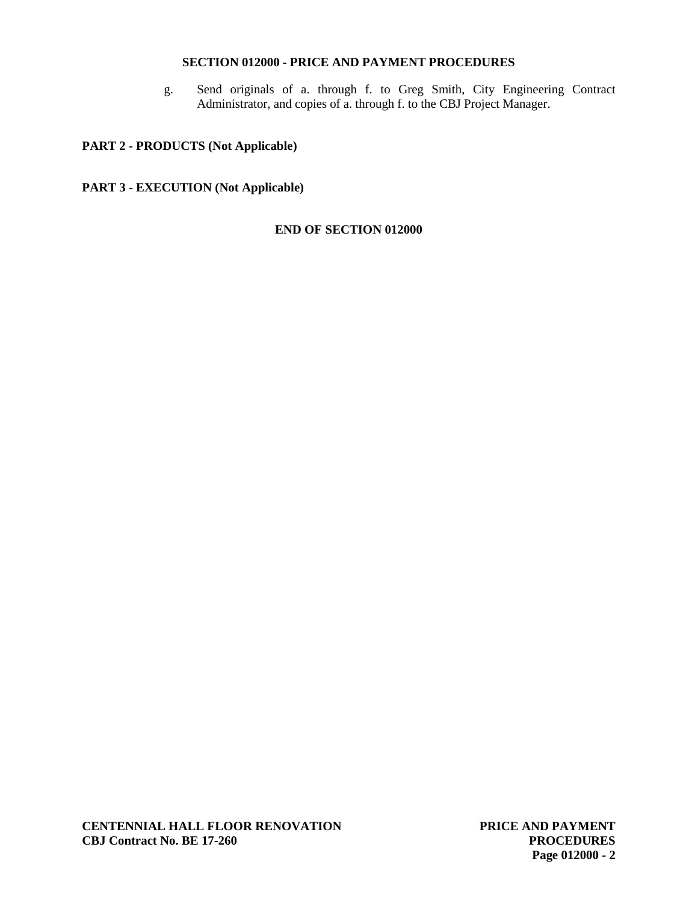g. Send originals of a. through f. to Greg Smith, City Engineering Contract Administrator, and copies of a. through f. to the CBJ Project Manager.

## PART 2 - PRODUCTS (Not Applicable)

## PART 3 - EXECUTION (Not Applicable)

**END OF SECTION 012000**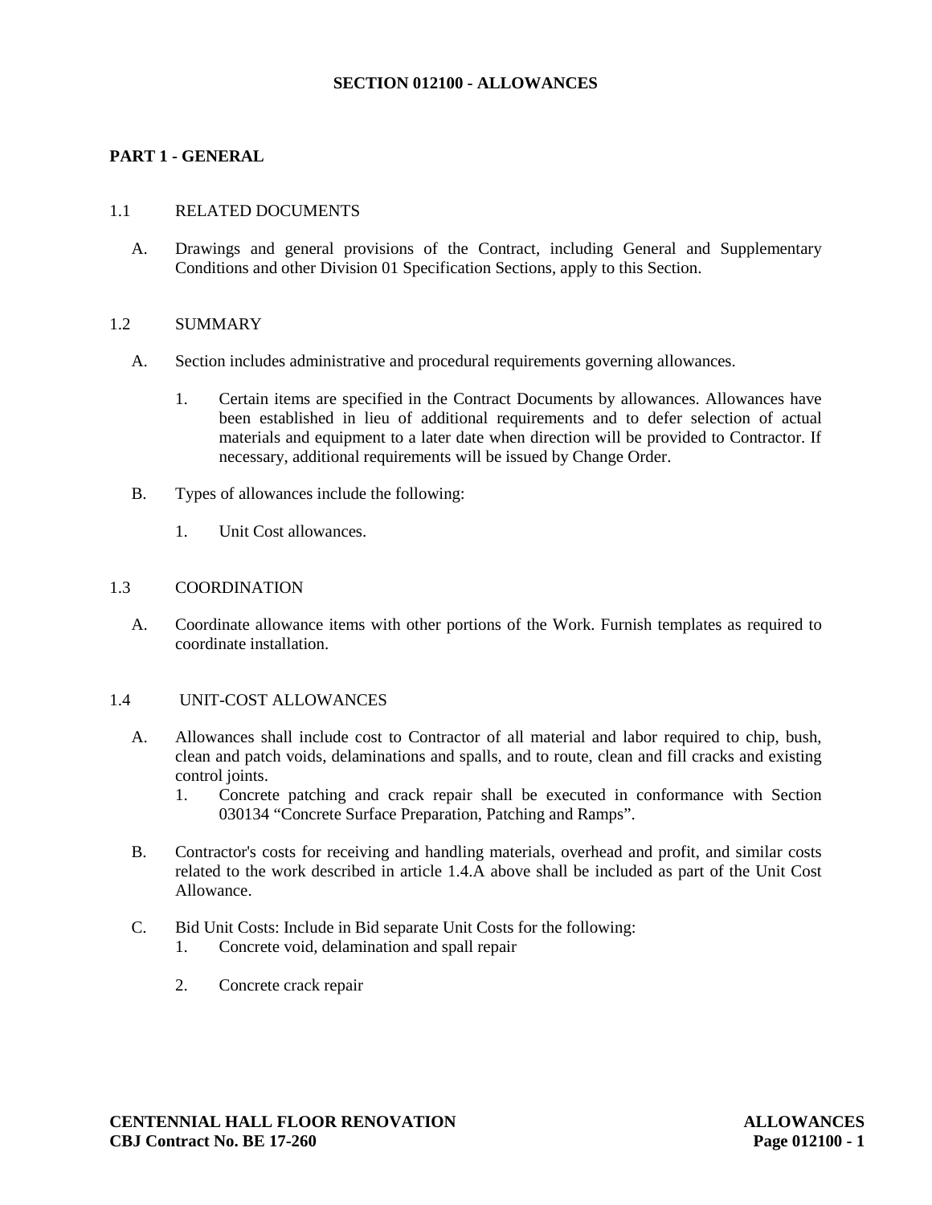# SECTION 012100 - ALLOWANCES

## PART 1 - GENERAL

### 1.1 RELATED DOCUMENTS

A. Drawings and general provisions of the Contract, including General and Supplementary Conditions and other Division 01 Specification Sections, apply to this Section.

### 1.2 SUMMARY

A. Section includes administrative and procedural requirements governing allowances.

1. Certain items are specified in the Contract Documents by allowances. Allowances have been established in lieu of additional requirements and to defer selection of actual materials and equipment to a later date when direction will be provided to Contractor. If necessary, additional requirements will be issued by Change Order.

B. Types of allowances include the following:

1. Unit Cost allowances.

### 1.3 COORDINATION

A. Coordinate allowance items with other portions of the Work. Furnish templates as required to coordinate installation.

### 1.4 UNIT-COST ALLOWANCES

A. Allowances shall include cost to Contractor of all material and labor required to chip, bush, clean and patch voids, delaminations and spalls, and to route, clean and fill cracks and existing control joints.

1. Concrete patching and crack repair shall be executed in conformance with Section 030134 “Concrete Surface Preparation, Patching and Ramps”.

B. Contractor's costs for receiving and handling materials, overhead and profit, and similar costs related to the work described in article 1.4.A above shall be included as part of the Unit Cost Allowance.

C. Bid Unit Costs: Include in Bid separate Unit Costs for the following:

1. Concrete void, delamination and spall repair
2. Concrete crack repair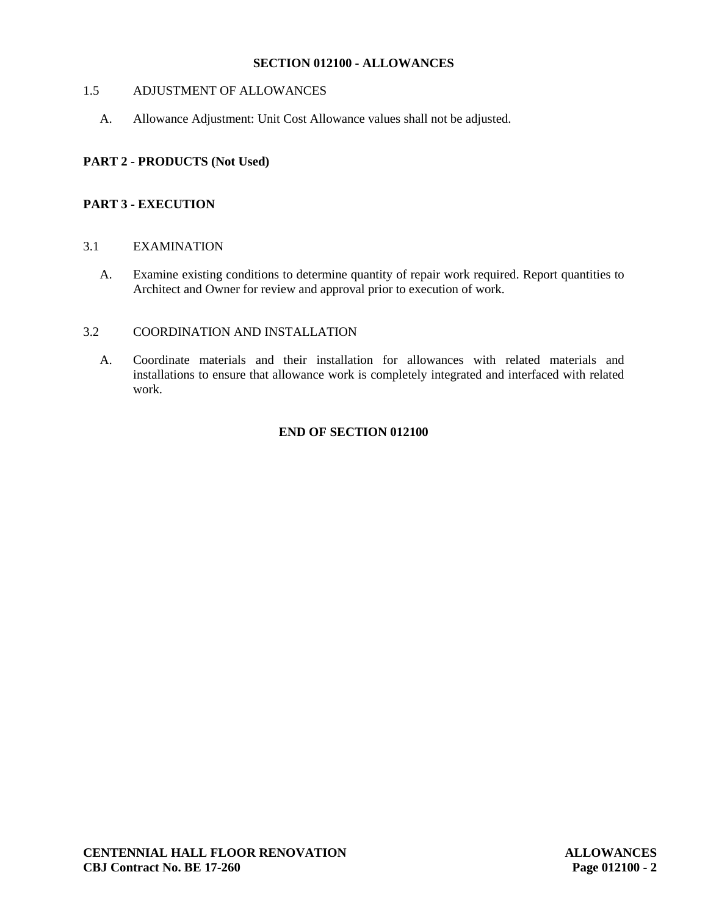## 1.5 ADJUSTMENT OF ALLOWANCES

A. Allowance Adjustment: Unit Cost Allowance values shall not be adjusted.

# PART 2 - PRODUCTS (Not Used)

# PART 3 - EXECUTION

## 3.1 EXAMINATION

A. Examine existing conditions to determine quantity of repair work required. Report quantities to Architect and Owner for review and approval prior to execution of work.

## 3.2 COORDINATION AND INSTALLATION

A. Coordinate materials and their installation for allowances with related materials and installations to ensure that allowance work is completely integrated and interfaced with related work.

**END OF SECTION 012100**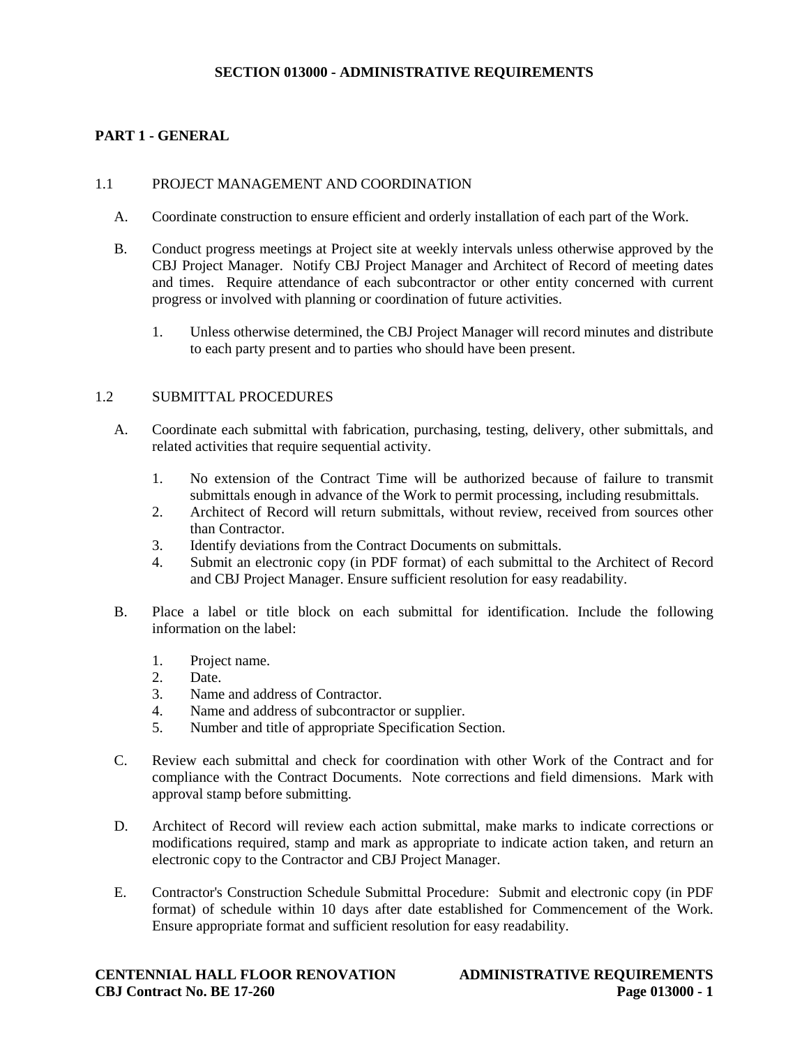# SECTION 013000 - ADMINISTRATIVE REQUIREMENTS

## PART 1 - GENERAL

### 1.1 PROJECT MANAGEMENT AND COORDINATION

A. Coordinate construction to ensure efficient and orderly installation of each part of the Work.

B. Conduct progress meetings at Project site at weekly intervals unless otherwise approved by the CBJ Project Manager. Notify CBJ Project Manager and Architect of Record of meeting dates and times. Require attendance of each subcontractor or other entity concerned with current progress or involved with planning or coordination of future activities.

   1. Unless otherwise determined, the CBJ Project Manager will record minutes and distribute to each party present and to parties who should have been present.

### 1.2 SUBMITTAL PROCEDURES

A. Coordinate each submittal with fabrication, purchasing, testing, delivery, other submittals, and related activities that require sequential activity.

   1. No extension of the Contract Time will be authorized because of failure to transmit submittals enough in advance of the Work to permit processing, including resubmittals.
   2. Architect of Record will return submittals, without review, received from sources other than Contractor.
   3. Identify deviations from the Contract Documents on submittals.
   4. Submit an electronic copy (in PDF format) of each submittal to the Architect of Record and CBJ Project Manager. Ensure sufficient resolution for easy readability.

B. Place a label or title block on each submittal for identification. Include the following information on the label:

   1. Project name.
   2. Date.
   3. Name and address of Contractor.
   4. Name and address of subcontractor or supplier.
   5. Number and title of appropriate Specification Section.

C. Review each submittal and check for coordination with other Work of the Contract and for compliance with the Contract Documents. Note corrections and field dimensions. Mark with approval stamp before submitting.

D. Architect of Record will review each action submittal, make marks to indicate corrections or modifications required, stamp and mark as appropriate to indicate action taken, and return an electronic copy to the Contractor and CBJ Project Manager.

E. Contractor's Construction Schedule Submittal Procedure: Submit and electronic copy (in PDF format) of schedule within 10 days after date established for Commencement of the Work. Ensure appropriate format and sufficient resolution for easy readability.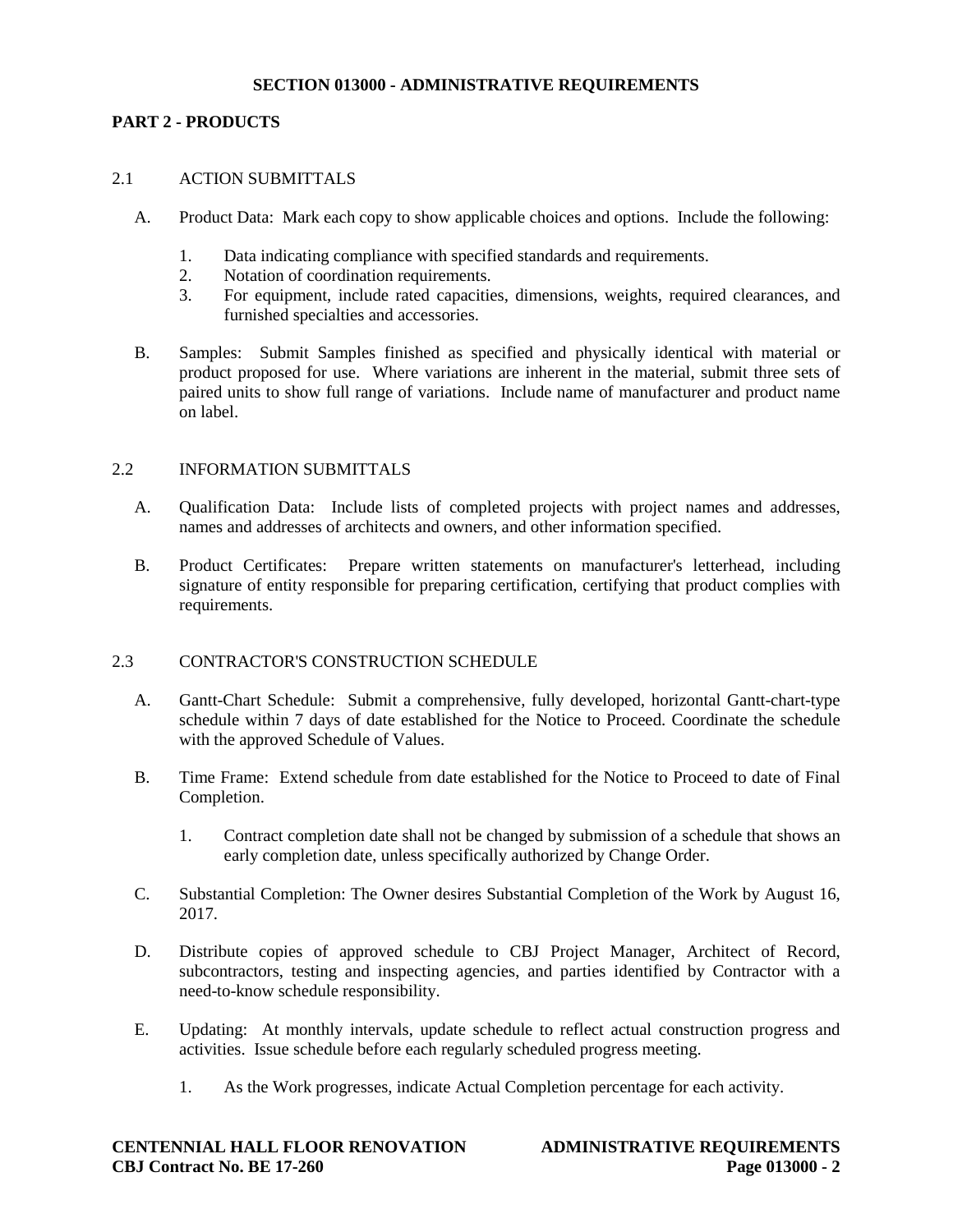# SECTION 013000 - ADMINISTRATIVE REQUIREMENTS

## PART 2 - PRODUCTS

### 2.1 ACTION SUBMITTALS

A. Product Data: Mark each copy to show applicable choices and options. Include the following:

1. Data indicating compliance with specified standards and requirements.
2. Notation of coordination requirements.
3. For equipment, include rated capacities, dimensions, weights, required clearances, and furnished specialties and accessories.

B. Samples: Submit Samples finished as specified and physically identical with material or product proposed for use. Where variations are inherent in the material, submit three sets of paired units to show full range of variations. Include name of manufacturer and product name on label.

### 2.2 INFORMATION SUBMITTALS

A. Qualification Data: Include lists of completed projects with project names and addresses, names and addresses of architects and owners, and other information specified.

B. Product Certificates: Prepare written statements on manufacturer's letterhead, including signature of entity responsible for preparing certification, certifying that product complies with requirements.

### 2.3 CONTRACTOR'S CONSTRUCTION SCHEDULE

A. Gantt-Chart Schedule: Submit a comprehensive, fully developed, horizontal Gantt-chart-type schedule within 7 days of date established for the Notice to Proceed. Coordinate the schedule with the approved Schedule of Values.

B. Time Frame: Extend schedule from date established for the Notice to Proceed to date of Final Completion.

1. Contract completion date shall not be changed by submission of a schedule that shows an early completion date, unless specifically authorized by Change Order.

C. Substantial Completion: The Owner desires Substantial Completion of the Work by August 16, 2017.

D. Distribute copies of approved schedule to CBJ Project Manager, Architect of Record, subcontractors, testing and inspecting agencies, and parties identified by Contractor with a need-to-know schedule responsibility.

E. Updating: At monthly intervals, update schedule to reflect actual construction progress and activities. Issue schedule before each regularly scheduled progress meeting.

1. As the Work progresses, indicate Actual Completion percentage for each activity.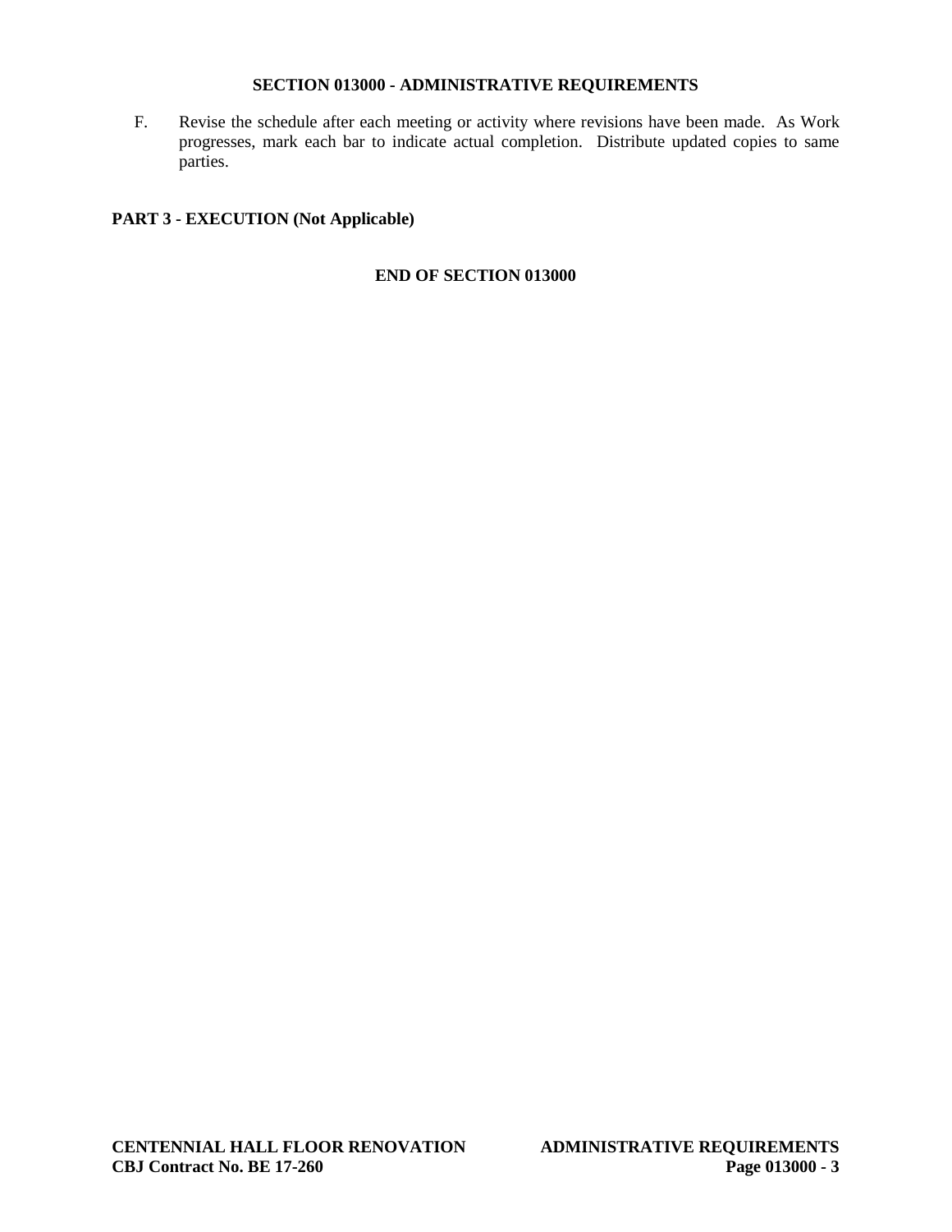F. Revise the schedule after each meeting or activity where revisions have been made. As Work progresses, mark each bar to indicate actual completion. Distribute updated copies to same parties.

## PART 3 - EXECUTION (Not Applicable)

**END OF SECTION 013000**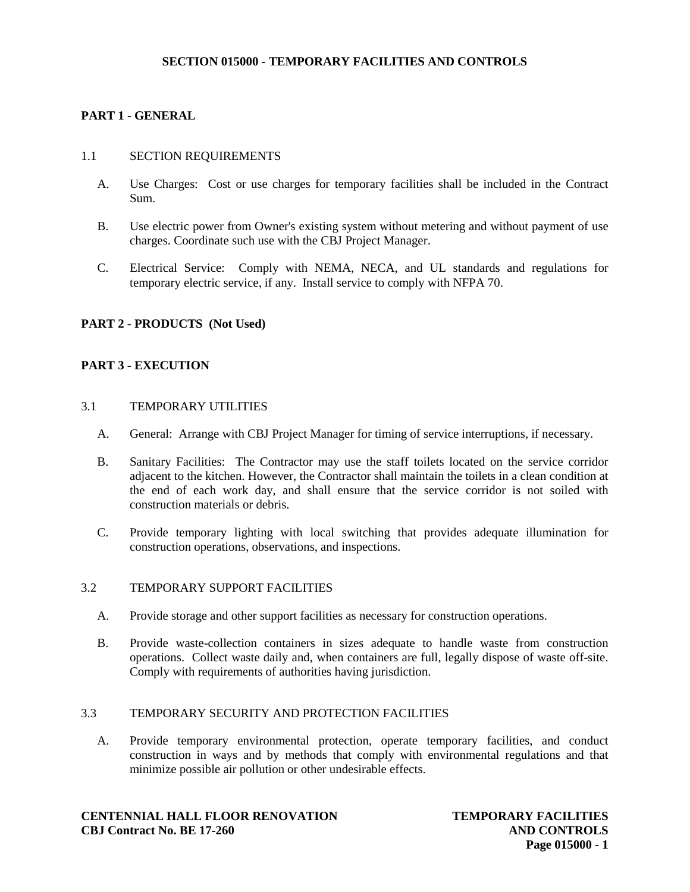# SECTION 015000 - TEMPORARY FACILITIES AND CONTROLS

## PART 1 - GENERAL

### 1.1 SECTION REQUIREMENTS

A. Use Charges: Cost or use charges for temporary facilities shall be included in the Contract Sum.

B. Use electric power from Owner's existing system without metering and without payment of use charges. Coordinate such use with the CBJ Project Manager.

C. Electrical Service: Comply with NEMA, NECA, and UL standards and regulations for temporary electric service, if any. Install service to comply with NFPA 70.

## PART 2 - PRODUCTS (Not Used)

## PART 3 - EXECUTION

### 3.1 TEMPORARY UTILITIES

A. General: Arrange with CBJ Project Manager for timing of service interruptions, if necessary.

B. Sanitary Facilities: The Contractor may use the staff toilets located on the service corridor adjacent to the kitchen. However, the Contractor shall maintain the toilets in a clean condition at the end of each work day, and shall ensure that the service corridor is not soiled with construction materials or debris.

C. Provide temporary lighting with local switching that provides adequate illumination for construction operations, observations, and inspections.

### 3.2 TEMPORARY SUPPORT FACILITIES

A. Provide storage and other support facilities as necessary for construction operations.

B. Provide waste-collection containers in sizes adequate to handle waste from construction operations. Collect waste daily and, when containers are full, legally dispose of waste off-site. Comply with requirements of authorities having jurisdiction.

### 3.3 TEMPORARY SECURITY AND PROTECTION FACILITIES

A. Provide temporary environmental protection, operate temporary facilities, and conduct construction in ways and by methods that comply with environmental regulations and that minimize possible air pollution or other undesirable effects.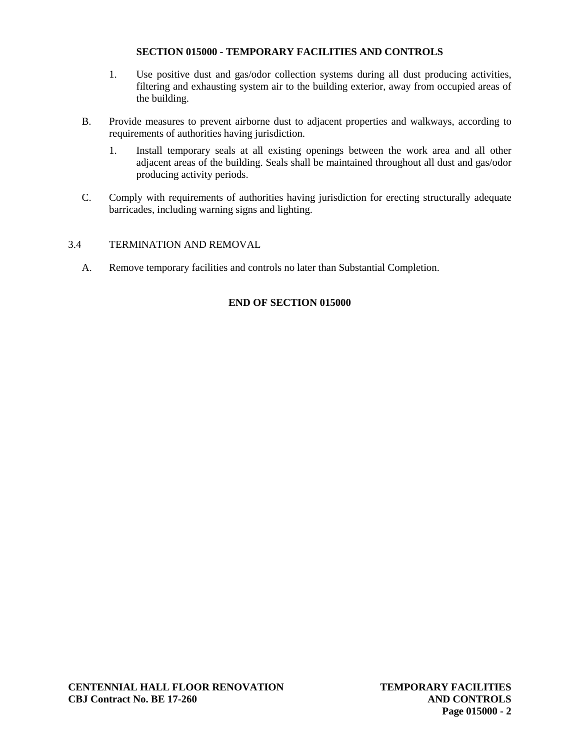1. Use positive dust and gas/odor collection systems during all dust producing activities, filtering and exhausting system air to the building exterior, away from occupied areas of the building.

B. Provide measures to prevent airborne dust to adjacent properties and walkways, according to requirements of authorities having jurisdiction.

   1. Install temporary seals at all existing openings between the work area and all other adjacent areas of the building. Seals shall be maintained throughout all dust and gas/odor producing activity periods.

C. Comply with requirements of authorities having jurisdiction for erecting structurally adequate barricades, including warning signs and lighting.

## 3.4 TERMINATION AND REMOVAL

A. Remove temporary facilities and controls no later than Substantial Completion.

**END OF SECTION 015000**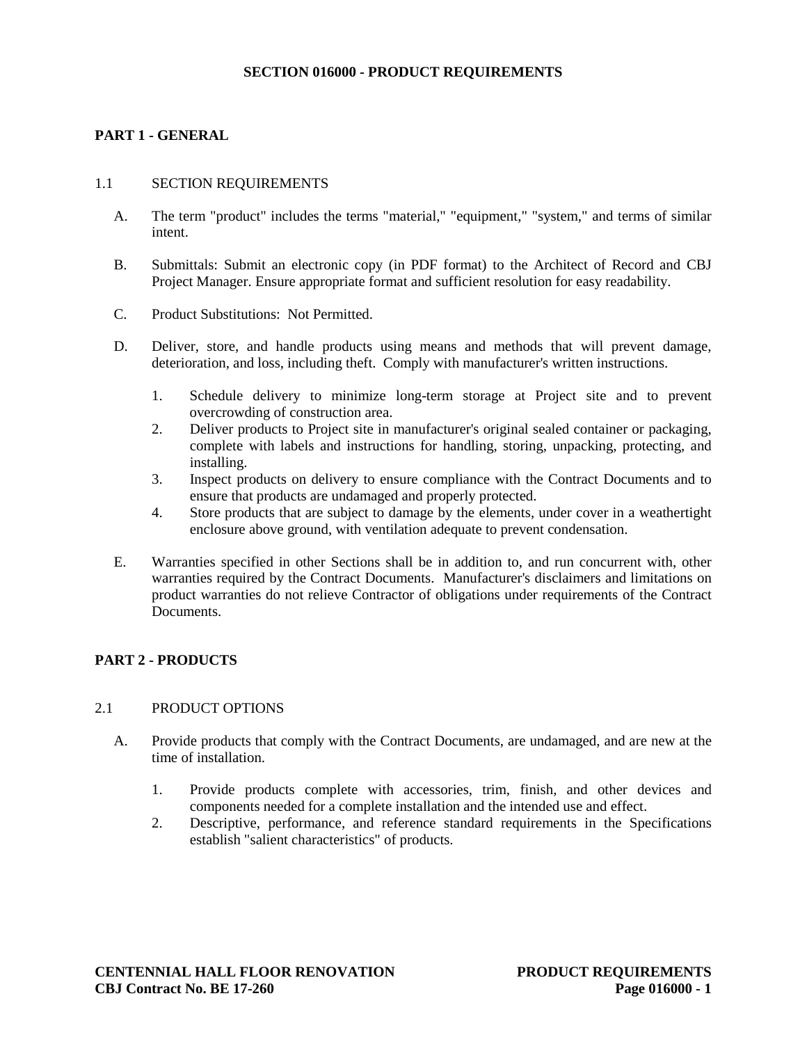# SECTION 016000 - PRODUCT REQUIREMENTS

## PART 1 - GENERAL

### 1.1 SECTION REQUIREMENTS

A. The term "product" includes the terms "material," "equipment," "system," and terms of similar intent.

B. Submittals: Submit an electronic copy (in PDF format) to the Architect of Record and CBJ Project Manager. Ensure appropriate format and sufficient resolution for easy readability.

C. Product Substitutions: Not Permitted.

D. Deliver, store, and handle products using means and methods that will prevent damage, deterioration, and loss, including theft. Comply with manufacturer's written instructions.

1. Schedule delivery to minimize long-term storage at Project site and to prevent overcrowding of construction area.
2. Deliver products to Project site in manufacturer's original sealed container or packaging, complete with labels and instructions for handling, storing, unpacking, protecting, and installing.
3. Inspect products on delivery to ensure compliance with the Contract Documents and to ensure that products are undamaged and properly protected.
4. Store products that are subject to damage by the elements, under cover in a weathertight enclosure above ground, with ventilation adequate to prevent condensation.

E. Warranties specified in other Sections shall be in addition to, and run concurrent with, other warranties required by the Contract Documents. Manufacturer's disclaimers and limitations on product warranties do not relieve Contractor of obligations under requirements of the Contract Documents.

## PART 2 - PRODUCTS

### 2.1 PRODUCT OPTIONS

A. Provide products that comply with the Contract Documents, are undamaged, and are new at the time of installation.

1. Provide products complete with accessories, trim, finish, and other devices and components needed for a complete installation and the intended use and effect.
2. Descriptive, performance, and reference standard requirements in the Specifications establish "salient characteristics" of products.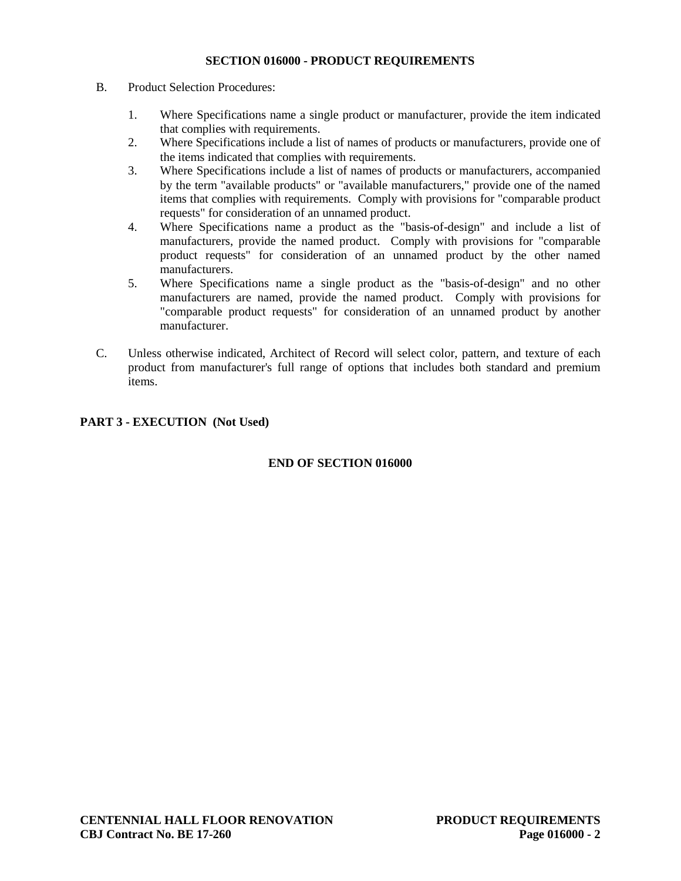B. Product Selection Procedures:

1. Where Specifications name a single product or manufacturer, provide the item indicated that complies with requirements.
2. Where Specifications include a list of names of products or manufacturers, provide one of the items indicated that complies with requirements.
3. Where Specifications include a list of names of products or manufacturers, accompanied by the term "available products" or "available manufacturers," provide one of the named items that complies with requirements. Comply with provisions for "comparable product requests" for consideration of an unnamed product.
4. Where Specifications name a product as the "basis-of-design" and include a list of manufacturers, provide the named product. Comply with provisions for "comparable product requests" for consideration of an unnamed product by the other named manufacturers.
5. Where Specifications name a single product as the "basis-of-design" and no other manufacturers are named, provide the named product. Comply with provisions for "comparable product requests" for consideration of an unnamed product by another manufacturer.

C. Unless otherwise indicated, Architect of Record will select color, pattern, and texture of each product from manufacturer's full range of options that includes both standard and premium items.

## PART 3 - EXECUTION (Not Used)

**END OF SECTION 016000**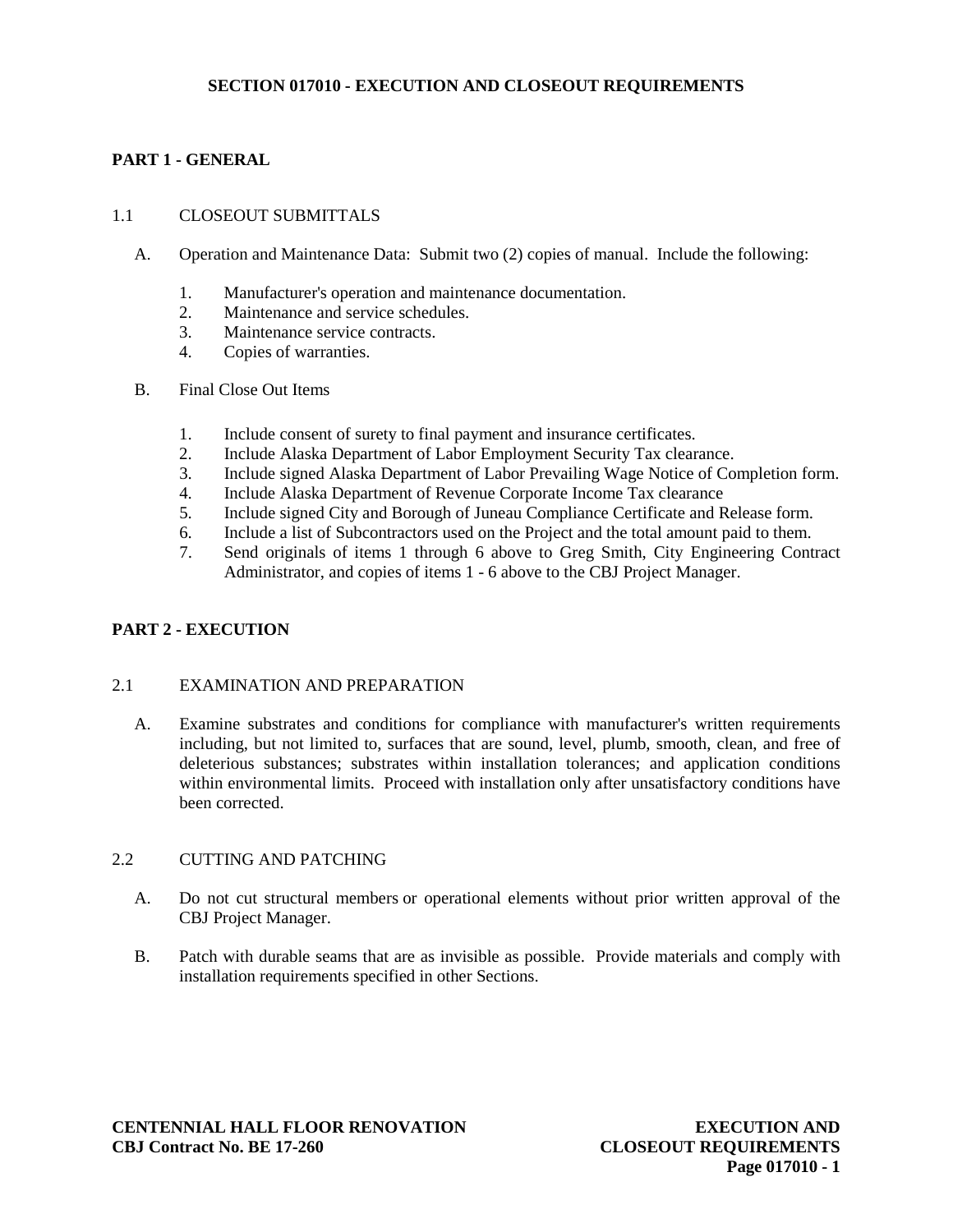# SECTION 017010 - EXECUTION AND CLOSEOUT REQUIREMENTS

## PART 1 - GENERAL

### 1.1 CLOSEOUT SUBMITTALS

A. Operation and Maintenance Data: Submit two (2) copies of manual. Include the following:

1. Manufacturer's operation and maintenance documentation.
2. Maintenance and service schedules.
3. Maintenance service contracts.
4. Copies of warranties.

B. Final Close Out Items

1. Include consent of surety to final payment and insurance certificates.
2. Include Alaska Department of Labor Employment Security Tax clearance.
3. Include signed Alaska Department of Labor Prevailing Wage Notice of Completion form.
4. Include Alaska Department of Revenue Corporate Income Tax clearance
5. Include signed City and Borough of Juneau Compliance Certificate and Release form.
6. Include a list of Subcontractors used on the Project and the total amount paid to them.
7. Send originals of items 1 through 6 above to Greg Smith, City Engineering Contract Administrator, and copies of items 1 - 6 above to the CBJ Project Manager.

## PART 2 - EXECUTION

### 2.1 EXAMINATION AND PREPARATION

A. Examine substrates and conditions for compliance with manufacturer's written requirements including, but not limited to, surfaces that are sound, level, plumb, smooth, clean, and free of deleterious substances; substrates within installation tolerances; and application conditions within environmental limits. Proceed with installation only after unsatisfactory conditions have been corrected.

### 2.2 CUTTING AND PATCHING

A. Do not cut structural members or operational elements without prior written approval of the CBJ Project Manager.

B. Patch with durable seams that are as invisible as possible. Provide materials and comply with installation requirements specified in other Sections.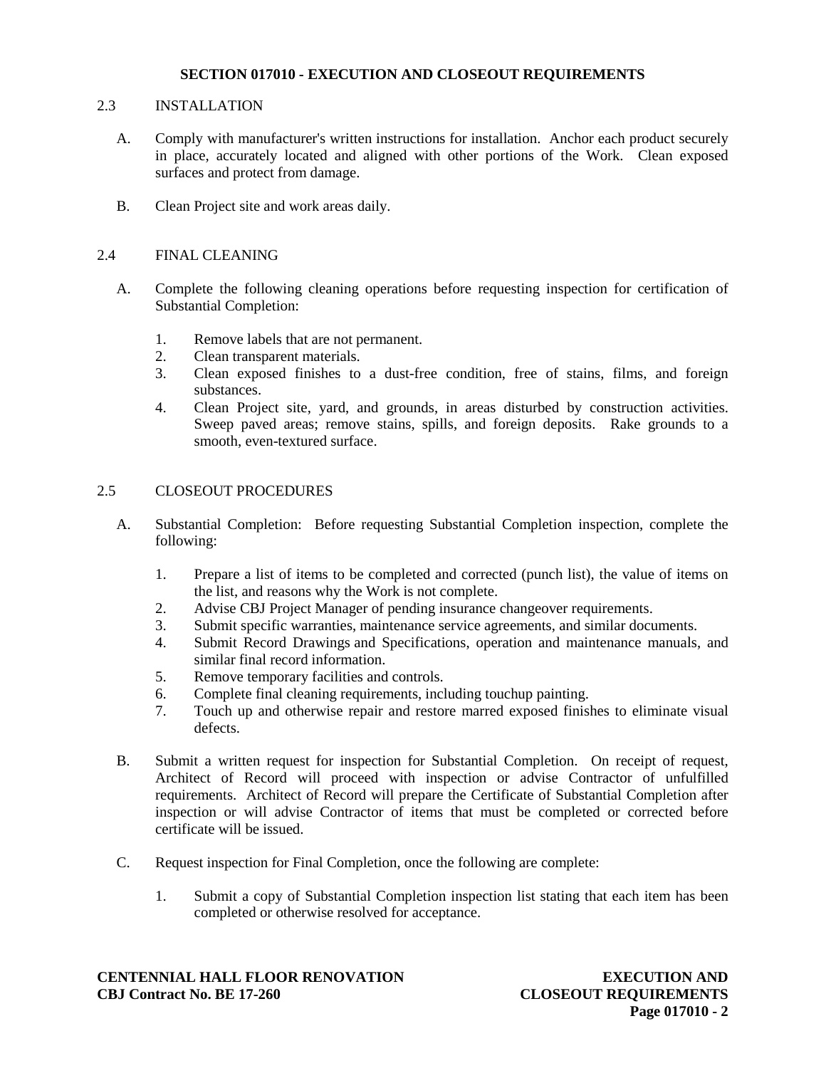## SECTION 017010 - EXECUTION AND CLOSEOUT REQUIREMENTS

### 2.3 INSTALLATION

A. Comply with manufacturer's written instructions for installation. Anchor each product securely in place, accurately located and aligned with other portions of the Work. Clean exposed surfaces and protect from damage.

B. Clean Project site and work areas daily.

### 2.4 FINAL CLEANING

A. Complete the following cleaning operations before requesting inspection for certification of Substantial Completion:

1. Remove labels that are not permanent.
2. Clean transparent materials.
3. Clean exposed finishes to a dust-free condition, free of stains, films, and foreign substances.
4. Clean Project site, yard, and grounds, in areas disturbed by construction activities. Sweep paved areas; remove stains, spills, and foreign deposits. Rake grounds to a smooth, even-textured surface.

### 2.5 CLOSEOUT PROCEDURES

A. Substantial Completion: Before requesting Substantial Completion inspection, complete the following:

1. Prepare a list of items to be completed and corrected (punch list), the value of items on the list, and reasons why the Work is not complete.
2. Advise CBJ Project Manager of pending insurance changeover requirements.
3. Submit specific warranties, maintenance service agreements, and similar documents.
4. Submit Record Drawings and Specifications, operation and maintenance manuals, and similar final record information.
5. Remove temporary facilities and controls.
6. Complete final cleaning requirements, including touchup painting.
7. Touch up and otherwise repair and restore marred exposed finishes to eliminate visual defects.

B. Submit a written request for inspection for Substantial Completion. On receipt of request, Architect of Record will proceed with inspection or advise Contractor of unfulfilled requirements. Architect of Record will prepare the Certificate of Substantial Completion after inspection or will advise Contractor of items that must be completed or corrected before certificate will be issued.

C. Request inspection for Final Completion, once the following are complete:

1. Submit a copy of Substantial Completion inspection list stating that each item has been completed or otherwise resolved for acceptance.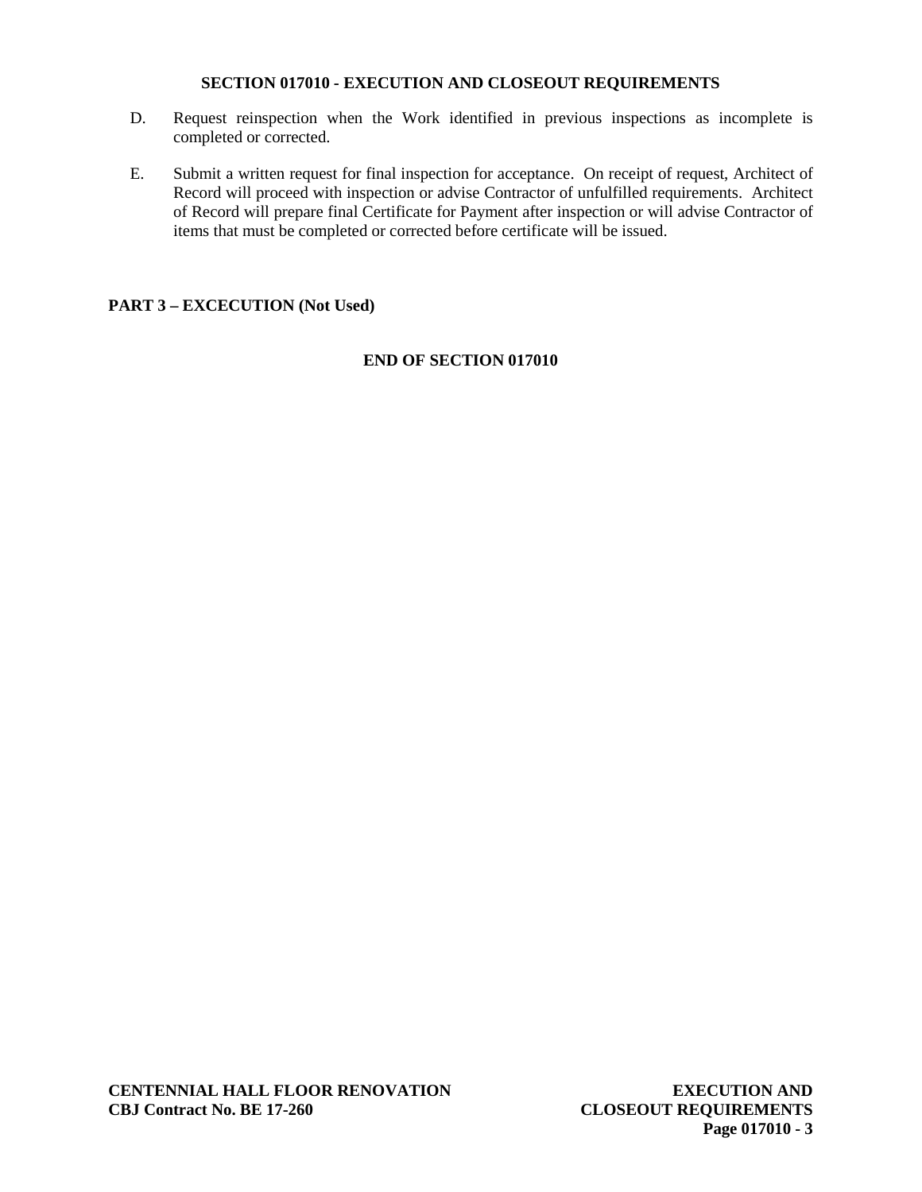D. Request reinspection when the Work identified in previous inspections as incomplete is completed or corrected.

E. Submit a written request for final inspection for acceptance. On receipt of request, Architect of Record will proceed with inspection or advise Contractor of unfulfilled requirements. Architect of Record will prepare final Certificate for Payment after inspection or will advise Contractor of items that must be completed or corrected before certificate will be issued.

## PART 3 – EXCECUTION (Not Used)

**END OF SECTION 017010**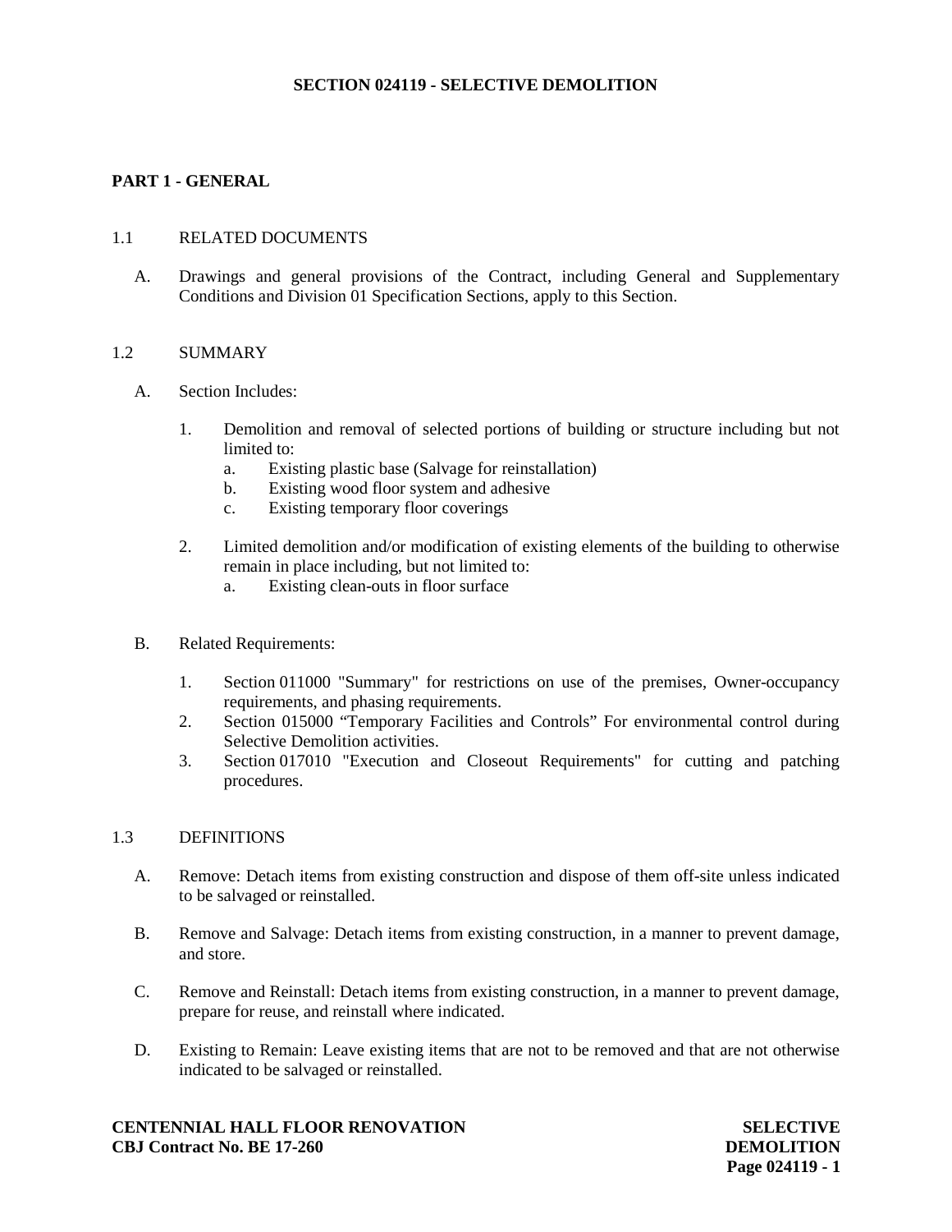# SECTION 024119 - SELECTIVE DEMOLITION

## PART 1 - GENERAL

### 1.1 RELATED DOCUMENTS

A. Drawings and general provisions of the Contract, including General and Supplementary Conditions and Division 01 Specification Sections, apply to this Section.

### 1.2 SUMMARY

A. Section Includes:

1. Demolition and removal of selected portions of building or structure including but not limited to:
   a. Existing plastic base (Salvage for reinstallation)
   b. Existing wood floor system and adhesive
   c. Existing temporary floor coverings

2. Limited demolition and/or modification of existing elements of the building to otherwise remain in place including, but not limited to:
   a. Existing clean-outs in floor surface

B. Related Requirements:

1. Section 011000 "Summary" for restrictions on use of the premises, Owner-occupancy requirements, and phasing requirements.
2. Section 015000 “Temporary Facilities and Controls” For environmental control during Selective Demolition activities.
3. Section 017010 "Execution and Closeout Requirements" for cutting and patching procedures.

### 1.3 DEFINITIONS

A. Remove: Detach items from existing construction and dispose of them off-site unless indicated to be salvaged or reinstalled.

B. Remove and Salvage: Detach items from existing construction, in a manner to prevent damage, and store.

C. Remove and Reinstall: Detach items from existing construction, in a manner to prevent damage, prepare for reuse, and reinstall where indicated.

D. Existing to Remain: Leave existing items that are not to be removed and that are not otherwise indicated to be salvaged or reinstalled.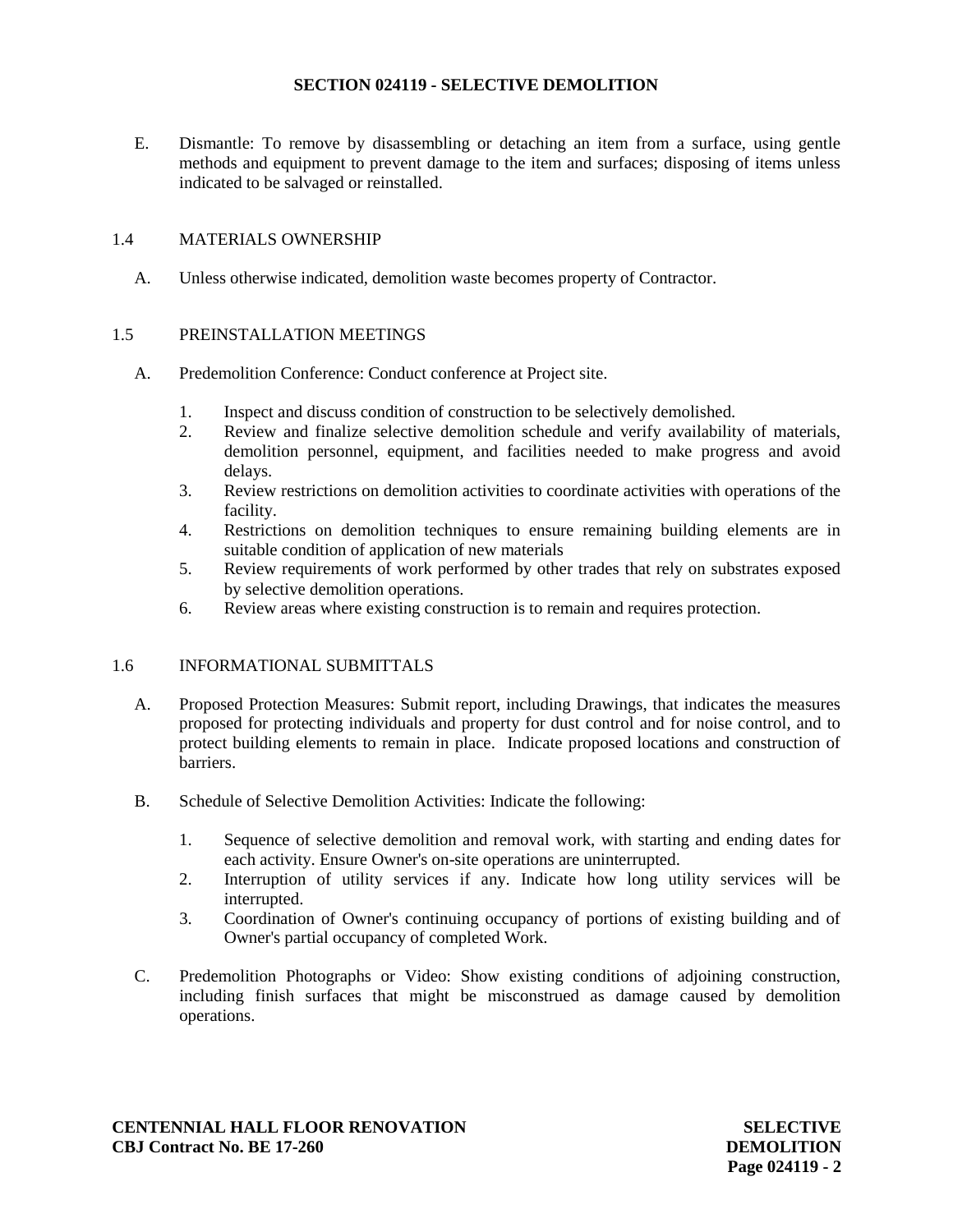## SECTION 024119 - SELECTIVE DEMOLITION

E. Dismantle: To remove by disassembling or detaching an item from a surface, using gentle methods and equipment to prevent damage to the item and surfaces; disposing of items unless indicated to be salvaged or reinstalled.

### 1.4 MATERIALS OWNERSHIP

A. Unless otherwise indicated, demolition waste becomes property of Contractor.

### 1.5 PREINSTALLATION MEETINGS

A. Predemolition Conference: Conduct conference at Project site.

1. Inspect and discuss condition of construction to be selectively demolished.
2. Review and finalize selective demolition schedule and verify availability of materials, demolition personnel, equipment, and facilities needed to make progress and avoid delays.
3. Review restrictions on demolition activities to coordinate activities with operations of the facility.
4. Restrictions on demolition techniques to ensure remaining building elements are in suitable condition of application of new materials
5. Review requirements of work performed by other trades that rely on substrates exposed by selective demolition operations.
6. Review areas where existing construction is to remain and requires protection.

### 1.6 INFORMATIONAL SUBMITTALS

A. Proposed Protection Measures: Submit report, including Drawings, that indicates the measures proposed for protecting individuals and property for dust control and for noise control, and to protect building elements to remain in place. Indicate proposed locations and construction of barriers.

B. Schedule of Selective Demolition Activities: Indicate the following:

1. Sequence of selective demolition and removal work, with starting and ending dates for each activity. Ensure Owner's on-site operations are uninterrupted.
2. Interruption of utility services if any. Indicate how long utility services will be interrupted.
3. Coordination of Owner's continuing occupancy of portions of existing building and of Owner's partial occupancy of completed Work.

C. Predemolition Photographs or Video: Show existing conditions of adjoining construction, including finish surfaces that might be misconstrued as damage caused by demolition operations.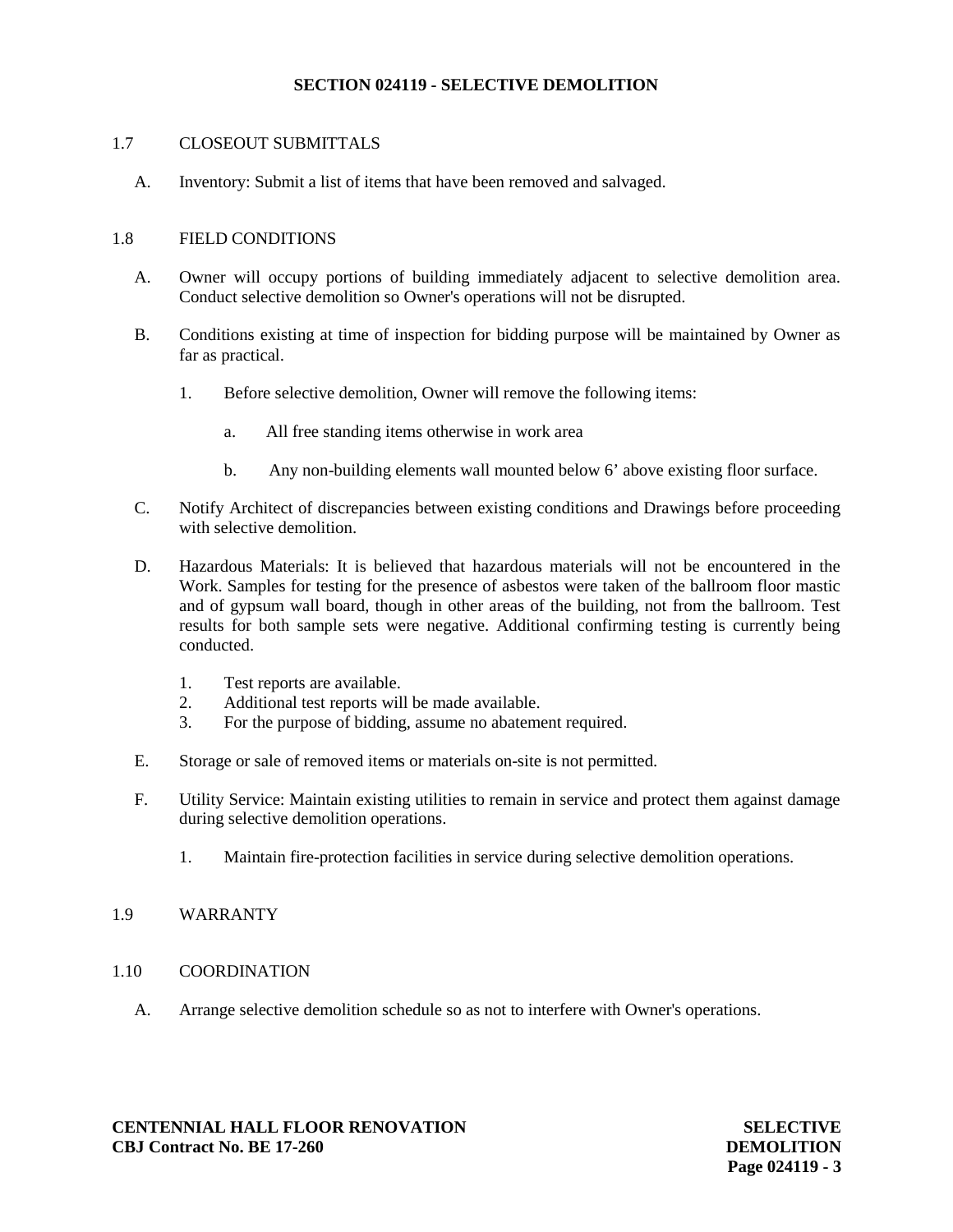# SECTION 024119 - SELECTIVE DEMOLITION

## 1.7 CLOSEOUT SUBMITTALS

A. Inventory: Submit a list of items that have been removed and salvaged.

## 1.8 FIELD CONDITIONS

A. Owner will occupy portions of building immediately adjacent to selective demolition area. Conduct selective demolition so Owner's operations will not be disrupted.

B. Conditions existing at time of inspection for bidding purpose will be maintained by Owner as far as practical.

1. Before selective demolition, Owner will remove the following items:

   a. All free standing items otherwise in work area

   b. Any non-building elements wall mounted below 6' above existing floor surface.

C. Notify Architect of discrepancies between existing conditions and Drawings before proceeding with selective demolition.

D. Hazardous Materials: It is believed that hazardous materials will not be encountered in the Work. Samples for testing for the presence of asbestos were taken of the ballroom floor mastic and of gypsum wall board, though in other areas of the building, not from the ballroom. Test results for both sample sets were negative. Additional confirming testing is currently being conducted.

1. Test reports are available.
2. Additional test reports will be made available.
3. For the purpose of bidding, assume no abatement required.

E. Storage or sale of removed items or materials on-site is not permitted.

F. Utility Service: Maintain existing utilities to remain in service and protect them against damage during selective demolition operations.

1. Maintain fire-protection facilities in service during selective demolition operations.

## 1.9 WARRANTY

## 1.10 COORDINATION

A. Arrange selective demolition schedule so as not to interfere with Owner's operations.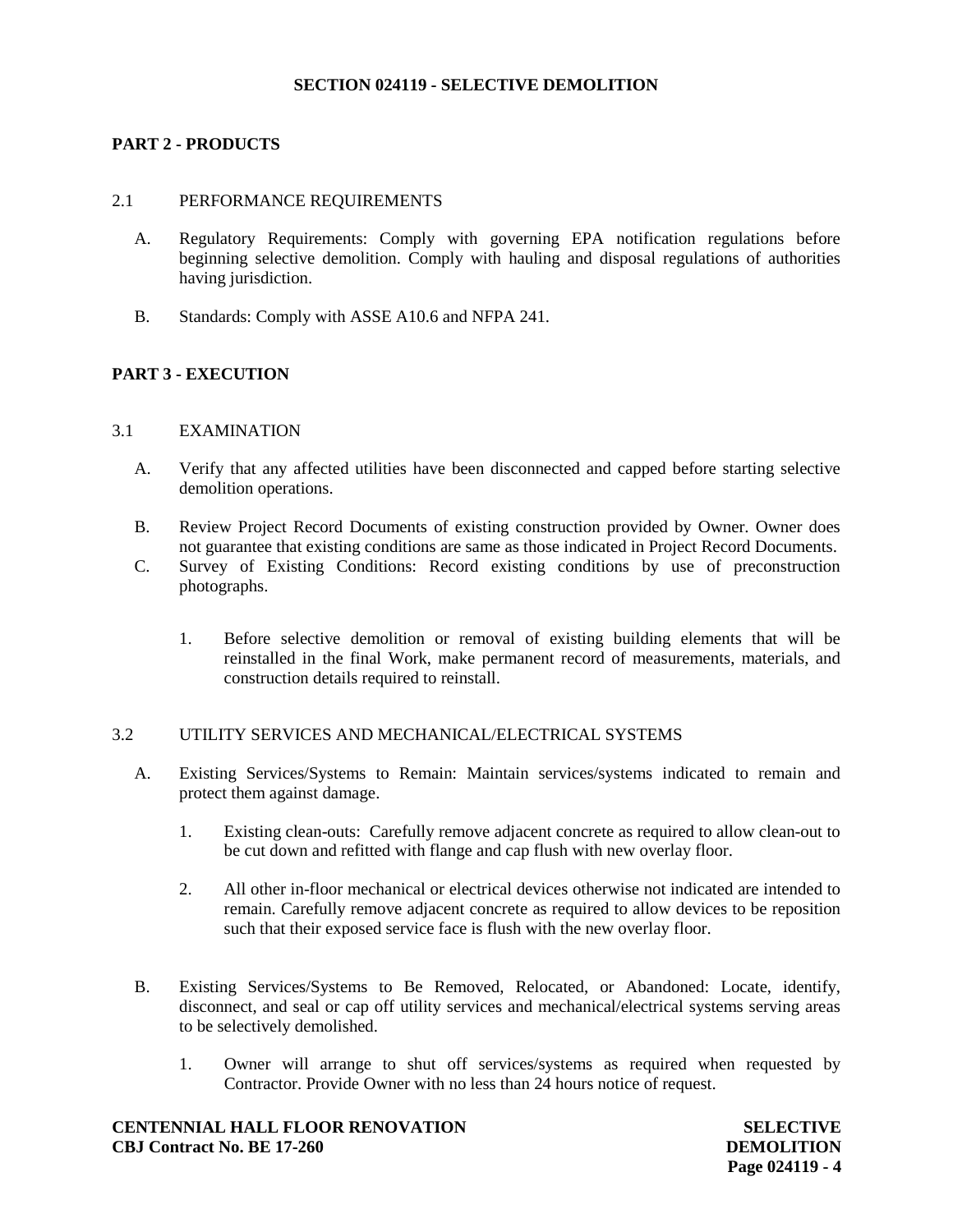# SECTION 024119 - SELECTIVE DEMOLITION

## PART 2 - PRODUCTS

### 2.1 PERFORMANCE REQUIREMENTS

A. Regulatory Requirements: Comply with governing EPA notification regulations before beginning selective demolition. Comply with hauling and disposal regulations of authorities having jurisdiction.

B. Standards: Comply with ASSE A10.6 and NFPA 241.

## PART 3 - EXECUTION

### 3.1 EXAMINATION

A. Verify that any affected utilities have been disconnected and capped before starting selective demolition operations.

B. Review Project Record Documents of existing construction provided by Owner. Owner does not guarantee that existing conditions are same as those indicated in Project Record Documents.

C. Survey of Existing Conditions: Record existing conditions by use of preconstruction photographs.

1. Before selective demolition or removal of existing building elements that will be reinstalled in the final Work, make permanent record of measurements, materials, and construction details required to reinstall.

### 3.2 UTILITY SERVICES AND MECHANICAL/ELECTRICAL SYSTEMS

A. Existing Services/Systems to Remain: Maintain services/systems indicated to remain and protect them against damage.

1. Existing clean-outs: Carefully remove adjacent concrete as required to allow clean-out to be cut down and refitted with flange and cap flush with new overlay floor.

2. All other in-floor mechanical or electrical devices otherwise not indicated are intended to remain. Carefully remove adjacent concrete as required to allow devices to be reposition such that their exposed service face is flush with the new overlay floor.

B. Existing Services/Systems to Be Removed, Relocated, or Abandoned: Locate, identify, disconnect, and seal or cap off utility services and mechanical/electrical systems serving areas to be selectively demolished.

1. Owner will arrange to shut off services/systems as required when requested by Contractor. Provide Owner with no less than 24 hours notice of request.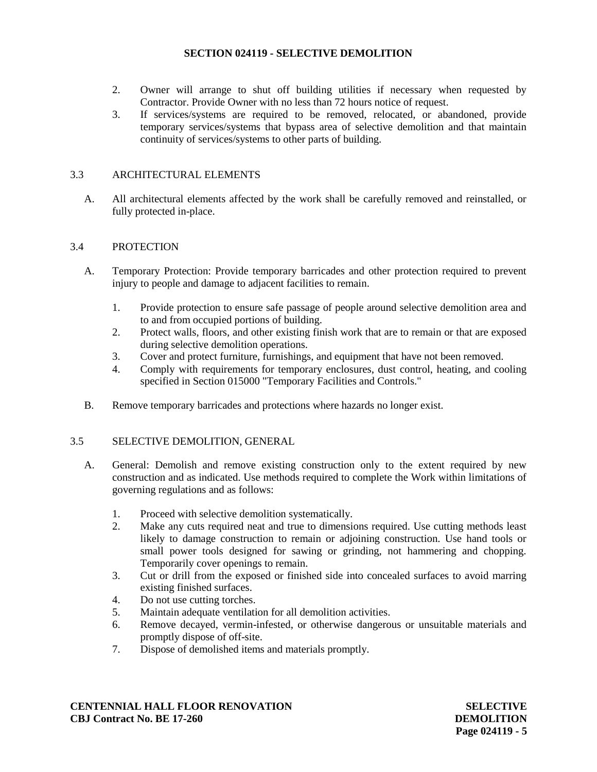2. Owner will arrange to shut off building utilities if necessary when requested by Contractor. Provide Owner with no less than 72 hours notice of request.
3. If services/systems are required to be removed, relocated, or abandoned, provide temporary services/systems that bypass area of selective demolition and that maintain continuity of services/systems to other parts of building.

## 3.3 ARCHITECTURAL ELEMENTS

A. All architectural elements affected by the work shall be carefully removed and reinstalled, or fully protected in-place.

## 3.4 PROTECTION

A. Temporary Protection: Provide temporary barricades and other protection required to prevent injury to people and damage to adjacent facilities to remain.

   1. Provide protection to ensure safe passage of people around selective demolition area and to and from occupied portions of building.
   2. Protect walls, floors, and other existing finish work that are to remain or that are exposed during selective demolition operations.
   3. Cover and protect furniture, furnishings, and equipment that have not been removed.
   4. Comply with requirements for temporary enclosures, dust control, heating, and cooling specified in Section 015000 "Temporary Facilities and Controls."

B. Remove temporary barricades and protections where hazards no longer exist.

## 3.5 SELECTIVE DEMOLITION, GENERAL

A. General: Demolish and remove existing construction only to the extent required by new construction and as indicated. Use methods required to complete the Work within limitations of governing regulations and as follows:

   1. Proceed with selective demolition systematically.
   2. Make any cuts required neat and true to dimensions required. Use cutting methods least likely to damage construction to remain or adjoining construction. Use hand tools or small power tools designed for sawing or grinding, not hammering and chopping. Temporarily cover openings to remain.
   3. Cut or drill from the exposed or finished side into concealed surfaces to avoid marring existing finished surfaces.
   4. Do not use cutting torches.
   5. Maintain adequate ventilation for all demolition activities.
   6. Remove decayed, vermin-infested, or otherwise dangerous or unsuitable materials and promptly dispose of off-site.
   7. Dispose of demolished items and materials promptly.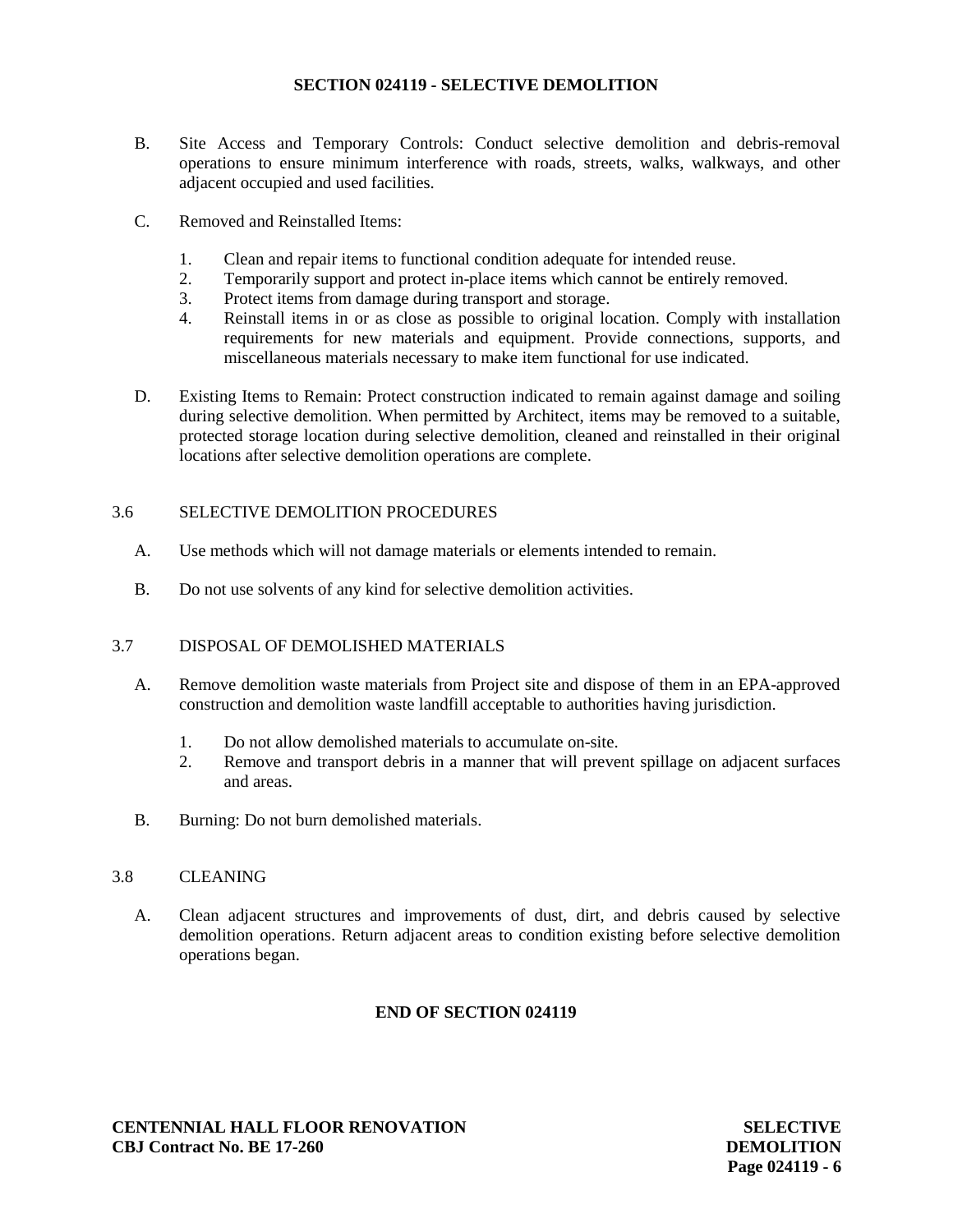B. Site Access and Temporary Controls: Conduct selective demolition and debris-removal operations to ensure minimum interference with roads, streets, walks, walkways, and other adjacent occupied and used facilities.

C. Removed and Reinstalled Items:

1. Clean and repair items to functional condition adequate for intended reuse.
2. Temporarily support and protect in-place items which cannot be entirely removed.
3. Protect items from damage during transport and storage.
4. Reinstall items in or as close as possible to original location. Comply with installation requirements for new materials and equipment. Provide connections, supports, and miscellaneous materials necessary to make item functional for use indicated.

D. Existing Items to Remain: Protect construction indicated to remain against damage and soiling during selective demolition. When permitted by Architect, items may be removed to a suitable, protected storage location during selective demolition, cleaned and reinstalled in their original locations after selective demolition operations are complete.

## 3.6 SELECTIVE DEMOLITION PROCEDURES

A. Use methods which will not damage materials or elements intended to remain.

B. Do not use solvents of any kind for selective demolition activities.

## 3.7 DISPOSAL OF DEMOLISHED MATERIALS

A. Remove demolition waste materials from Project site and dispose of them in an EPA-approved construction and demolition waste landfill acceptable to authorities having jurisdiction.

1. Do not allow demolished materials to accumulate on-site.
2. Remove and transport debris in a manner that will prevent spillage on adjacent surfaces and areas.

B. Burning: Do not burn demolished materials.

## 3.8 CLEANING

A. Clean adjacent structures and improvements of dust, dirt, and debris caused by selective demolition operations. Return adjacent areas to condition existing before selective demolition operations began.

**END OF SECTION 024119**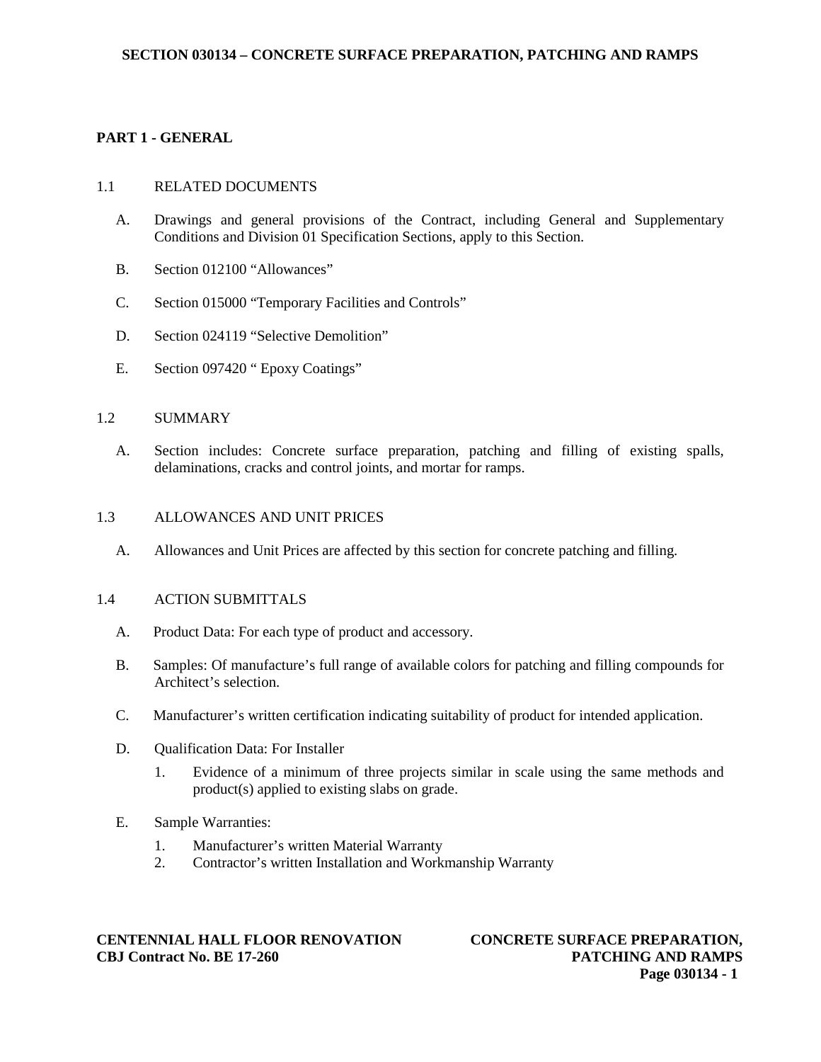# SECTION 030134 – CONCRETE SURFACE PREPARATION, PATCHING AND RAMPS

## PART 1 - GENERAL

### 1.1 RELATED DOCUMENTS

A. Drawings and general provisions of the Contract, including General and Supplementary Conditions and Division 01 Specification Sections, apply to this Section.

B. Section 012100 “Allowances”

C. Section 015000 “Temporary Facilities and Controls”

D. Section 024119 “Selective Demolition”

E. Section 097420 “ Epoxy Coatings”

### 1.2 SUMMARY

A. Section includes: Concrete surface preparation, patching and filling of existing spalls, delaminations, cracks and control joints, and mortar for ramps.

### 1.3 ALLOWANCES AND UNIT PRICES

A. Allowances and Unit Prices are affected by this section for concrete patching and filling.

### 1.4 ACTION SUBMITTALS

A. Product Data: For each type of product and accessory.

B. Samples: Of manufacture’s full range of available colors for patching and filling compounds for Architect’s selection.

C. Manufacturer’s written certification indicating suitability of product for intended application.

D. Qualification Data: For Installer

1. Evidence of a minimum of three projects similar in scale using the same methods and product(s) applied to existing slabs on grade.

E. Sample Warranties:

1. Manufacturer’s written Material Warranty
2. Contractor’s written Installation and Workmanship Warranty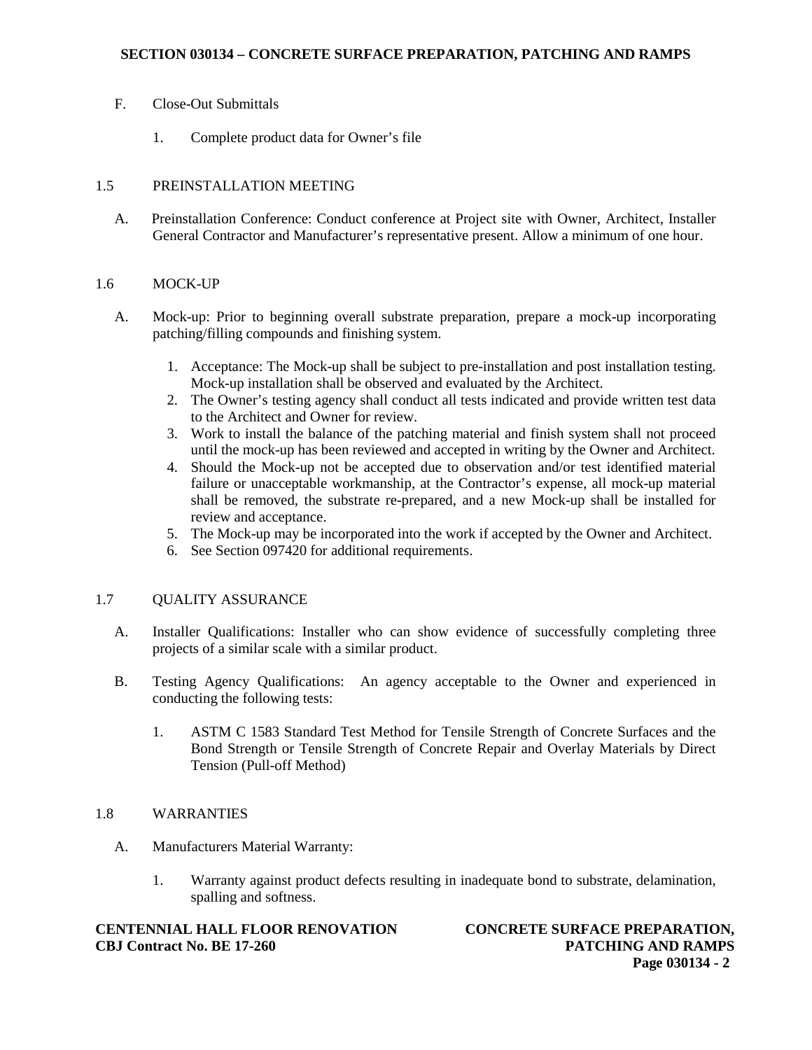F. Close-Out Submittals

1. Complete product data for Owner's file

## 1.5 PREINSTALLATION MEETING

A. Preinstallation Conference: Conduct conference at Project site with Owner, Architect, Installer General Contractor and Manufacturer's representative present. Allow a minimum of one hour.

## 1.6 MOCK-UP

A. Mock-up: Prior to beginning overall substrate preparation, prepare a mock-up incorporating patching/filling compounds and finishing system.

1. Acceptance: The Mock-up shall be subject to pre-installation and post installation testing. Mock-up installation shall be observed and evaluated by the Architect.
2. The Owner's testing agency shall conduct all tests indicated and provide written test data to the Architect and Owner for review.
3. Work to install the balance of the patching material and finish system shall not proceed until the mock-up has been reviewed and accepted in writing by the Owner and Architect.
4. Should the Mock-up not be accepted due to observation and/or test identified material failure or unacceptable workmanship, at the Contractor's expense, all mock-up material shall be removed, the substrate re-prepared, and a new Mock-up shall be installed for review and acceptance.
5. The Mock-up may be incorporated into the work if accepted by the Owner and Architect.
6. See Section 097420 for additional requirements.

## 1.7 QUALITY ASSURANCE

A. Installer Qualifications: Installer who can show evidence of successfully completing three projects of a similar scale with a similar product.

B. Testing Agency Qualifications: An agency acceptable to the Owner and experienced in conducting the following tests:

1. ASTM C 1583 Standard Test Method for Tensile Strength of Concrete Surfaces and the Bond Strength or Tensile Strength of Concrete Repair and Overlay Materials by Direct Tension (Pull-off Method)

## 1.8 WARRANTIES

A. Manufacturers Material Warranty:

1. Warranty against product defects resulting in inadequate bond to substrate, delamination, spalling and softness.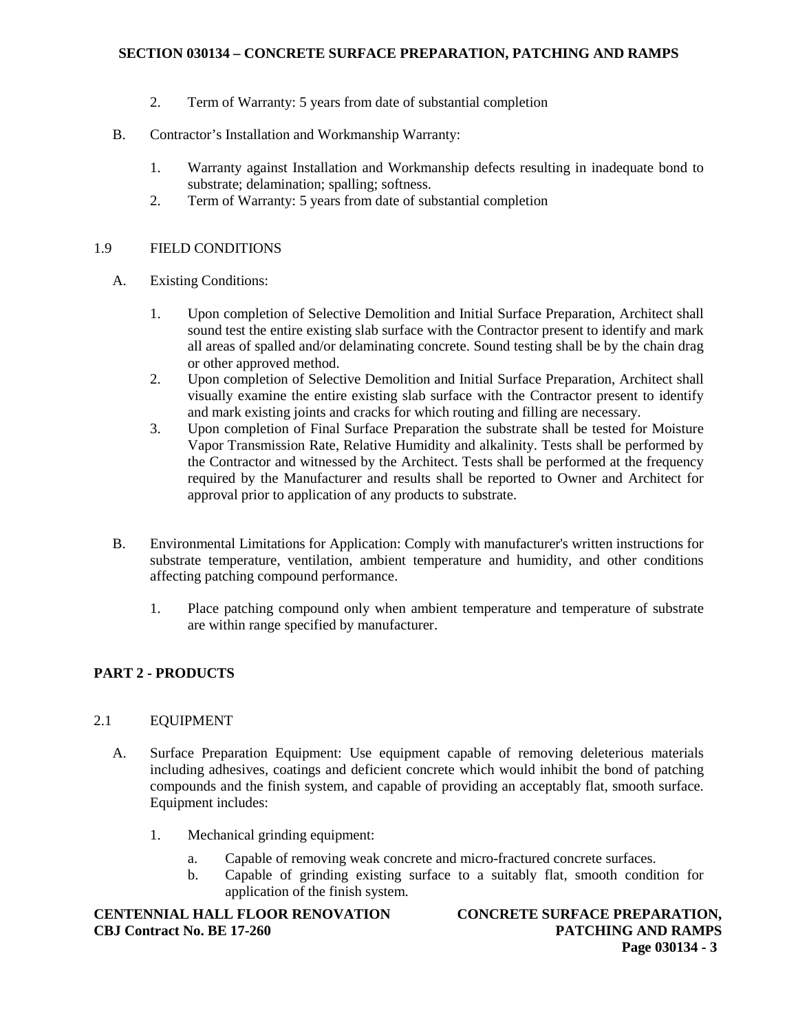2. Term of Warranty: 5 years from date of substantial completion

B. Contractor's Installation and Workmanship Warranty:

1. Warranty against Installation and Workmanship defects resulting in inadequate bond to substrate; delamination; spalling; softness.
2. Term of Warranty: 5 years from date of substantial completion

1.9 FIELD CONDITIONS

A. Existing Conditions:

1. Upon completion of Selective Demolition and Initial Surface Preparation, Architect shall sound test the entire existing slab surface with the Contractor present to identify and mark all areas of spalled and/or delaminating concrete. Sound testing shall be by the chain drag or other approved method.
2. Upon completion of Selective Demolition and Initial Surface Preparation, Architect shall visually examine the entire existing slab surface with the Contractor present to identify and mark existing joints and cracks for which routing and filling are necessary.
3. Upon completion of Final Surface Preparation the substrate shall be tested for Moisture Vapor Transmission Rate, Relative Humidity and alkalinity. Tests shall be performed by the Contractor and witnessed by the Architect. Tests shall be performed at the frequency required by the Manufacturer and results shall be reported to Owner and Architect for approval prior to application of any products to substrate.

B. Environmental Limitations for Application: Comply with manufacturer's written instructions for substrate temperature, ventilation, ambient temperature and humidity, and other conditions affecting patching compound performance.

1. Place patching compound only when ambient temperature and temperature of substrate are within range specified by manufacturer.

## PART 2 - PRODUCTS

2.1 EQUIPMENT

A. Surface Preparation Equipment: Use equipment capable of removing deleterious materials including adhesives, coatings and deficient concrete which would inhibit the bond of patching compounds and the finish system, and capable of providing an acceptably flat, smooth surface. Equipment includes:

1. Mechanical grinding equipment:
   a. Capable of removing weak concrete and micro-fractured concrete surfaces.
   b. Capable of grinding existing surface to a suitably flat, smooth condition for application of the finish system.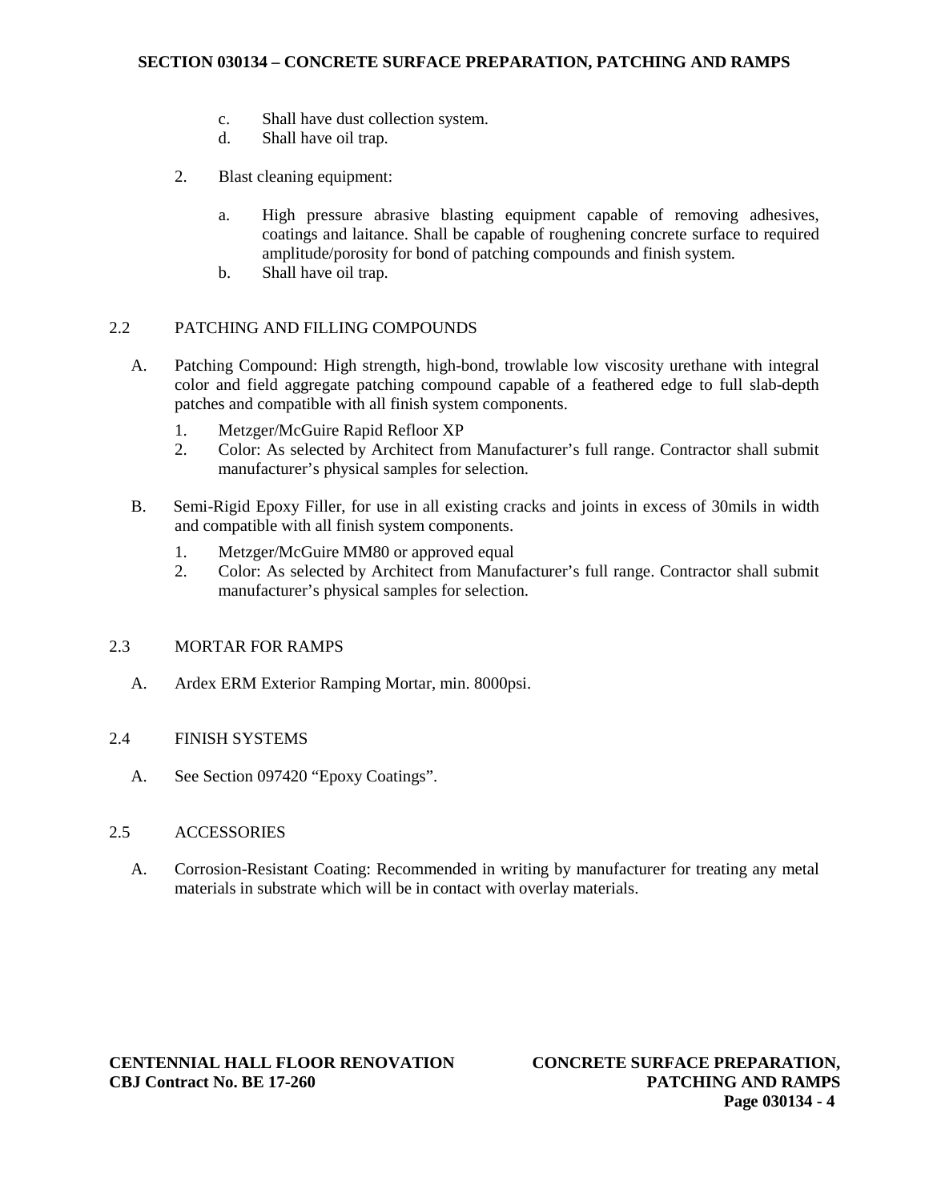c. Shall have dust collection system.
d. Shall have oil trap.

2. Blast cleaning equipment:

    a. High pressure abrasive blasting equipment capable of removing adhesives, coatings and laitance. Shall be capable of roughening concrete surface to required amplitude/porosity for bond of patching compounds and finish system.
    b. Shall have oil trap.

## 2.2 PATCHING AND FILLING COMPOUNDS

A. Patching Compound: High strength, high-bond, trowlable low viscosity urethane with integral color and field aggregate patching compound capable of a feathered edge to full slab-depth patches and compatible with all finish system components.

    1. Metzger/McGuire Rapid Refloor XP
    2. Color: As selected by Architect from Manufacturer's full range. Contractor shall submit manufacturer's physical samples for selection.

B. Semi-Rigid Epoxy Filler, for use in all existing cracks and joints in excess of 30mils in width and compatible with all finish system components.

    1. Metzger/McGuire MM80 or approved equal
    2. Color: As selected by Architect from Manufacturer's full range. Contractor shall submit manufacturer's physical samples for selection.

## 2.3 MORTAR FOR RAMPS

A. Ardex ERM Exterior Ramping Mortar, min. 8000psi.

## 2.4 FINISH SYSTEMS

A. See Section 097420 "Epoxy Coatings".

## 2.5 ACCESSORIES

A. Corrosion-Resistant Coating: Recommended in writing by manufacturer for treating any metal materials in substrate which will be in contact with overlay materials.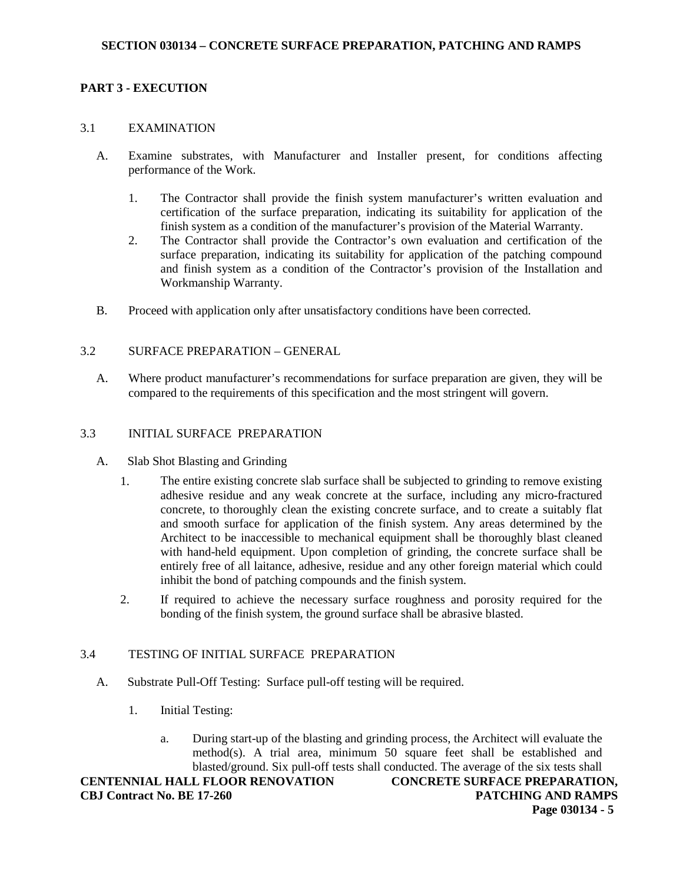## SECTION 030134 – CONCRETE SURFACE PREPARATION, PATCHING AND RAMPS

## PART 3 - EXECUTION

### 3.1 EXAMINATION

A. Examine substrates, with Manufacturer and Installer present, for conditions affecting performance of the Work.

1. The Contractor shall provide the finish system manufacturer's written evaluation and certification of the surface preparation, indicating its suitability for application of the finish system as a condition of the manufacturer's provision of the Material Warranty.
2. The Contractor shall provide the Contractor's own evaluation and certification of the surface preparation, indicating its suitability for application of the patching compound and finish system as a condition of the Contractor's provision of the Installation and Workmanship Warranty.

B. Proceed with application only after unsatisfactory conditions have been corrected.

### 3.2 SURFACE PREPARATION – GENERAL

A. Where product manufacturer's recommendations for surface preparation are given, they will be compared to the requirements of this specification and the most stringent will govern.

### 3.3 INITIAL SURFACE PREPARATION

A. Slab Shot Blasting and Grinding

1. The entire existing concrete slab surface shall be subjected to grinding to remove existing adhesive residue and any weak concrete at the surface, including any micro-fractured concrete, to thoroughly clean the existing concrete surface, and to create a suitably flat and smooth surface for application of the finish system. Any areas determined by the Architect to be inaccessible to mechanical equipment shall be thoroughly blast cleaned with hand-held equipment. Upon completion of grinding, the concrete surface shall be entirely free of all laitance, adhesive, residue and any other foreign material which could inhibit the bond of patching compounds and the finish system.
2. If required to achieve the necessary surface roughness and porosity required for the bonding of the finish system, the ground surface shall be abrasive blasted.

### 3.4 TESTING OF INITIAL SURFACE PREPARATION

A. Substrate Pull-Off Testing: Surface pull-off testing will be required.

1. Initial Testing:

   a. During start-up of the blasting and grinding process, the Architect will evaluate the method(s). A trial area, minimum 50 square feet shall be established and blasted/ground. Six pull-off tests shall conducted. The average of the six tests shall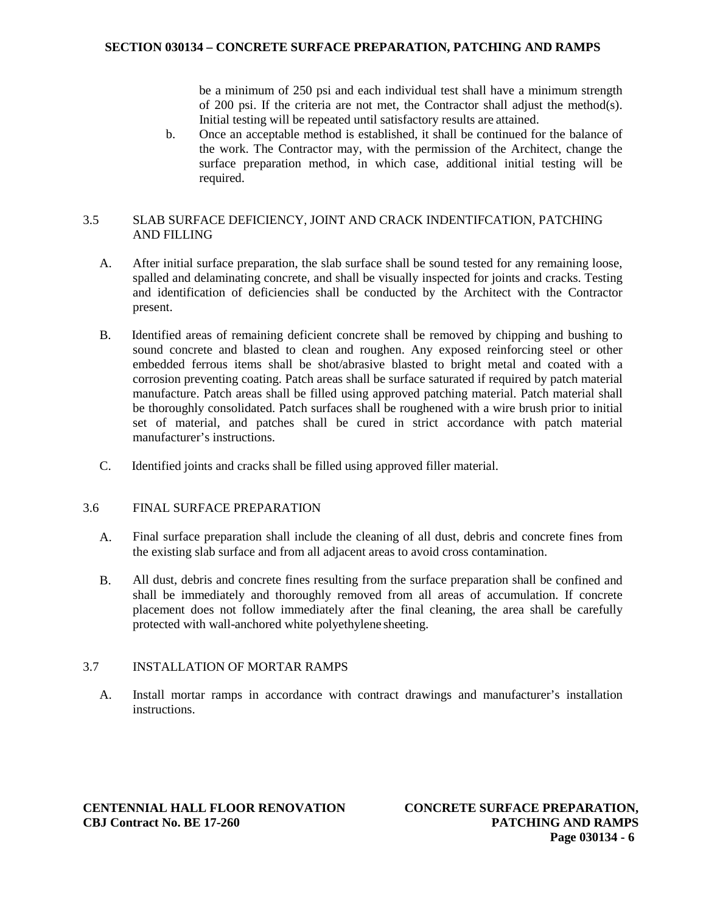be a minimum of 250 psi and each individual test shall have a minimum strength of 200 psi. If the criteria are not met, the Contractor shall adjust the method(s). Initial testing will be repeated until satisfactory results are attained.

b. Once an acceptable method is established, it shall be continued for the balance of the work. The Contractor may, with the permission of the Architect, change the surface preparation method, in which case, additional initial testing will be required.

## 3.5 SLAB SURFACE DEFICIENCY, JOINT AND CRACK INDENTIFCATION, PATCHING AND FILLING

A. After initial surface preparation, the slab surface shall be sound tested for any remaining loose, spalled and delaminating concrete, and shall be visually inspected for joints and cracks. Testing and identification of deficiencies shall be conducted by the Architect with the Contractor present.

B. Identified areas of remaining deficient concrete shall be removed by chipping and bushing to sound concrete and blasted to clean and roughen. Any exposed reinforcing steel or other embedded ferrous items shall be shot/abrasive blasted to bright metal and coated with a corrosion preventing coating. Patch areas shall be surface saturated if required by patch material manufacture. Patch areas shall be filled using approved patching material. Patch material shall be thoroughly consolidated. Patch surfaces shall be roughened with a wire brush prior to initial set of material, and patches shall be cured in strict accordance with patch material manufacturer's instructions.

C. Identified joints and cracks shall be filled using approved filler material.

## 3.6 FINAL SURFACE PREPARATION

A. Final surface preparation shall include the cleaning of all dust, debris and concrete fines from the existing slab surface and from all adjacent areas to avoid cross contamination.

B. All dust, debris and concrete fines resulting from the surface preparation shall be confined and shall be immediately and thoroughly removed from all areas of accumulation. If concrete placement does not follow immediately after the final cleaning, the area shall be carefully protected with wall-anchored white polyethylene sheeting.

## 3.7 INSTALLATION OF MORTAR RAMPS

A. Install mortar ramps in accordance with contract drawings and manufacturer's installation instructions.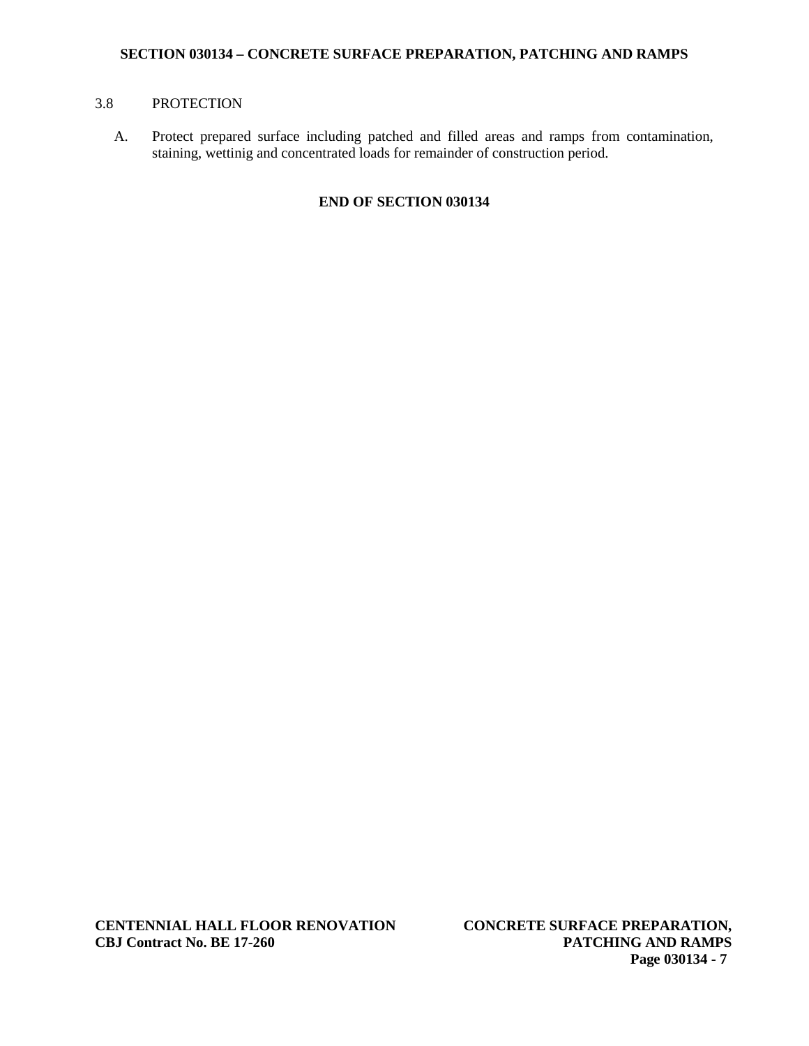## 3.8 PROTECTION

A. Protect prepared surface including patched and filled areas and ramps from contamination, staining, wettinig and concentrated loads for remainder of construction period.

**END OF SECTION 030134**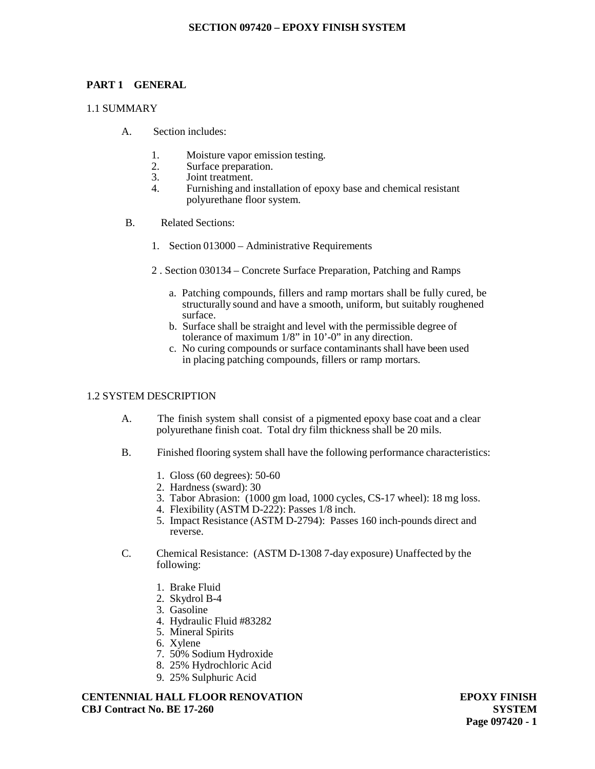# SECTION 097420 – EPOXY FINISH SYSTEM

## PART 1 GENERAL

### 1.1 SUMMARY

A. Section includes:

1. Moisture vapor emission testing.
2. Surface preparation.
3. Joint treatment.
4. Furnishing and installation of epoxy base and chemical resistant polyurethane floor system.

B. Related Sections:

1. Section 013000 – Administrative Requirements

2 . Section 030134 – Concrete Surface Preparation, Patching and Ramps

   a. Patching compounds, fillers and ramp mortars shall be fully cured, be structurally sound and have a smooth, uniform, but suitably roughened surface.
   b. Surface shall be straight and level with the permissible degree of tolerance of maximum 1/8" in 10'-0" in any direction.
   c. No curing compounds or surface contaminants shall have been used in placing patching compounds, fillers or ramp mortars.

### 1.2 SYSTEM DESCRIPTION

A. The finish system shall consist of a pigmented epoxy base coat and a clear polyurethane finish coat. Total dry film thickness shall be 20 mils.

B. Finished flooring system shall have the following performance characteristics:

1. Gloss (60 degrees): 50-60
2. Hardness (sward): 30
3. Tabor Abrasion: (1000 gm load, 1000 cycles, CS-17 wheel): 18 mg loss.
4. Flexibility (ASTM D-222): Passes 1/8 inch.
5. Impact Resistance (ASTM D-2794): Passes 160 inch-pounds direct and reverse.

C. Chemical Resistance: (ASTM D-1308 7-day exposure) Unaffected by the following:

1. Brake Fluid
2. Skydrol B-4
3. Gasoline
4. Hydraulic Fluid #83282
5. Mineral Spirits
6. Xylene
7. 50% Sodium Hydroxide
8. 25% Hydrochloric Acid
9. 25% Sulphuric Acid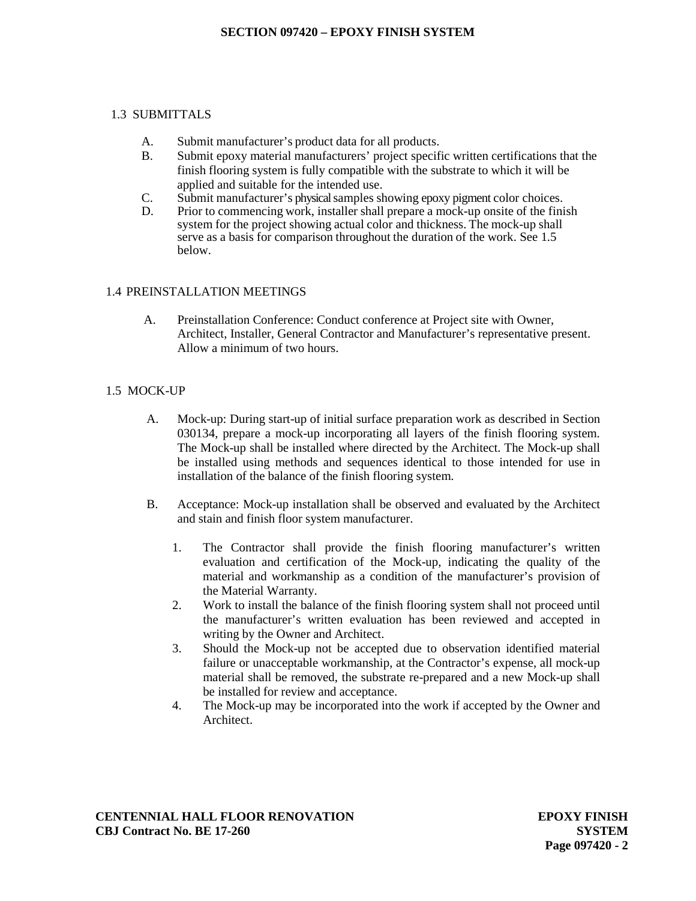## 1.3 SUBMITTALS

A. Submit manufacturer's product data for all products.

B. Submit epoxy material manufacturers' project specific written certifications that the finish flooring system is fully compatible with the substrate to which it will be applied and suitable for the intended use.

C. Submit manufacturer's physical samples showing epoxy pigment color choices.

D. Prior to commencing work, installer shall prepare a mock-up onsite of the finish system for the project showing actual color and thickness. The mock-up shall serve as a basis for comparison throughout the duration of the work. See 1.5 below.

## 1.4 PREINSTALLATION MEETINGS

A. Preinstallation Conference: Conduct conference at Project site with Owner, Architect, Installer, General Contractor and Manufacturer's representative present. Allow a minimum of two hours.

## 1.5 MOCK-UP

A. Mock-up: During start-up of initial surface preparation work as described in Section 030134, prepare a mock-up incorporating all layers of the finish flooring system. The Mock-up shall be installed where directed by the Architect. The Mock-up shall be installed using methods and sequences identical to those intended for use in installation of the balance of the finish flooring system.

B. Acceptance: Mock-up installation shall be observed and evaluated by the Architect and stain and finish floor system manufacturer.

1. The Contractor shall provide the finish flooring manufacturer's written evaluation and certification of the Mock-up, indicating the quality of the material and workmanship as a condition of the manufacturer's provision of the Material Warranty.
2. Work to install the balance of the finish flooring system shall not proceed until the manufacturer's written evaluation has been reviewed and accepted in writing by the Owner and Architect.
3. Should the Mock-up not be accepted due to observation identified material failure or unacceptable workmanship, at the Contractor's expense, all mock-up material shall be removed, the substrate re-prepared and a new Mock-up shall be installed for review and acceptance.
4. The Mock-up may be incorporated into the work if accepted by the Owner and Architect.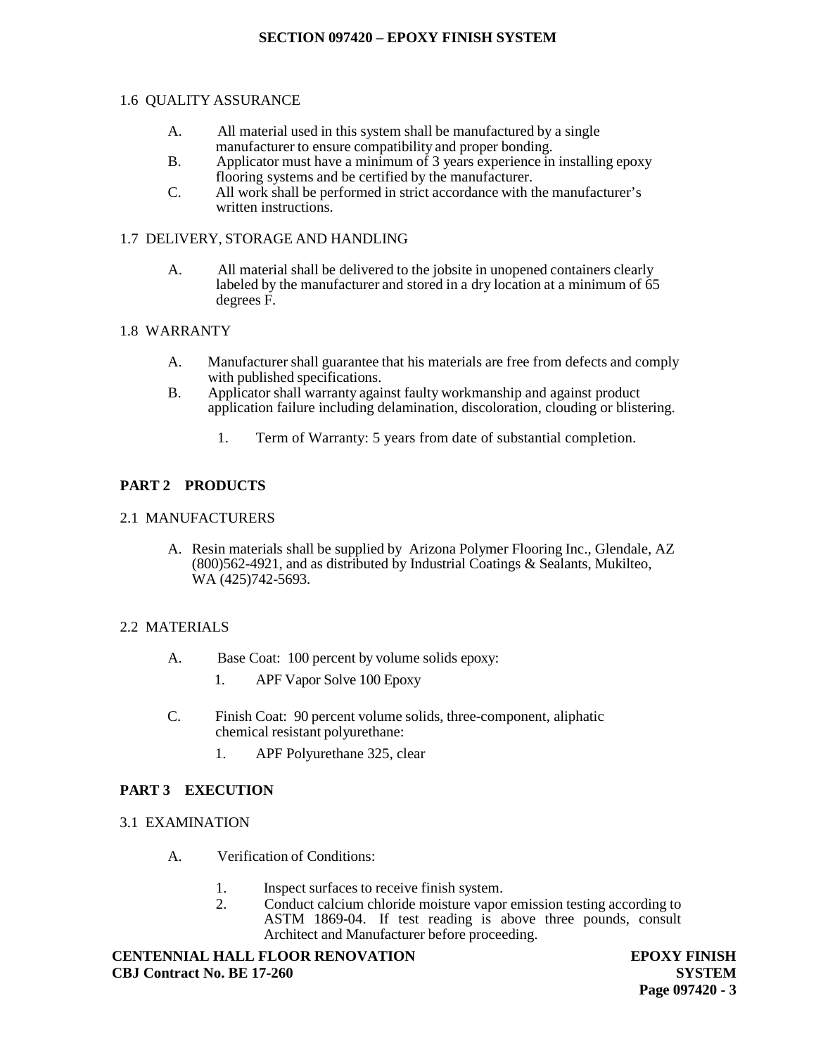### 1.6 QUALITY ASSURANCE

A. All material used in this system shall be manufactured by a single manufacturer to ensure compatibility and proper bonding.

B. Applicator must have a minimum of 3 years experience in installing epoxy flooring systems and be certified by the manufacturer.

C. All work shall be performed in strict accordance with the manufacturer's written instructions.

### 1.7 DELIVERY, STORAGE AND HANDLING

A. All material shall be delivered to the jobsite in unopened containers clearly labeled by the manufacturer and stored in a dry location at a minimum of 65 degrees F.

### 1.8 WARRANTY

A. Manufacturer shall guarantee that his materials are free from defects and comply with published specifications.

B. Applicator shall warranty against faulty workmanship and against product application failure including delamination, discoloration, clouding or blistering.

1. Term of Warranty: 5 years from date of substantial completion.

## PART 2 PRODUCTS

### 2.1 MANUFACTURERS

A. Resin materials shall be supplied by Arizona Polymer Flooring Inc., Glendale, AZ (800)562-4921, and as distributed by Industrial Coatings & Sealants, Mukilteo, WA (425)742-5693.

### 2.2 MATERIALS

A. Base Coat: 100 percent by volume solids epoxy:

1. APF Vapor Solve 100 Epoxy

C. Finish Coat: 90 percent volume solids, three-component, aliphatic chemical resistant polyurethane:

1. APF Polyurethane 325, clear

## PART 3 EXECUTION

### 3.1 EXAMINATION

A. Verification of Conditions:

1. Inspect surfaces to receive finish system.
2. Conduct calcium chloride moisture vapor emission testing according to ASTM 1869-04. If test reading is above three pounds, consult Architect and Manufacturer before proceeding.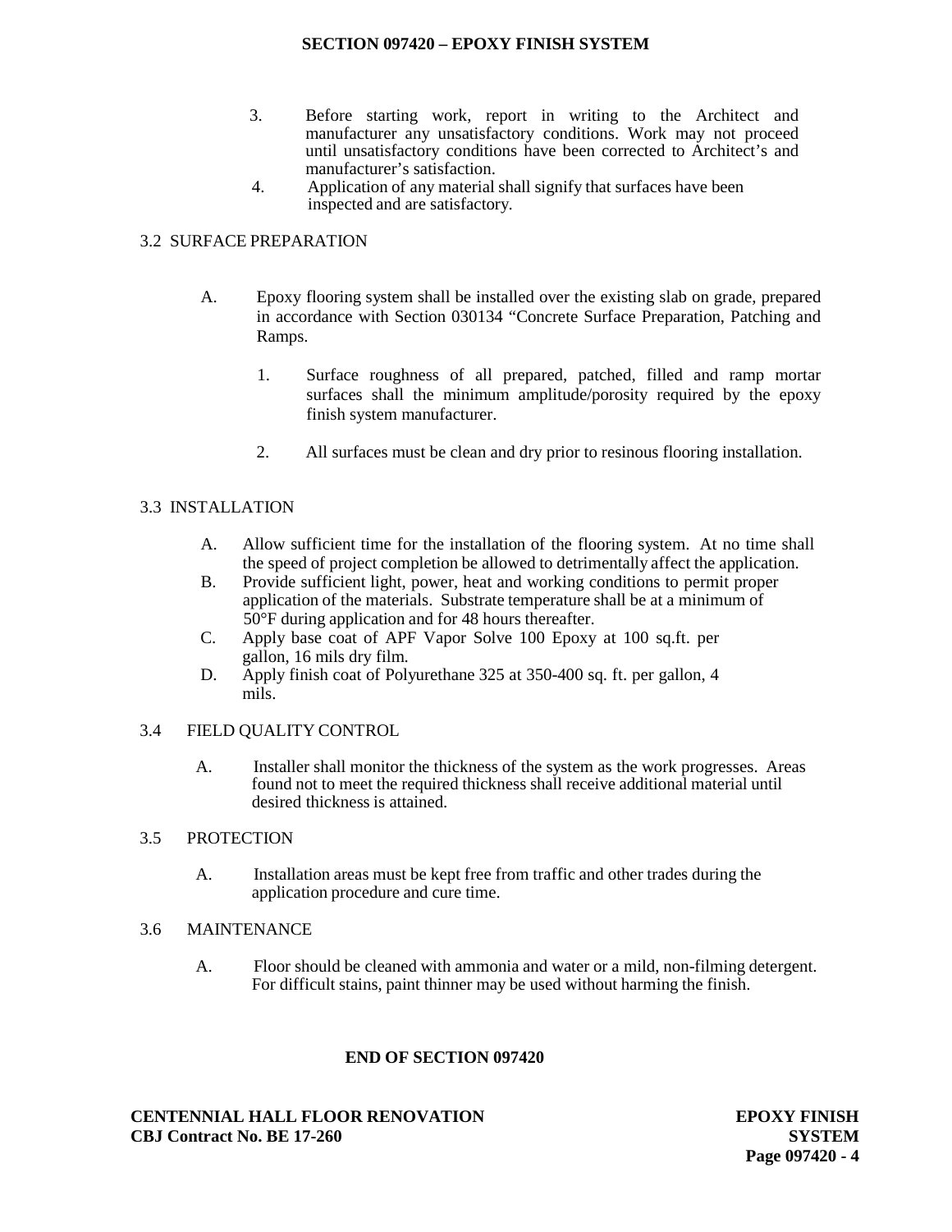3. Before starting work, report in writing to the Architect and manufacturer any unsatisfactory conditions. Work may not proceed until unsatisfactory conditions have been corrected to Architect's and manufacturer's satisfaction.
4. Application of any material shall signify that surfaces have been inspected and are satisfactory.

## 3.2 SURFACE PREPARATION

A. Epoxy flooring system shall be installed over the existing slab on grade, prepared in accordance with Section 030134 "Concrete Surface Preparation, Patching and Ramps.

1. Surface roughness of all prepared, patched, filled and ramp mortar surfaces shall the minimum amplitude/porosity required by the epoxy finish system manufacturer.
2. All surfaces must be clean and dry prior to resinous flooring installation.

## 3.3 INSTALLATION

A. Allow sufficient time for the installation of the flooring system. At no time shall the speed of project completion be allowed to detrimentally affect the application.

B. Provide sufficient light, power, heat and working conditions to permit proper application of the materials. Substrate temperature shall be at a minimum of 50°F during application and for 48 hours thereafter.

C. Apply base coat of APF Vapor Solve 100 Epoxy at 100 sq.ft. per gallon, 16 mils dry film.

D. Apply finish coat of Polyurethane 325 at 350-400 sq. ft. per gallon, 4 mils.

## 3.4 FIELD QUALITY CONTROL

A. Installer shall monitor the thickness of the system as the work progresses. Areas found not to meet the required thickness shall receive additional material until desired thickness is attained.

## 3.5 PROTECTION

A. Installation areas must be kept free from traffic and other trades during the application procedure and cure time.

## 3.6 MAINTENANCE

A. Floor should be cleaned with ammonia and water or a mild, non-filming detergent. For difficult stains, paint thinner may be used without harming the finish.

**END OF SECTION 097420**